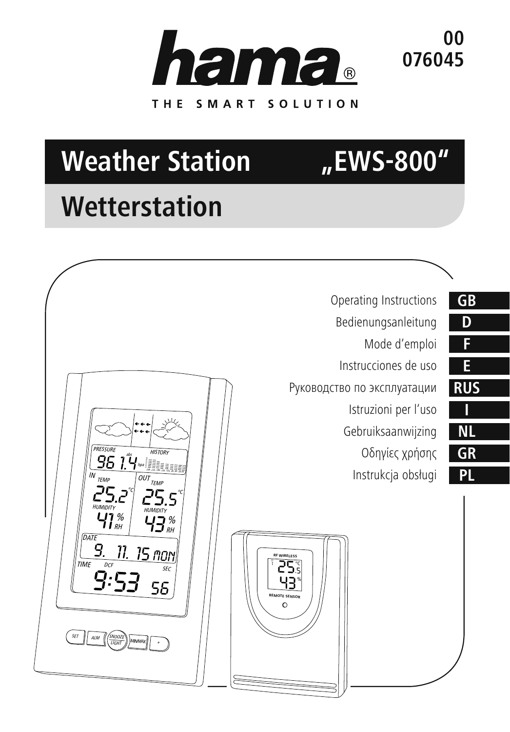hama®

THE SMART SOLUTION

00
076045

# Weather Station „EWS-800"

# Wetterstation

Operating Instructions **GB**

Bedienungsanleitung **D**

Mode d'emploi **F**

Instrucciones de uso **E**

Руководство по эксплуатации **RUS**

Istruzioni per l'uso **I**

Gebruiksaanwijzing **NL**

Οδηγίες χρήσης **GR**

Instrukcja obsługi **PL**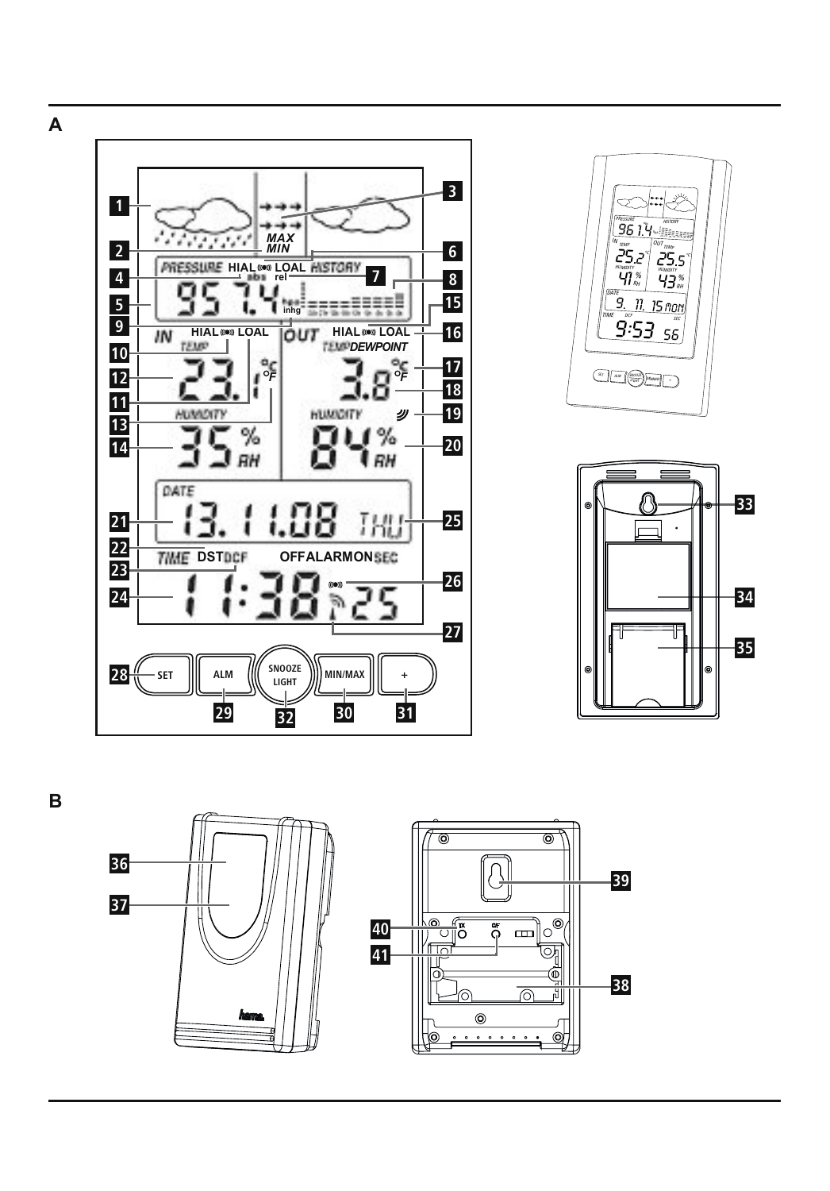A

B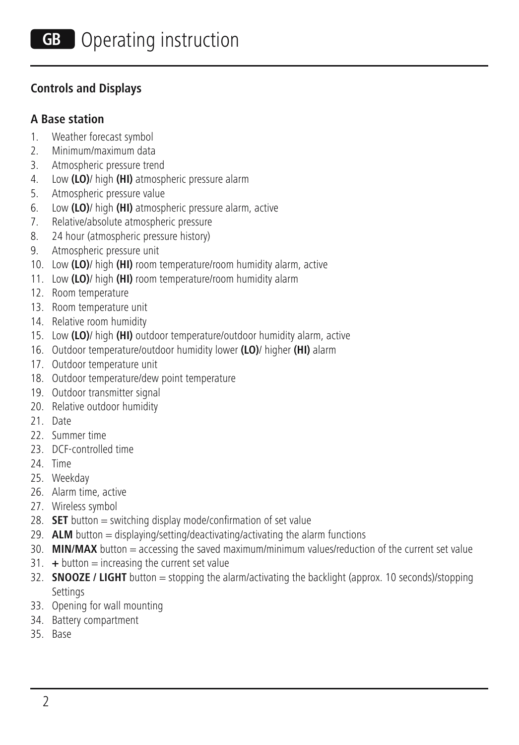# GB Operating instruction

## Controls and Displays

### A Base station

1. Weather forecast symbol
2. Minimum/maximum data
3. Atmospheric pressure trend
4. Low **(LO)**/ high **(HI)** atmospheric pressure alarm
5. Atmospheric pressure value
6. Low **(LO)**/ high **(HI)** atmospheric pressure alarm, active
7. Relative/absolute atmospheric pressure
8. 24 hour (atmospheric pressure history)
9. Atmospheric pressure unit
10. Low **(LO)**/ high **(HI)** room temperature/room humidity alarm, active
11. Low **(LO)**/ high **(HI)** room temperature/room humidity alarm
12. Room temperature
13. Room temperature unit
14. Relative room humidity
15. Low **(LO)**/ high **(HI)** outdoor temperature/outdoor humidity alarm, active
16. Outdoor temperature/outdoor humidity lower **(LO)**/ higher **(HI)** alarm
17. Outdoor temperature unit
18. Outdoor temperature/dew point temperature
19. Outdoor transmitter signal
20. Relative outdoor humidity
21. Date
22. Summer time
23. DCF-controlled time
24. Time
25. Weekday
26. Alarm time, active
27. Wireless symbol
28. **SET** button = switching display mode/confirmation of set value
29. **ALM** button = displaying/setting/deactivating/activating the alarm functions
30. **MIN/MAX** button = accessing the saved maximum/minimum values/reduction of the current set value
31. **+** button = increasing the current set value
32. **SNOOZE / LIGHT** button = stopping the alarm/activating the backlight (approx. 10 seconds)/stopping Settings
33. Opening for wall mounting
34. Battery compartment
35. Base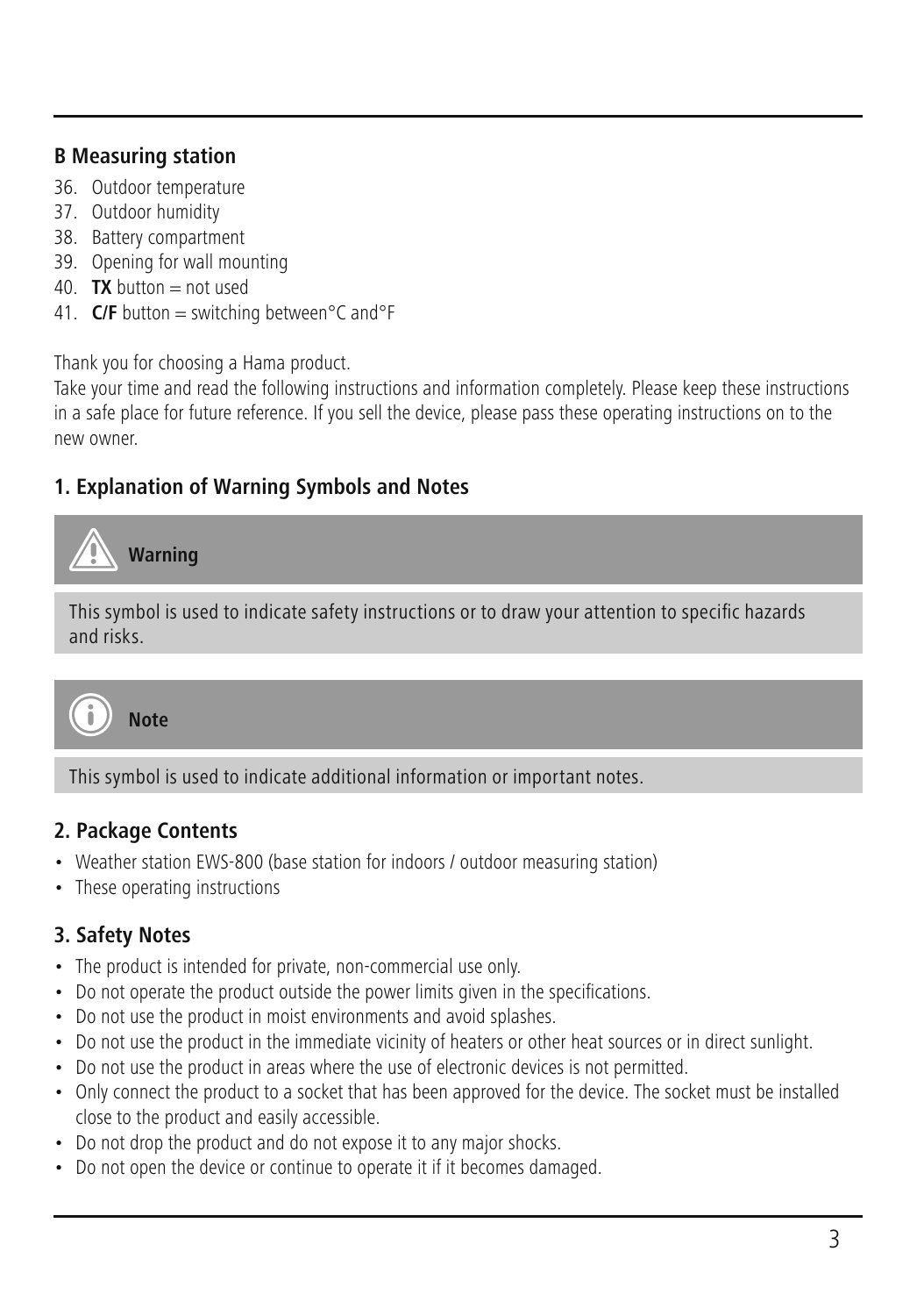### B Measuring station

36. Outdoor temperature
37. Outdoor humidity
38. Battery compartment
39. Opening for wall mounting
40. **TX** button = not used
41. **C/F** button = switching between°C and°F

Thank you for choosing a Hama product.
Take your time and read the following instructions and information completely. Please keep these instructions in a safe place for future reference. If you sell the device, please pass these operating instructions on to the new owner.

## 1. Explanation of Warning Symbols and Notes

**Warning**

This symbol is used to indicate safety instructions or to draw your attention to specific hazards and risks.

**Note**

This symbol is used to indicate additional information or important notes.

## 2. Package Contents

- Weather station EWS-800 (base station for indoors / outdoor measuring station)
- These operating instructions

## 3. Safety Notes

- The product is intended for private, non-commercial use only.
- Do not operate the product outside the power limits given in the specifications.
- Do not use the product in moist environments and avoid splashes.
- Do not use the product in the immediate vicinity of heaters or other heat sources or in direct sunlight.
- Do not use the product in areas where the use of electronic devices is not permitted.
- Only connect the product to a socket that has been approved for the device. The socket must be installed close to the product and easily accessible.
- Do not drop the product and do not expose it to any major shocks.
- Do not open the device or continue to operate it if it becomes damaged.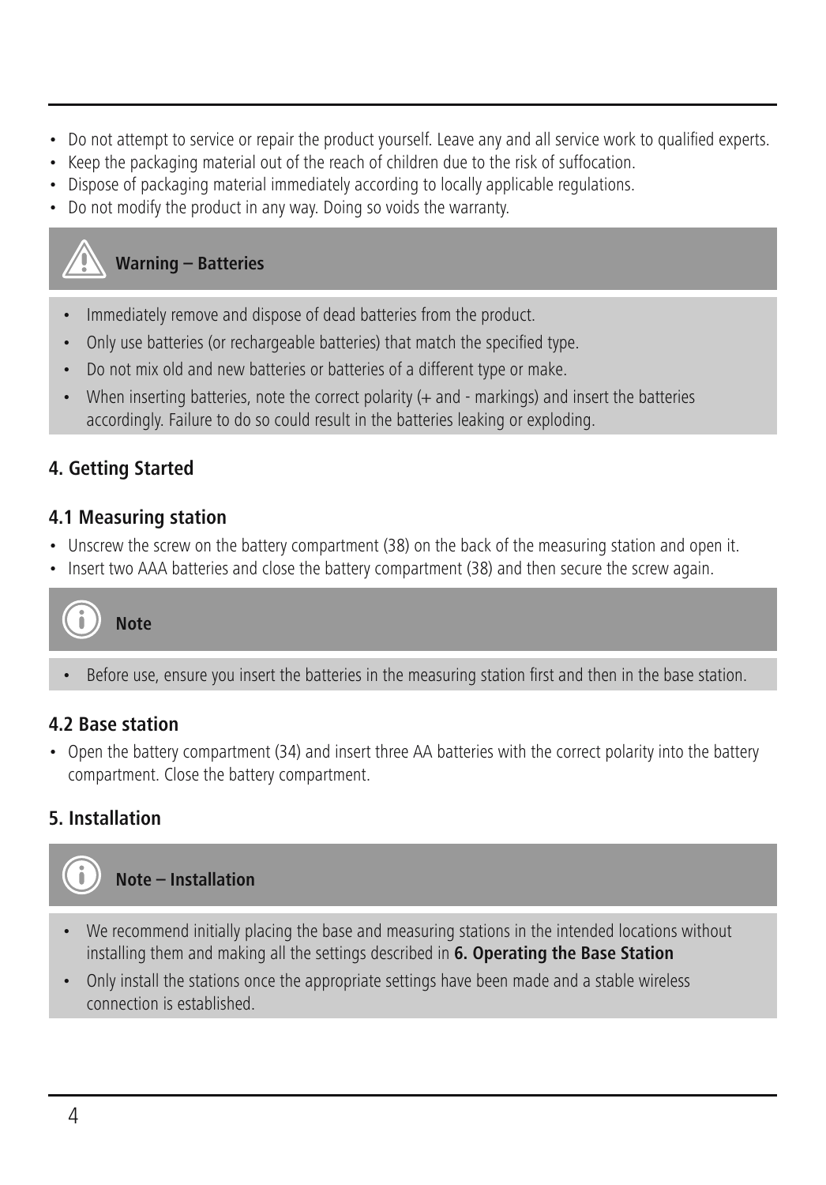- Do not attempt to service or repair the product yourself. Leave any and all service work to qualified experts.
- Keep the packaging material out of the reach of children due to the risk of suffocation.
- Dispose of packaging material immediately according to locally applicable regulations.
- Do not modify the product in any way. Doing so voids the warranty.

**Warning – Batteries**

- Immediately remove and dispose of dead batteries from the product.
- Only use batteries (or rechargeable batteries) that match the specified type.
- Do not mix old and new batteries or batteries of a different type or make.
- When inserting batteries, note the correct polarity (+ and - markings) and insert the batteries accordingly. Failure to do so could result in the batteries leaking or exploding.

## 4. Getting Started

### 4.1 Measuring station

- Unscrew the screw on the battery compartment (38) on the back of the measuring station and open it.
- Insert two AAA batteries and close the battery compartment (38) and then secure the screw again.

**Note**

- Before use, ensure you insert the batteries in the measuring station first and then in the base station.

### 4.2 Base station

- Open the battery compartment (34) and insert three AA batteries with the correct polarity into the battery compartment. Close the battery compartment.

## 5. Installation

**Note – Installation**

- We recommend initially placing the base and measuring stations in the intended locations without installing them and making all the settings described in **6. Operating the Base Station**
- Only install the stations once the appropriate settings have been made and a stable wireless connection is established.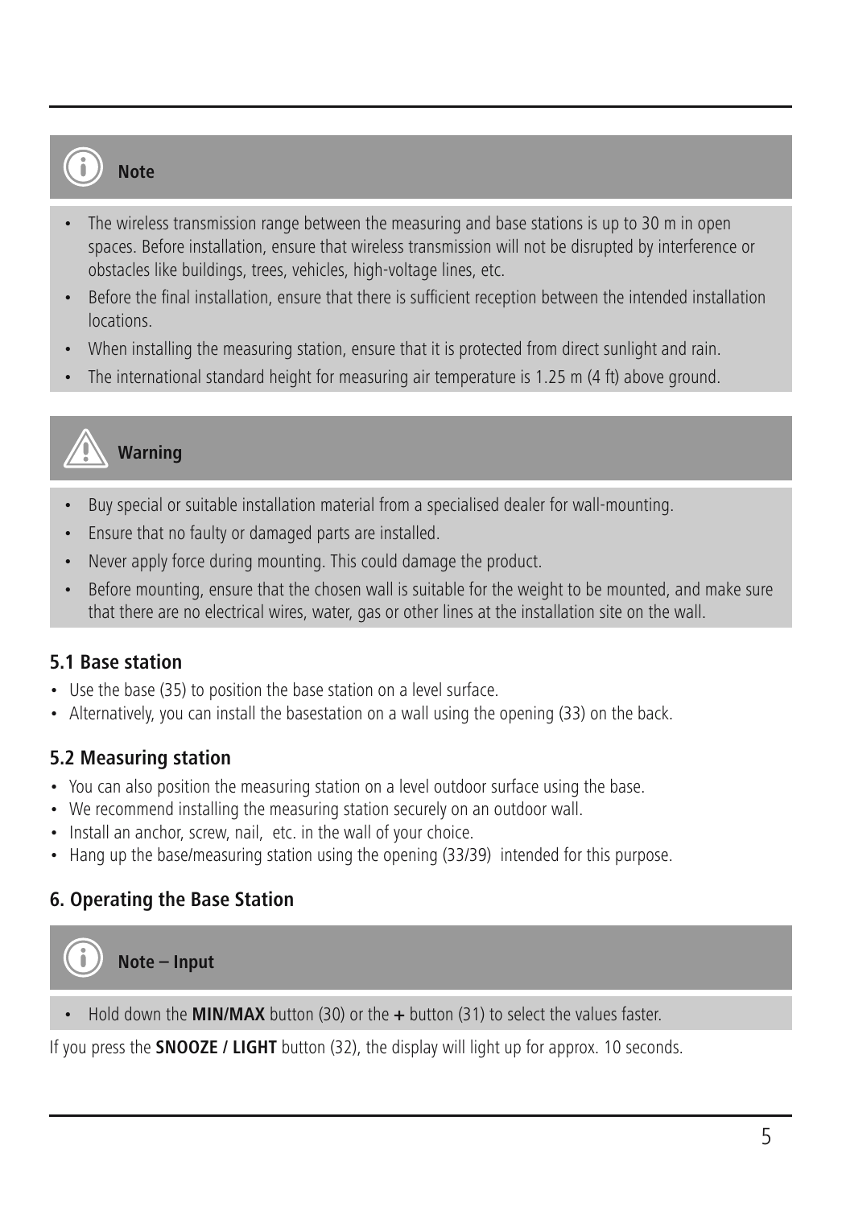**Note**

- The wireless transmission range between the measuring and base stations is up to 30 m in open spaces. Before installation, ensure that wireless transmission will not be disrupted by interference or obstacles like buildings, trees, vehicles, high-voltage lines, etc.
- Before the final installation, ensure that there is sufficient reception between the intended installation locations.
- When installing the measuring station, ensure that it is protected from direct sunlight and rain.
- The international standard height for measuring air temperature is 1.25 m (4 ft) above ground.

**Warning**

- Buy special or suitable installation material from a specialised dealer for wall-mounting.
- Ensure that no faulty or damaged parts are installed.
- Never apply force during mounting. This could damage the product.
- Before mounting, ensure that the chosen wall is suitable for the weight to be mounted, and make sure that there are no electrical wires, water, gas or other lines at the installation site on the wall.

### 5.1 Base station

- Use the base (35) to position the base station on a level surface.
- Alternatively, you can install the basestation on a wall using the opening (33) on the back.

### 5.2 Measuring station

- You can also position the measuring station on a level outdoor surface using the base.
- We recommend installing the measuring station securely on an outdoor wall.
- Install an anchor, screw, nail, etc. in the wall of your choice.
- Hang up the base/measuring station using the opening (33/39) intended for this purpose.

## 6. Operating the Base Station

**Note – Input**

- Hold down the **MIN/MAX** button (30) or the **+** button (31) to select the values faster.

If you press the **SNOOZE / LIGHT** button (32), the display will light up for approx. 10 seconds.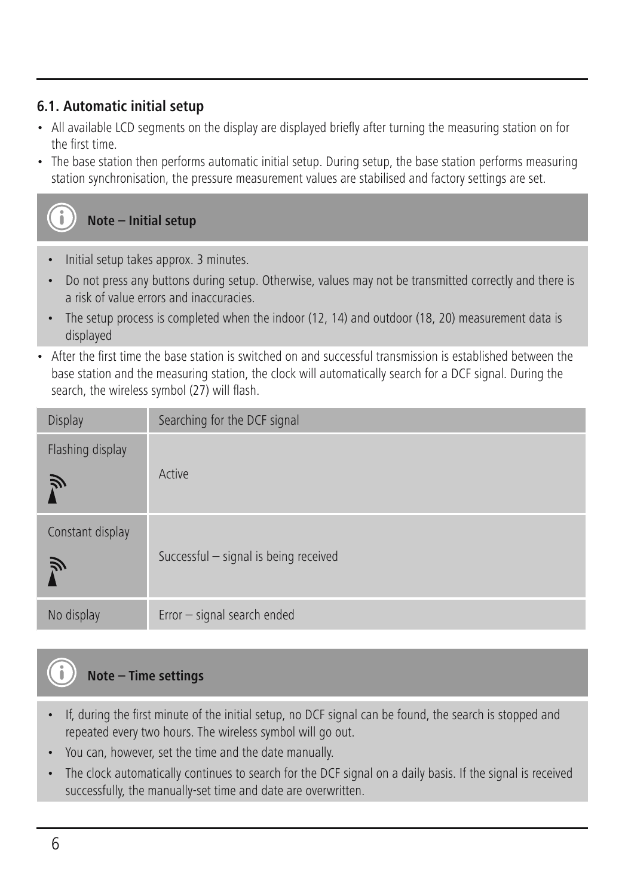### 6.1. Automatic initial setup

- All available LCD segments on the display are displayed briefly after turning the measuring station on for the first time.
- The base station then performs automatic initial setup. During setup, the base station performs measuring station synchronisation, the pressure measurement values are stabilised and factory settings are set.

**Note – Initial setup**

- Initial setup takes approx. 3 minutes.
- Do not press any buttons during setup. Otherwise, values may not be transmitted correctly and there is a risk of value errors and inaccuracies.
- The setup process is completed when the indoor (12, 14) and outdoor (18, 20) measurement data is displayed

- After the first time the base station is switched on and successful transmission is established between the base station and the measuring station, the clock will automatically search for a DCF signal. During the search, the wireless symbol (27) will flash.

| Display | Searching for the DCF signal |
|---|---|
| Flashing display | Active |
| Constant display | Successful – signal is being received |
| No display | Error – signal search ended |

**Note – Time settings**

- If, during the first minute of the initial setup, no DCF signal can be found, the search is stopped and repeated every two hours. The wireless symbol will go out.
- You can, however, set the time and the date manually.
- The clock automatically continues to search for the DCF signal on a daily basis. If the signal is received successfully, the manually-set time and date are overwritten.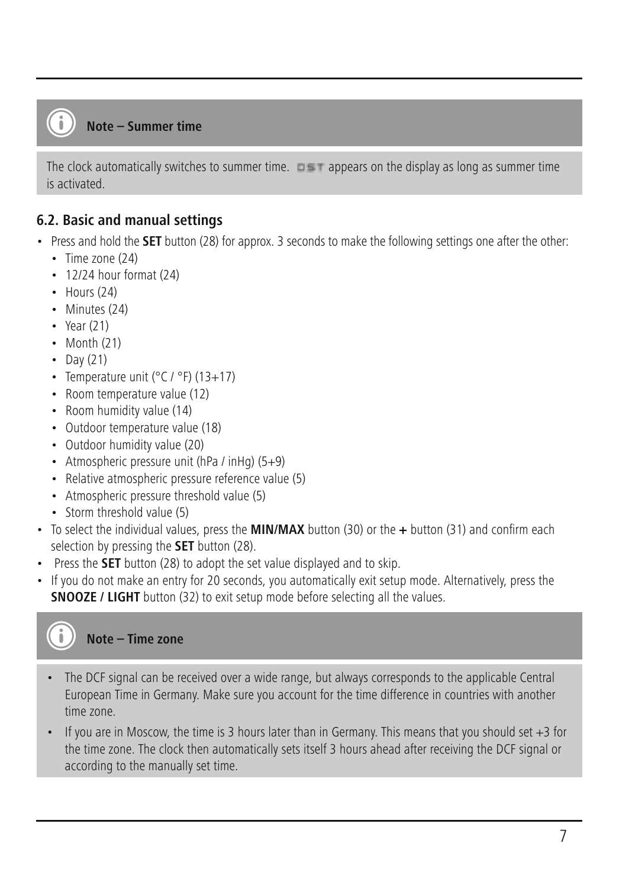**Note – Summer time**

The clock automatically switches to summer time. DST appears on the display as long as summer time is activated.

### 6.2. Basic and manual settings

- Press and hold the **SET** button (28) for approx. 3 seconds to make the following settings one after the other:
  - Time zone (24)
  - 12/24 hour format (24)
  - Hours (24)
  - Minutes (24)
  - Year (21)
  - Month (21)
  - Day (21)
  - Temperature unit (°C / °F) (13+17)
  - Room temperature value (12)
  - Room humidity value (14)
  - Outdoor temperature value (18)
  - Outdoor humidity value (20)
  - Atmospheric pressure unit (hPa / inHg) (5+9)
  - Relative atmospheric pressure reference value (5)
  - Atmospheric pressure threshold value (5)
  - Storm threshold value (5)
- To select the individual values, press the **MIN/MAX** button (30) or the **+** button (31) and confirm each selection by pressing the **SET** button (28).
- Press the **SET** button (28) to adopt the set value displayed and to skip.
- If you do not make an entry for 20 seconds, you automatically exit setup mode. Alternatively, press the **SNOOZE / LIGHT** button (32) to exit setup mode before selecting all the values.

**Note – Time zone**

- The DCF signal can be received over a wide range, but always corresponds to the applicable Central European Time in Germany. Make sure you account for the time difference in countries with another time zone.
- If you are in Moscow, the time is 3 hours later than in Germany. This means that you should set +3 for the time zone. The clock then automatically sets itself 3 hours ahead after receiving the DCF signal or according to the manually set time.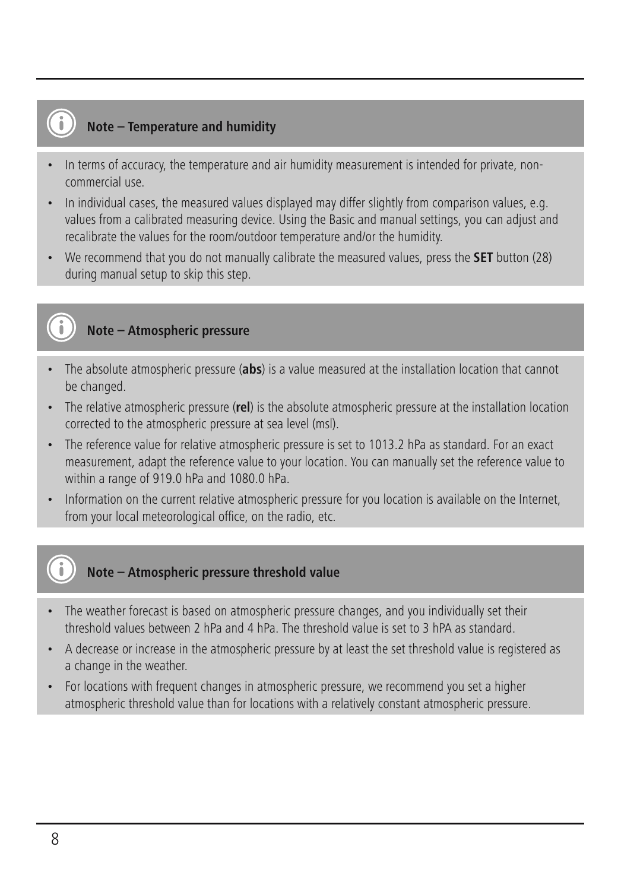### Note – Temperature and humidity

- In terms of accuracy, the temperature and air humidity measurement is intended for private, non-commercial use.
- In individual cases, the measured values displayed may differ slightly from comparison values, e.g. values from a calibrated measuring device. Using the Basic and manual settings, you can adjust and recalibrate the values for the room/outdoor temperature and/or the humidity.
- We recommend that you do not manually calibrate the measured values, press the **SET** button (28) during manual setup to skip this step.

### Note – Atmospheric pressure

- The absolute atmospheric pressure (**abs**) is a value measured at the installation location that cannot be changed.
- The relative atmospheric pressure (**rel**) is the absolute atmospheric pressure at the installation location corrected to the atmospheric pressure at sea level (msl).
- The reference value for relative atmospheric pressure is set to 1013.2 hPa as standard. For an exact measurement, adapt the reference value to your location. You can manually set the reference value to within a range of 919.0 hPa and 1080.0 hPa.
- Information on the current relative atmospheric pressure for you location is available on the Internet, from your local meteorological office, on the radio, etc.

### Note – Atmospheric pressure threshold value

- The weather forecast is based on atmospheric pressure changes, and you individually set their threshold values between 2 hPa and 4 hPa. The threshold value is set to 3 hPA as standard.
- A decrease or increase in the atmospheric pressure by at least the set threshold value is registered as a change in the weather.
- For locations with frequent changes in atmospheric pressure, we recommend you set a higher atmospheric threshold value than for locations with a relatively constant atmospheric pressure.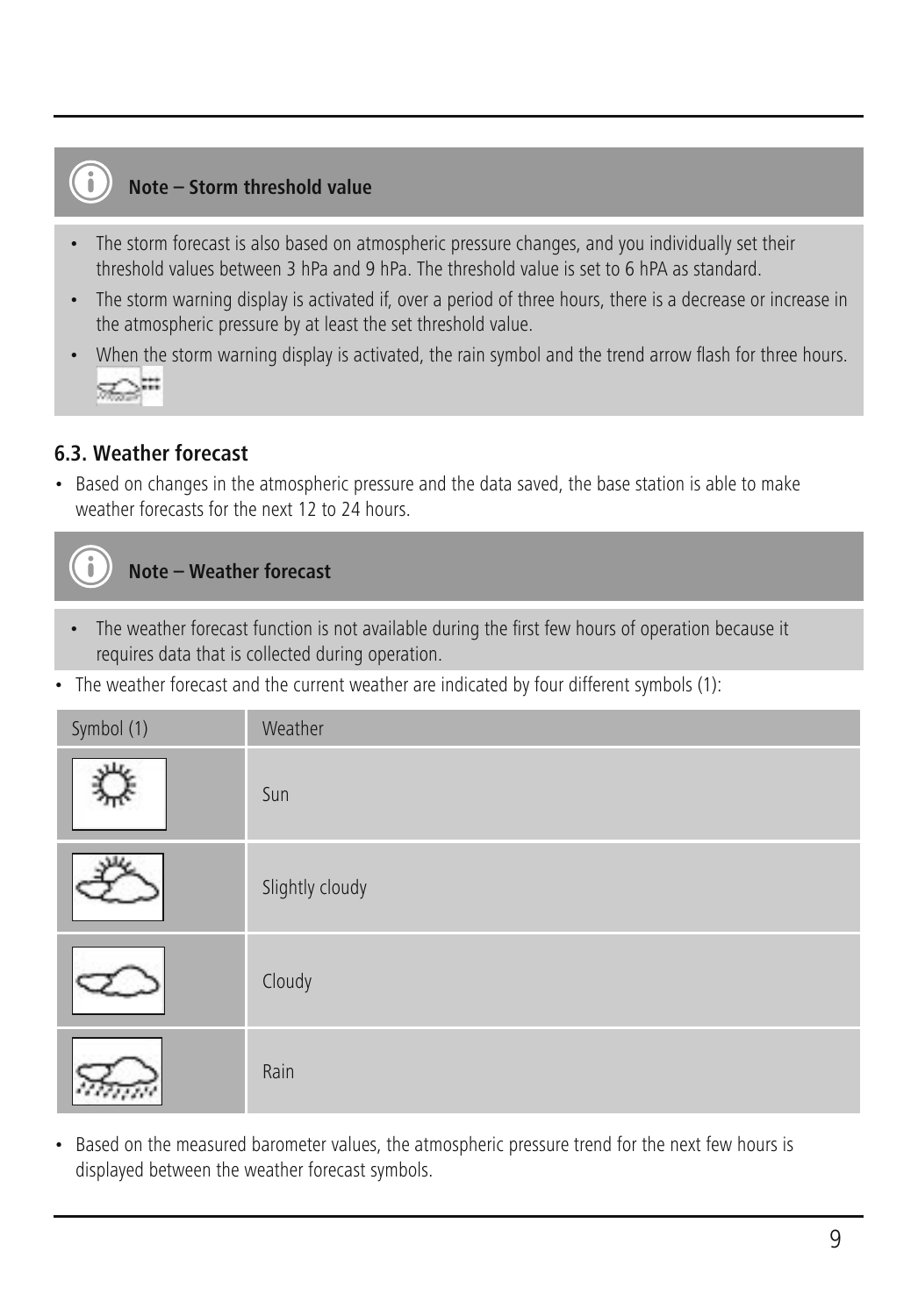**Note – Storm threshold value**

- The storm forecast is also based on atmospheric pressure changes, and you individually set their threshold values between 3 hPa and 9 hPa. The threshold value is set to 6 hPA as standard.
- The storm warning display is activated if, over a period of three hours, there is a decrease or increase in the atmospheric pressure by at least the set threshold value.
- When the storm warning display is activated, the rain symbol and the trend arrow flash for three hours.

### 6.3. Weather forecast

- Based on changes in the atmospheric pressure and the data saved, the base station is able to make weather forecasts for the next 12 to 24 hours.

**Note – Weather forecast**

- The weather forecast function is not available during the first few hours of operation because it requires data that is collected during operation.

- The weather forecast and the current weather are indicated by four different symbols (1):

| Symbol (1) | Weather |
|---|---|
| | Sun |
| | Slightly cloudy |
| | Cloudy |
| | Rain |

- Based on the measured barometer values, the atmospheric pressure trend for the next few hours is displayed between the weather forecast symbols.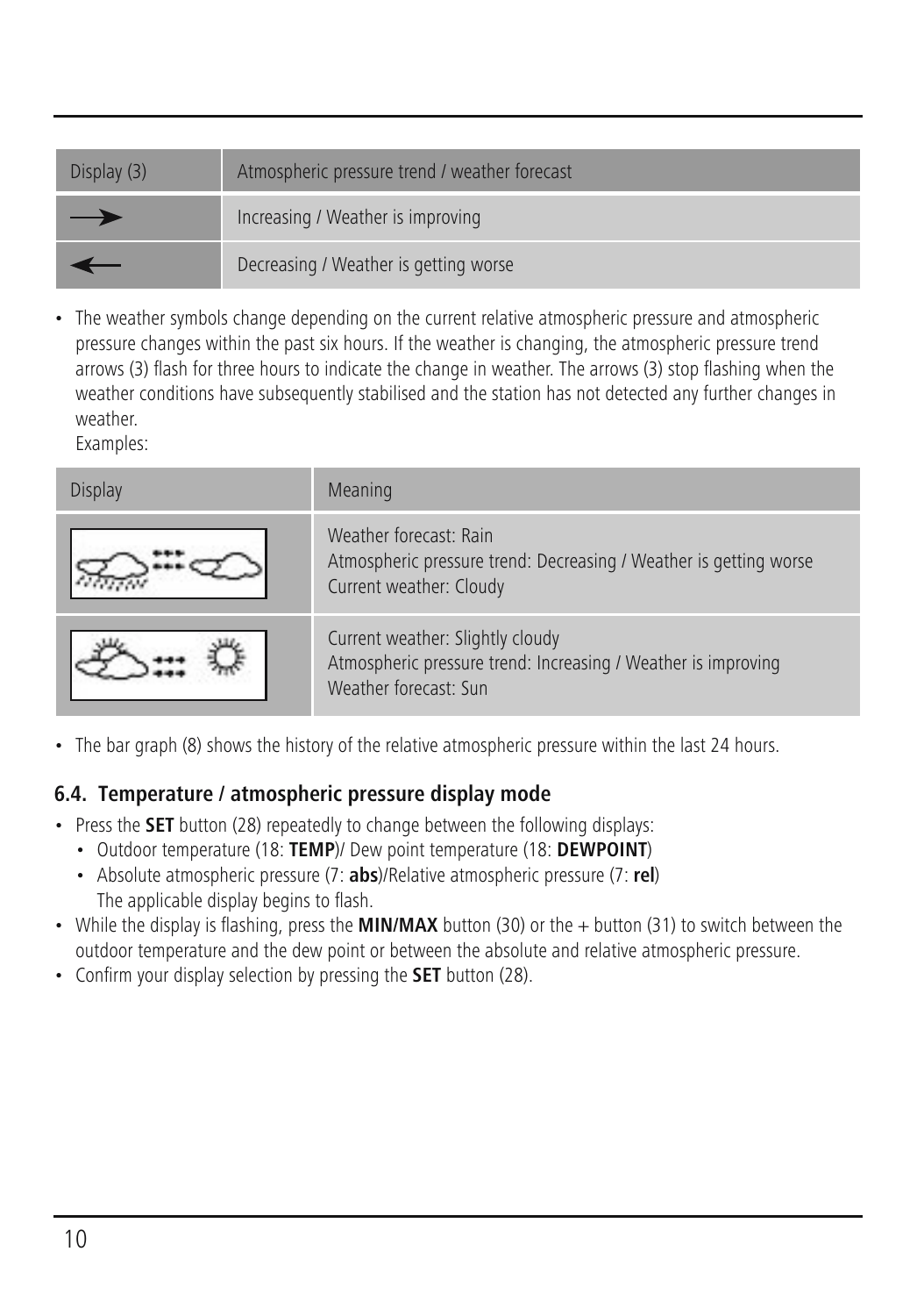| Display (3) | Atmospheric pressure trend / weather forecast |
| --- | --- |
| → | Increasing / Weather is improving |
| ← | Decreasing / Weather is getting worse |

- The weather symbols change depending on the current relative atmospheric pressure and atmospheric pressure changes within the past six hours. If the weather is changing, the atmospheric pressure trend arrows (3) flash for three hours to indicate the change in weather. The arrows (3) stop flashing when the weather conditions have subsequently stabilised and the station has not detected any further changes in weather.
  Examples:

| Display | Meaning |
| --- | --- |
| | Weather forecast: Rain<br>Atmospheric pressure trend: Decreasing / Weather is getting worse<br>Current weather: Cloudy |
| | Current weather: Slightly cloudy<br>Atmospheric pressure trend: Increasing / Weather is improving<br>Weather forecast: Sun |

- The bar graph (8) shows the history of the relative atmospheric pressure within the last 24 hours.

## 6.4. Temperature / atmospheric pressure display mode

- Press the **SET** button (28) repeatedly to change between the following displays:
  - Outdoor temperature (18: **TEMP**)/ Dew point temperature (18: **DEWPOINT**)
  - Absolute atmospheric pressure (7: **abs**)/Relative atmospheric pressure (7: **rel**)
    The applicable display begins to flash.
- While the display is flashing, press the **MIN/MAX** button (30) or the + button (31) to switch between the outdoor temperature and the dew point or between the absolute and relative atmospheric pressure.
- Confirm your display selection by pressing the **SET** button (28).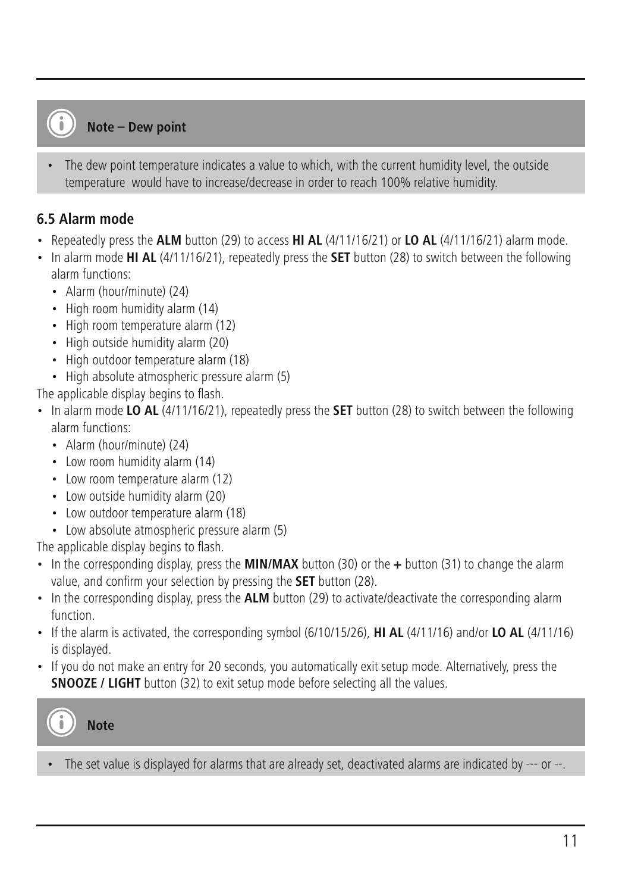**Note – Dew point**

- The dew point temperature indicates a value to which, with the current humidity level, the outside temperature would have to increase/decrease in order to reach 100% relative humidity.

### 6.5 Alarm mode

- Repeatedly press the **ALM** button (29) to access **HI AL** (4/11/16/21) or **LO AL** (4/11/16/21) alarm mode.
- In alarm mode **HI AL** (4/11/16/21), repeatedly press the **SET** button (28) to switch between the following alarm functions:
  - Alarm (hour/minute) (24)
  - High room humidity alarm (14)
  - High room temperature alarm (12)
  - High outside humidity alarm (20)
  - High outdoor temperature alarm (18)
  - High absolute atmospheric pressure alarm (5)

The applicable display begins to flash.

- In alarm mode **LO AL** (4/11/16/21), repeatedly press the **SET** button (28) to switch between the following alarm functions:
  - Alarm (hour/minute) (24)
  - Low room humidity alarm (14)
  - Low room temperature alarm (12)
  - Low outside humidity alarm (20)
  - Low outdoor temperature alarm (18)
  - Low absolute atmospheric pressure alarm (5)

The applicable display begins to flash.

- In the corresponding display, press the **MIN/MAX** button (30) or the **+** button (31) to change the alarm value, and confirm your selection by pressing the **SET** button (28).
- In the corresponding display, press the **ALM** button (29) to activate/deactivate the corresponding alarm function.
- If the alarm is activated, the corresponding symbol (6/10/15/26), **HI AL** (4/11/16) and/or **LO AL** (4/11/16) is displayed.
- If you do not make an entry for 20 seconds, you automatically exit setup mode. Alternatively, press the **SNOOZE / LIGHT** button (32) to exit setup mode before selecting all the values.

**Note**

- The set value is displayed for alarms that are already set, deactivated alarms are indicated by --- or --.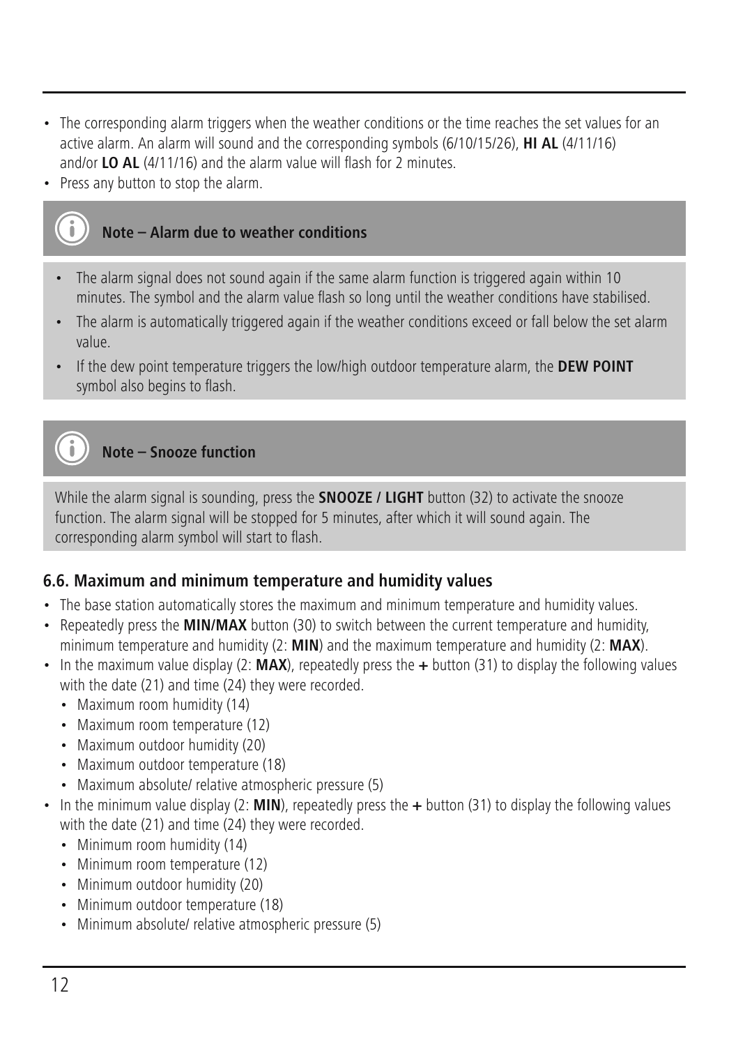- The corresponding alarm triggers when the weather conditions or the time reaches the set values for an active alarm. An alarm will sound and the corresponding symbols (6/10/15/26), **HI AL** (4/11/16) and/or **LO AL** (4/11/16) and the alarm value will flash for 2 minutes.
- Press any button to stop the alarm.

**Note – Alarm due to weather conditions**

- The alarm signal does not sound again if the same alarm function is triggered again within 10 minutes. The symbol and the alarm value flash so long until the weather conditions have stabilised.
- The alarm is automatically triggered again if the weather conditions exceed or fall below the set alarm value.
- If the dew point temperature triggers the low/high outdoor temperature alarm, the **DEW POINT** symbol also begins to flash.

**Note – Snooze function**

While the alarm signal is sounding, press the **SNOOZE / LIGHT** button (32) to activate the snooze function. The alarm signal will be stopped for 5 minutes, after which it will sound again. The corresponding alarm symbol will start to flash.

### 6.6. Maximum and minimum temperature and humidity values

- The base station automatically stores the maximum and minimum temperature and humidity values.
- Repeatedly press the **MIN/MAX** button (30) to switch between the current temperature and humidity, minimum temperature and humidity (2: **MIN**) and the maximum temperature and humidity (2: **MAX**).
- In the maximum value display (2: **MAX**), repeatedly press the **+** button (31) to display the following values with the date (21) and time (24) they were recorded.
  - Maximum room humidity (14)
  - Maximum room temperature (12)
  - Maximum outdoor humidity (20)
  - Maximum outdoor temperature (18)
  - Maximum absolute/ relative atmospheric pressure (5)
- In the minimum value display (2: **MIN**), repeatedly press the **+** button (31) to display the following values with the date (21) and time (24) they were recorded.
  - Minimum room humidity (14)
  - Minimum room temperature (12)
  - Minimum outdoor humidity (20)
  - Minimum outdoor temperature (18)
  - Minimum absolute/ relative atmospheric pressure (5)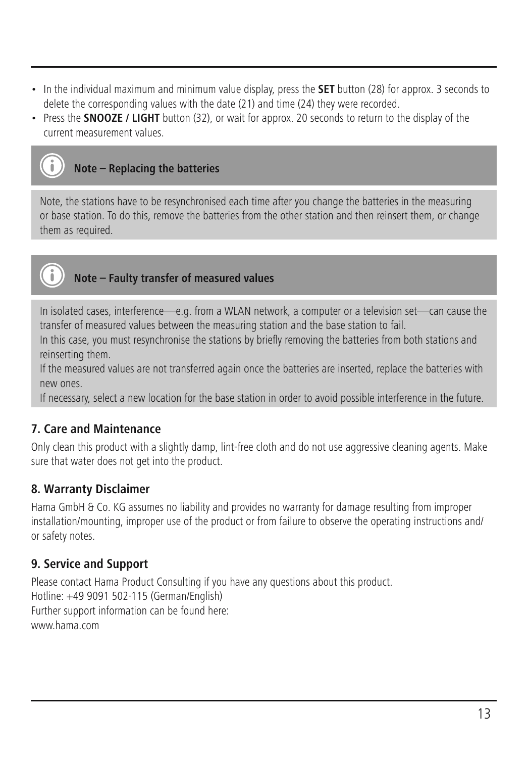- In the individual maximum and minimum value display, press the **SET** button (28) for approx. 3 seconds to delete the corresponding values with the date (21) and time (24) they were recorded.
- Press the **SNOOZE / LIGHT** button (32), or wait for approx. 20 seconds to return to the display of the current measurement values.

**Note – Replacing the batteries**

Note, the stations have to be resynchronised each time after you change the batteries in the measuring or base station. To do this, remove the batteries from the other station and then reinsert them, or change them as required.

**Note – Faulty transfer of measured values**

In isolated cases, interference—e.g. from a WLAN network, a computer or a television set—can cause the transfer of measured values between the measuring station and the base station to fail.
In this case, you must resynchronise the stations by briefly removing the batteries from both stations and reinserting them.
If the measured values are not transferred again once the batteries are inserted, replace the batteries with new ones.
If necessary, select a new location for the base station in order to avoid possible interference in the future.

## 7. Care and Maintenance

Only clean this product with a slightly damp, lint-free cloth and do not use aggressive cleaning agents. Make sure that water does not get into the product.

## 8. Warranty Disclaimer

Hama GmbH & Co. KG assumes no liability and provides no warranty for damage resulting from improper installation/mounting, improper use of the product or from failure to observe the operating instructions and/ or safety notes.

## 9. Service and Support

Please contact Hama Product Consulting if you have any questions about this product.
Hotline: +49 9091 502-115 (German/English)
Further support information can be found here:
www.hama.com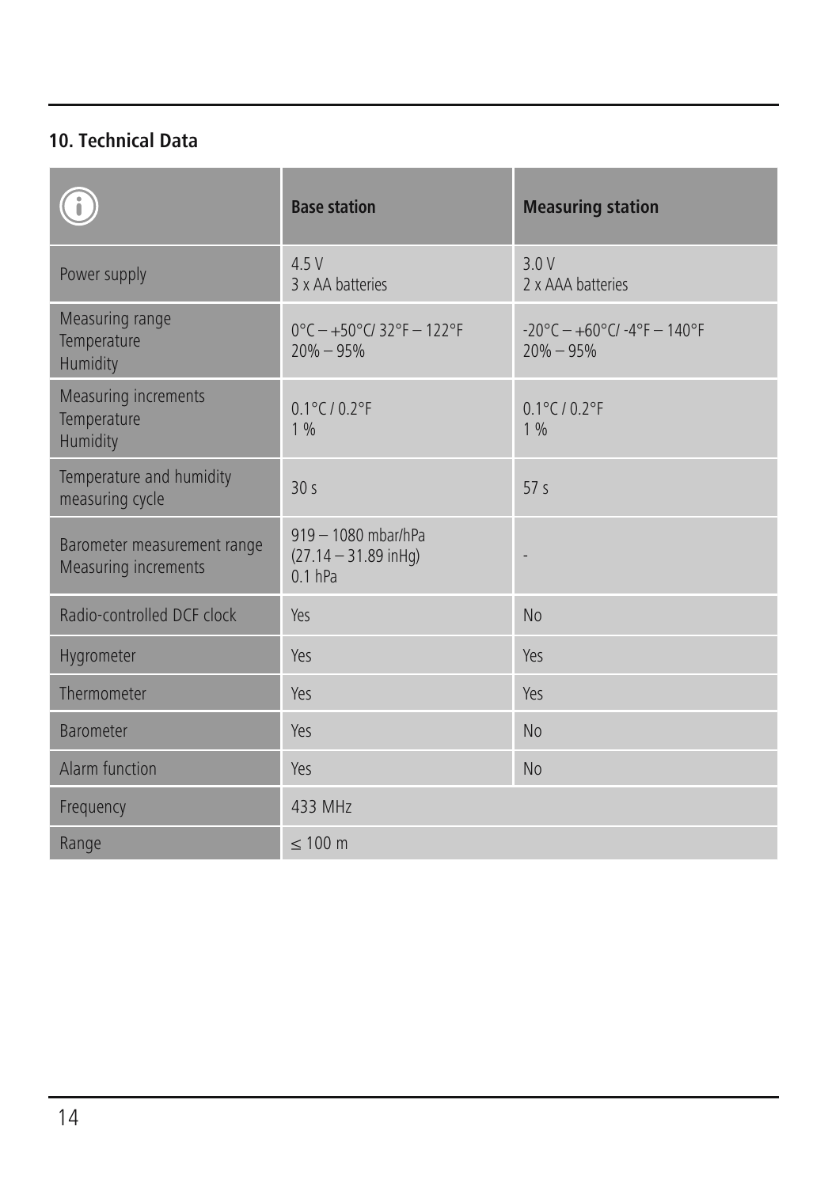## 10. Technical Data

| ⓘ | Base station | Measuring station |
|---|---|---|
| Power supply | 4.5 V<br>3 x AA batteries | 3.0 V<br>2 x AAA batteries |
| Measuring range<br>Temperature<br>Humidity | 0°C – +50°C/ 32°F – 122°F<br>20% – 95% | -20°C – +60°C/ -4°F – 140°F<br>20% – 95% |
| Measuring increments<br>Temperature<br>Humidity | 0.1°C / 0.2°F<br>1 % | 0.1°C / 0.2°F<br>1 % |
| Temperature and humidity measuring cycle | 30 s | 57 s |
| Barometer measurement range<br>Measuring increments | 919 – 1080 mbar/hPa<br>(27.14 – 31.89 inHg)<br>0.1 hPa | - |
| Radio-controlled DCF clock | Yes | No |
| Hygrometer | Yes | Yes |
| Thermometer | Yes | Yes |
| Barometer | Yes | No |
| Alarm function | Yes | No |
| Frequency | 433 MHz | |
| Range | ≤ 100 m | |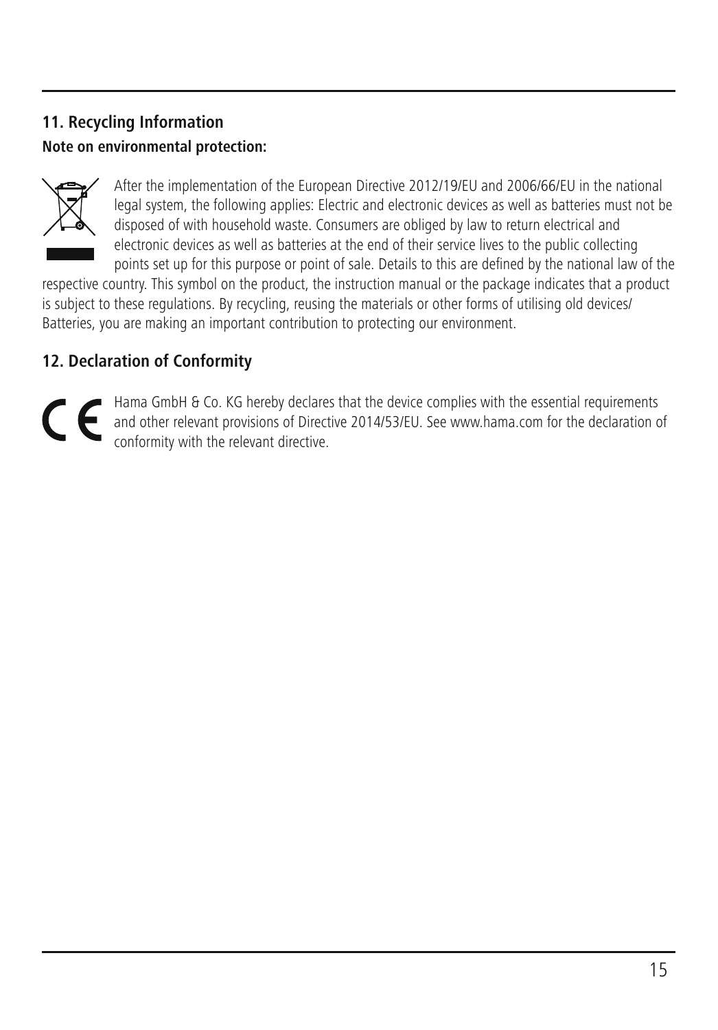## 11. Recycling Information

**Note on environmental protection:**

After the implementation of the European Directive 2012/19/EU and 2006/66/EU in the national legal system, the following applies: Electric and electronic devices as well as batteries must not be disposed of with household waste. Consumers are obliged by law to return electrical and electronic devices as well as batteries at the end of their service lives to the public collecting points set up for this purpose or point of sale. Details to this are defined by the national law of the respective country. This symbol on the product, the instruction manual or the package indicates that a product is subject to these regulations. By recycling, reusing the materials or other forms of utilising old devices/ Batteries, you are making an important contribution to protecting our environment.

## 12. Declaration of Conformity

Hama GmbH & Co. KG hereby declares that the device complies with the essential requirements and other relevant provisions of Directive 2014/53/EU. See www.hama.com for the declaration of conformity with the relevant directive.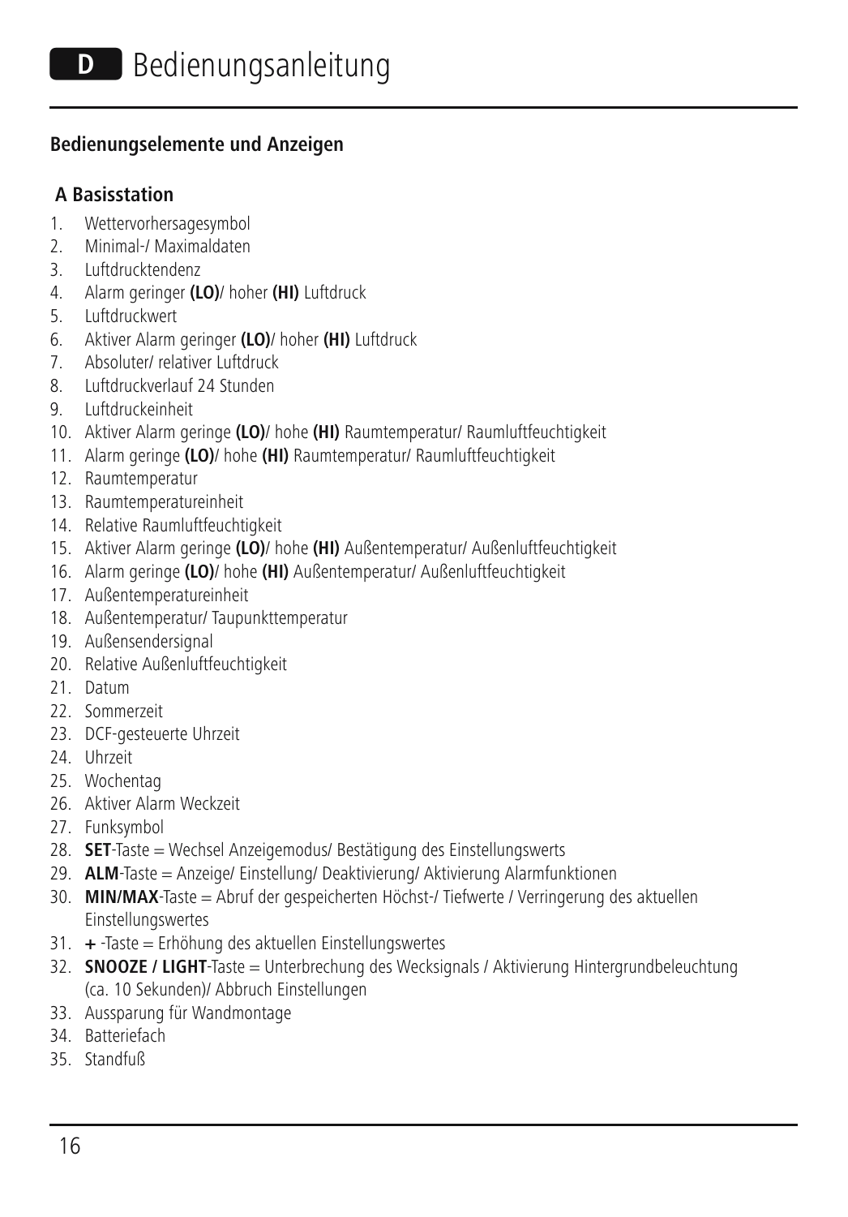# D Bedienungsanleitung

## Bedienungselemente und Anzeigen

### A Basisstation

1. Wettervorhersagesymbol
2. Minimal-/ Maximaldaten
3. Luftdrucktendenz
4. Alarm geringer **(LO)**/ hoher **(HI)** Luftdruck
5. Luftdruckwert
6. Aktiver Alarm geringer **(LO)**/ hoher **(HI)** Luftdruck
7. Absoluter/ relativer Luftdruck
8. Luftdruckverlauf 24 Stunden
9. Luftdruckeinheit
10. Aktiver Alarm geringe **(LO)**/ hohe **(HI)** Raumtemperatur/ Raumluftfeuchtigkeit
11. Alarm geringe **(LO)**/ hohe **(HI)** Raumtemperatur/ Raumluftfeuchtigkeit
12. Raumtemperatur
13. Raumtemperatureinheit
14. Relative Raumluftfeuchtigkeit
15. Aktiver Alarm geringe **(LO)**/ hohe **(HI)** Außentemperatur/ Außenluftfeuchtigkeit
16. Alarm geringe **(LO)**/ hohe **(HI)** Außentemperatur/ Außenluftfeuchtigkeit
17. Außentemperatureinheit
18. Außentemperatur/ Taupunkttemperatur
19. Außensendersignal
20. Relative Außenluftfeuchtigkeit
21. Datum
22. Sommerzeit
23. DCF-gesteuerte Uhrzeit
24. Uhrzeit
25. Wochentag
26. Aktiver Alarm Weckzeit
27. Funksymbol
28. **SET**-Taste = Wechsel Anzeigemodus/ Bestätigung des Einstellungswerts
29. **ALM**-Taste = Anzeige/ Einstellung/ Deaktivierung/ Aktivierung Alarmfunktionen
30. **MIN/MAX**-Taste = Abruf der gespeicherten Höchst-/ Tiefwerte / Verringerung des aktuellen Einstellungswertes
31. **+** -Taste = Erhöhung des aktuellen Einstellungswertes
32. **SNOOZE / LIGHT**-Taste = Unterbrechung des Wecksignals / Aktivierung Hintergrundbeleuchtung (ca. 10 Sekunden)/ Abbruch Einstellungen
33. Aussparung für Wandmontage
34. Batteriefach
35. Standfuß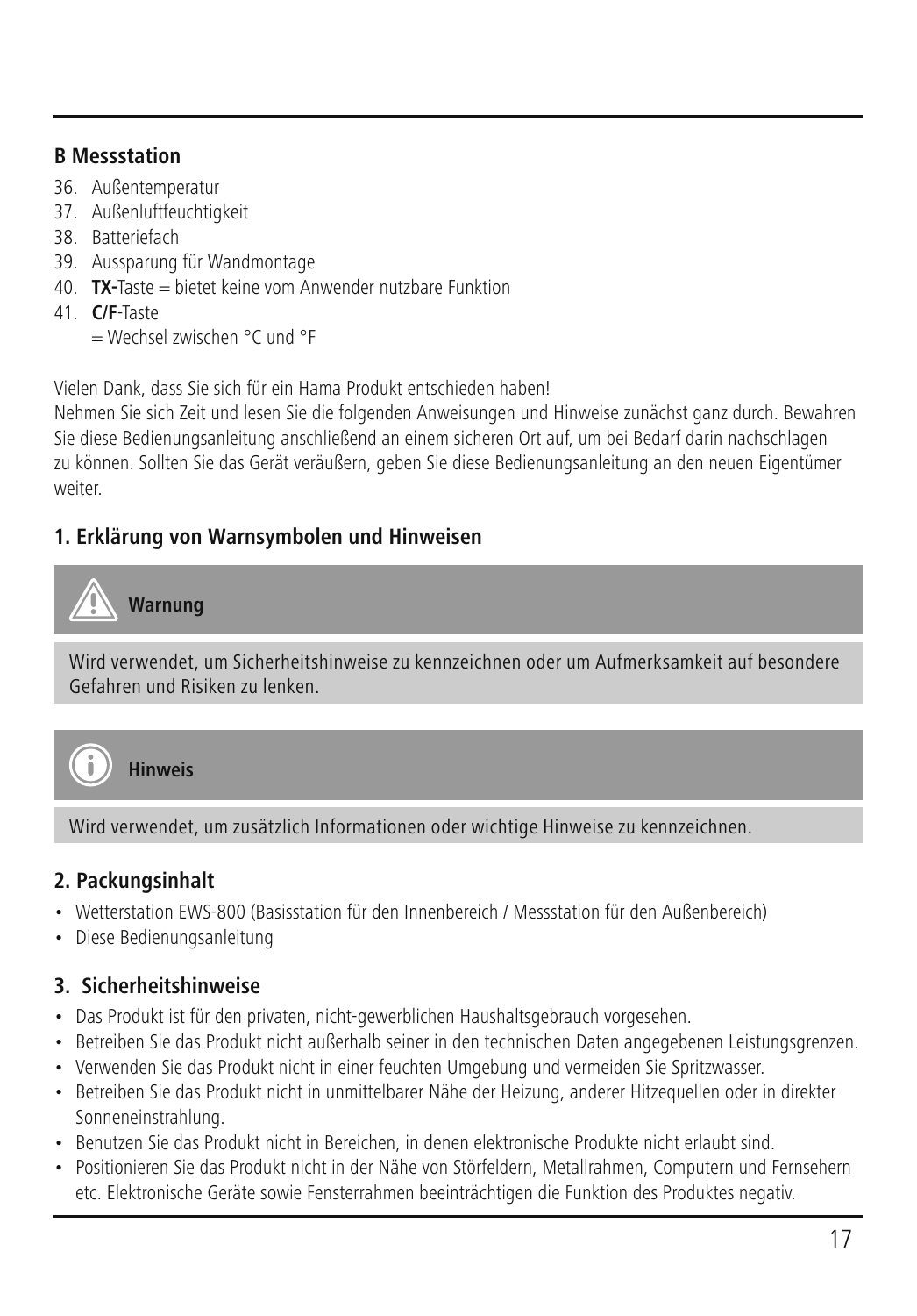**B Messstation**

36. Außentemperatur
37. Außenluftfeuchtigkeit
38. Batteriefach
39. Aussparung für Wandmontage
40. **TX-**Taste = bietet keine vom Anwender nutzbare Funktion
41. **C/F**-Taste
    = Wechsel zwischen °C und °F

Vielen Dank, dass Sie sich für ein Hama Produkt entschieden haben!
Nehmen Sie sich Zeit und lesen Sie die folgenden Anweisungen und Hinweise zunächst ganz durch. Bewahren Sie diese Bedienungsanleitung anschließend an einem sicheren Ort auf, um bei Bedarf darin nachschlagen zu können. Sollten Sie das Gerät veräußern, geben Sie diese Bedienungsanleitung an den neuen Eigentümer weiter.

## 1. Erklärung von Warnsymbolen und Hinweisen

**Warnung**

Wird verwendet, um Sicherheitshinweise zu kennzeichnen oder um Aufmerksamkeit auf besondere Gefahren und Risiken zu lenken.

**Hinweis**

Wird verwendet, um zusätzlich Informationen oder wichtige Hinweise zu kennzeichnen.

## 2. Packungsinhalt

- Wetterstation EWS-800 (Basisstation für den Innenbereich / Messstation für den Außenbereich)
- Diese Bedienungsanleitung

## 3. Sicherheitshinweise

- Das Produkt ist für den privaten, nicht-gewerblichen Haushaltsgebrauch vorgesehen.
- Betreiben Sie das Produkt nicht außerhalb seiner in den technischen Daten angegebenen Leistungsgrenzen.
- Verwenden Sie das Produkt nicht in einer feuchten Umgebung und vermeiden Sie Spritzwasser.
- Betreiben Sie das Produkt nicht in unmittelbarer Nähe der Heizung, anderer Hitzequellen oder in direkter Sonneneinstrahlung.
- Benutzen Sie das Produkt nicht in Bereichen, in denen elektronische Produkte nicht erlaubt sind.
- Positionieren Sie das Produkt nicht in der Nähe von Störfeldern, Metallrahmen, Computern und Fernsehern etc. Elektronische Geräte sowie Fensterrahmen beeinträchtigen die Funktion des Produktes negativ.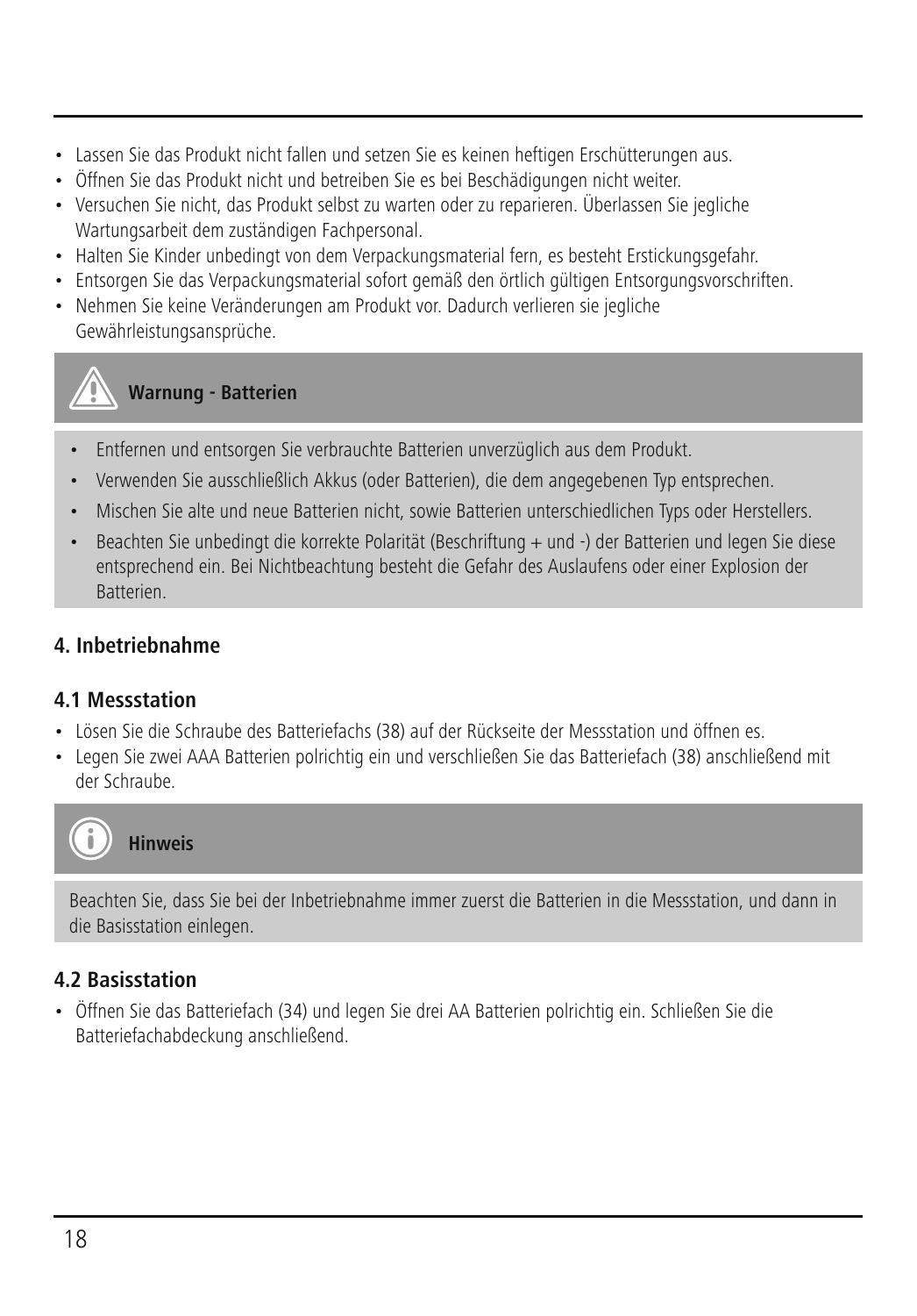- Lassen Sie das Produkt nicht fallen und setzen Sie es keinen heftigen Erschütterungen aus.
- Öffnen Sie das Produkt nicht und betreiben Sie es bei Beschädigungen nicht weiter.
- Versuchen Sie nicht, das Produkt selbst zu warten oder zu reparieren. Überlassen Sie jegliche Wartungsarbeit dem zuständigen Fachpersonal.
- Halten Sie Kinder unbedingt von dem Verpackungsmaterial fern, es besteht Erstickungsgefahr.
- Entsorgen Sie das Verpackungsmaterial sofort gemäß den örtlich gültigen Entsorgungsvorschriften.
- Nehmen Sie keine Veränderungen am Produkt vor. Dadurch verlieren sie jegliche Gewährleistungsansprüche.

**Warnung - Batterien**

- Entfernen und entsorgen Sie verbrauchte Batterien unverzüglich aus dem Produkt.
- Verwenden Sie ausschließlich Akkus (oder Batterien), die dem angegebenen Typ entsprechen.
- Mischen Sie alte und neue Batterien nicht, sowie Batterien unterschiedlichen Typs oder Herstellers.
- Beachten Sie unbedingt die korrekte Polarität (Beschriftung + und -) der Batterien und legen Sie diese entsprechend ein. Bei Nichtbeachtung besteht die Gefahr des Auslaufens oder einer Explosion der Batterien.

## 4. Inbetriebnahme

### 4.1 Messstation

- Lösen Sie die Schraube des Batteriefachs (38) auf der Rückseite der Messstation und öffnen es.
- Legen Sie zwei AAA Batterien polrichtig ein und verschließen Sie das Batteriefach (38) anschließend mit der Schraube.

**Hinweis**

Beachten Sie, dass Sie bei der Inbetriebnahme immer zuerst die Batterien in die Messstation, und dann in die Basisstation einlegen.

### 4.2 Basisstation

- Öffnen Sie das Batteriefach (34) und legen Sie drei AA Batterien polrichtig ein. Schließen Sie die Batteriefachabdeckung anschließend.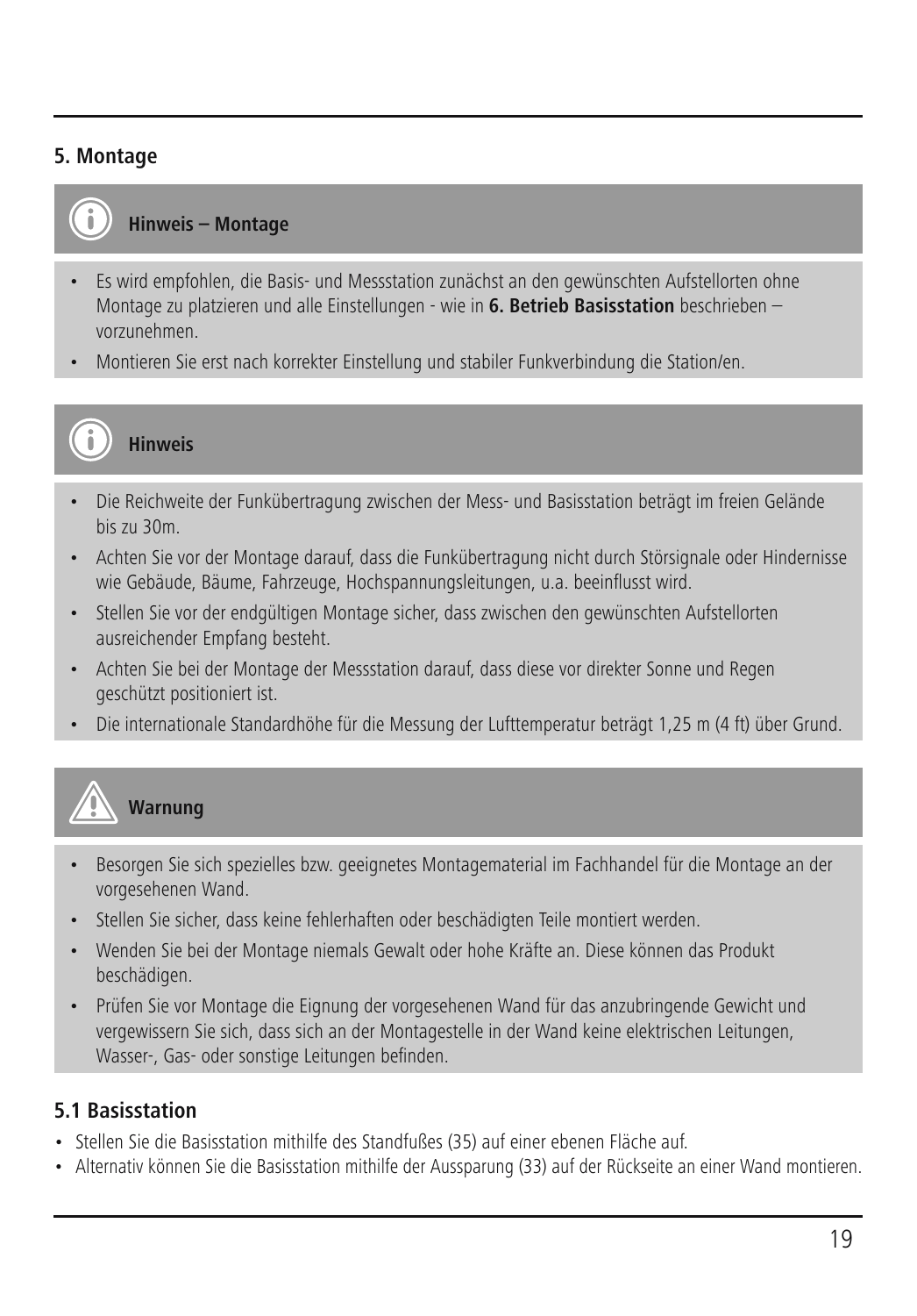## 5. Montage

**Hinweis – Montage**

- Es wird empfohlen, die Basis- und Messstation zunächst an den gewünschten Aufstellorten ohne Montage zu platzieren und alle Einstellungen - wie in **6. Betrieb Basisstation** beschrieben – vorzunehmen.
- Montieren Sie erst nach korrekter Einstellung und stabiler Funkverbindung die Station/en.

**Hinweis**

- Die Reichweite der Funkübertragung zwischen der Mess- und Basisstation beträgt im freien Gelände bis zu 30m.
- Achten Sie vor der Montage darauf, dass die Funkübertragung nicht durch Störsignale oder Hindernisse wie Gebäude, Bäume, Fahrzeuge, Hochspannungsleitungen, u.a. beeinflusst wird.
- Stellen Sie vor der endgültigen Montage sicher, dass zwischen den gewünschten Aufstellorten ausreichender Empfang besteht.
- Achten Sie bei der Montage der Messstation darauf, dass diese vor direkter Sonne und Regen geschützt positioniert ist.
- Die internationale Standardhöhe für die Messung der Lufttemperatur beträgt 1,25 m (4 ft) über Grund.

**Warnung**

- Besorgen Sie sich spezielles bzw. geeignetes Montagematerial im Fachhandel für die Montage an der vorgesehenen Wand.
- Stellen Sie sicher, dass keine fehlerhaften oder beschädigten Teile montiert werden.
- Wenden Sie bei der Montage niemals Gewalt oder hohe Kräfte an. Diese können das Produkt beschädigen.
- Prüfen Sie vor Montage die Eignung der vorgesehenen Wand für das anzubringende Gewicht und vergewissern Sie sich, dass sich an der Montagestelle in der Wand keine elektrischen Leitungen, Wasser-, Gas- oder sonstige Leitungen befinden.

### 5.1 Basisstation

- Stellen Sie die Basisstation mithilfe des Standfußes (35) auf einer ebenen Fläche auf.
- Alternativ können Sie die Basisstation mithilfe der Aussparung (33) auf der Rückseite an einer Wand montieren.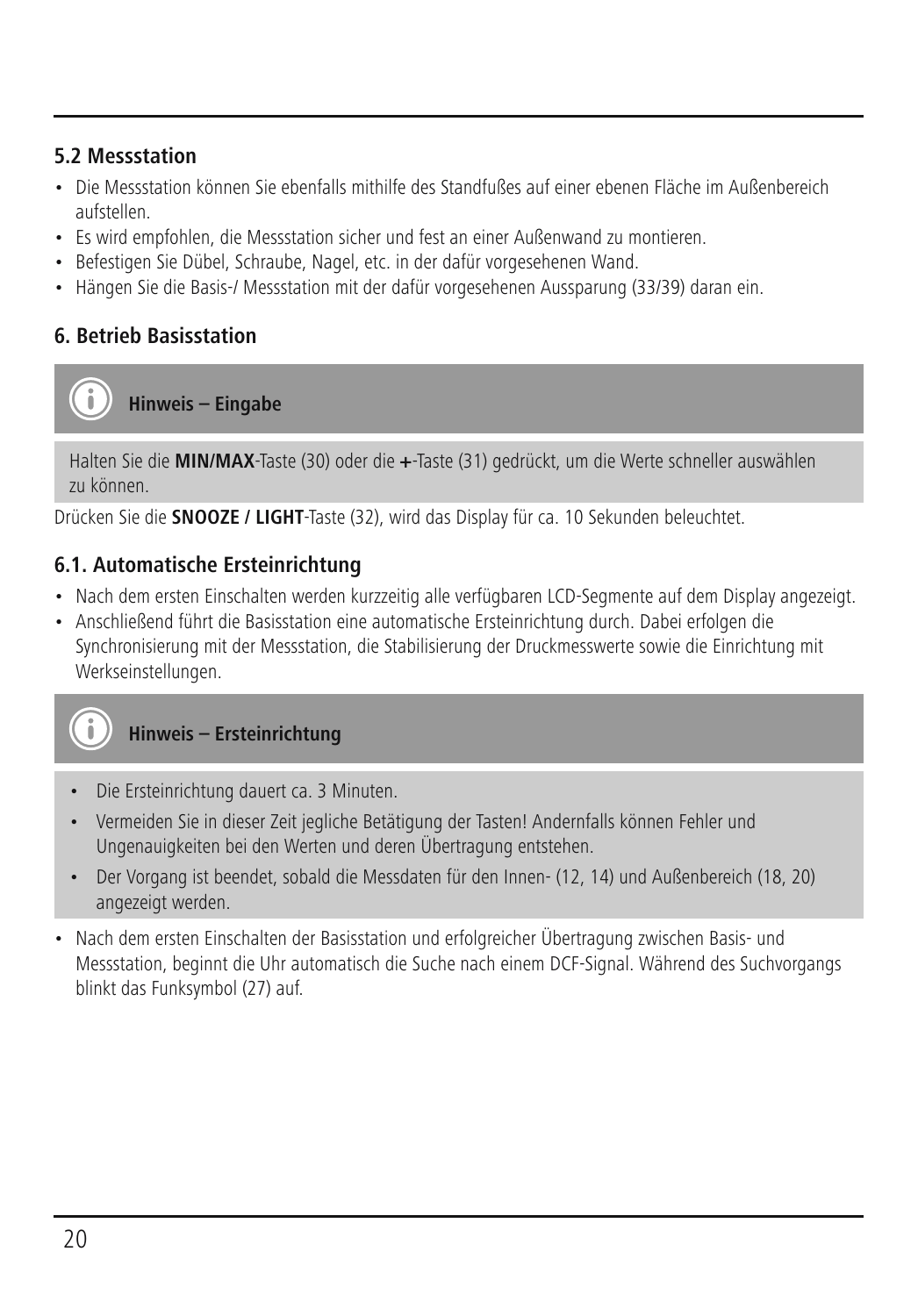## 5.2 Messstation

- Die Messstation können Sie ebenfalls mithilfe des Standfußes auf einer ebenen Fläche im Außenbereich aufstellen.
- Es wird empfohlen, die Messstation sicher und fest an einer Außenwand zu montieren.
- Befestigen Sie Dübel, Schraube, Nagel, etc. in der dafür vorgesehenen Wand.
- Hängen Sie die Basis-/ Messstation mit der dafür vorgesehenen Aussparung (33/39) daran ein.

## 6. Betrieb Basisstation

**Hinweis – Eingabe**

Halten Sie die **MIN/MAX**-Taste (30) oder die **+**-Taste (31) gedrückt, um die Werte schneller auswählen zu können.

Drücken Sie die **SNOOZE / LIGHT**-Taste (32), wird das Display für ca. 10 Sekunden beleuchtet.

### 6.1. Automatische Ersteinrichtung

- Nach dem ersten Einschalten werden kurzzeitig alle verfügbaren LCD-Segmente auf dem Display angezeigt.
- Anschließend führt die Basisstation eine automatische Ersteinrichtung durch. Dabei erfolgen die Synchronisierung mit der Messstation, die Stabilisierung der Druckmesswerte sowie die Einrichtung mit Werkseinstellungen.

**Hinweis – Ersteinrichtung**

- Die Ersteinrichtung dauert ca. 3 Minuten.
- Vermeiden Sie in dieser Zeit jegliche Betätigung der Tasten! Andernfalls können Fehler und Ungenauigkeiten bei den Werten und deren Übertragung entstehen.
- Der Vorgang ist beendet, sobald die Messdaten für den Innen- (12, 14) und Außenbereich (18, 20) angezeigt werden.

- Nach dem ersten Einschalten der Basisstation und erfolgreicher Übertragung zwischen Basis- und Messstation, beginnt die Uhr automatisch die Suche nach einem DCF-Signal. Während des Suchvorgangs blinkt das Funksymbol (27) auf.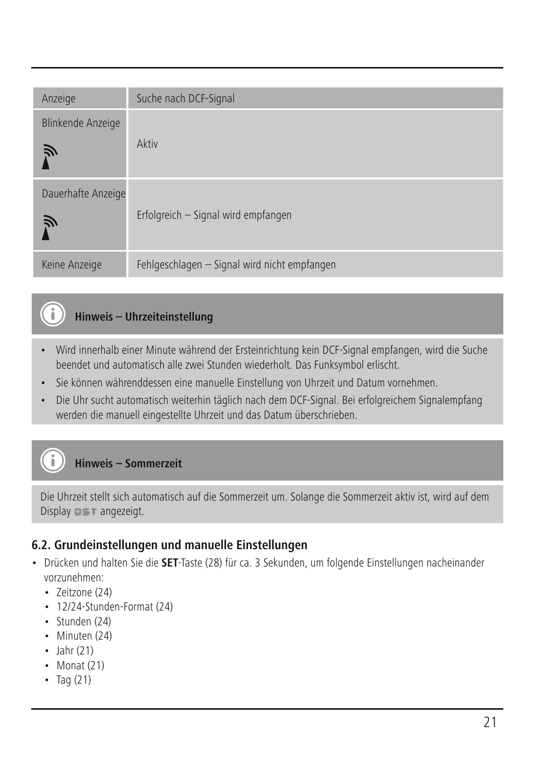| Anzeige | Suche nach DCF-Signal |
| --- | --- |
| Blinkende Anzeige | Aktiv |
| Dauerhafte Anzeige | Erfolgreich – Signal wird empfangen |
| Keine Anzeige | Fehlgeschlagen – Signal wird nicht empfangen |

**Hinweis – Uhrzeiteinstellung**

- Wird innerhalb einer Minute während der Ersteinrichtung kein DCF-Signal empfangen, wird die Suche beendet und automatisch alle zwei Stunden wiederholt. Das Funksymbol erlischt.
- Sie können währenddessen eine manuelle Einstellung von Uhrzeit und Datum vornehmen.
- Die Uhr sucht automatisch weiterhin täglich nach dem DCF-Signal. Bei erfolgreichem Signalempfang werden die manuell eingestellte Uhrzeit und das Datum überschrieben.

**Hinweis – Sommerzeit**

Die Uhrzeit stellt sich automatisch auf die Sommerzeit um. Solange die Sommerzeit aktiv ist, wird auf dem Display DST angezeigt.

## 6.2. Grundeinstellungen und manuelle Einstellungen

- Drücken und halten Sie die **SET**-Taste (28) für ca. 3 Sekunden, um folgende Einstellungen nacheinander vorzunehmen:
  - Zeitzone (24)
  - 12/24-Stunden-Format (24)
  - Stunden (24)
  - Minuten (24)
  - Jahr (21)
  - Monat (21)
  - Tag (21)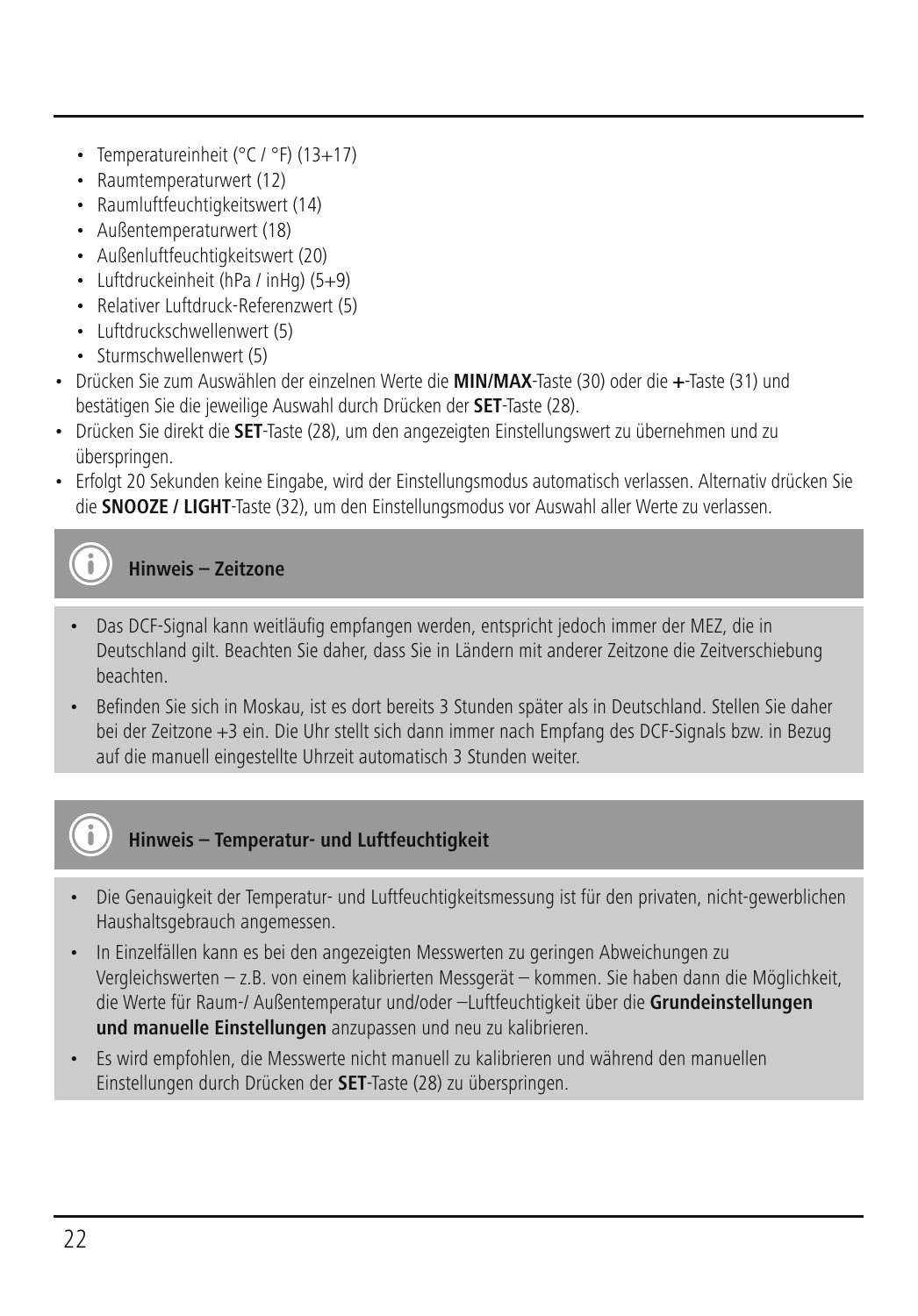- Temperatureinheit (°C / °F) (13+17)
- Raumtemperaturwert (12)
- Raumluftfeuchtigkeitswert (14)
- Außentemperaturwert (18)
- Außenluftfeuchtigkeitswert (20)
- Luftdruckeinheit (hPa / inHg) (5+9)
- Relativer Luftdruck-Referenzwert (5)
- Luftdruckschwellenwert (5)
- Sturmschwellenwert (5)

- Drücken Sie zum Auswählen der einzelnen Werte die **MIN/MAX**-Taste (30) oder die **+**-Taste (31) und bestätigen Sie die jeweilige Auswahl durch Drücken der **SET**-Taste (28).
- Drücken Sie direkt die **SET**-Taste (28), um den angezeigten Einstellungswert zu übernehmen und zu überspringen.
- Erfolgt 20 Sekunden keine Eingabe, wird der Einstellungsmodus automatisch verlassen. Alternativ drücken Sie die **SNOOZE / LIGHT**-Taste (32), um den Einstellungsmodus vor Auswahl aller Werte zu verlassen.

**Hinweis – Zeitzone**

- Das DCF-Signal kann weitläufig empfangen werden, entspricht jedoch immer der MEZ, die in Deutschland gilt. Beachten Sie daher, dass Sie in Ländern mit anderer Zeitzone die Zeitverschiebung beachten.
- Befinden Sie sich in Moskau, ist es dort bereits 3 Stunden später als in Deutschland. Stellen Sie daher bei der Zeitzone +3 ein. Die Uhr stellt sich dann immer nach Empfang des DCF-Signals bzw. in Bezug auf die manuell eingestellte Uhrzeit automatisch 3 Stunden weiter.

**Hinweis – Temperatur- und Luftfeuchtigkeit**

- Die Genauigkeit der Temperatur- und Luftfeuchtigkeitsmessung ist für den privaten, nicht-gewerblichen Haushaltsgebrauch angemessen.
- In Einzelfällen kann es bei den angezeigten Messwerten zu geringen Abweichungen zu Vergleichswerten – z.B. von einem kalibrierten Messgerät – kommen. Sie haben dann die Möglichkeit, die Werte für Raum-/ Außentemperatur und/oder –Luftfeuchtigkeit über die **Grundeinstellungen und manuelle Einstellungen** anzupassen und neu zu kalibrieren.
- Es wird empfohlen, die Messwerte nicht manuell zu kalibrieren und während den manuellen Einstellungen durch Drücken der **SET**-Taste (28) zu überspringen.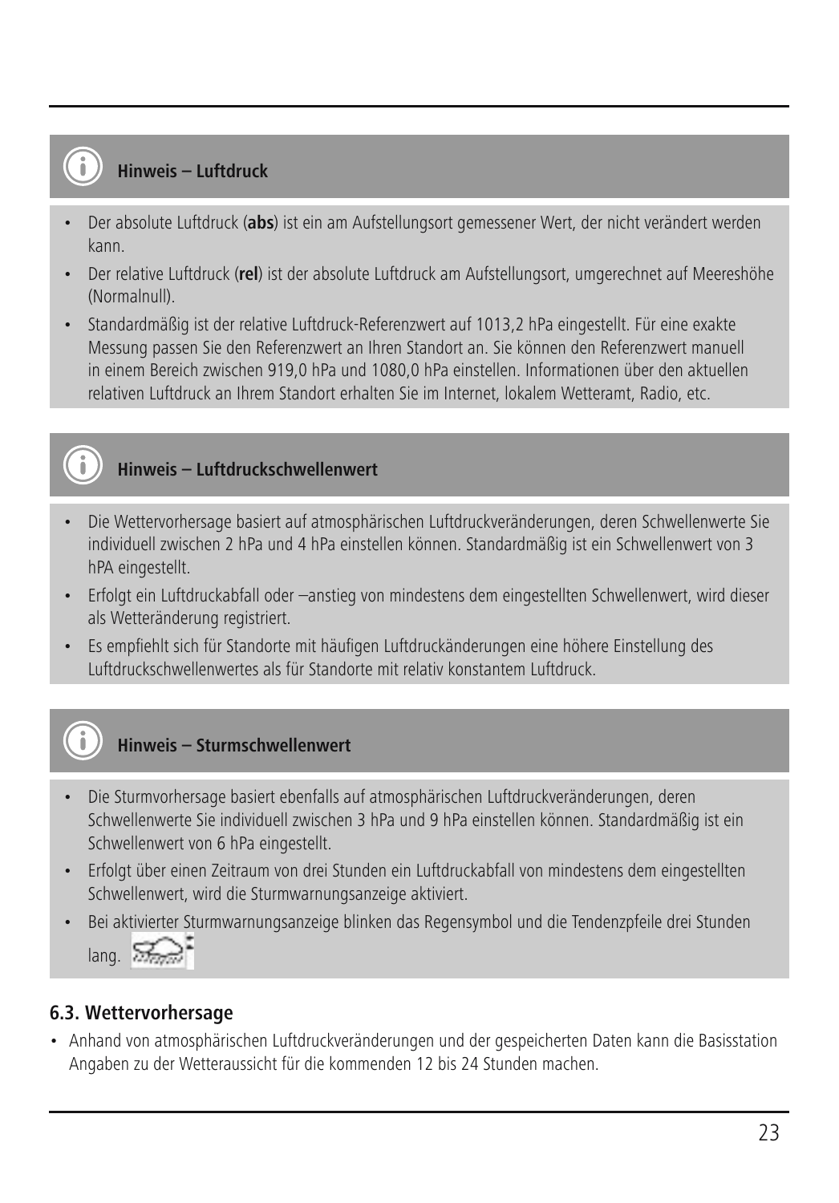### Hinweis – Luftdruck

- Der absolute Luftdruck (**abs**) ist ein am Aufstellungsort gemessener Wert, der nicht verändert werden kann.
- Der relative Luftdruck (**rel**) ist der absolute Luftdruck am Aufstellungsort, umgerechnet auf Meereshöhe (Normalnull).
- Standardmäßig ist der relative Luftdruck-Referenzwert auf 1013,2 hPa eingestellt. Für eine exakte Messung passen Sie den Referenzwert an Ihren Standort an. Sie können den Referenzwert manuell in einem Bereich zwischen 919,0 hPa und 1080,0 hPa einstellen. Informationen über den aktuellen relativen Luftdruck an Ihrem Standort erhalten Sie im Internet, lokalem Wetteramt, Radio, etc.

### Hinweis – Luftdruckschwellenwert

- Die Wettervorhersage basiert auf atmosphärischen Luftdruckveränderungen, deren Schwellenwerte Sie individuell zwischen 2 hPa und 4 hPa einstellen können. Standardmäßig ist ein Schwellenwert von 3 hPA eingestellt.
- Erfolgt ein Luftdruckabfall oder –anstieg von mindestens dem eingestellten Schwellenwert, wird dieser als Wetteränderung registriert.
- Es empfiehlt sich für Standorte mit häufigen Luftdruckänderungen eine höhere Einstellung des Luftdruckschwellenwertes als für Standorte mit relativ konstantem Luftdruck.

### Hinweis – Sturmschwellenwert

- Die Sturmvorhersage basiert ebenfalls auf atmosphärischen Luftdruckveränderungen, deren Schwellenwerte Sie individuell zwischen 3 hPa und 9 hPa einstellen können. Standardmäßig ist ein Schwellenwert von 6 hPa eingestellt.
- Erfolgt über einen Zeitraum von drei Stunden ein Luftdruckabfall von mindestens dem eingestellten Schwellenwert, wird die Sturmwarnungsanzeige aktiviert.
- Bei aktivierter Sturmwarnungsanzeige blinken das Regensymbol und die Tendenzpfeile drei Stunden lang.

## 6.3. Wettervorhersage

- Anhand von atmosphärischen Luftdruckveränderungen und der gespeicherten Daten kann die Basisstation Angaben zu der Wetteraussicht für die kommenden 12 bis 24 Stunden machen.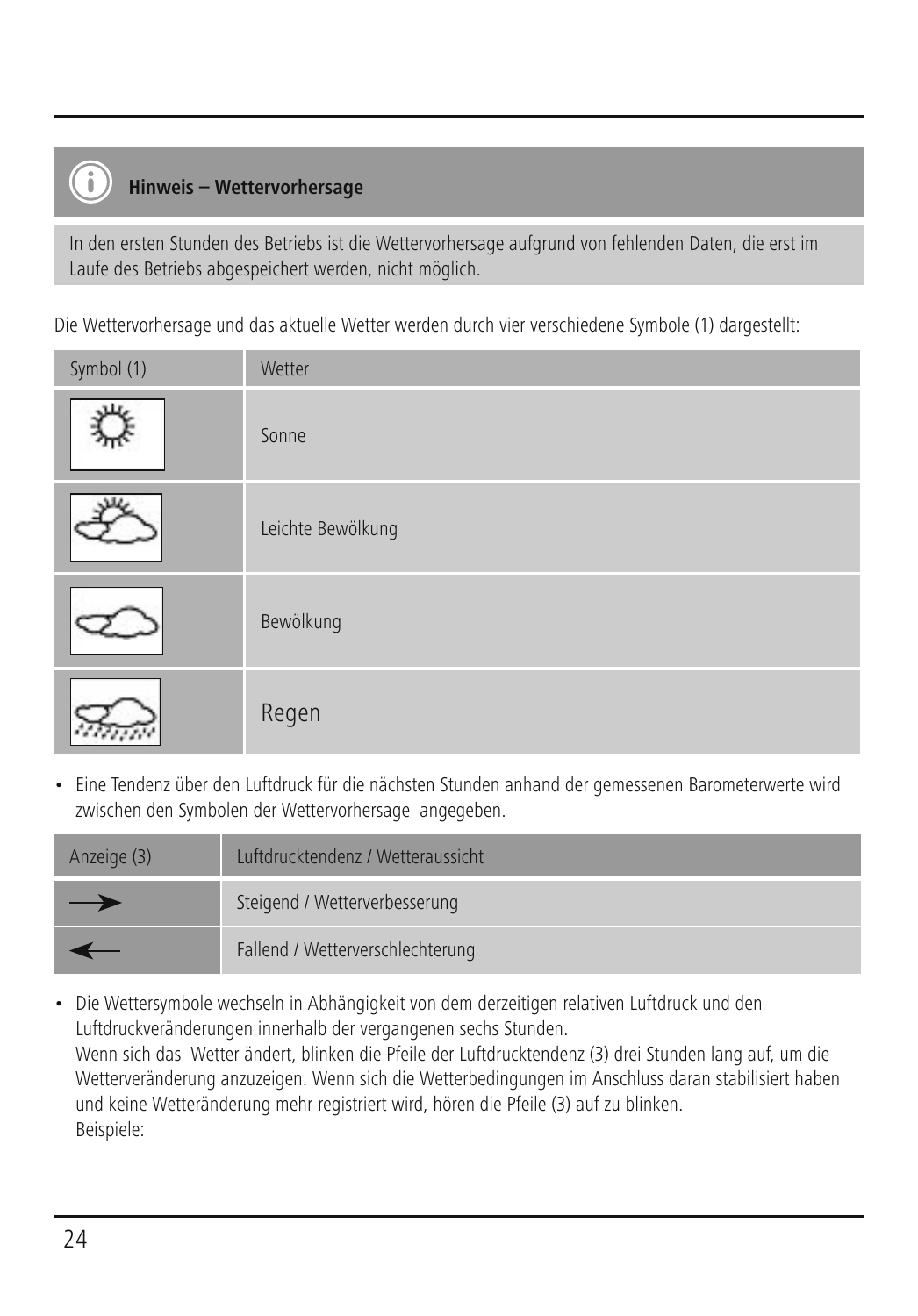> **Hinweis – Wettervorhersage**
>
> In den ersten Stunden des Betriebs ist die Wettervorhersage aufgrund von fehlenden Daten, die erst im Laufe des Betriebs abgespeichert werden, nicht möglich.

Die Wettervorhersage und das aktuelle Wetter werden durch vier verschiedene Symbole (1) dargestellt:

| Symbol (1) | Wetter |
|---|---|
| ☼ | Sonne |
| ⛅ | Leichte Bewölkung |
| ☁ | Bewölkung |
| 🌧 | Regen |

- Eine Tendenz über den Luftdruck für die nächsten Stunden anhand der gemessenen Barometerwerte wird zwischen den Symbolen der Wettervorhersage angegeben.

| Anzeige (3) | Luftdrucktendenz / Wetteraussicht |
|---|---|
| ⟶ | Steigend / Wetterverbesserung |
| ⟵ | Fallend / Wetterverschlechterung |

- Die Wettersymbole wechseln in Abhängigkeit von dem derzeitigen relativen Luftdruck und den Luftdruckveränderungen innerhalb der vergangenen sechs Stunden.
  Wenn sich das Wetter ändert, blinken die Pfeile der Luftdrucktendenz (3) drei Stunden lang auf, um die Wetterveränderung anzuzeigen. Wenn sich die Wetterbedingungen im Anschluss daran stabilisiert haben und keine Wetteränderung mehr registriert wird, hören die Pfeile (3) auf zu blinken.
  Beispiele: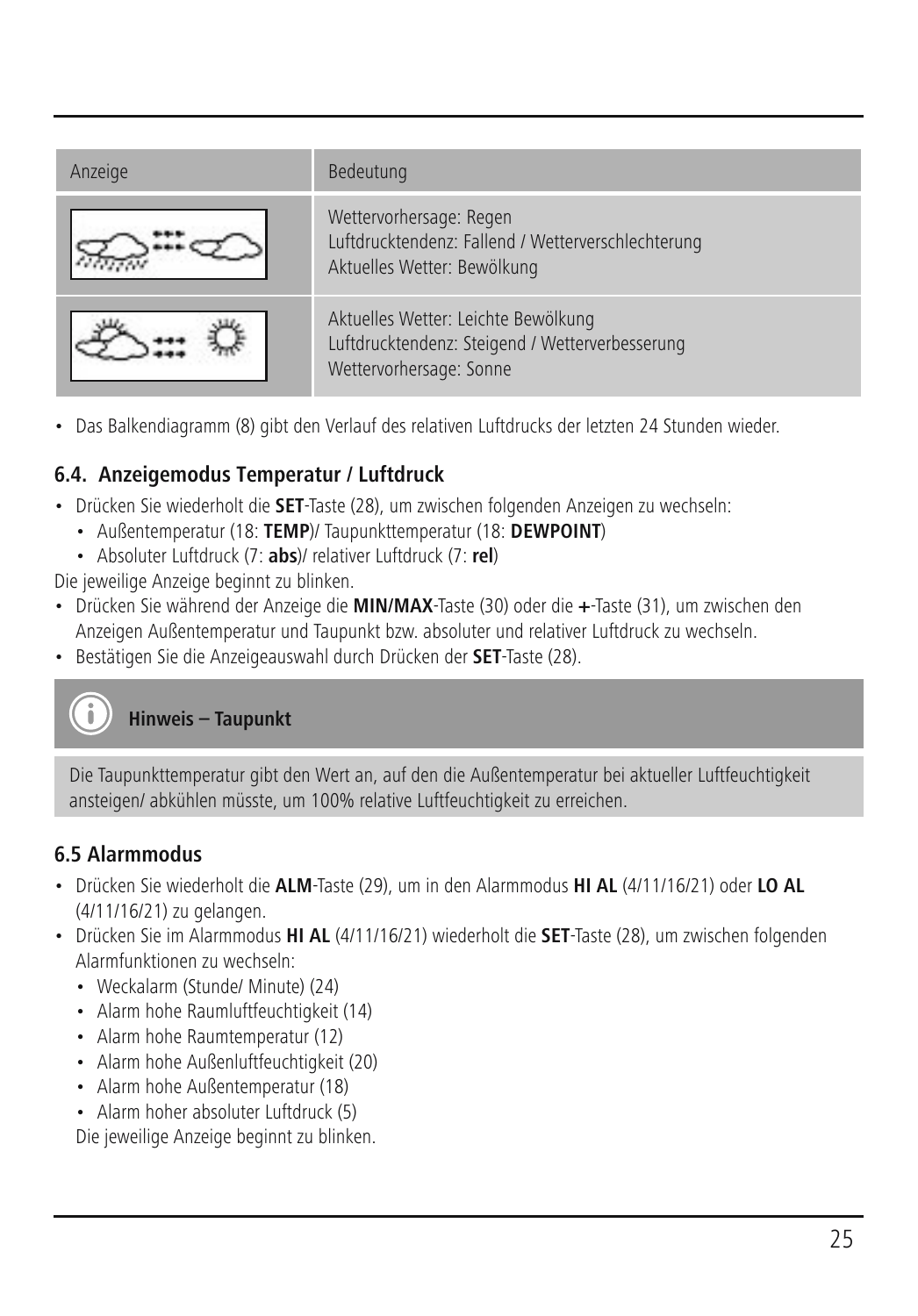| Anzeige | Bedeutung |
| --- | --- |
| | Wettervorhersage: Regen<br>Luftdrucktendenz: Fallend / Wetterverschlechterung<br>Aktuelles Wetter: Bewölkung |
| | Aktuelles Wetter: Leichte Bewölkung<br>Luftdrucktendenz: Steigend / Wetterverbesserung<br>Wettervorhersage: Sonne |

- Das Balkendiagramm (8) gibt den Verlauf des relativen Luftdrucks der letzten 24 Stunden wieder.

### 6.4. Anzeigemodus Temperatur / Luftdruck

- Drücken Sie wiederholt die **SET**-Taste (28), um zwischen folgenden Anzeigen zu wechseln:
  - Außentemperatur (18: **TEMP**)/ Taupunkttemperatur (18: **DEWPOINT**)
  - Absoluter Luftdruck (7: **abs**)/ relativer Luftdruck (7: **rel**)

Die jeweilige Anzeige beginnt zu blinken.

- Drücken Sie während der Anzeige die **MIN/MAX**-Taste (30) oder die **+**-Taste (31), um zwischen den Anzeigen Außentemperatur und Taupunkt bzw. absoluter und relativer Luftdruck zu wechseln.
- Bestätigen Sie die Anzeigeauswahl durch Drücken der **SET**-Taste (28).

**Hinweis – Taupunkt**

Die Taupunkttemperatur gibt den Wert an, auf den die Außentemperatur bei aktueller Luftfeuchtigkeit ansteigen/ abkühlen müsste, um 100% relative Luftfeuchtigkeit zu erreichen.

### 6.5 Alarmmodus

- Drücken Sie wiederholt die **ALM**-Taste (29), um in den Alarmmodus **HI AL** (4/11/16/21) oder **LO AL** (4/11/16/21) zu gelangen.
- Drücken Sie im Alarmmodus **HI AL** (4/11/16/21) wiederholt die **SET**-Taste (28), um zwischen folgenden Alarmfunktionen zu wechseln:
  - Weckalarm (Stunde/ Minute) (24)
  - Alarm hohe Raumluftfeuchtigkeit (14)
  - Alarm hohe Raumtemperatur (12)
  - Alarm hohe Außenluftfeuchtigkeit (20)
  - Alarm hohe Außentemperatur (18)
  - Alarm hoher absoluter Luftdruck (5)

  Die jeweilige Anzeige beginnt zu blinken.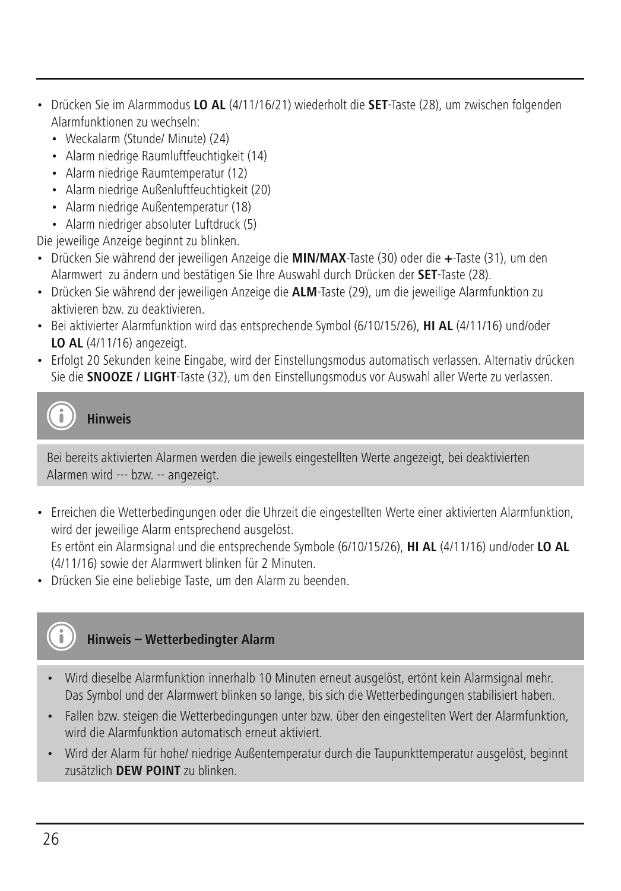- Drücken Sie im Alarmmodus **LO AL** (4/11/16/21) wiederholt die **SET**-Taste (28), um zwischen folgenden Alarmfunktionen zu wechseln:
  - Weckalarm (Stunde/ Minute) (24)
  - Alarm niedrige Raumluftfeuchtigkeit (14)
  - Alarm niedrige Raumtemperatur (12)
  - Alarm niedrige Außenluftfeuchtigkeit (20)
  - Alarm niedrige Außentemperatur (18)
  - Alarm niedriger absoluter Luftdruck (5)

Die jeweilige Anzeige beginnt zu blinken.

- Drücken Sie während der jeweiligen Anzeige die **MIN/MAX**-Taste (30) oder die **+**-Taste (31), um den Alarmwert zu ändern und bestätigen Sie Ihre Auswahl durch Drücken der **SET**-Taste (28).
- Drücken Sie während der jeweiligen Anzeige die **ALM**-Taste (29), um die jeweilige Alarmfunktion zu aktivieren bzw. zu deaktivieren.
- Bei aktivierter Alarmfunktion wird das entsprechende Symbol (6/10/15/26), **HI AL** (4/11/16) und/oder **LO AL** (4/11/16) angezeigt.
- Erfolgt 20 Sekunden keine Eingabe, wird der Einstellungsmodus automatisch verlassen. Alternativ drücken Sie die **SNOOZE / LIGHT**-Taste (32), um den Einstellungsmodus vor Auswahl aller Werte zu verlassen.

**Hinweis**

Bei bereits aktivierten Alarmen werden die jeweils eingestellten Werte angezeigt, bei deaktivierten Alarmen wird --- bzw. -- angezeigt.

- Erreichen die Wetterbedingungen oder die Uhrzeit die eingestellten Werte einer aktivierten Alarmfunktion, wird der jeweilige Alarm entsprechend ausgelöst.
  Es ertönt ein Alarmsignal und die entsprechende Symbole (6/10/15/26), **HI AL** (4/11/16) und/oder **LO AL** (4/11/16) sowie der Alarmwert blinken für 2 Minuten.
- Drücken Sie eine beliebige Taste, um den Alarm zu beenden.

**Hinweis – Wetterbedingter Alarm**

- Wird dieselbe Alarmfunktion innerhalb 10 Minuten erneut ausgelöst, ertönt kein Alarmsignal mehr. Das Symbol und der Alarmwert blinken so lange, bis sich die Wetterbedingungen stabilisiert haben.
- Fallen bzw. steigen die Wetterbedingungen unter bzw. über den eingestellten Wert der Alarmfunktion, wird die Alarmfunktion automatisch erneut aktiviert.
- Wird der Alarm für hohe/ niedrige Außentemperatur durch die Taupunkttemperatur ausgelöst, beginnt zusätzlich **DEW POINT** zu blinken.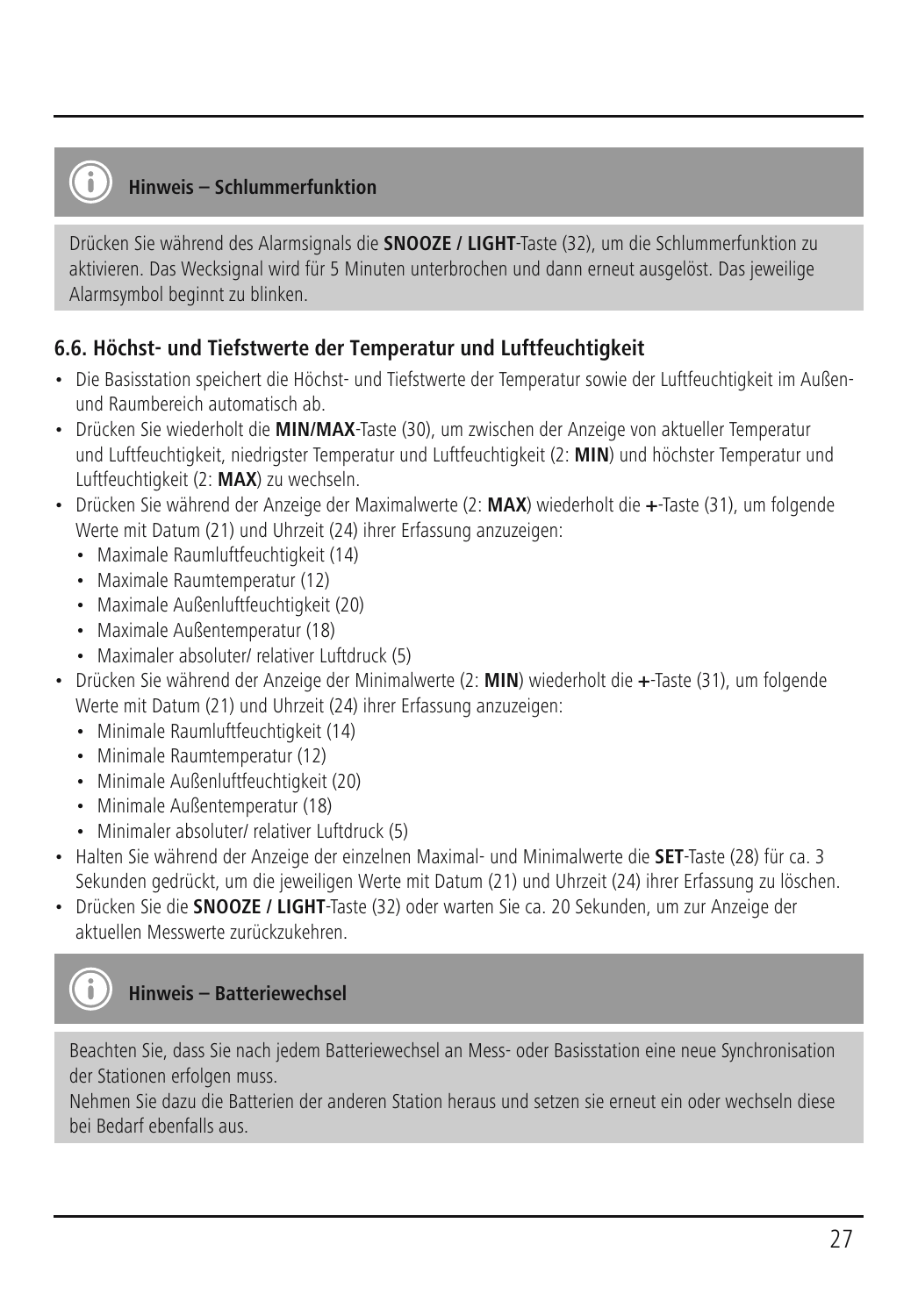**Hinweis – Schlummerfunktion**

Drücken Sie während des Alarmsignals die **SNOOZE / LIGHT**-Taste (32), um die Schlummerfunktion zu aktivieren. Das Wecksignal wird für 5 Minuten unterbrochen und dann erneut ausgelöst. Das jeweilige Alarmsymbol beginnt zu blinken.

### 6.6. Höchst- und Tiefstwerte der Temperatur und Luftfeuchtigkeit

- Die Basisstation speichert die Höchst- und Tiefstwerte der Temperatur sowie der Luftfeuchtigkeit im Außen- und Raumbereich automatisch ab.
- Drücken Sie wiederholt die **MIN/MAX**-Taste (30), um zwischen der Anzeige von aktueller Temperatur und Luftfeuchtigkeit, niedrigster Temperatur und Luftfeuchtigkeit (2: **MIN**) und höchster Temperatur und Luftfeuchtigkeit (2: **MAX**) zu wechseln.
- Drücken Sie während der Anzeige der Maximalwerte (2: **MAX**) wiederholt die **+**-Taste (31), um folgende Werte mit Datum (21) und Uhrzeit (24) ihrer Erfassung anzuzeigen:
  - Maximale Raumluftfeuchtigkeit (14)
  - Maximale Raumtemperatur (12)
  - Maximale Außenluftfeuchtigkeit (20)
  - Maximale Außentemperatur (18)
  - Maximaler absoluter/ relativer Luftdruck (5)
- Drücken Sie während der Anzeige der Minimalwerte (2: **MIN**) wiederholt die **+**-Taste (31), um folgende Werte mit Datum (21) und Uhrzeit (24) ihrer Erfassung anzuzeigen:
  - Minimale Raumluftfeuchtigkeit (14)
  - Minimale Raumtemperatur (12)
  - Minimale Außenluftfeuchtigkeit (20)
  - Minimale Außentemperatur (18)
  - Minimaler absoluter/ relativer Luftdruck (5)
- Halten Sie während der Anzeige der einzelnen Maximal- und Minimalwerte die **SET**-Taste (28) für ca. 3 Sekunden gedrückt, um die jeweiligen Werte mit Datum (21) und Uhrzeit (24) ihrer Erfassung zu löschen.
- Drücken Sie die **SNOOZE / LIGHT**-Taste (32) oder warten Sie ca. 20 Sekunden, um zur Anzeige der aktuellen Messwerte zurückzukehren.

**Hinweis – Batteriewechsel**

Beachten Sie, dass Sie nach jedem Batteriewechsel an Mess- oder Basisstation eine neue Synchronisation der Stationen erfolgen muss.
Nehmen Sie dazu die Batterien der anderen Station heraus und setzen sie erneut ein oder wechseln diese bei Bedarf ebenfalls aus.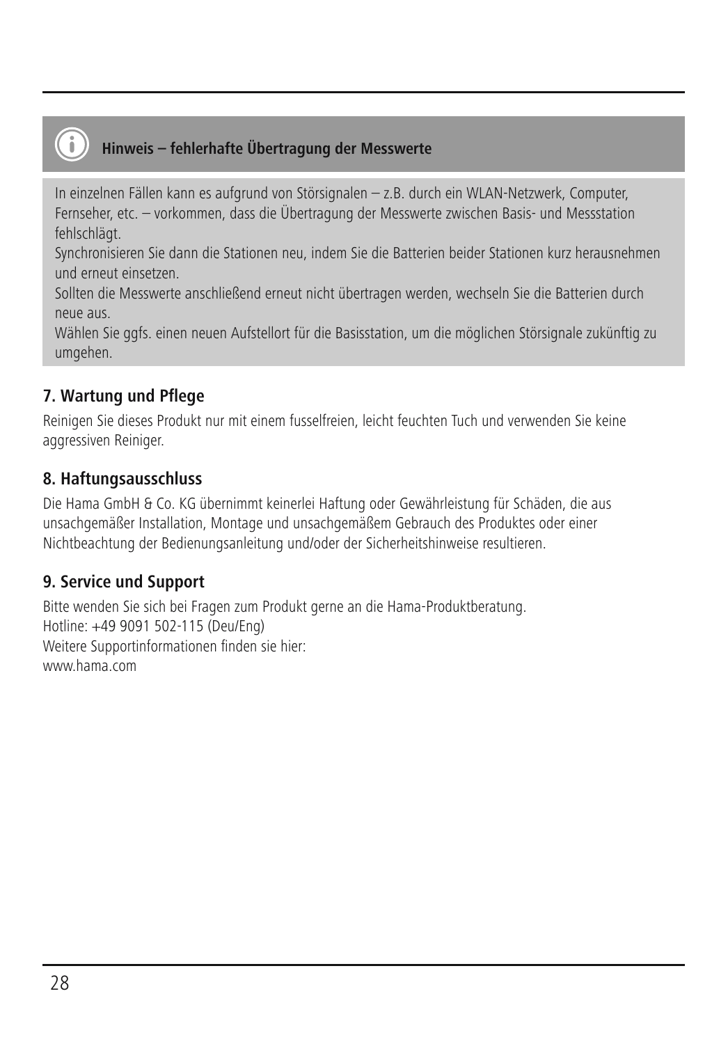**Hinweis – fehlerhafte Übertragung der Messwerte**

In einzelnen Fällen kann es aufgrund von Störsignalen – z.B. durch ein WLAN-Netzwerk, Computer, Fernseher, etc. – vorkommen, dass die Übertragung der Messwerte zwischen Basis- und Messstation fehlschlägt.
Synchronisieren Sie dann die Stationen neu, indem Sie die Batterien beider Stationen kurz herausnehmen und erneut einsetzen.
Sollten die Messwerte anschließend erneut nicht übertragen werden, wechseln Sie die Batterien durch neue aus.
Wählen Sie ggfs. einen neuen Aufstellort für die Basisstation, um die möglichen Störsignale zukünftig zu umgehen.

## 7. Wartung und Pflege

Reinigen Sie dieses Produkt nur mit einem fusselfreien, leicht feuchten Tuch und verwenden Sie keine aggressiven Reiniger.

## 8. Haftungsausschluss

Die Hama GmbH & Co. KG übernimmt keinerlei Haftung oder Gewährleistung für Schäden, die aus unsachgemäßer Installation, Montage und unsachgemäßem Gebrauch des Produktes oder einer Nichtbeachtung der Bedienungsanleitung und/oder der Sicherheitshinweise resultieren.

## 9. Service und Support

Bitte wenden Sie sich bei Fragen zum Produkt gerne an die Hama-Produktberatung.
Hotline: +49 9091 502-115 (Deu/Eng)
Weitere Supportinformationen finden sie hier:
www.hama.com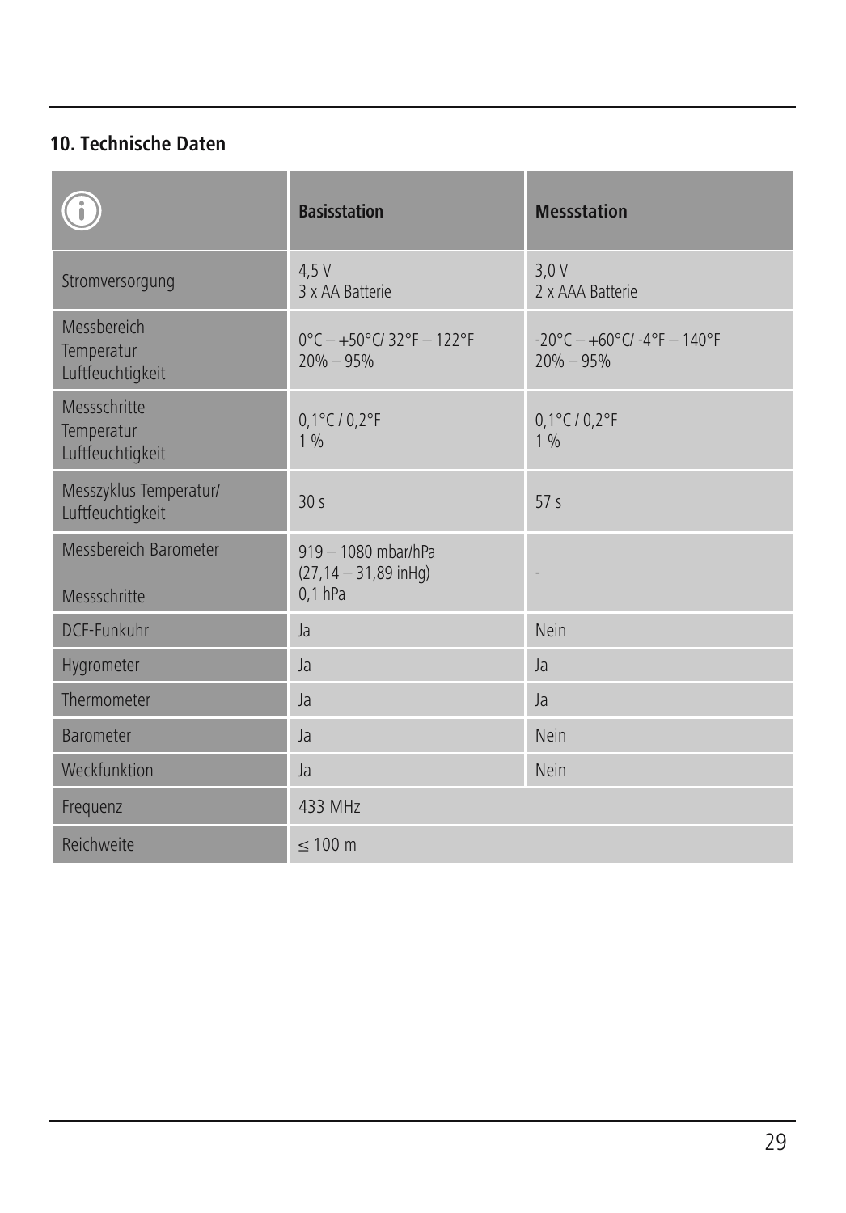## 10. Technische Daten

| ⓘ | Basisstation | Messstation |
|---|---|---|
| Stromversorgung | 4,5 V<br>3 x AA Batterie | 3,0 V<br>2 x AAA Batterie |
| Messbereich<br>Temperatur<br>Luftfeuchtigkeit | 0°C – +50°C/ 32°F – 122°F<br>20% – 95% | -20°C – +60°C/ -4°F – 140°F<br>20% – 95% |
| Messschritte<br>Temperatur<br>Luftfeuchtigkeit | 0,1°C / 0,2°F<br>1 % | 0,1°C / 0,2°F<br>1 % |
| Messzyklus Temperatur/<br>Luftfeuchtigkeit | 30 s | 57 s |
| Messbereich Barometer<br><br>Messschritte | 919 – 1080 mbar/hPa<br>(27,14 – 31,89 inHg)<br>0,1 hPa | - |
| DCF-Funkuhr | Ja | Nein |
| Hygrometer | Ja | Ja |
| Thermometer | Ja | Ja |
| Barometer | Ja | Nein |
| Weckfunktion | Ja | Nein |
| Frequenz | 433 MHz | |
| Reichweite | ≤ 100 m | |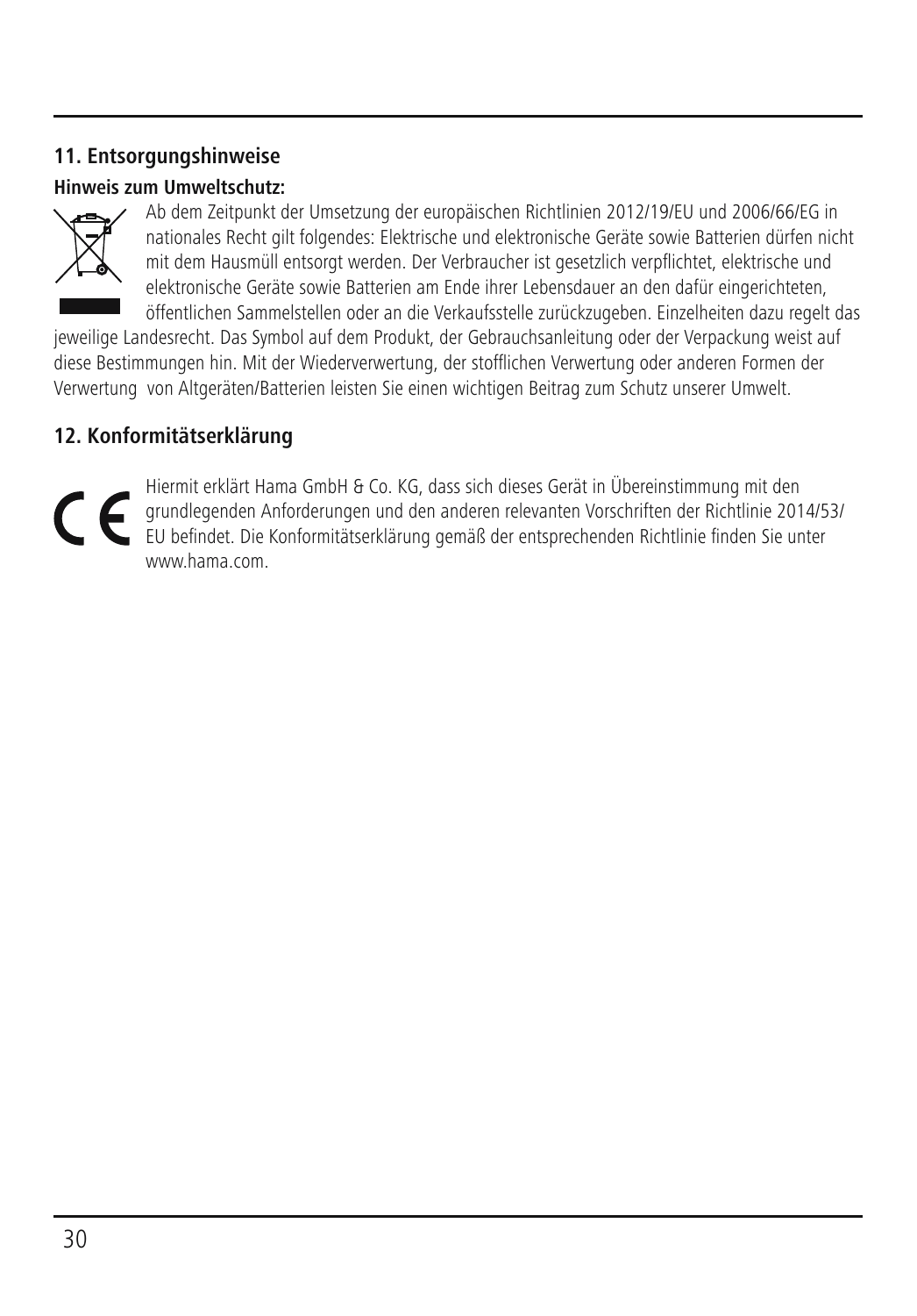## 11. Entsorgungshinweise

**Hinweis zum Umweltschutz:**

Ab dem Zeitpunkt der Umsetzung der europäischen Richtlinien 2012/19/EU und 2006/66/EG in nationales Recht gilt folgendes: Elektrische und elektronische Geräte sowie Batterien dürfen nicht mit dem Hausmüll entsorgt werden. Der Verbraucher ist gesetzlich verpflichtet, elektrische und elektronische Geräte sowie Batterien am Ende ihrer Lebensdauer an den dafür eingerichteten, öffentlichen Sammelstellen oder an die Verkaufsstelle zurückzugeben. Einzelheiten dazu regelt das jeweilige Landesrecht. Das Symbol auf dem Produkt, der Gebrauchsanleitung oder der Verpackung weist auf diese Bestimmungen hin. Mit der Wiederverwertung, der stofflichen Verwertung oder anderen Formen der Verwertung von Altgeräten/Batterien leisten Sie einen wichtigen Beitrag zum Schutz unserer Umwelt.

## 12. Konformitätserklärung

Hiermit erklärt Hama GmbH & Co. KG, dass sich dieses Gerät in Übereinstimmung mit den grundlegenden Anforderungen und den anderen relevanten Vorschriften der Richtlinie 2014/53/EU befindet. Die Konformitätserklärung gemäß der entsprechenden Richtlinie finden Sie unter www.hama.com.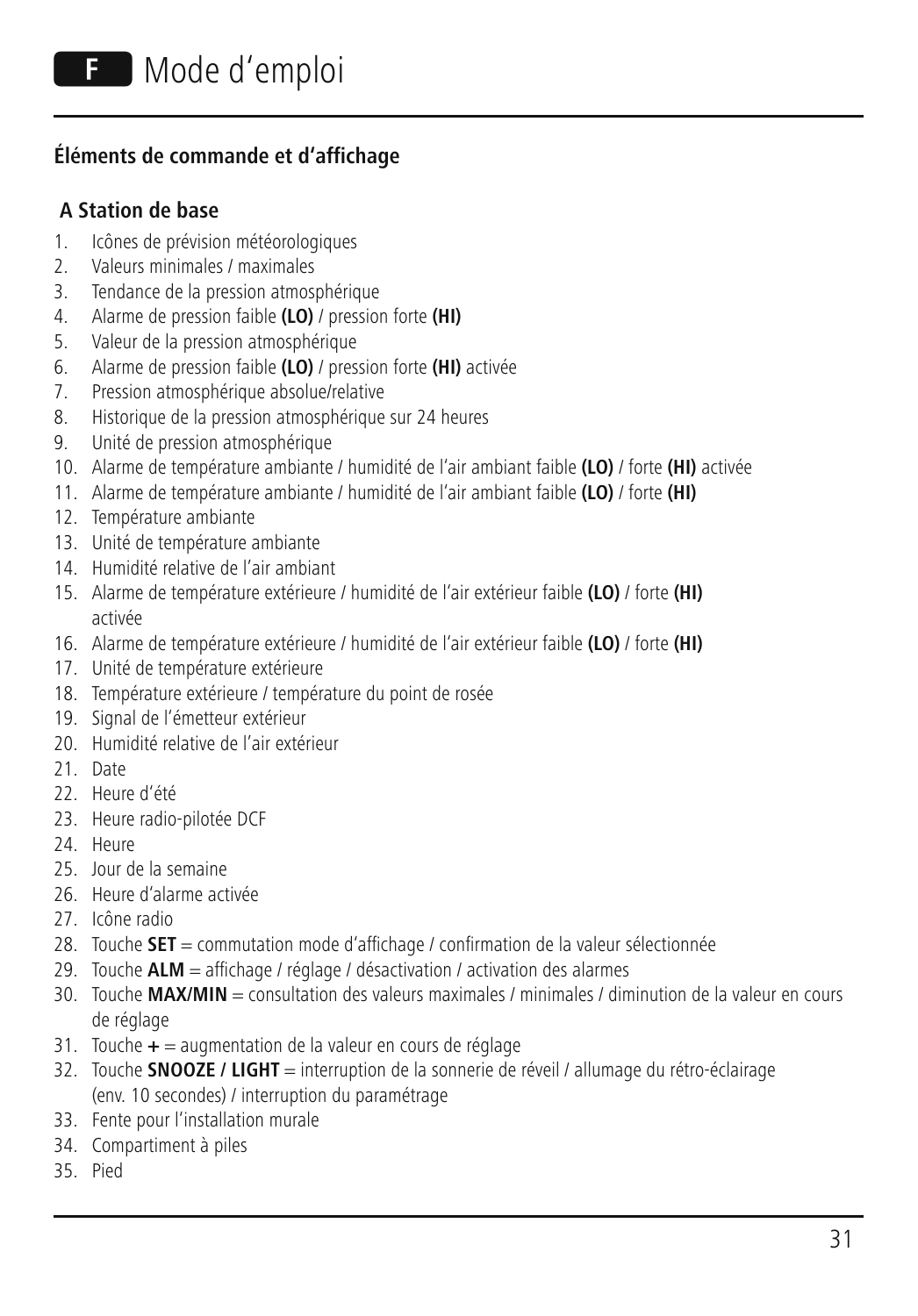# F Mode d'emploi

## Éléments de commande et d'affichage

### A Station de base

1. Icônes de prévision météorologiques
2. Valeurs minimales / maximales
3. Tendance de la pression atmosphérique
4. Alarme de pression faible **(LO)** / pression forte **(HI)**
5. Valeur de la pression atmosphérique
6. Alarme de pression faible **(LO)** / pression forte **(HI)** activée
7. Pression atmosphérique absolue/relative
8. Historique de la pression atmosphérique sur 24 heures
9. Unité de pression atmosphérique
10. Alarme de température ambiante / humidité de l'air ambiant faible **(LO)** / forte **(HI)** activée
11. Alarme de température ambiante / humidité de l'air ambiant faible **(LO)** / forte **(HI)**
12. Température ambiante
13. Unité de température ambiante
14. Humidité relative de l'air ambiant
15. Alarme de température extérieure / humidité de l'air extérieur faible **(LO)** / forte **(HI)** activée
16. Alarme de température extérieure / humidité de l'air extérieur faible **(LO)** / forte **(HI)**
17. Unité de température extérieure
18. Température extérieure / température du point de rosée
19. Signal de l'émetteur extérieur
20. Humidité relative de l'air extérieur
21. Date
22. Heure d'été
23. Heure radio-pilotée DCF
24. Heure
25. Jour de la semaine
26. Heure d'alarme activée
27. Icône radio
28. Touche **SET** = commutation mode d'affichage / confirmation de la valeur sélectionnée
29. Touche **ALM** = affichage / réglage / désactivation / activation des alarmes
30. Touche **MAX/MIN** = consultation des valeurs maximales / minimales / diminution de la valeur en cours de réglage
31. Touche **+** = augmentation de la valeur en cours de réglage
32. Touche **SNOOZE / LIGHT** = interruption de la sonnerie de réveil / allumage du rétro-éclairage (env. 10 secondes) / interruption du paramétrage
33. Fente pour l'installation murale
34. Compartiment à piles
35. Pied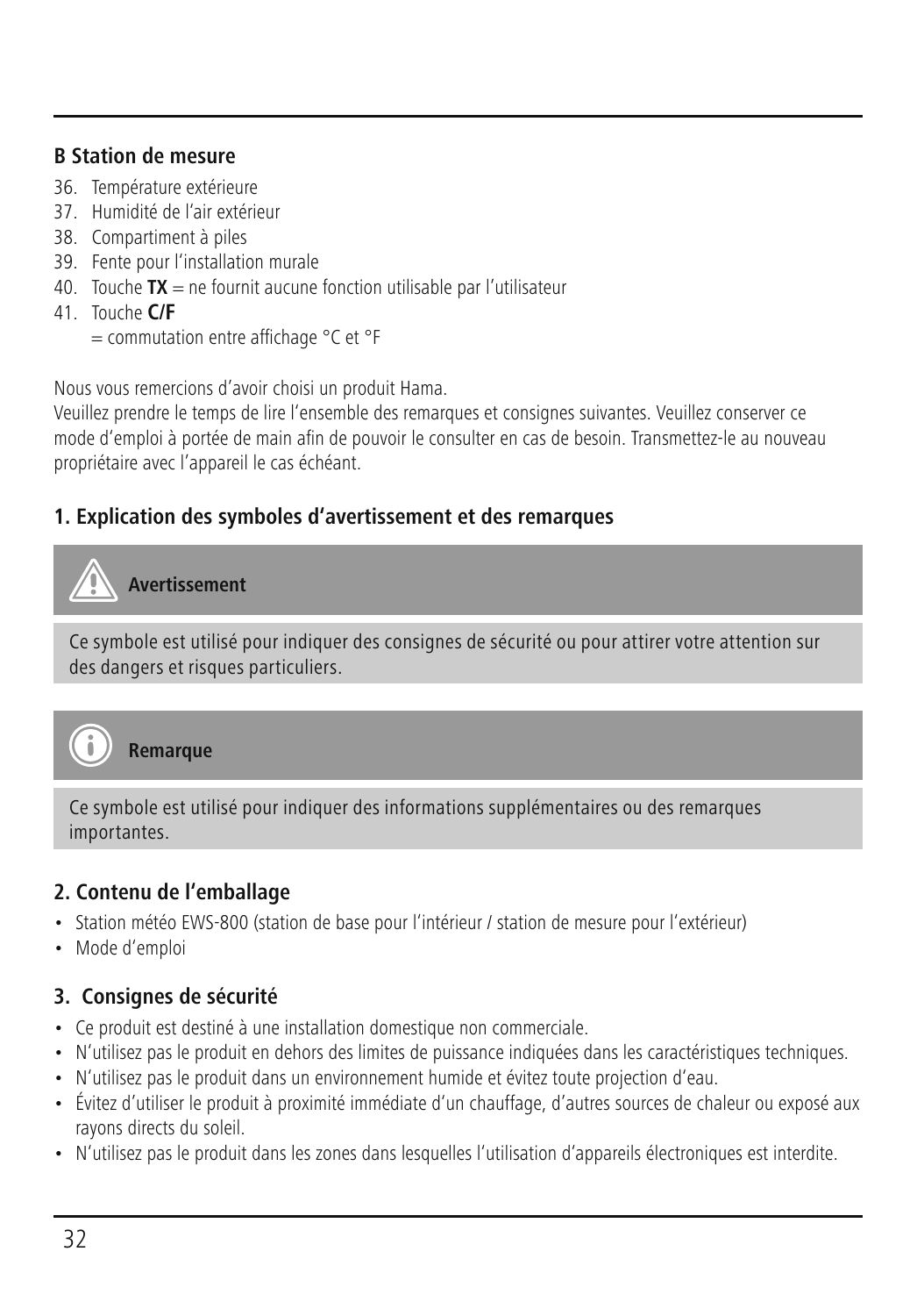### B Station de mesure

36. Température extérieure
37. Humidité de l'air extérieur
38. Compartiment à piles
39. Fente pour l'installation murale
40. Touche **TX** = ne fournit aucune fonction utilisable par l'utilisateur
41. Touche **C/F**
    = commutation entre affichage °C et °F

Nous vous remercions d'avoir choisi un produit Hama.
Veuillez prendre le temps de lire l'ensemble des remarques et consignes suivantes. Veuillez conserver ce mode d'emploi à portée de main afin de pouvoir le consulter en cas de besoin. Transmettez-le au nouveau propriétaire avec l'appareil le cas échéant.

## 1. Explication des symboles d'avertissement et des remarques

**Avertissement**

Ce symbole est utilisé pour indiquer des consignes de sécurité ou pour attirer votre attention sur des dangers et risques particuliers.

**Remarque**

Ce symbole est utilisé pour indiquer des informations supplémentaires ou des remarques importantes.

## 2. Contenu de l'emballage

- Station météo EWS-800 (station de base pour l'intérieur / station de mesure pour l'extérieur)
- Mode d'emploi

## 3. Consignes de sécurité

- Ce produit est destiné à une installation domestique non commerciale.
- N'utilisez pas le produit en dehors des limites de puissance indiquées dans les caractéristiques techniques.
- N'utilisez pas le produit dans un environnement humide et évitez toute projection d'eau.
- Évitez d'utiliser le produit à proximité immédiate d'un chauffage, d'autres sources de chaleur ou exposé aux rayons directs du soleil.
- N'utilisez pas le produit dans les zones dans lesquelles l'utilisation d'appareils électroniques est interdite.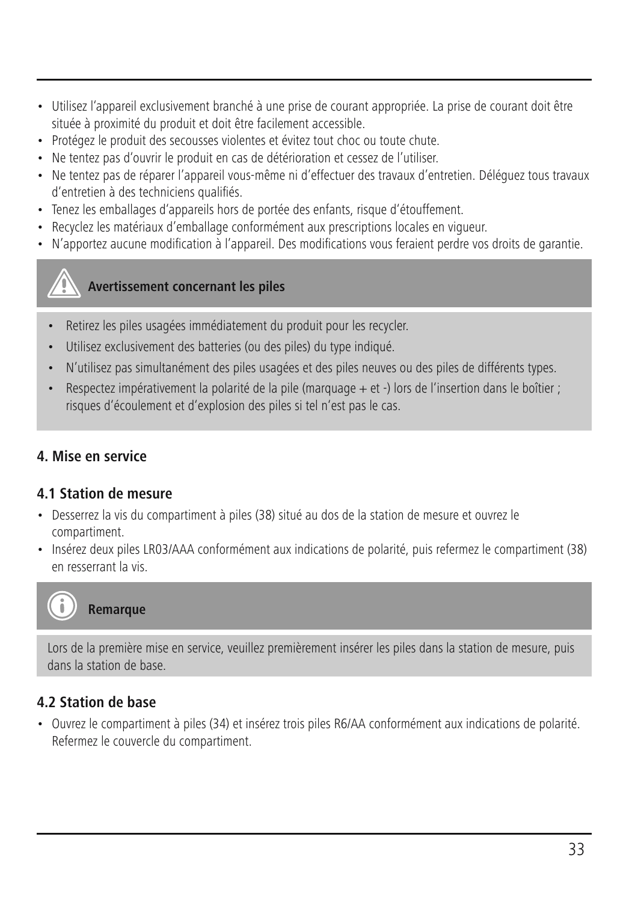- Utilisez l’appareil exclusivement branché à une prise de courant appropriée. La prise de courant doit être située à proximité du produit et doit être facilement accessible.
- Protégez le produit des secousses violentes et évitez tout choc ou toute chute.
- Ne tentez pas d’ouvrir le produit en cas de détérioration et cessez de l’utiliser.
- Ne tentez pas de réparer l’appareil vous-même ni d’effectuer des travaux d’entretien. Déléguez tous travaux d’entretien à des techniciens qualifiés.
- Tenez les emballages d’appareils hors de portée des enfants, risque d’étouffement.
- Recyclez les matériaux d’emballage conformément aux prescriptions locales en vigueur.
- N’apportez aucune modification à l’appareil. Des modifications vous feraient perdre vos droits de garantie.

**Avertissement concernant les piles**

- Retirez les piles usagées immédiatement du produit pour les recycler.
- Utilisez exclusivement des batteries (ou des piles) du type indiqué.
- N’utilisez pas simultanément des piles usagées et des piles neuves ou des piles de différents types.
- Respectez impérativement la polarité de la pile (marquage + et -) lors de l’insertion dans le boîtier ; risques d’écoulement et d’explosion des piles si tel n’est pas le cas.

## 4. Mise en service

### 4.1 Station de mesure

- Desserrez la vis du compartiment à piles (38) situé au dos de la station de mesure et ouvrez le compartiment.
- Insérez deux piles LR03/AAA conformément aux indications de polarité, puis refermez le compartiment (38) en resserrant la vis.

**Remarque**

Lors de la première mise en service, veuillez premièrement insérer les piles dans la station de mesure, puis dans la station de base.

### 4.2 Station de base

- Ouvrez le compartiment à piles (34) et insérez trois piles R6/AA conformément aux indications de polarité. Refermez le couvercle du compartiment.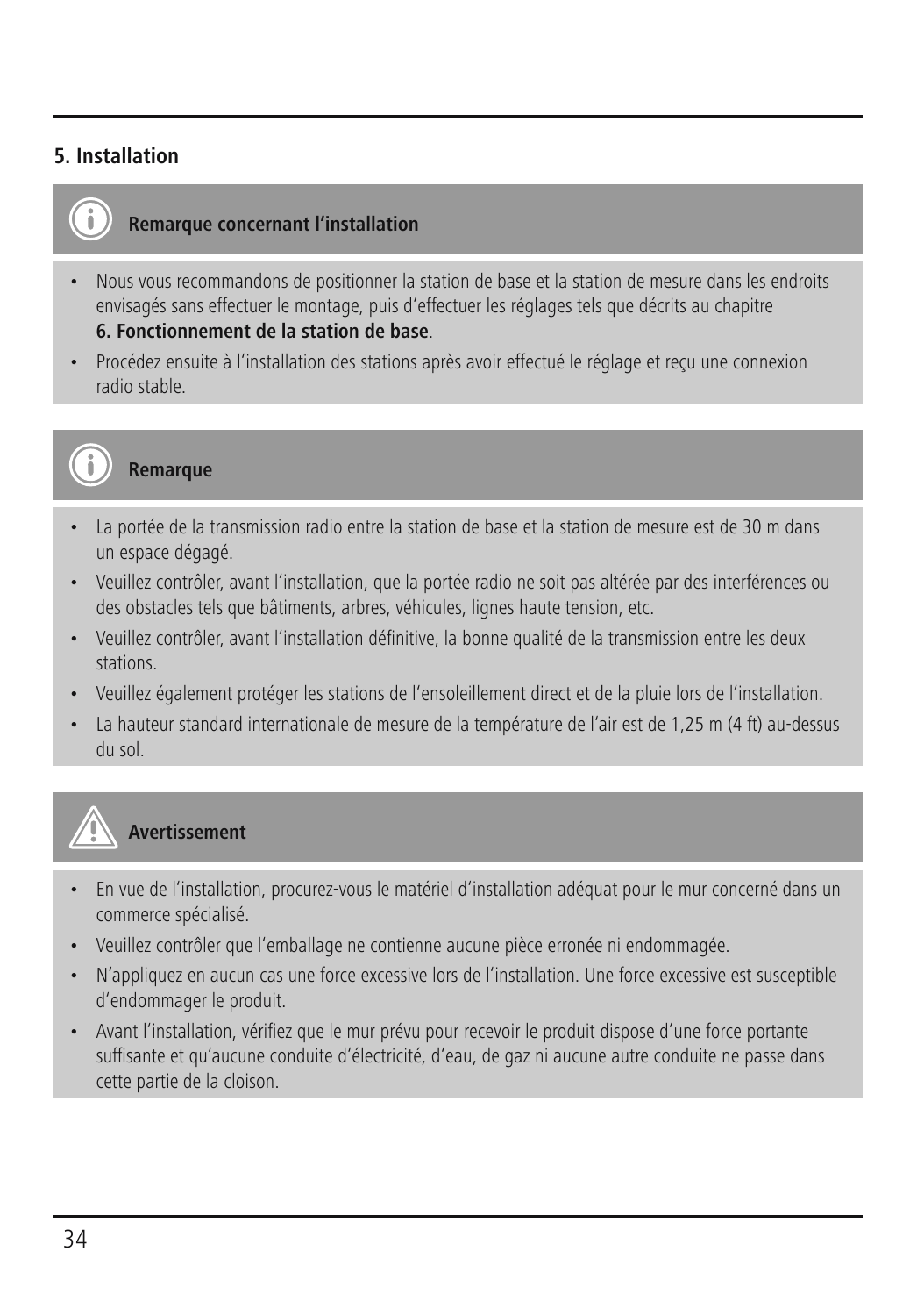## 5. Installation

**Remarque concernant l’installation**

- Nous vous recommandons de positionner la station de base et la station de mesure dans les endroits envisagés sans effectuer le montage, puis d’effectuer les réglages tels que décrits au chapitre **6. Fonctionnement de la station de base**.
- Procédez ensuite à l’installation des stations après avoir effectué le réglage et reçu une connexion radio stable.

**Remarque**

- La portée de la transmission radio entre la station de base et la station de mesure est de 30 m dans un espace dégagé.
- Veuillez contrôler, avant l’installation, que la portée radio ne soit pas altérée par des interférences ou des obstacles tels que bâtiments, arbres, véhicules, lignes haute tension, etc.
- Veuillez contrôler, avant l’installation définitive, la bonne qualité de la transmission entre les deux stations.
- Veuillez également protéger les stations de l’ensoleillement direct et de la pluie lors de l’installation.
- La hauteur standard internationale de mesure de la température de l’air est de 1,25 m (4 ft) au-dessus du sol.

**Avertissement**

- En vue de l’installation, procurez-vous le matériel d’installation adéquat pour le mur concerné dans un commerce spécialisé.
- Veuillez contrôler que l’emballage ne contienne aucune pièce erronée ni endommagée.
- N’appliquez en aucun cas une force excessive lors de l’installation. Une force excessive est susceptible d’endommager le produit.
- Avant l’installation, vérifiez que le mur prévu pour recevoir le produit dispose d’une force portante suffisante et qu’aucune conduite d’électricité, d’eau, de gaz ni aucune autre conduite ne passe dans cette partie de la cloison.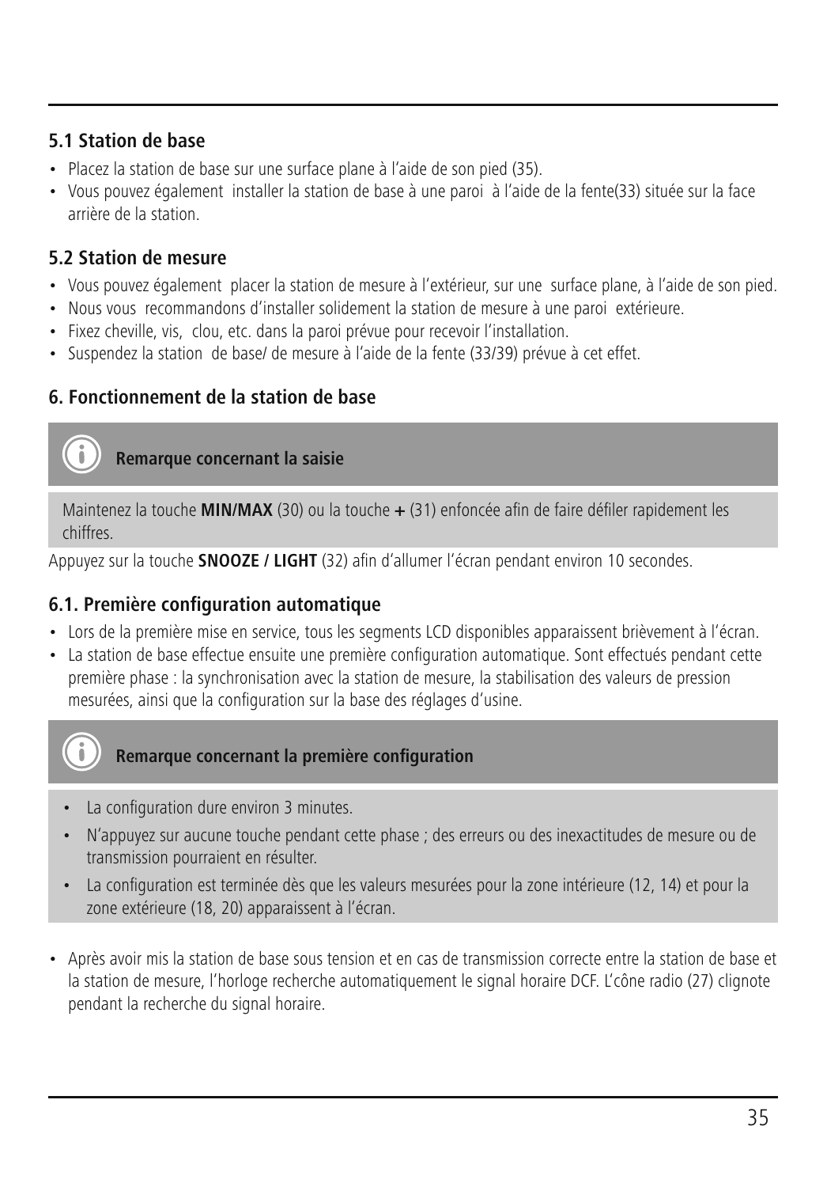### 5.1 Station de base

- Placez la station de base sur une surface plane à l'aide de son pied (35).
- Vous pouvez également installer la station de base à une paroi à l'aide de la fente(33) située sur la face arrière de la station.

### 5.2 Station de mesure

- Vous pouvez également placer la station de mesure à l'extérieur, sur une surface plane, à l'aide de son pied.
- Nous vous recommandons d'installer solidement la station de mesure à une paroi extérieure.
- Fixez cheville, vis, clou, etc. dans la paroi prévue pour recevoir l'installation.
- Suspendez la station de base/ de mesure à l'aide de la fente (33/39) prévue à cet effet.

## 6. Fonctionnement de la station de base

**Remarque concernant la saisie**

Maintenez la touche **MIN/MAX** (30) ou la touche **+** (31) enfoncée afin de faire défiler rapidement les chiffres.

Appuyez sur la touche **SNOOZE / LIGHT** (32) afin d'allumer l'écran pendant environ 10 secondes.

### 6.1. Première configuration automatique

- Lors de la première mise en service, tous les segments LCD disponibles apparaissent brièvement à l'écran.
- La station de base effectue ensuite une première configuration automatique. Sont effectués pendant cette première phase : la synchronisation avec la station de mesure, la stabilisation des valeurs de pression mesurées, ainsi que la configuration sur la base des réglages d'usine.

**Remarque concernant la première configuration**

- La configuration dure environ 3 minutes.
- N'appuyez sur aucune touche pendant cette phase ; des erreurs ou des inexactitudes de mesure ou de transmission pourraient en résulter.
- La configuration est terminée dès que les valeurs mesurées pour la zone intérieure (12, 14) et pour la zone extérieure (18, 20) apparaissent à l'écran.

- Après avoir mis la station de base sous tension et en cas de transmission correcte entre la station de base et la station de mesure, l'horloge recherche automatiquement le signal horaire DCF. L'cône radio (27) clignote pendant la recherche du signal horaire.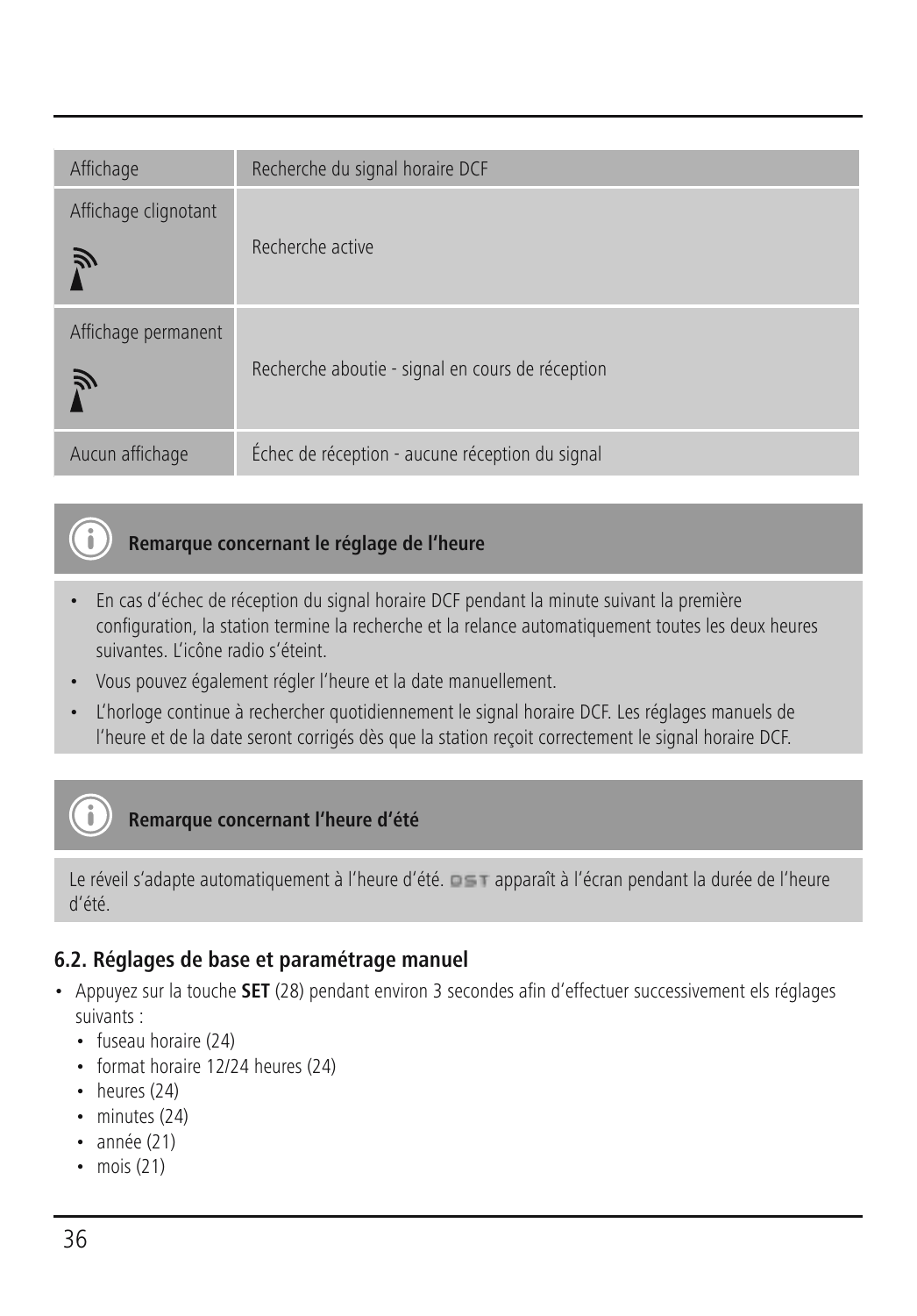| Affichage | Recherche du signal horaire DCF |
|---|---|
| Affichage clignotant | Recherche active |
| Affichage permanent | Recherche aboutie - signal en cours de réception |
| Aucun affichage | Échec de réception - aucune réception du signal |

**Remarque concernant le réglage de l'heure**

- En cas d'échec de réception du signal horaire DCF pendant la minute suivant la première configuration, la station termine la recherche et la relance automatiquement toutes les deux heures suivantes. L'icône radio s'éteint.
- Vous pouvez également régler l'heure et la date manuellement.
- L'horloge continue à rechercher quotidiennement le signal horaire DCF. Les réglages manuels de l'heure et de la date seront corrigés dès que la station reçoit correctement le signal horaire DCF.

**Remarque concernant l'heure d'été**

Le réveil s'adapte automatiquement à l'heure d'été. DST apparaît à l'écran pendant la durée de l'heure d'été.

## 6.2. Réglages de base et paramétrage manuel

- Appuyez sur la touche **SET** (28) pendant environ 3 secondes afin d'effectuer successivement els réglages suivants :
  - fuseau horaire (24)
  - format horaire 12/24 heures (24)
  - heures (24)
  - minutes (24)
  - année (21)
  - mois (21)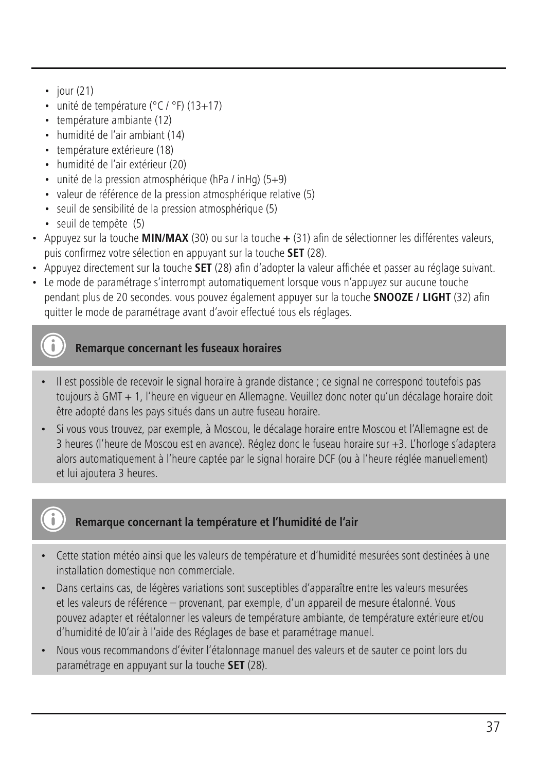- jour (21)
- unité de température (°C / °F) (13+17)
- température ambiante (12)
- humidité de l'air ambiant (14)
- température extérieure (18)
- humidité de l'air extérieur (20)
- unité de la pression atmosphérique (hPa / inHg) (5+9)
- valeur de référence de la pression atmosphérique relative (5)
- seuil de sensibilité de la pression atmosphérique (5)
- seuil de tempête (5)

- Appuyez sur la touche **MIN/MAX** (30) ou sur la touche **+** (31) afin de sélectionner les différentes valeurs, puis confirmez votre sélection en appuyant sur la touche **SET** (28).
- Appuyez directement sur la touche **SET** (28) afin d'adopter la valeur affichée et passer au réglage suivant.
- Le mode de paramétrage s'interrompt automatiquement lorsque vous n'appuyez sur aucune touche pendant plus de 20 secondes. vous pouvez également appuyer sur la touche **SNOOZE / LIGHT** (32) afin quitter le mode de paramétrage avant d'avoir effectué tous els réglages.

**Remarque concernant les fuseaux horaires**

- Il est possible de recevoir le signal horaire à grande distance ; ce signal ne correspond toutefois pas toujours à GMT + 1, l'heure en vigueur en Allemagne. Veuillez donc noter qu'un décalage horaire doit être adopté dans les pays situés dans un autre fuseau horaire.
- Si vous vous trouvez, par exemple, à Moscou, le décalage horaire entre Moscou et l'Allemagne est de 3 heures (l'heure de Moscou est en avance). Réglez donc le fuseau horaire sur +3. L'horloge s'adaptera alors automatiquement à l'heure captée par le signal horaire DCF (ou à l'heure réglée manuellement) et lui ajoutera 3 heures.

**Remarque concernant la température et l'humidité de l'air**

- Cette station météo ainsi que les valeurs de température et d'humidité mesurées sont destinées à une installation domestique non commerciale.
- Dans certains cas, de légères variations sont susceptibles d'apparaître entre les valeurs mesurées et les valeurs de référence – provenant, par exemple, d'un appareil de mesure étalonné. Vous pouvez adapter et réétalonner les valeurs de température ambiante, de température extérieure et/ou d'humidité de l0'air à l'aide des Réglages de base et paramétrage manuel.
- Nous vous recommandons d'éviter l'étalonnage manuel des valeurs et de sauter ce point lors du paramétrage en appuyant sur la touche **SET** (28).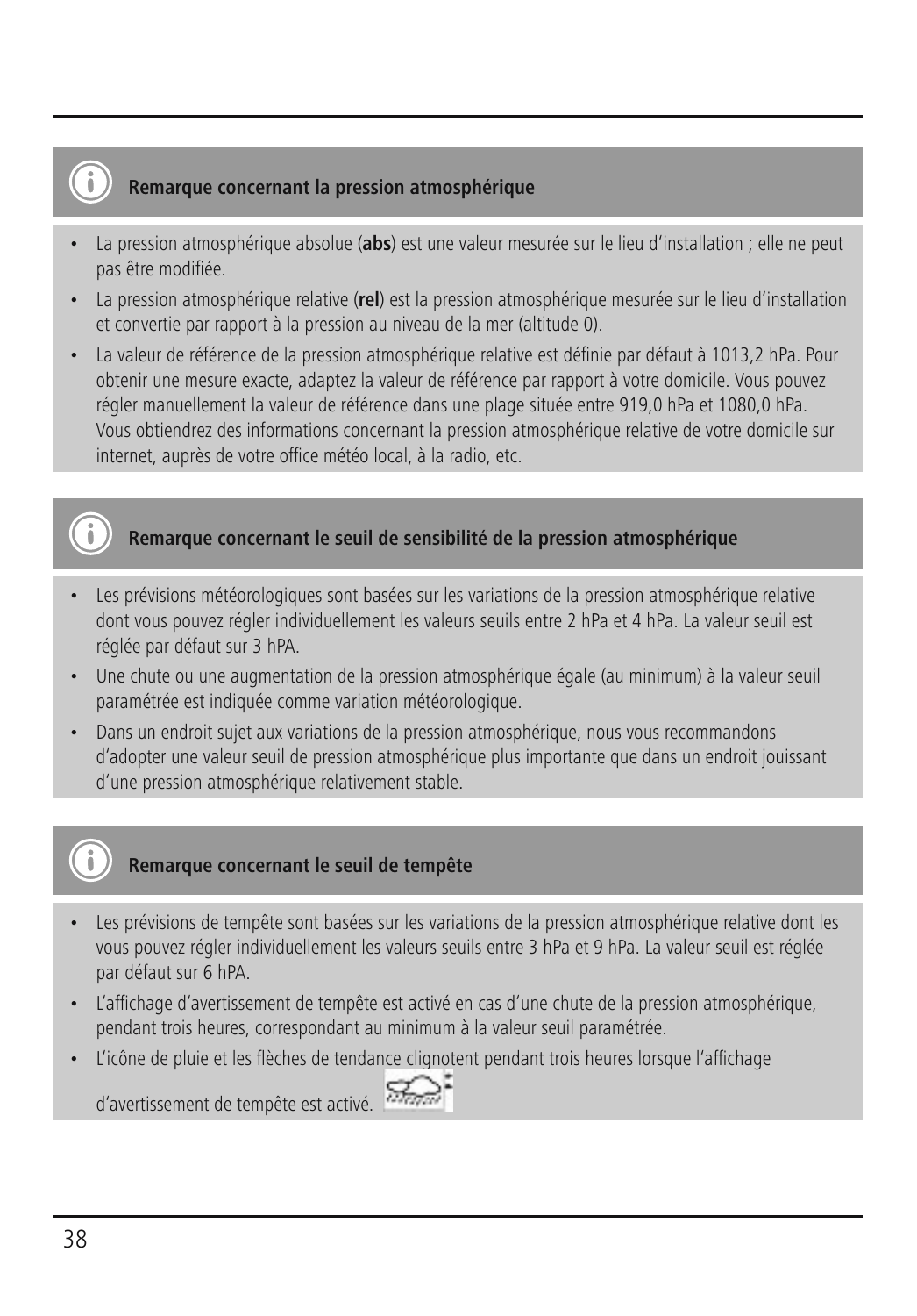### Remarque concernant la pression atmosphérique

- La pression atmosphérique absolue (**abs**) est une valeur mesurée sur le lieu d'installation ; elle ne peut pas être modifiée.
- La pression atmosphérique relative (**rel**) est la pression atmosphérique mesurée sur le lieu d'installation et convertie par rapport à la pression au niveau de la mer (altitude 0).
- La valeur de référence de la pression atmosphérique relative est définie par défaut à 1013,2 hPa. Pour obtenir une mesure exacte, adaptez la valeur de référence par rapport à votre domicile. Vous pouvez régler manuellement la valeur de référence dans une plage située entre 919,0 hPa et 1080,0 hPa. Vous obtiendrez des informations concernant la pression atmosphérique relative de votre domicile sur internet, auprès de votre office météo local, à la radio, etc.

### Remarque concernant le seuil de sensibilité de la pression atmosphérique

- Les prévisions météorologiques sont basées sur les variations de la pression atmosphérique relative dont vous pouvez régler individuellement les valeurs seuils entre 2 hPa et 4 hPa. La valeur seuil est réglée par défaut sur 3 hPA.
- Une chute ou une augmentation de la pression atmosphérique égale (au minimum) à la valeur seuil paramétrée est indiquée comme variation météorologique.
- Dans un endroit sujet aux variations de la pression atmosphérique, nous vous recommandons d'adopter une valeur seuil de pression atmosphérique plus importante que dans un endroit jouissant d'une pression atmosphérique relativement stable.

### Remarque concernant le seuil de tempête

- Les prévisions de tempête sont basées sur les variations de la pression atmosphérique relative dont les vous pouvez régler individuellement les valeurs seuils entre 3 hPa et 9 hPa. La valeur seuil est réglée par défaut sur 6 hPA.
- L'affichage d'avertissement de tempête est activé en cas d'une chute de la pression atmosphérique, pendant trois heures, correspondant au minimum à la valeur seuil paramétrée.
- L'icône de pluie et les flèches de tendance clignotent pendant trois heures lorsque l'affichage d'avertissement de tempête est activé.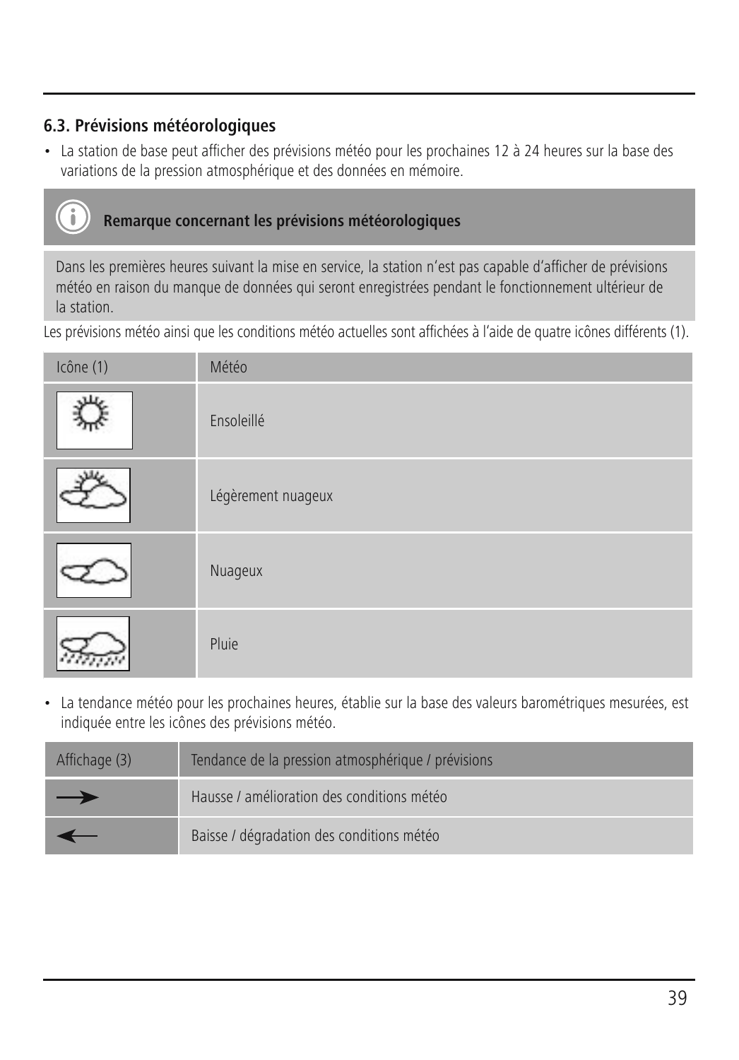### 6.3. Prévisions météorologiques

- La station de base peut afficher des prévisions météo pour les prochaines 12 à 24 heures sur la base des variations de la pression atmosphérique et des données en mémoire.

**Remarque concernant les prévisions météorologiques**

Dans les premières heures suivant la mise en service, la station n'est pas capable d'afficher de prévisions météo en raison du manque de données qui seront enregistrées pendant le fonctionnement ultérieur de la station.

Les prévisions météo ainsi que les conditions météo actuelles sont affichées à l'aide de quatre icônes différents (1).

| Icône (1) | Météo |
|---|---|
| | Ensoleillé |
| | Légèrement nuageux |
| | Nuageux |
| | Pluie |

- La tendance météo pour les prochaines heures, établie sur la base des valeurs barométriques mesurées, est indiquée entre les icônes des prévisions météo.

| Affichage (3) | Tendance de la pression atmosphérique / prévisions |
|---|---|
| → | Hausse / amélioration des conditions météo |
| ← | Baisse / dégradation des conditions météo |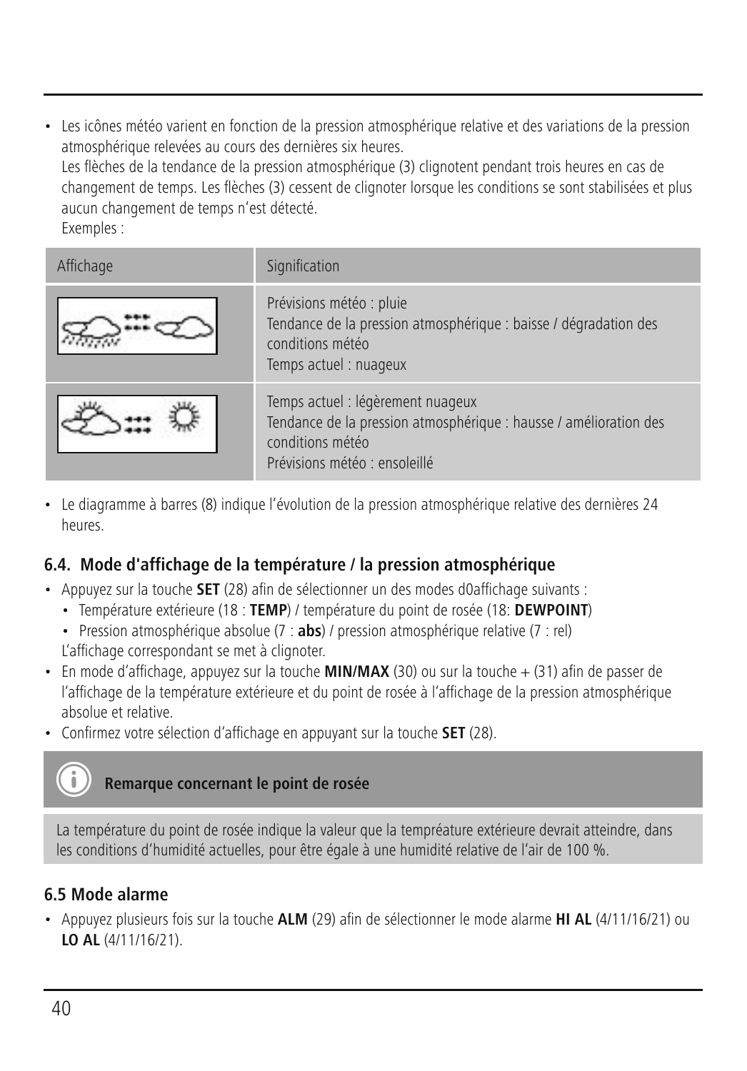- Les icônes météo varient en fonction de la pression atmosphérique relative et des variations de la pression atmosphérique relevées au cours des dernières six heures.
  Les flèches de la tendance de la pression atmosphérique (3) clignotent pendant trois heures en cas de changement de temps. Les flèches (3) cessent de clignoter lorsque les conditions se sont stabilisées et plus aucun changement de temps n'est détecté.
  Exemples :

| Affichage | Signification |
| --- | --- |
| | Prévisions météo : pluie<br>Tendance de la pression atmosphérique : baisse / dégradation des conditions météo<br>Temps actuel : nuageux |
| | Temps actuel : légèrement nuageux<br>Tendance de la pression atmosphérique : hausse / amélioration des conditions météo<br>Prévisions météo : ensoleillé |

- Le diagramme à barres (8) indique l'évolution de la pression atmosphérique relative des dernières 24 heures.

## 6.4. Mode d'affichage de la température / la pression atmosphérique

- Appuyez sur la touche **SET** (28) afin de sélectionner un des modes d0affichage suivants :
  - Température extérieure (18 : **TEMP**) / température du point de rosée (18: **DEWPOINT**)
  - Pression atmosphérique absolue (7 : **abs**) / pression atmosphérique relative (7 : rel)

  L'affichage correspondant se met à clignoter.
- En mode d'affichage, appuyez sur la touche **MIN/MAX** (30) ou sur la touche + (31) afin de passer de l'affichage de la température extérieure et du point de rosée à l'affichage de la pression atmosphérique absolue et relative.
- Confirmez votre sélection d'affichage en appuyant sur la touche **SET** (28).

**Remarque concernant le point de rosée**

La température du point de rosée indique la valeur que la tempréature extérieure devrait atteindre, dans les conditions d'humidité actuelles, pour être égale à une humidité relative de l'air de 100 %.

## 6.5 Mode alarme

- Appuyez plusieurs fois sur la touche **ALM** (29) afin de sélectionner le mode alarme **HI AL** (4/11/16/21) ou **LO AL** (4/11/16/21).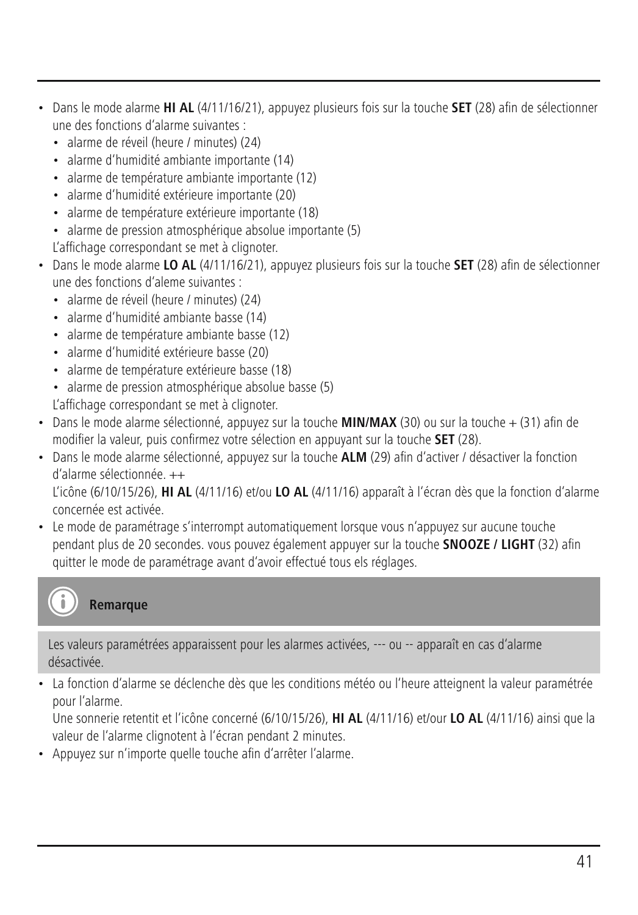- Dans le mode alarme **HI AL** (4/11/16/21), appuyez plusieurs fois sur la touche **SET** (28) afin de sélectionner une des fonctions d'alarme suivantes :
  - alarme de réveil (heure / minutes) (24)
  - alarme d'humidité ambiante importante (14)
  - alarme de température ambiante importante (12)
  - alarme d'humidité extérieure importante (20)
  - alarme de température extérieure importante (18)
  - alarme de pression atmosphérique absolue importante (5)

  L'affichage correspondant se met à clignoter.
- Dans le mode alarme **LO AL** (4/11/16/21), appuyez plusieurs fois sur la touche **SET** (28) afin de sélectionner une des fonctions d'aleme suivantes :
  - alarme de réveil (heure / minutes) (24)
  - alarme d'humidité ambiante basse (14)
  - alarme de température ambiante basse (12)
  - alarme d'humidité extérieure basse (20)
  - alarme de température extérieure basse (18)
  - alarme de pression atmosphérique absolue basse (5)

  L'affichage correspondant se met à clignoter.
- Dans le mode alarme sélectionné, appuyez sur la touche **MIN/MAX** (30) ou sur la touche + (31) afin de modifier la valeur, puis confirmez votre sélection en appuyant sur la touche **SET** (28).
- Dans le mode alarme sélectionné, appuyez sur la touche **ALM** (29) afin d'activer / désactiver la fonction d'alarme sélectionnée. ++

  L'icône (6/10/15/26), **HI AL** (4/11/16) et/ou **LO AL** (4/11/16) apparaît à l'écran dès que la fonction d'alarme concernée est activée.
- Le mode de paramétrage s'interrompt automatiquement lorsque vous n'appuyez sur aucune touche pendant plus de 20 secondes. vous pouvez également appuyer sur la touche **SNOOZE / LIGHT** (32) afin quitter le mode de paramétrage avant d'avoir effectué tous els réglages.

**Remarque**

Les valeurs paramétrées apparaissent pour les alarmes activées, --- ou -- apparaît en cas d'alarme désactivée.

- La fonction d'alarme se déclenche dès que les conditions météo ou l'heure atteignent la valeur paramétrée pour l'alarme.

  Une sonnerie retentit et l'icône concerné (6/10/15/26), **HI AL** (4/11/16) et/our **LO AL** (4/11/16) ainsi que la valeur de l'alarme clignotent à l'écran pendant 2 minutes.
- Appuyez sur n'importe quelle touche afin d'arrêter l'alarme.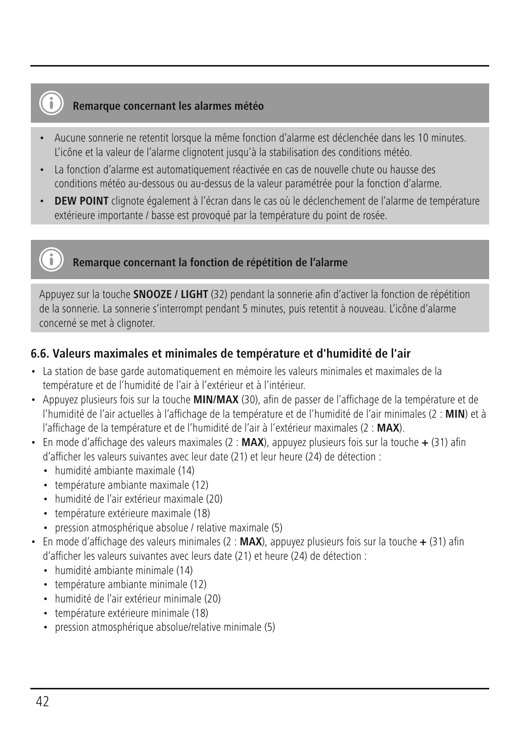> **Remarque concernant les alarmes météo**
>
> - Aucune sonnerie ne retentit lorsque la même fonction d'alarme est déclenchée dans les 10 minutes. L'icône et la valeur de l'alarme clignotent jusqu'à la stabilisation des conditions météo.
> - La fonction d'alarme est automatiquement réactivée en cas de nouvelle chute ou hausse des conditions météo au-dessous ou au-dessus de la valeur paramétrée pour la fonction d'alarme.
> - **DEW POINT** clignote également à l'écran dans le cas où le déclenchement de l'alarme de température extérieure importante / basse est provoqué par la température du point de rosée.

> **Remarque concernant la fonction de répétition de l'alarme**
>
> Appuyez sur la touche **SNOOZE / LIGHT** (32) pendant la sonnerie afin d'activer la fonction de répétition de la sonnerie. La sonnerie s'interrompt pendant 5 minutes, puis retentit à nouveau. L'icône d'alarme concerné se met à clignoter.

### 6.6. Valeurs maximales et minimales de température et d'humidité de l'air

- La station de base garde automatiquement en mémoire les valeurs minimales et maximales de la température et de l'humidité de l'air à l'extérieur et à l'intérieur.
- Appuyez plusieurs fois sur la touche **MIN/MAX** (30), afin de passer de l'affichage de la température et de l'humidité de l'air actuelles à l'affichage de la température et de l'humidité de l'air minimales (2 : **MIN**) et à l'affichage de la température et de l'humidité de l'air à l'extérieur maximales (2 : **MAX**).
- En mode d'affichage des valeurs maximales (2 : **MAX**), appuyez plusieurs fois sur la touche **+** (31) afin d'afficher les valeurs suivantes avec leur date (21) et leur heure (24) de détection :
  - humidité ambiante maximale (14)
  - température ambiante maximale (12)
  - humidité de l'air extérieur maximale (20)
  - température extérieure maximale (18)
  - pression atmosphérique absolue / relative maximale (5)
- En mode d'affichage des valeurs minimales (2 : **MAX**), appuyez plusieurs fois sur la touche **+** (31) afin d'afficher les valeurs suivantes avec leurs date (21) et heure (24) de détection :
  - humidité ambiante minimale (14)
  - température ambiante minimale (12)
  - humidité de l'air extérieur minimale (20)
  - température extérieure minimale (18)
  - pression atmosphérique absolue/relative minimale (5)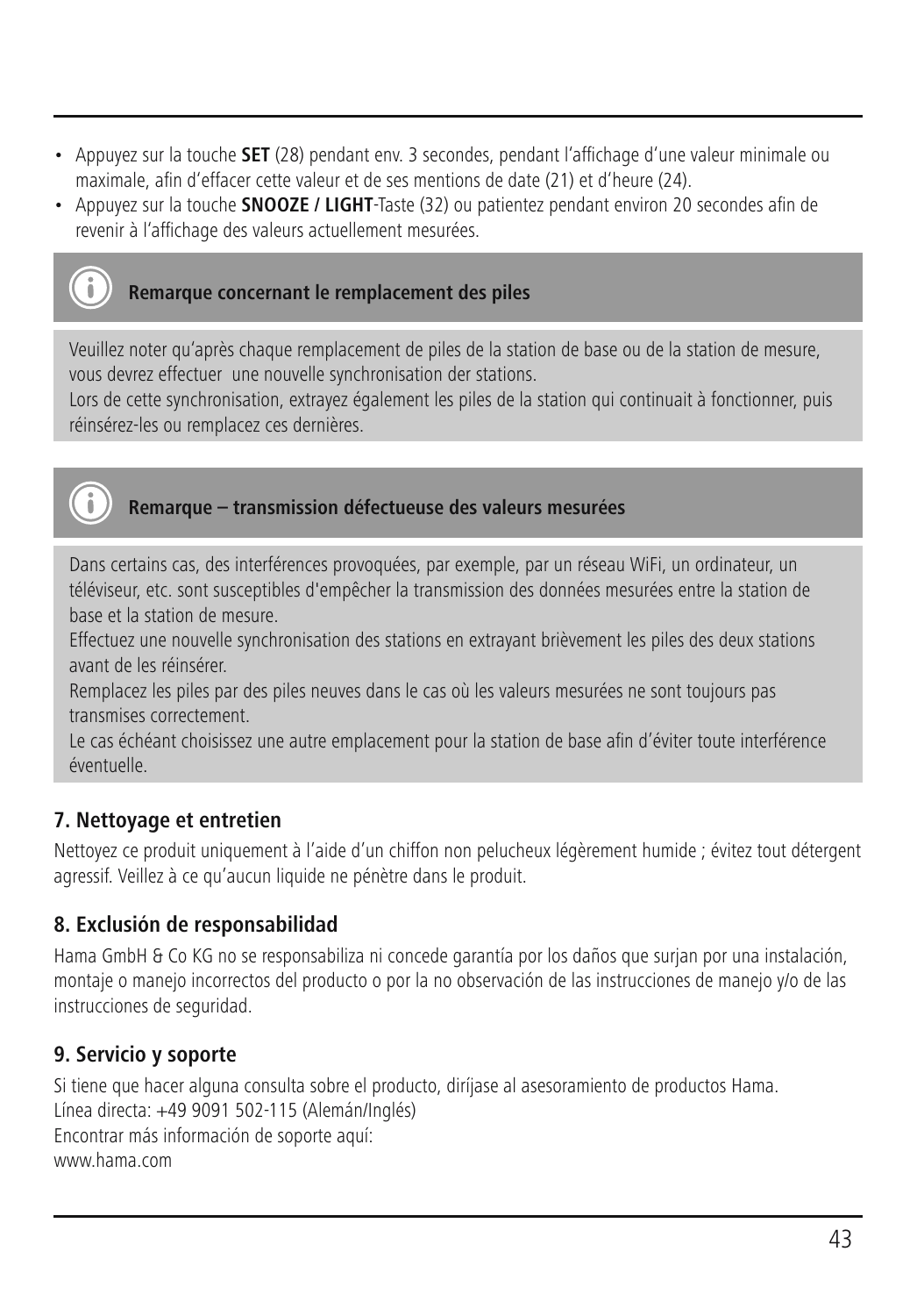- Appuyez sur la touche **SET** (28) pendant env. 3 secondes, pendant l'affichage d'une valeur minimale ou maximale, afin d'effacer cette valeur et de ses mentions de date (21) et d'heure (24).
- Appuyez sur la touche **SNOOZE / LIGHT**-Taste (32) ou patientez pendant environ 20 secondes afin de revenir à l'affichage des valeurs actuellement mesurées.

**Remarque concernant le remplacement des piles**

Veuillez noter qu'après chaque remplacement de piles de la station de base ou de la station de mesure, vous devrez effectuer une nouvelle synchronisation der stations.
Lors de cette synchronisation, extrayez également les piles de la station qui continuait à fonctionner, puis réinsérez-les ou remplacez ces dernières.

**Remarque – transmission défectueuse des valeurs mesurées**

Dans certains cas, des interférences provoquées, par exemple, par un réseau WiFi, un ordinateur, un téléviseur, etc. sont susceptibles d'empêcher la transmission des données mesurées entre la station de base et la station de mesure.
Effectuez une nouvelle synchronisation des stations en extrayant brièvement les piles des deux stations avant de les réinsérer.
Remplacez les piles par des piles neuves dans le cas où les valeurs mesurées ne sont toujours pas transmises correctement.
Le cas échéant choisissez une autre emplacement pour la station de base afin d'éviter toute interférence éventuelle.

## 7. Nettoyage et entretien

Nettoyez ce produit uniquement à l'aide d'un chiffon non pelucheux légèrement humide ; évitez tout détergent agressif. Veillez à ce qu'aucun liquide ne pénètre dans le produit.

## 8. Exclusión de responsabilidad

Hama GmbH & Co KG no se responsabiliza ni concede garantía por los daños que surjan por una instalación, montaje o manejo incorrectos del producto o por la no observación de las instrucciones de manejo y/o de las instrucciones de seguridad.

## 9. Servicio y soporte

Si tiene que hacer alguna consulta sobre el producto, diríjase al asesoramiento de productos Hama.
Línea directa: +49 9091 502-115 (Alemán/Inglés)
Encontrar más información de soporte aquí:
www.hama.com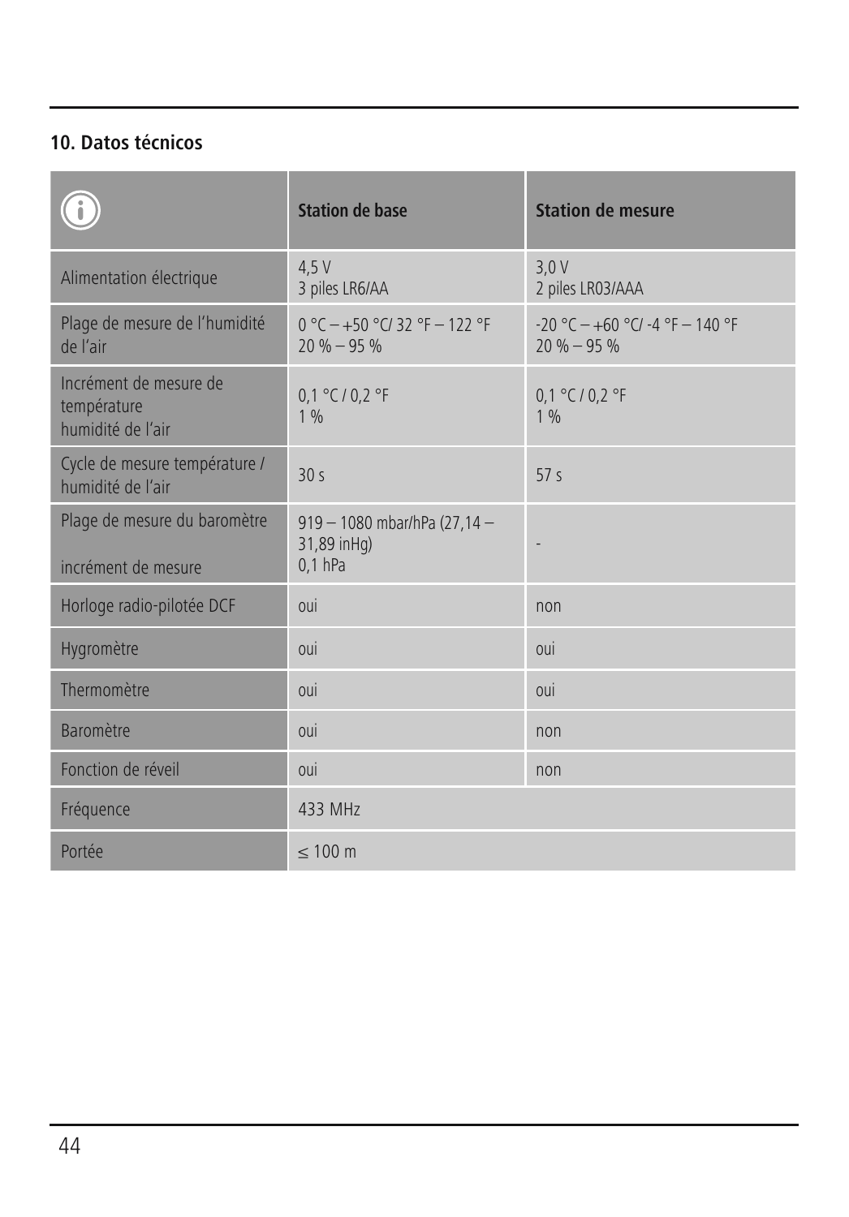## 10. Datos técnicos

| ⓘ | Station de base | Station de mesure |
|---|---|---|
| Alimentation électrique | 4,5 V<br>3 piles LR6/AA | 3,0 V<br>2 piles LR03/AAA |
| Plage de mesure de l'humidité de l'air | 0 °C – +50 °C/ 32 °F – 122 °F<br>20 % – 95 % | -20 °C – +60 °C/ -4 °F – 140 °F<br>20 % – 95 % |
| Incrément de mesure de température<br>humidité de l'air | 0,1 °C / 0,2 °F<br>1 % | 0,1 °C / 0,2 °F<br>1 % |
| Cycle de mesure température / humidité de l'air | 30 s | 57 s |
| Plage de mesure du baromètre<br><br>incrément de mesure | 919 – 1080 mbar/hPa (27,14 – 31,89 inHg)<br>0,1 hPa | - |
| Horloge radio-pilotée DCF | oui | non |
| Hygromètre | oui | oui |
| Thermomètre | oui | oui |
| Baromètre | oui | non |
| Fonction de réveil | oui | non |
| Fréquence | 433 MHz | |
| Portée | ≤ 100 m | |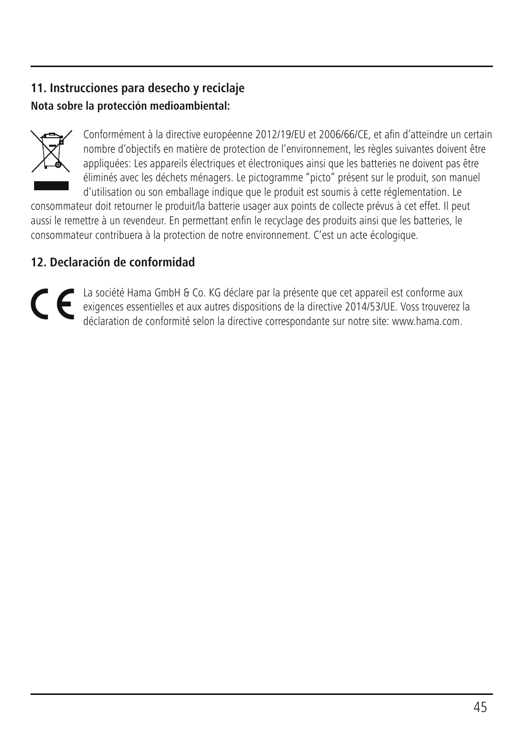## 11. Instrucciones para desecho y reciclaje

**Nota sobre la protección medioambiental:**

Conformément à la directive européenne 2012/19/EU et 2006/66/CE, et afin d'atteindre un certain nombre d'objectifs en matière de protection de l'environnement, les règles suivantes doivent être appliquées: Les appareils électriques et électroniques ainsi que les batteries ne doivent pas être éliminés avec les déchets ménagers. Le pictogramme "picto" présent sur le produit, son manuel d'utilisation ou son emballage indique que le produit est soumis à cette réglementation. Le consommateur doit retourner le produit/la batterie usager aux points de collecte prévus à cet effet. Il peut aussi le remettre à un revendeur. En permettant enfin le recyclage des produits ainsi que les batteries, le consommateur contribuera à la protection de notre environnement. C'est un acte écologique.

## 12. Declaración de conformidad

La société Hama GmbH & Co. KG déclare par la présente que cet appareil est conforme aux exigences essentielles et aux autres dispositions de la directive 2014/53/UE. Voss trouverez la déclaration de conformité selon la directive correspondante sur notre site: www.hama.com.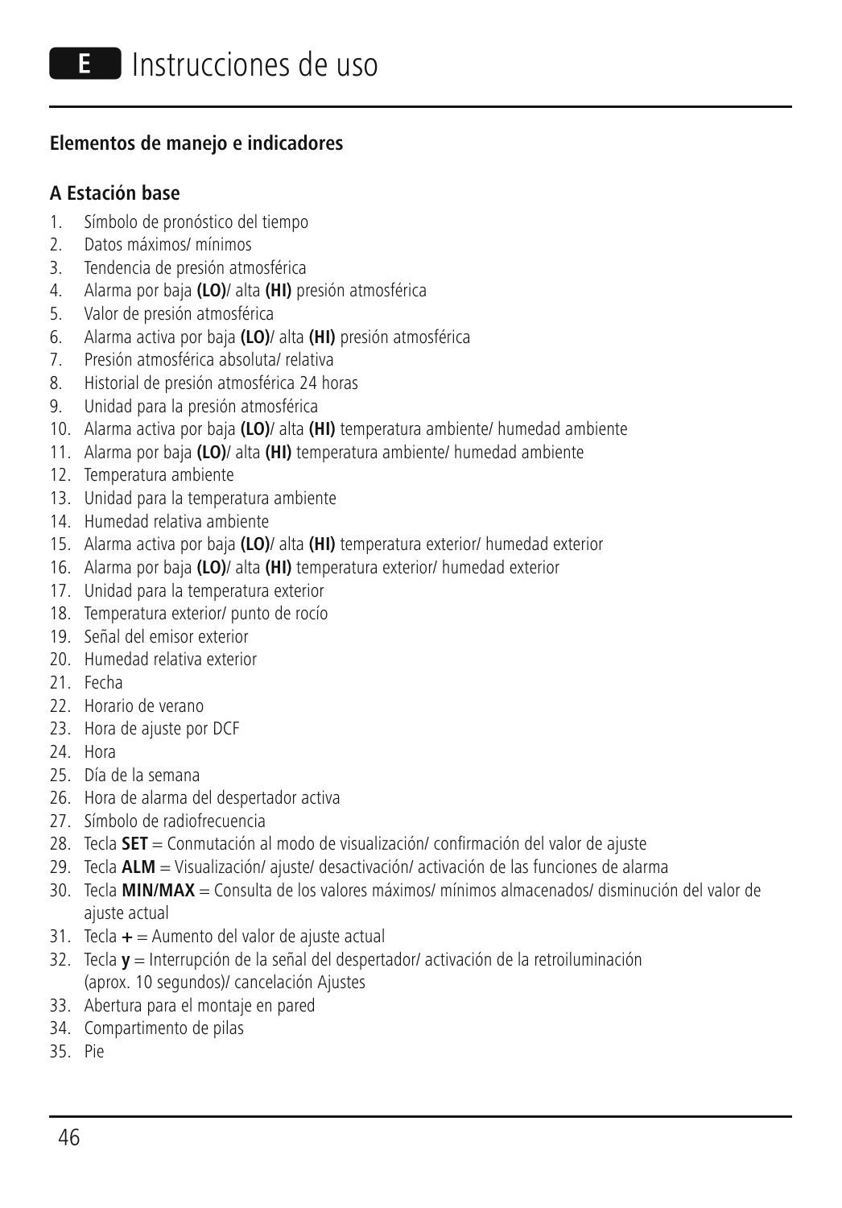# E Instrucciones de uso

### Elementos de manejo e indicadores

### A Estación base

1. Símbolo de pronóstico del tiempo
2. Datos máximos/ mínimos
3. Tendencia de presión atmosférica
4. Alarma por baja **(LO)**/ alta **(HI)** presión atmosférica
5. Valor de presión atmosférica
6. Alarma activa por baja **(LO)**/ alta **(HI)** presión atmosférica
7. Presión atmosférica absoluta/ relativa
8. Historial de presión atmosférica 24 horas
9. Unidad para la presión atmosférica
10. Alarma activa por baja **(LO)**/ alta **(HI)** temperatura ambiente/ humedad ambiente
11. Alarma por baja **(LO)**/ alta **(HI)** temperatura ambiente/ humedad ambiente
12. Temperatura ambiente
13. Unidad para la temperatura ambiente
14. Humedad relativa ambiente
15. Alarma activa por baja **(LO)**/ alta **(HI)** temperatura exterior/ humedad exterior
16. Alarma por baja **(LO)**/ alta **(HI)** temperatura exterior/ humedad exterior
17. Unidad para la temperatura exterior
18. Temperatura exterior/ punto de rocío
19. Señal del emisor exterior
20. Humedad relativa exterior
21. Fecha
22. Horario de verano
23. Hora de ajuste por DCF
24. Hora
25. Día de la semana
26. Hora de alarma del despertador activa
27. Símbolo de radiofrecuencia
28. Tecla **SET** = Conmutación al modo de visualización/ confirmación del valor de ajuste
29. Tecla **ALM** = Visualización/ ajuste/ desactivación/ activación de las funciones de alarma
30. Tecla **MIN/MAX** = Consulta de los valores máximos/ mínimos almacenados/ disminución del valor de ajuste actual
31. Tecla **+** = Aumento del valor de ajuste actual
32. Tecla **y** = Interrupción de la señal del despertador/ activación de la retroiluminación (aprox. 10 segundos)/ cancelación Ajustes
33. Abertura para el montaje en pared
34. Compartimento de pilas
35. Pie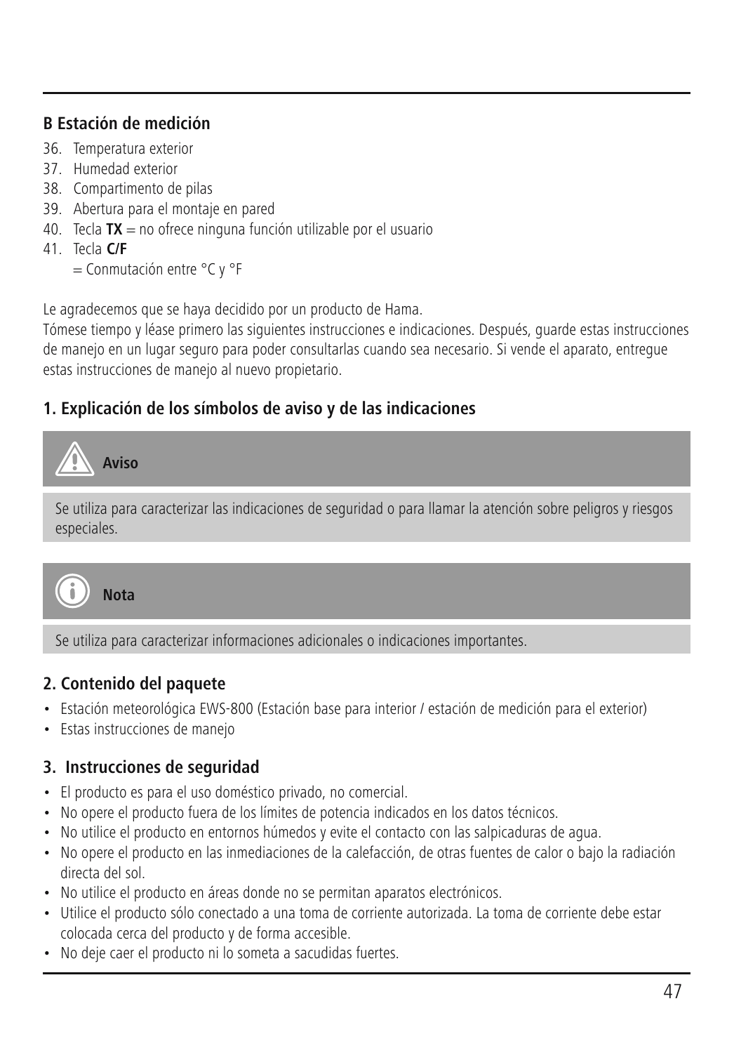### B Estación de medición

36. Temperatura exterior
37. Humedad exterior
38. Compartimento de pilas
39. Abertura para el montaje en pared
40. Tecla **TX** = no ofrece ninguna función utilizable por el usuario
41. Tecla **C/F**
    = Conmutación entre °C y °F

Le agradecemos que se haya decidido por un producto de Hama.
Tómese tiempo y léase primero las siguientes instrucciones e indicaciones. Después, guarde estas instrucciones de manejo en un lugar seguro para poder consultarlas cuando sea necesario. Si vende el aparato, entregue estas instrucciones de manejo al nuevo propietario.

## 1. Explicación de los símbolos de aviso y de las indicaciones

**Aviso**

Se utiliza para caracterizar las indicaciones de seguridad o para llamar la atención sobre peligros y riesgos especiales.

**Nota**

Se utiliza para caracterizar informaciones adicionales o indicaciones importantes.

## 2. Contenido del paquete

- Estación meteorológica EWS-800 (Estación base para interior / estación de medición para el exterior)
- Estas instrucciones de manejo

## 3. Instrucciones de seguridad

- El producto es para el uso doméstico privado, no comercial.
- No opere el producto fuera de los límites de potencia indicados en los datos técnicos.
- No utilice el producto en entornos húmedos y evite el contacto con las salpicaduras de agua.
- No opere el producto en las inmediaciones de la calefacción, de otras fuentes de calor o bajo la radiación directa del sol.
- No utilice el producto en áreas donde no se permitan aparatos electrónicos.
- Utilice el producto sólo conectado a una toma de corriente autorizada. La toma de corriente debe estar colocada cerca del producto y de forma accesible.
- No deje caer el producto ni lo someta a sacudidas fuertes.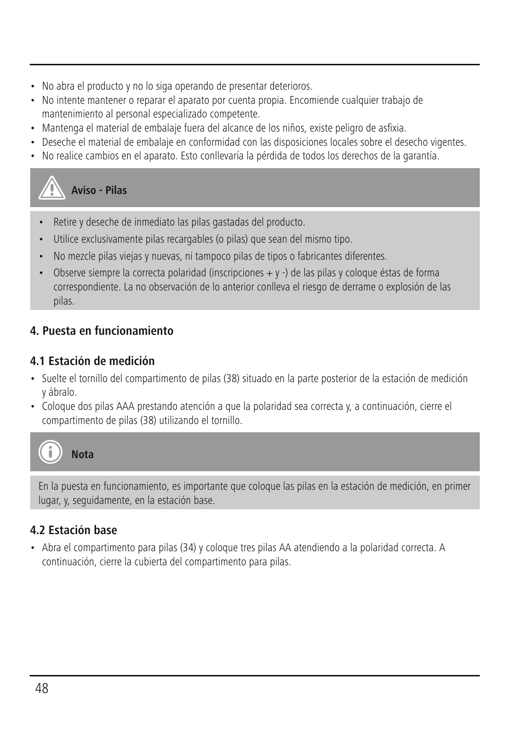- No abra el producto y no lo siga operando de presentar deterioros.
- No intente mantener o reparar el aparato por cuenta propia. Encomiende cualquier trabajo de mantenimiento al personal especializado competente.
- Mantenga el material de embalaje fuera del alcance de los niños, existe peligro de asfixia.
- Deseche el material de embalaje en conformidad con las disposiciones locales sobre el desecho vigentes.
- No realice cambios en el aparato. Esto conllevaría la pérdida de todos los derechos de la garantía.

**Aviso - Pilas**

- Retire y deseche de inmediato las pilas gastadas del producto.
- Utilice exclusivamente pilas recargables (o pilas) que sean del mismo tipo.
- No mezcle pilas viejas y nuevas, ni tampoco pilas de tipos o fabricantes diferentes.
- Observe siempre la correcta polaridad (inscripciones + y -) de las pilas y coloque éstas de forma correspondiente. La no observación de lo anterior conlleva el riesgo de derrame o explosión de las pilas.

## 4. Puesta en funcionamiento

### 4.1 Estación de medición

- Suelte el tornillo del compartimento de pilas (38) situado en la parte posterior de la estación de medición y ábralo.
- Coloque dos pilas AAA prestando atención a que la polaridad sea correcta y, a continuación, cierre el compartimento de pilas (38) utilizando el tornillo.

**Nota**

En la puesta en funcionamiento, es importante que coloque las pilas en la estación de medición, en primer lugar, y, seguidamente, en la estación base.

### 4.2 Estación base

- Abra el compartimento para pilas (34) y coloque tres pilas AA atendiendo a la polaridad correcta. A continuación, cierre la cubierta del compartimento para pilas.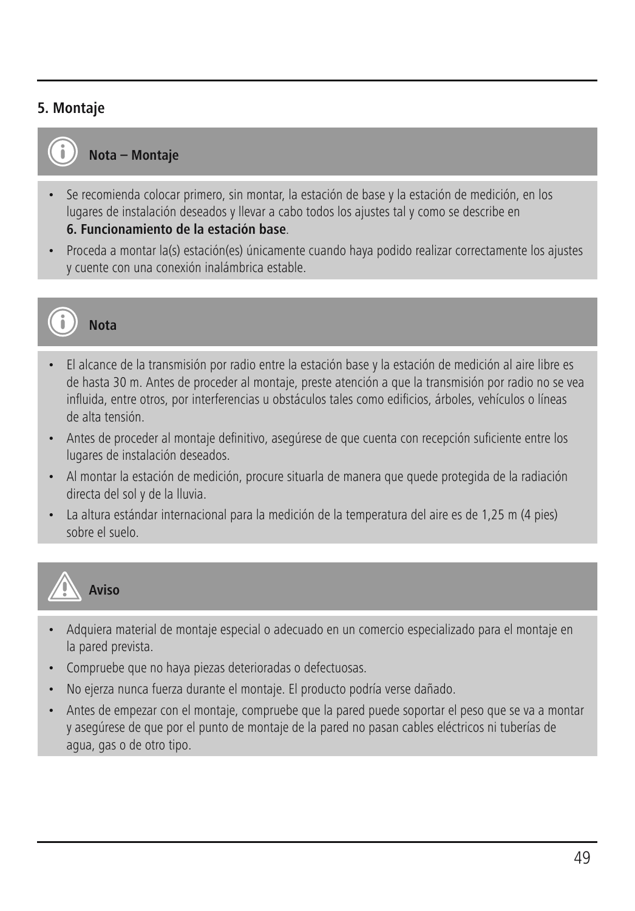## 5. Montaje

**Nota – Montaje**

- Se recomienda colocar primero, sin montar, la estación de base y la estación de medición, en los lugares de instalación deseados y llevar a cabo todos los ajustes tal y como se describe en **6. Funcionamiento de la estación base**.
- Proceda a montar la(s) estación(es) únicamente cuando haya podido realizar correctamente los ajustes y cuente con una conexión inalámbrica estable.

**Nota**

- El alcance de la transmisión por radio entre la estación base y la estación de medición al aire libre es de hasta 30 m. Antes de proceder al montaje, preste atención a que la transmisión por radio no se vea influida, entre otros, por interferencias u obstáculos tales como edificios, árboles, vehículos o líneas de alta tensión.
- Antes de proceder al montaje definitivo, asegúrese de que cuenta con recepción suficiente entre los lugares de instalación deseados.
- Al montar la estación de medición, procure situarla de manera que quede protegida de la radiación directa del sol y de la lluvia.
- La altura estándar internacional para la medición de la temperatura del aire es de 1,25 m (4 pies) sobre el suelo.

**Aviso**

- Adquiera material de montaje especial o adecuado en un comercio especializado para el montaje en la pared prevista.
- Compruebe que no haya piezas deterioradas o defectuosas.
- No ejerza nunca fuerza durante el montaje. El producto podría verse dañado.
- Antes de empezar con el montaje, compruebe que la pared puede soportar el peso que se va a montar y asegúrese de que por el punto de montaje de la pared no pasan cables eléctricos ni tuberías de agua, gas o de otro tipo.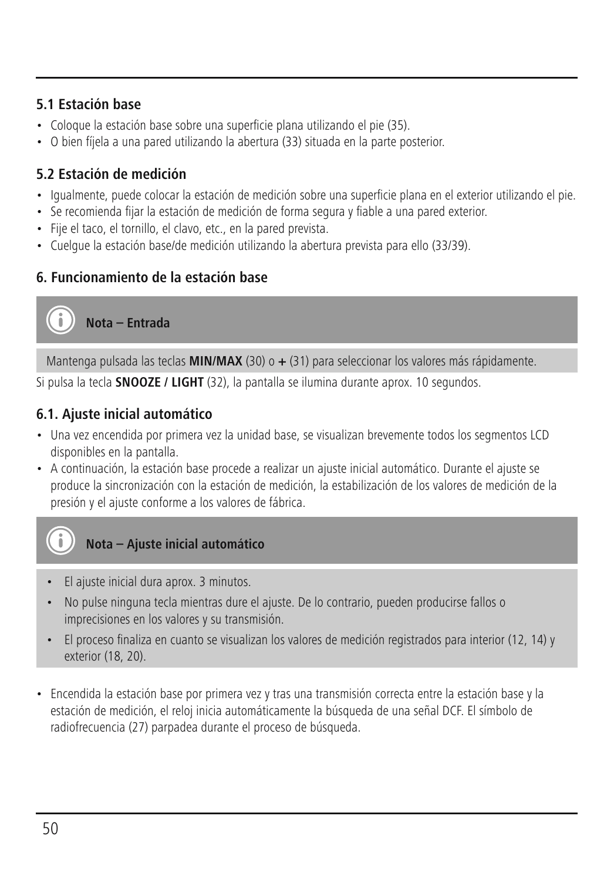### 5.1 Estación base

- Coloque la estación base sobre una superficie plana utilizando el pie (35).
- O bien fíjela a una pared utilizando la abertura (33) situada en la parte posterior.

### 5.2 Estación de medición

- Igualmente, puede colocar la estación de medición sobre una superficie plana en el exterior utilizando el pie.
- Se recomienda fijar la estación de medición de forma segura y fiable a una pared exterior.
- Fije el taco, el tornillo, el clavo, etc., en la pared prevista.
- Cuelgue la estación base/de medición utilizando la abertura prevista para ello (33/39).

### 6. Funcionamiento de la estación base

**Nota – Entrada**

Mantenga pulsada las teclas **MIN/MAX** (30) o **+** (31) para seleccionar los valores más rápidamente.

Si pulsa la tecla **SNOOZE / LIGHT** (32), la pantalla se ilumina durante aprox. 10 segundos.

### 6.1. Ajuste inicial automático

- Una vez encendida por primera vez la unidad base, se visualizan brevemente todos los segmentos LCD disponibles en la pantalla.
- A continuación, la estación base procede a realizar un ajuste inicial automático. Durante el ajuste se produce la sincronización con la estación de medición, la estabilización de los valores de medición de la presión y el ajuste conforme a los valores de fábrica.

**Nota – Ajuste inicial automático**

- El ajuste inicial dura aprox. 3 minutos.
- No pulse ninguna tecla mientras dure el ajuste. De lo contrario, pueden producirse fallos o imprecisiones en los valores y su transmisión.
- El proceso finaliza en cuanto se visualizan los valores de medición registrados para interior (12, 14) y exterior (18, 20).

- Encendida la estación base por primera vez y tras una transmisión correcta entre la estación base y la estación de medición, el reloj inicia automáticamente la búsqueda de una señal DCF. El símbolo de radiofrecuencia (27) parpadea durante el proceso de búsqueda.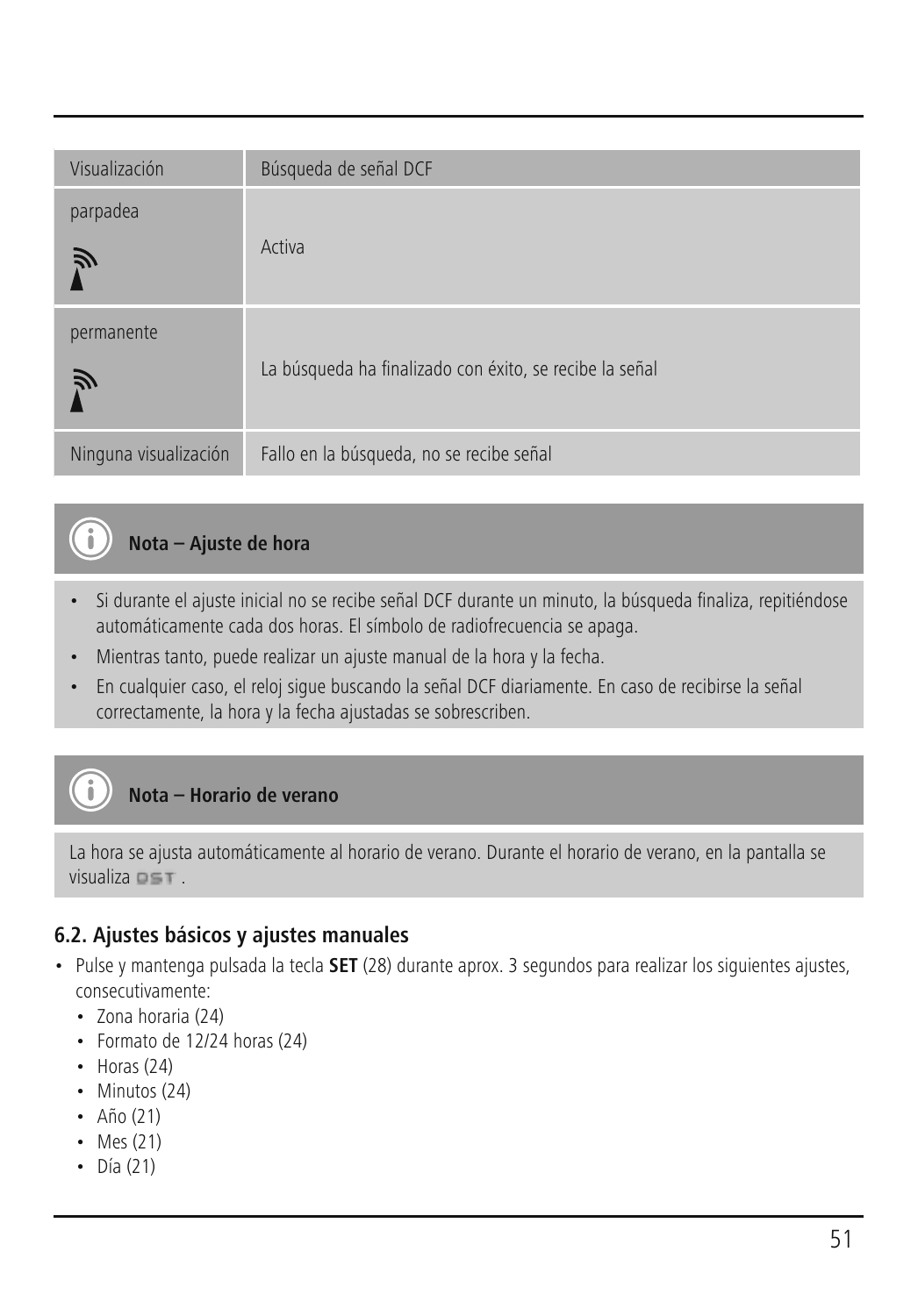| Visualización | Búsqueda de señal DCF |
| --- | --- |
| parpadea | Activa |
| permanente | La búsqueda ha finalizado con éxito, se recibe la señal |
| Ninguna visualización | Fallo en la búsqueda, no se recibe señal |

**Nota – Ajuste de hora**

- Si durante el ajuste inicial no se recibe señal DCF durante un minuto, la búsqueda finaliza, repitiéndose automáticamente cada dos horas. El símbolo de radiofrecuencia se apaga.
- Mientras tanto, puede realizar un ajuste manual de la hora y la fecha.
- En cualquier caso, el reloj sigue buscando la señal DCF diariamente. En caso de recibirse la señal correctamente, la hora y la fecha ajustadas se sobrescriben.

**Nota – Horario de verano**

La hora se ajusta automáticamente al horario de verano. Durante el horario de verano, en la pantalla se visualiza DST .

## 6.2. Ajustes básicos y ajustes manuales

- Pulse y mantenga pulsada la tecla **SET** (28) durante aprox. 3 segundos para realizar los siguientes ajustes, consecutivamente:
  - Zona horaria (24)
  - Formato de 12/24 horas (24)
  - Horas (24)
  - Minutos (24)
  - Año (21)
  - Mes (21)
  - Día (21)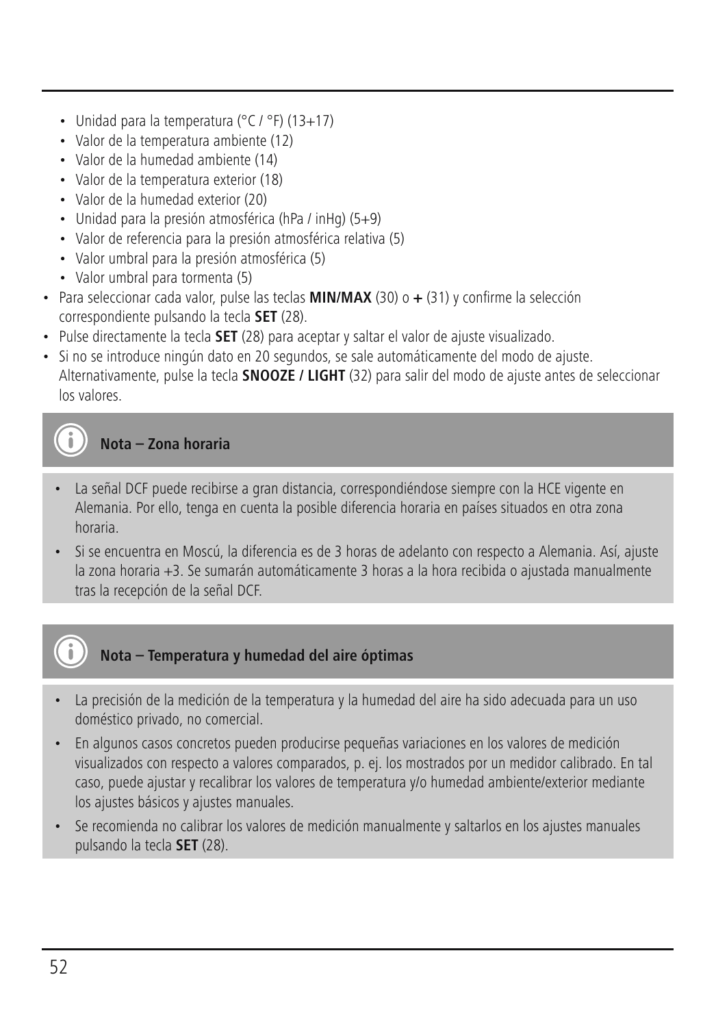- Unidad para la temperatura (°C / °F) (13+17)
- Valor de la temperatura ambiente (12)
- Valor de la humedad ambiente (14)
- Valor de la temperatura exterior (18)
- Valor de la humedad exterior (20)
- Unidad para la presión atmosférica (hPa / inHg) (5+9)
- Valor de referencia para la presión atmosférica relativa (5)
- Valor umbral para la presión atmosférica (5)
- Valor umbral para tormenta (5)

- Para seleccionar cada valor, pulse las teclas **MIN/MAX** (30) o **+** (31) y confirme la selección correspondiente pulsando la tecla **SET** (28).
- Pulse directamente la tecla **SET** (28) para aceptar y saltar el valor de ajuste visualizado.
- Si no se introduce ningún dato en 20 segundos, se sale automáticamente del modo de ajuste. Alternativamente, pulse la tecla **SNOOZE / LIGHT** (32) para salir del modo de ajuste antes de seleccionar los valores.

**Nota – Zona horaria**

- La señal DCF puede recibirse a gran distancia, correspondiéndose siempre con la HCE vigente en Alemania. Por ello, tenga en cuenta la posible diferencia horaria en países situados en otra zona horaria.
- Si se encuentra en Moscú, la diferencia es de 3 horas de adelanto con respecto a Alemania. Así, ajuste la zona horaria +3. Se sumarán automáticamente 3 horas a la hora recibida o ajustada manualmente tras la recepción de la señal DCF.

**Nota – Temperatura y humedad del aire óptimas**

- La precisión de la medición de la temperatura y la humedad del aire ha sido adecuada para un uso doméstico privado, no comercial.
- En algunos casos concretos pueden producirse pequeñas variaciones en los valores de medición visualizados con respecto a valores comparados, p. ej. los mostrados por un medidor calibrado. En tal caso, puede ajustar y recalibrar los valores de temperatura y/o humedad ambiente/exterior mediante los ajustes básicos y ajustes manuales.
- Se recomienda no calibrar los valores de medición manualmente y saltarlos en los ajustes manuales pulsando la tecla **SET** (28).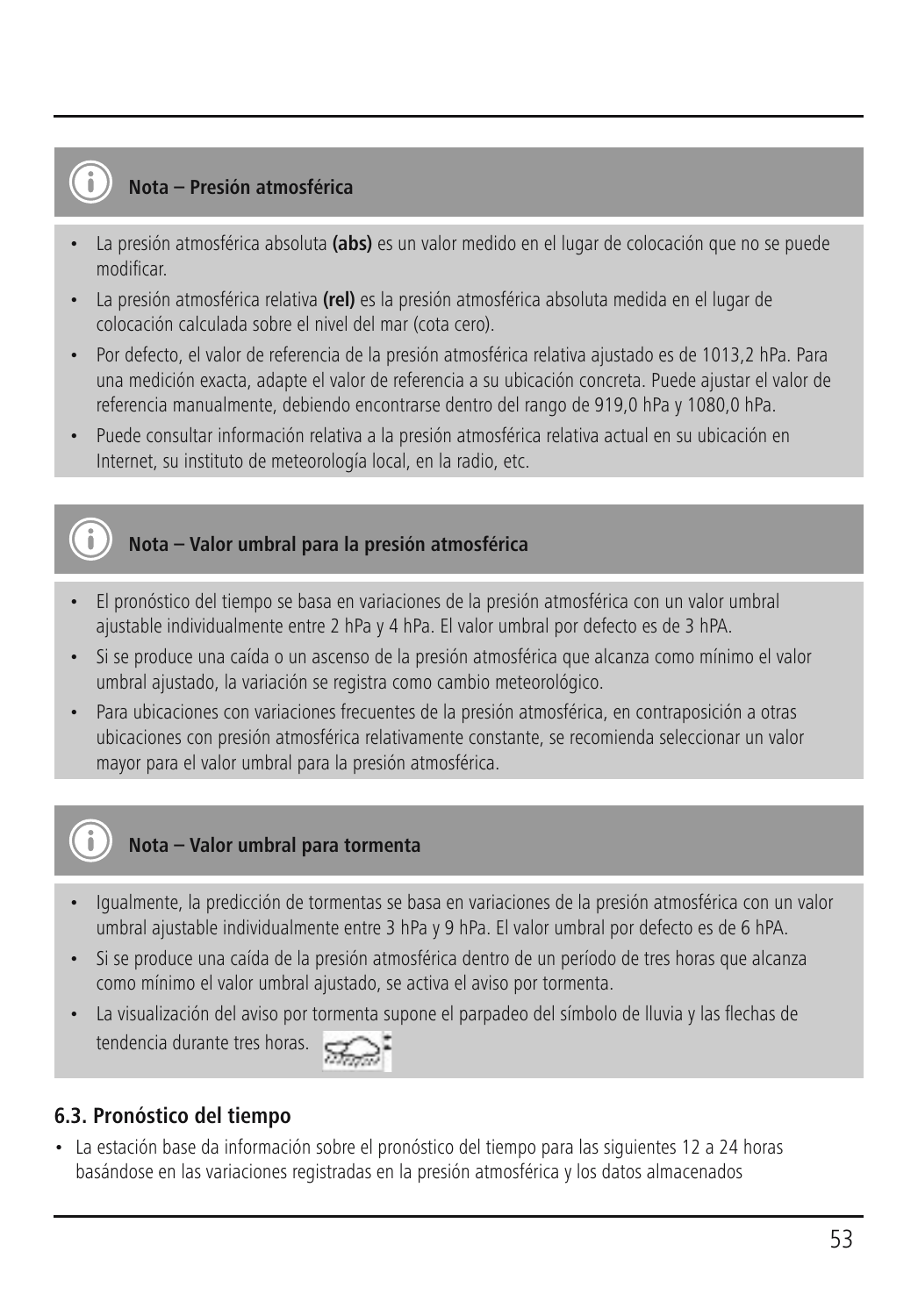**Nota – Presión atmosférica**

- La presión atmosférica absoluta **(abs)** es un valor medido en el lugar de colocación que no se puede modificar.
- La presión atmosférica relativa **(rel)** es la presión atmosférica absoluta medida en el lugar de colocación calculada sobre el nivel del mar (cota cero).
- Por defecto, el valor de referencia de la presión atmosférica relativa ajustado es de 1013,2 hPa. Para una medición exacta, adapte el valor de referencia a su ubicación concreta. Puede ajustar el valor de referencia manualmente, debiendo encontrarse dentro del rango de 919,0 hPa y 1080,0 hPa.
- Puede consultar información relativa a la presión atmosférica relativa actual en su ubicación en Internet, su instituto de meteorología local, en la radio, etc.

**Nota – Valor umbral para la presión atmosférica**

- El pronóstico del tiempo se basa en variaciones de la presión atmosférica con un valor umbral ajustable individualmente entre 2 hPa y 4 hPa. El valor umbral por defecto es de 3 hPA.
- Si se produce una caída o un ascenso de la presión atmosférica que alcanza como mínimo el valor umbral ajustado, la variación se registra como cambio meteorológico.
- Para ubicaciones con variaciones frecuentes de la presión atmosférica, en contraposición a otras ubicaciones con presión atmosférica relativamente constante, se recomienda seleccionar un valor mayor para el valor umbral para la presión atmosférica.

**Nota – Valor umbral para tormenta**

- Igualmente, la predicción de tormentas se basa en variaciones de la presión atmosférica con un valor umbral ajustable individualmente entre 3 hPa y 9 hPa. El valor umbral por defecto es de 6 hPA.
- Si se produce una caída de la presión atmosférica dentro de un período de tres horas que alcanza como mínimo el valor umbral ajustado, se activa el aviso por tormenta.
- La visualización del aviso por tormenta supone el parpadeo del símbolo de lluvia y las flechas de tendencia durante tres horas.

## 6.3. Pronóstico del tiempo

- La estación base da información sobre el pronóstico del tiempo para las siguientes 12 a 24 horas basándose en las variaciones registradas en la presión atmosférica y los datos almacenados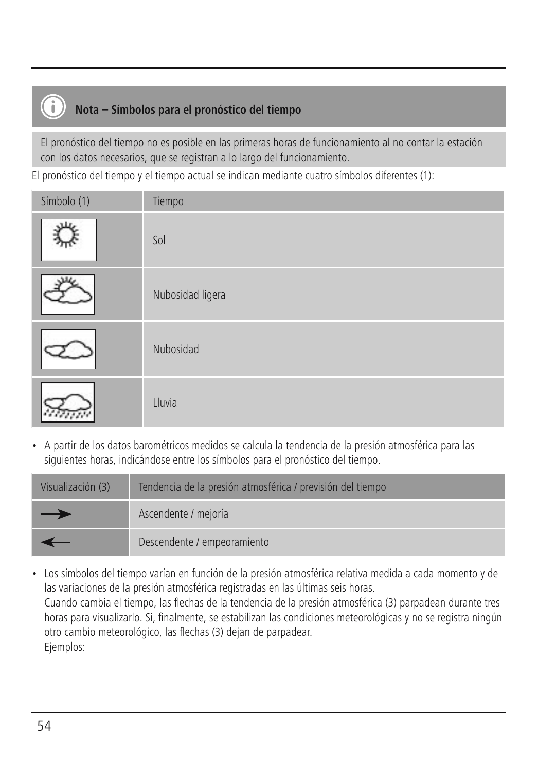**Nota – Símbolos para el pronóstico del tiempo**

El pronóstico del tiempo no es posible en las primeras horas de funcionamiento al no contar la estación con los datos necesarios, que se registran a lo largo del funcionamiento.

El pronóstico del tiempo y el tiempo actual se indican mediante cuatro símbolos diferentes (1):

| Símbolo (1) | Tiempo |
| --- | --- |
| | Sol |
| | Nubosidad ligera |
| | Nubosidad |
| | Lluvia |

- A partir de los datos barométricos medidos se calcula la tendencia de la presión atmosférica para las siguientes horas, indicándose entre los símbolos para el pronóstico del tiempo.

| Visualización (3) | Tendencia de la presión atmosférica / previsión del tiempo |
| --- | --- |
| → | Ascendente / mejoría |
| ← | Descendente / empeoramiento |

- Los símbolos del tiempo varían en función de la presión atmosférica relativa medida a cada momento y de las variaciones de la presión atmosférica registradas en las últimas seis horas.
  Cuando cambia el tiempo, las flechas de la tendencia de la presión atmosférica (3) parpadean durante tres horas para visualizarlo. Si, finalmente, se estabilizan las condiciones meteorológicas y no se registra ningún otro cambio meteorológico, las flechas (3) dejan de parpadear.
  Ejemplos: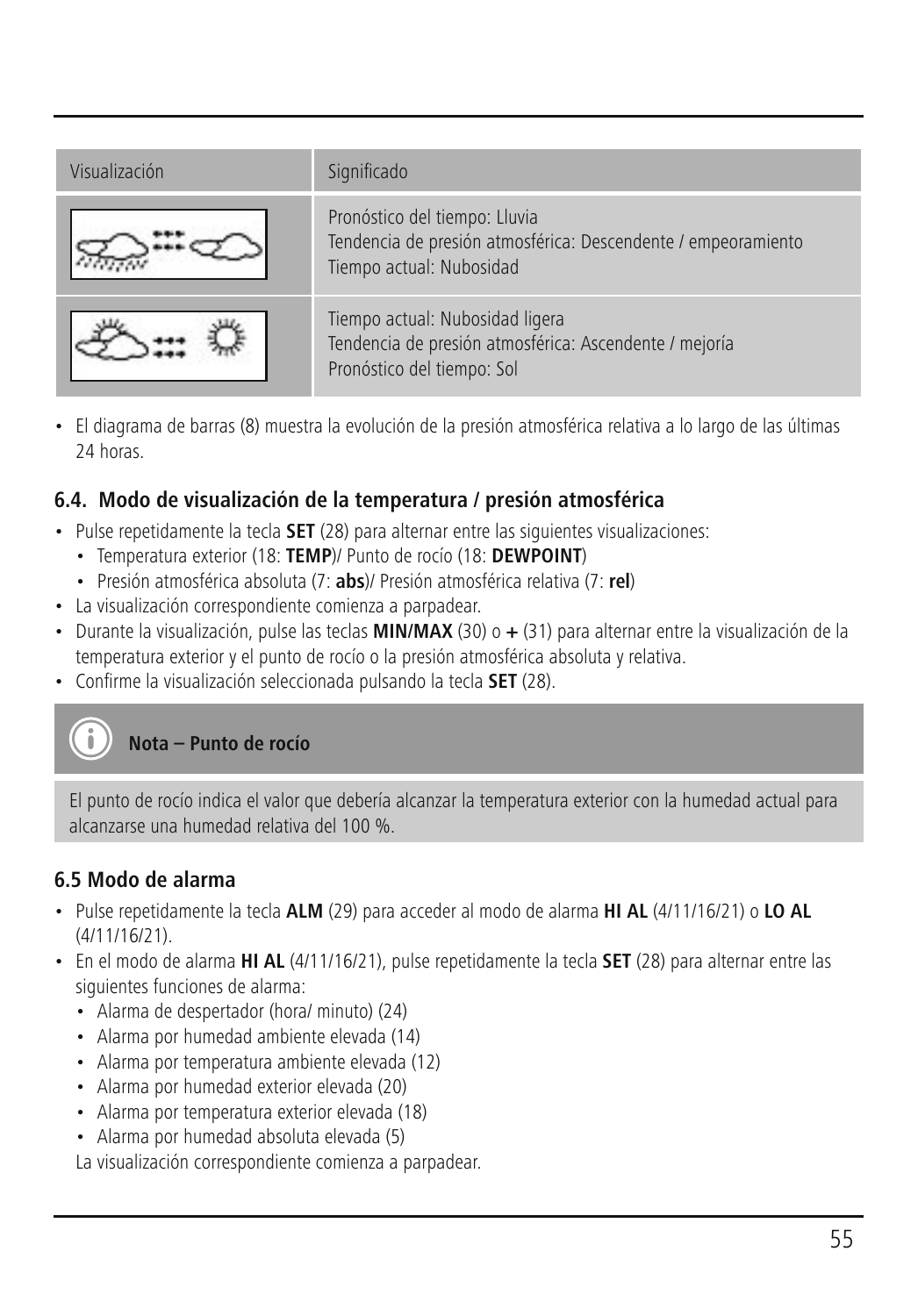| Visualización | Significado |
|---|---|
| | Pronóstico del tiempo: Lluvia<br>Tendencia de presión atmosférica: Descendente / empeoramiento<br>Tiempo actual: Nubosidad |
| | Tiempo actual: Nubosidad ligera<br>Tendencia de presión atmosférica: Ascendente / mejoría<br>Pronóstico del tiempo: Sol |

- El diagrama de barras (8) muestra la evolución de la presión atmosférica relativa a lo largo de las últimas 24 horas.

### 6.4. Modo de visualización de la temperatura / presión atmosférica

- Pulse repetidamente la tecla **SET** (28) para alternar entre las siguientes visualizaciones:
  - Temperatura exterior (18: **TEMP**)/ Punto de rocío (18: **DEWPOINT**)
  - Presión atmosférica absoluta (7: **abs**)/ Presión atmosférica relativa (7: **rel**)
- La visualización correspondiente comienza a parpadear.
- Durante la visualización, pulse las teclas **MIN/MAX** (30) o **+** (31) para alternar entre la visualización de la temperatura exterior y el punto de rocío o la presión atmosférica absoluta y relativa.
- Confirme la visualización seleccionada pulsando la tecla **SET** (28).

**Nota – Punto de rocío**

El punto de rocío indica el valor que debería alcanzar la temperatura exterior con la humedad actual para alcanzarse una humedad relativa del 100 %.

### 6.5 Modo de alarma

- Pulse repetidamente la tecla **ALM** (29) para acceder al modo de alarma **HI AL** (4/11/16/21) o **LO AL** (4/11/16/21).
- En el modo de alarma **HI AL** (4/11/16/21), pulse repetidamente la tecla **SET** (28) para alternar entre las siguientes funciones de alarma:
  - Alarma de despertador (hora/ minuto) (24)
  - Alarma por humedad ambiente elevada (14)
  - Alarma por temperatura ambiente elevada (12)
  - Alarma por humedad exterior elevada (20)
  - Alarma por temperatura exterior elevada (18)
  - Alarma por humedad absoluta elevada (5)

  La visualización correspondiente comienza a parpadear.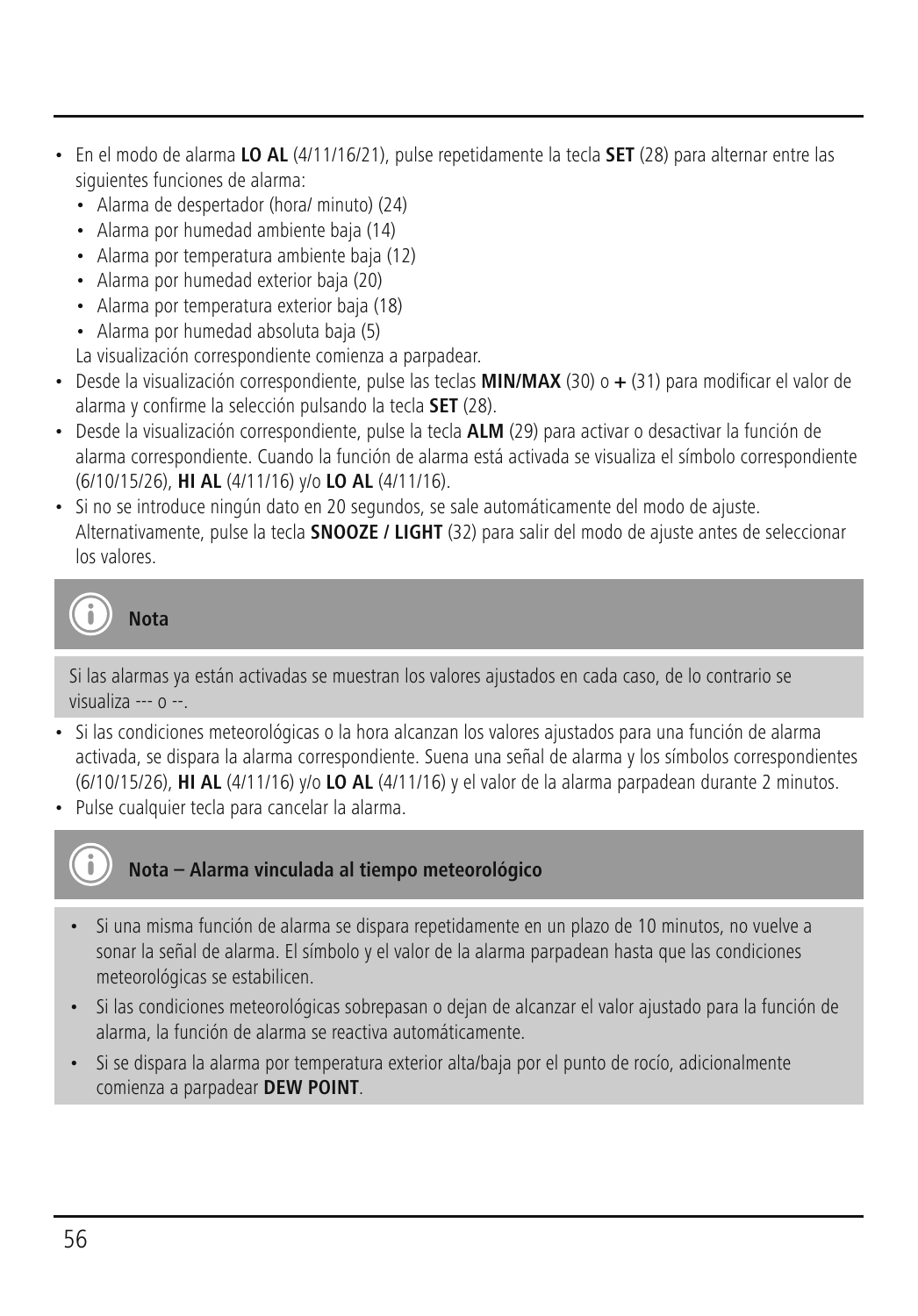- En el modo de alarma **LO AL** (4/11/16/21), pulse repetidamente la tecla **SET** (28) para alternar entre las siguientes funciones de alarma:
  - Alarma de despertador (hora/ minuto) (24)
  - Alarma por humedad ambiente baja (14)
  - Alarma por temperatura ambiente baja (12)
  - Alarma por humedad exterior baja (20)
  - Alarma por temperatura exterior baja (18)
  - Alarma por humedad absoluta baja (5)

  La visualización correspondiente comienza a parpadear.
- Desde la visualización correspondiente, pulse las teclas **MIN/MAX** (30) o **+** (31) para modificar el valor de alarma y confirme la selección pulsando la tecla **SET** (28).
- Desde la visualización correspondiente, pulse la tecla **ALM** (29) para activar o desactivar la función de alarma correspondiente. Cuando la función de alarma está activada se visualiza el símbolo correspondiente (6/10/15/26), **HI AL** (4/11/16) y/o **LO AL** (4/11/16).
- Si no se introduce ningún dato en 20 segundos, se sale automáticamente del modo de ajuste. Alternativamente, pulse la tecla **SNOOZE / LIGHT** (32) para salir del modo de ajuste antes de seleccionar los valores.

**Nota**

Si las alarmas ya están activadas se muestran los valores ajustados en cada caso, de lo contrario se visualiza --- o --.

- Si las condiciones meteorológicas o la hora alcanzan los valores ajustados para una función de alarma activada, se dispara la alarma correspondiente. Suena una señal de alarma y los símbolos correspondientes (6/10/15/26), **HI AL** (4/11/16) y/o **LO AL** (4/11/16) y el valor de la alarma parpadean durante 2 minutos.
- Pulse cualquier tecla para cancelar la alarma.

**Nota – Alarma vinculada al tiempo meteorológico**

- Si una misma función de alarma se dispara repetidamente en un plazo de 10 minutos, no vuelve a sonar la señal de alarma. El símbolo y el valor de la alarma parpadean hasta que las condiciones meteorológicas se estabilicen.
- Si las condiciones meteorológicas sobrepasan o dejan de alcanzar el valor ajustado para la función de alarma, la función de alarma se reactiva automáticamente.
- Si se dispara la alarma por temperatura exterior alta/baja por el punto de rocío, adicionalmente comienza a parpadear **DEW POINT**.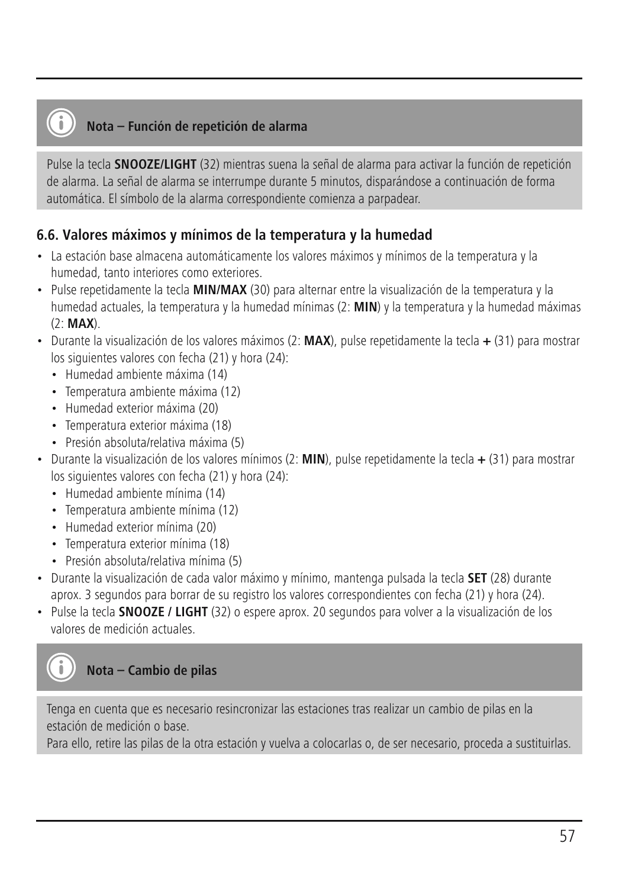**Nota – Función de repetición de alarma**

Pulse la tecla **SNOOZE/LIGHT** (32) mientras suena la señal de alarma para activar la función de repetición de alarma. La señal de alarma se interrumpe durante 5 minutos, disparándose a continuación de forma automática. El símbolo de la alarma correspondiente comienza a parpadear.

### 6.6. Valores máximos y mínimos de la temperatura y la humedad

- La estación base almacena automáticamente los valores máximos y mínimos de la temperatura y la humedad, tanto interiores como exteriores.
- Pulse repetidamente la tecla **MIN/MAX** (30) para alternar entre la visualización de la temperatura y la humedad actuales, la temperatura y la humedad mínimas (2: **MIN**) y la temperatura y la humedad máximas (2: **MAX**).
- Durante la visualización de los valores máximos (2: **MAX**), pulse repetidamente la tecla **+** (31) para mostrar los siguientes valores con fecha (21) y hora (24):
  - Humedad ambiente máxima (14)
  - Temperatura ambiente máxima (12)
  - Humedad exterior máxima (20)
  - Temperatura exterior máxima (18)
  - Presión absoluta/relativa máxima (5)
- Durante la visualización de los valores mínimos (2: **MIN**), pulse repetidamente la tecla **+** (31) para mostrar los siguientes valores con fecha (21) y hora (24):
  - Humedad ambiente mínima (14)
  - Temperatura ambiente mínima (12)
  - Humedad exterior mínima (20)
  - Temperatura exterior mínima (18)
  - Presión absoluta/relativa mínima (5)
- Durante la visualización de cada valor máximo y mínimo, mantenga pulsada la tecla **SET** (28) durante aprox. 3 segundos para borrar de su registro los valores correspondientes con fecha (21) y hora (24).
- Pulse la tecla **SNOOZE / LIGHT** (32) o espere aprox. 20 segundos para volver a la visualización de los valores de medición actuales.

**Nota – Cambio de pilas**

Tenga en cuenta que es necesario resincronizar las estaciones tras realizar un cambio de pilas en la estación de medición o base.
Para ello, retire las pilas de la otra estación y vuelva a colocarlas o, de ser necesario, proceda a sustituirlas.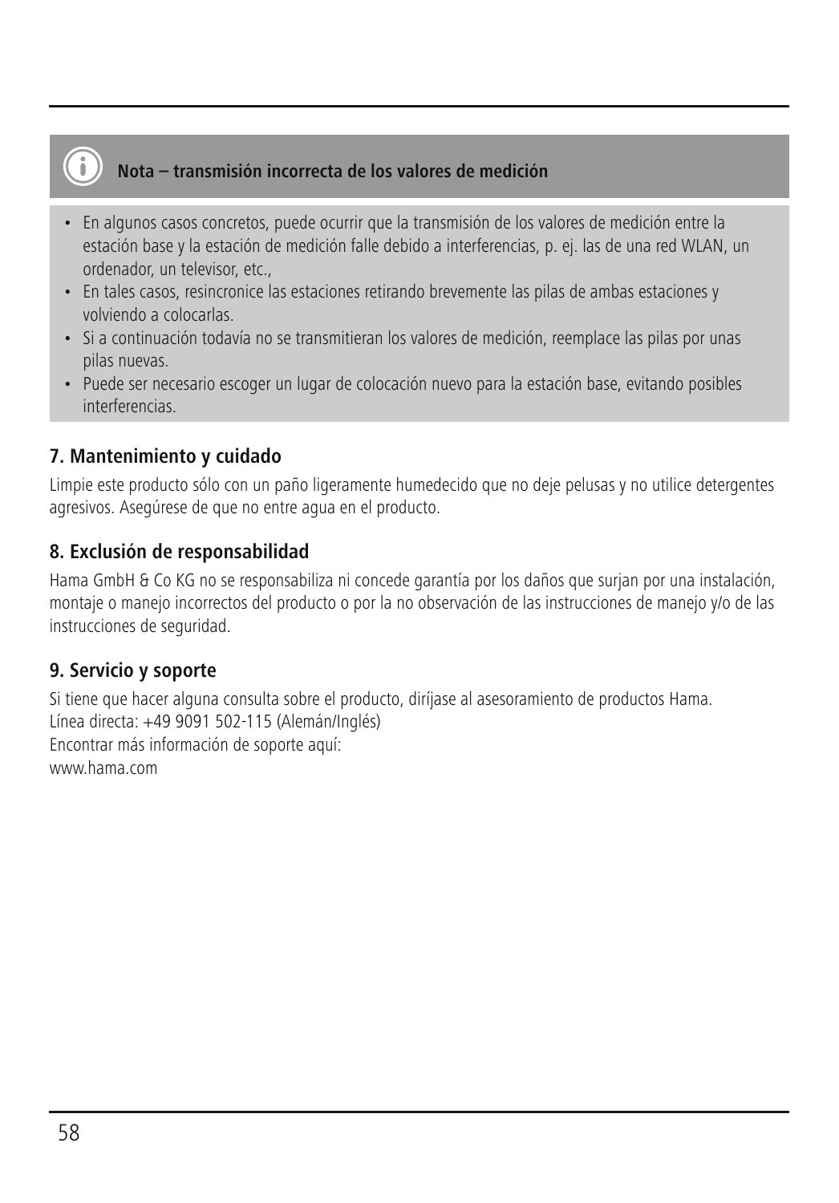**Nota – transmisión incorrecta de los valores de medición**

- En algunos casos concretos, puede ocurrir que la transmisión de los valores de medición entre la estación base y la estación de medición falle debido a interferencias, p. ej. las de una red WLAN, un ordenador, un televisor, etc.,
- En tales casos, resincronice las estaciones retirando brevemente las pilas de ambas estaciones y volviendo a colocarlas.
- Si a continuación todavía no se transmitieran los valores de medición, reemplace las pilas por unas pilas nuevas.
- Puede ser necesario escoger un lugar de colocación nuevo para la estación base, evitando posibles interferencias.

## 7. Mantenimiento y cuidado

Limpie este producto sólo con un paño ligeramente humedecido que no deje pelusas y no utilice detergentes agresivos. Asegúrese de que no entre agua en el producto.

## 8. Exclusión de responsabilidad

Hama GmbH & Co KG no se responsabiliza ni concede garantía por los daños que surjan por una instalación, montaje o manejo incorrectos del producto o por la no observación de las instrucciones de manejo y/o de las instrucciones de seguridad.

## 9. Servicio y soporte

Si tiene que hacer alguna consulta sobre el producto, diríjase al asesoramiento de productos Hama.
Línea directa: +49 9091 502-115 (Alemán/Inglés)
Encontrar más información de soporte aquí:
www.hama.com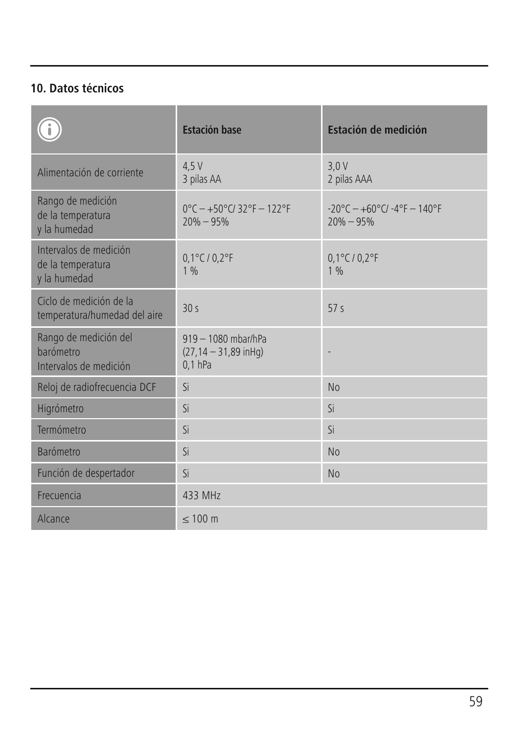## 10. Datos técnicos

| ⓘ | Estación base | Estación de medición |
|---|---|---|
| Alimentación de corriente | 4,5 V<br>3 pilas AA | 3,0 V<br>2 pilas AAA |
| Rango de medición de la temperatura y la humedad | 0°C – +50°C/ 32°F – 122°F<br>20% – 95% | -20°C – +60°C/ -4°F – 140°F<br>20% – 95% |
| Intervalos de medición de la temperatura y la humedad | 0,1°C / 0,2°F<br>1 % | 0,1°C / 0,2°F<br>1 % |
| Ciclo de medición de la temperatura/humedad del aire | 30 s | 57 s |
| Rango de medición del barómetro<br>Intervalos de medición | 919 – 1080 mbar/hPa<br>(27,14 – 31,89 inHg)<br>0,1 hPa | - |
| Reloj de radiofrecuencia DCF | Si | No |
| Higrómetro | Si | Si |
| Termómetro | Si | Si |
| Barómetro | Si | No |
| Función de despertador | Si | No |
| Frecuencia | 433 MHz | |
| Alcance | ≤ 100 m | |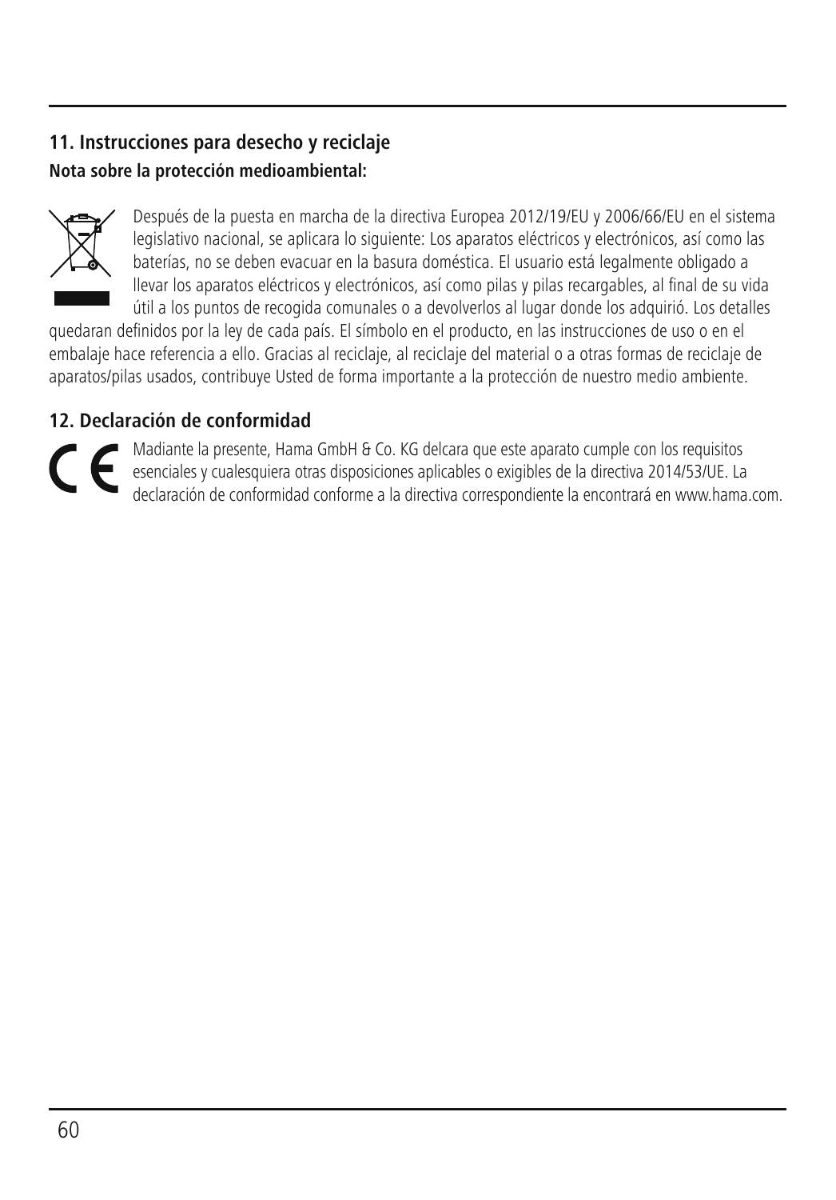## 11. Instrucciones para desecho y reciclaje

**Nota sobre la protección medioambiental:**

Después de la puesta en marcha de la directiva Europea 2012/19/EU y 2006/66/EU en el sistema legislativo nacional, se aplicara lo siguiente: Los aparatos eléctricos y electrónicos, así como las baterías, no se deben evacuar en la basura doméstica. El usuario está legalmente obligado a llevar los aparatos eléctricos y electrónicos, así como pilas y pilas recargables, al final de su vida útil a los puntos de recogida comunales o a devolverlos al lugar donde los adquirió. Los detalles quedaran definidos por la ley de cada país. El símbolo en el producto, en las instrucciones de uso o en el embalaje hace referencia a ello. Gracias al reciclaje, al reciclaje del material o a otras formas de reciclaje de aparatos/pilas usados, contribuye Usted de forma importante a la protección de nuestro medio ambiente.

## 12. Declaración de conformidad

Madiante la presente, Hama GmbH & Co. KG delcara que este aparato cumple con los requisitos esenciales y cualesquiera otras disposiciones aplicables o exigibles de la directiva 2014/53/UE. La declaración de conformidad conforme a la directiva correspondiente la encontrará en www.hama.com.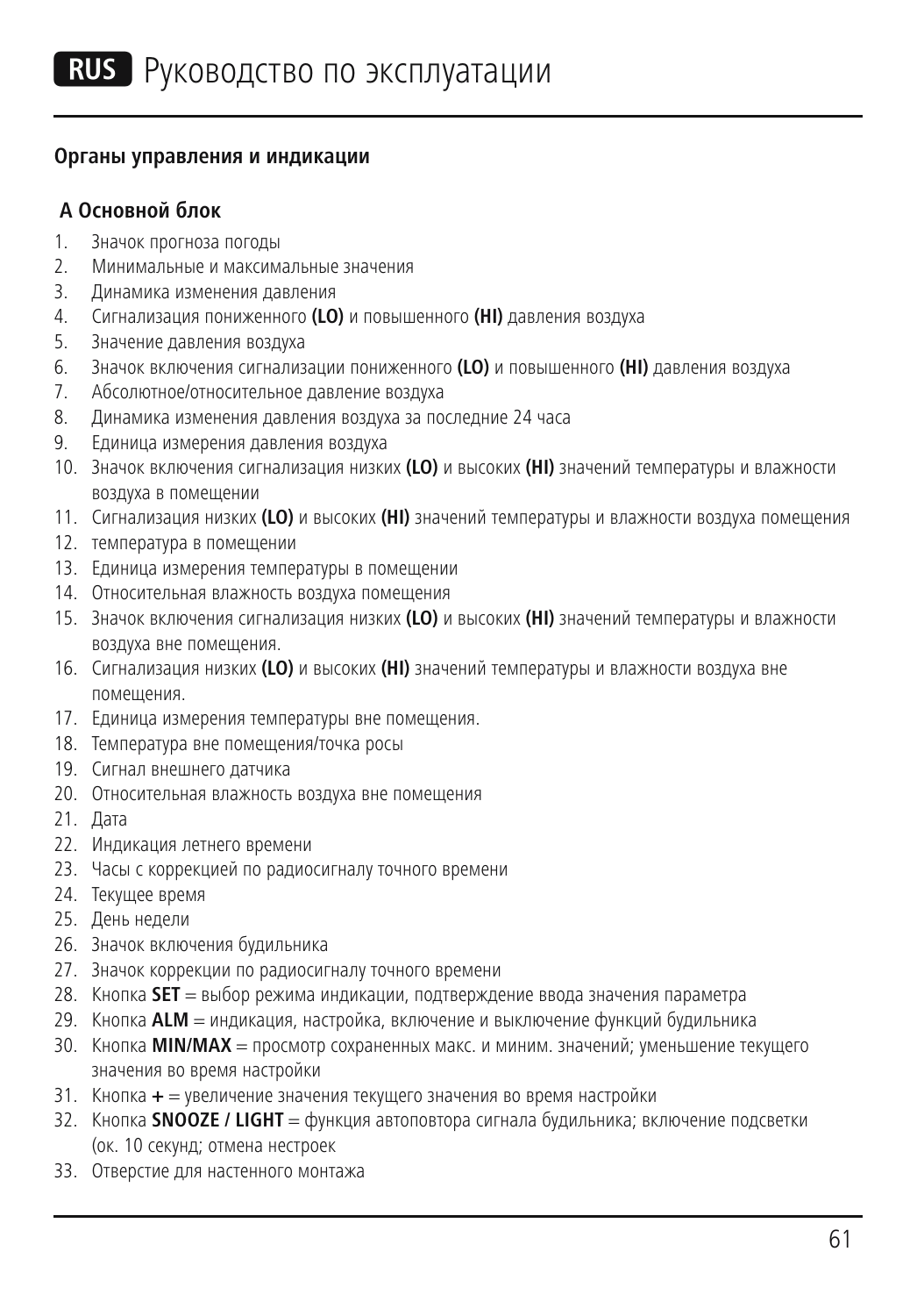# RUS Руководство по эксплуатации

## Органы управления и индикации

### A Основной блок

1. Значок прогноза погоды
2. Минимальные и максимальные значения
3. Динамика изменения давления
4. Сигнализация пониженного **(LO)** и повышенного **(HI)** давления воздуха
5. Значение давления воздуха
6. Значок включения сигнализации пониженного **(LO)** и повышенного **(HI)** давления воздуха
7. Абсолютное/относительное давление воздуха
8. Динамика изменения давления воздуха за последние 24 часа
9. Единица измерения давления воздуха
10. Значок включения сигнализация низких **(LO)** и высоких **(HI)** значений температуры и влажности воздуха в помещении
11. Сигнализация низких **(LO)** и высоких **(HI)** значений температуры и влажности воздуха помещения
12. температура в помещении
13. Единица измерения температуры в помещении
14. Относительная влажность воздуха помещения
15. Значок включения сигнализация низких **(LO)** и высоких **(HI)** значений температуры и влажности воздуха вне помещения.
16. Сигнализация низких **(LO)** и высоких **(HI)** значений температуры и влажности воздуха вне помещения.
17. Единица измерения температуры вне помещения.
18. Температура вне помещения/точка росы
19. Сигнал внешнего датчика
20. Относительная влажность воздуха вне помещения
21. Дата
22. Индикация летнего времени
23. Часы с коррекцией по радиосигналу точного времени
24. Текущее время
25. День недели
26. Значок включения будильника
27. Значок коррекции по радиосигналу точного времени
28. Кнопка **SET** = выбор режима индикации, подтверждение ввода значения параметра
29. Кнопка **ALM** = индикация, настройка, включение и выключение функций будильника
30. Кнопка **MIN/MAX** = просмотр сохраненных макс. и миним. значений; уменьшение текущего значения во время настройки
31. Кнопка **+** = увеличение значения текущего значения во время настройки
32. Кнопка **SNOOZE / LIGHT** = функция автоповтора сигнала будильника; включение подсветки (ок. 10 секунд; отмена нестроек
33. Отверстие для настенного монтажа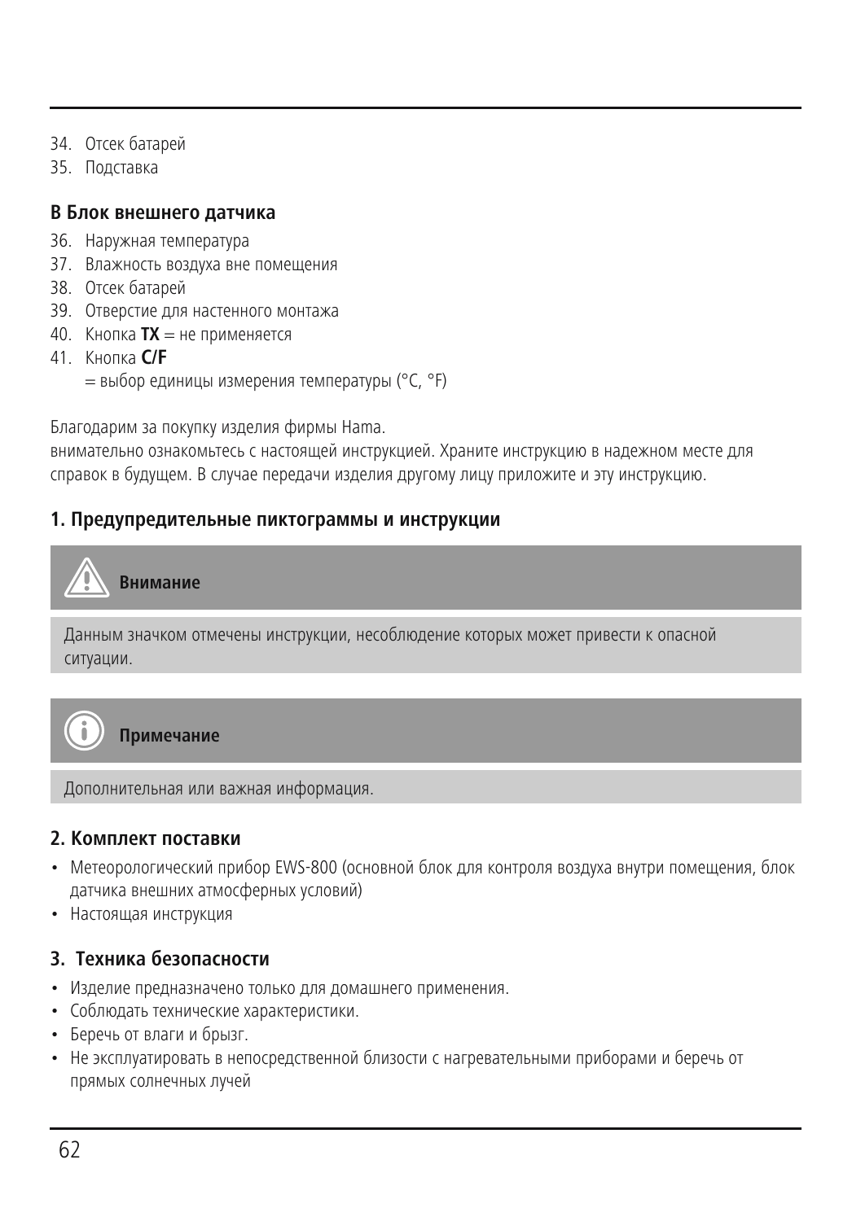34. Отсек батарей
35. Подставка

**B Блок внешнего датчика**

36. Наружная температура
37. Влажность воздуха вне помещения
38. Отсек батарей
39. Отверстие для настенного монтажа
40. Кнопка **TX** = не применяется
41. Кнопка **C/F**
    = выбор единицы измерения температуры (°C, °F)

Благодарим за покупку изделия фирмы Hama.
внимательно ознакомьтесь с настоящей инструкцией. Храните инструкцию в надежном месте для справок в будущем. В случае передачи изделия другому лицу приложите и эту инструкцию.

## 1. Предупредительные пиктограммы и инструкции

**Внимание**

Данным значком отмечены инструкции, несоблюдение которых может привести к опасной ситуации.

**Примечание**

Дополнительная или важная информация.

## 2. Комплект поставки

- Метеорологический прибор EWS-800 (основной блок для контроля воздуха внутри помещения, блок датчика внешних атмосферных условий)
- Настоящая инструкция

## 3. Техника безопасности

- Изделие предназначено только для домашнего применения.
- Соблюдать технические характеристики.
- Беречь от влаги и брызг.
- Не эксплуатировать в непосредственной близости с нагревательными приборами и беречь от прямых солнечных лучей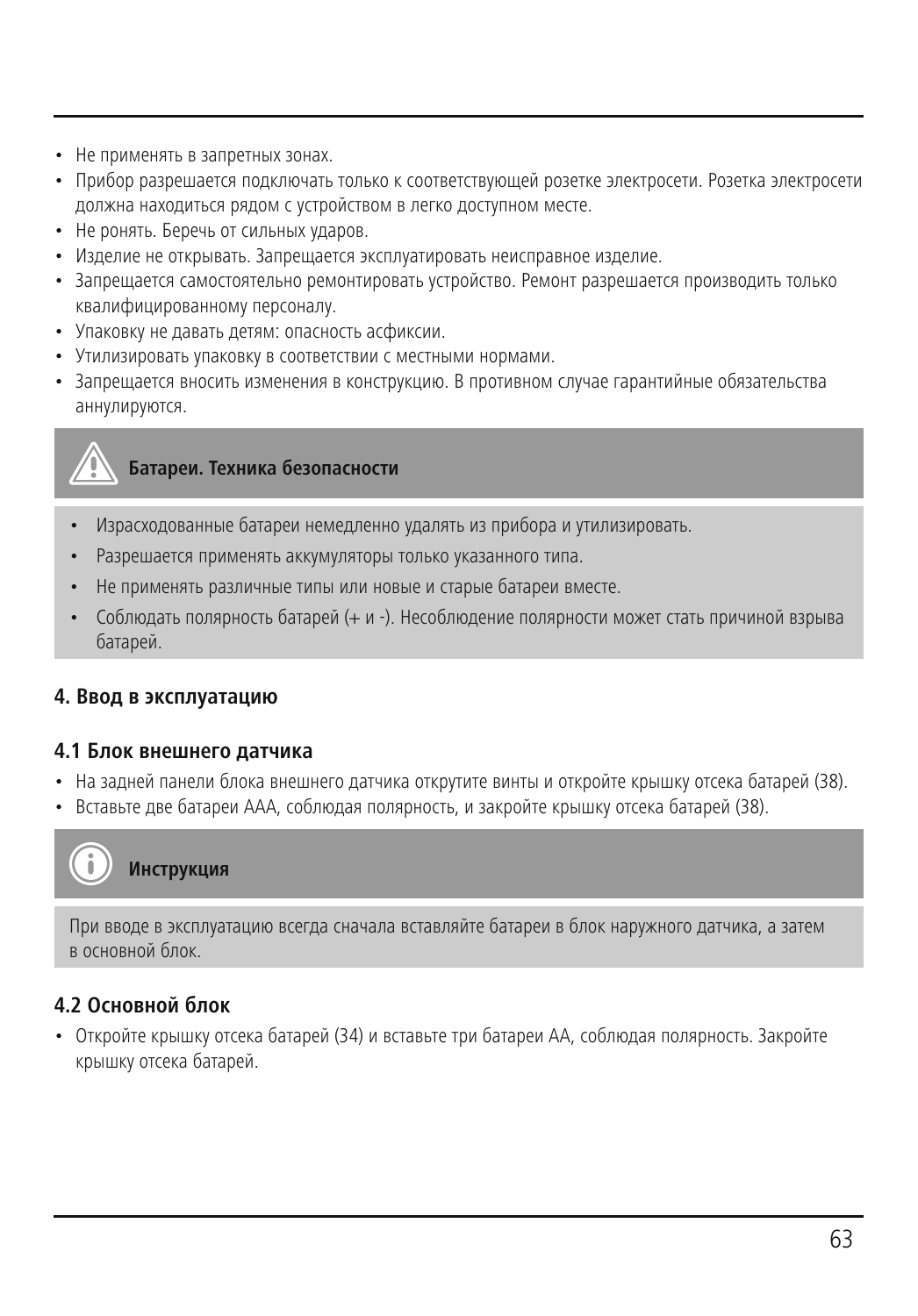- Не применять в запретных зонах.
- Прибор разрешается подключать только к соответствующей розетке электросети. Розетка электросети должна находиться рядом с устройством в легко доступном месте.
- Не ронять. Беречь от сильных ударов.
- Изделие не открывать. Запрещается эксплуатировать неисправное изделие.
- Запрещается самостоятельно ремонтировать устройство. Ремонт разрешается производить только квалифицированному персоналу.
- Упаковку не давать детям: опасность асфиксии.
- Утилизировать упаковку в соответствии с местными нормами.
- Запрещается вносить изменения в конструкцию. В противном случае гарантийные обязательства аннулируются.

**Батареи. Техника безопасности**

- Израсходованные батареи немедленно удалять из прибора и утилизировать.
- Разрешается применять аккумуляторы только указанного типа.
- Не применять различные типы или новые и старые батареи вместе.
- Соблюдать полярность батарей (+ и -). Несоблюдение полярности может стать причиной взрыва батарей.

## 4. Ввод в эксплуатацию

### 4.1 Блок внешнего датчика

- На задней панели блока внешнего датчика открутите винты и откройте крышку отсека батарей (38).
- Вставьте две батареи AAA, соблюдая полярность, и закройте крышку отсека батарей (38).

**Инструкция**

При вводе в эксплуатацию всегда сначала вставляйте батареи в блок наружного датчика, а затем в основной блок.

### 4.2 Основной блок

- Откройте крышку отсека батарей (34) и вставьте три батареи AA, соблюдая полярность. Закройте крышку отсека батарей.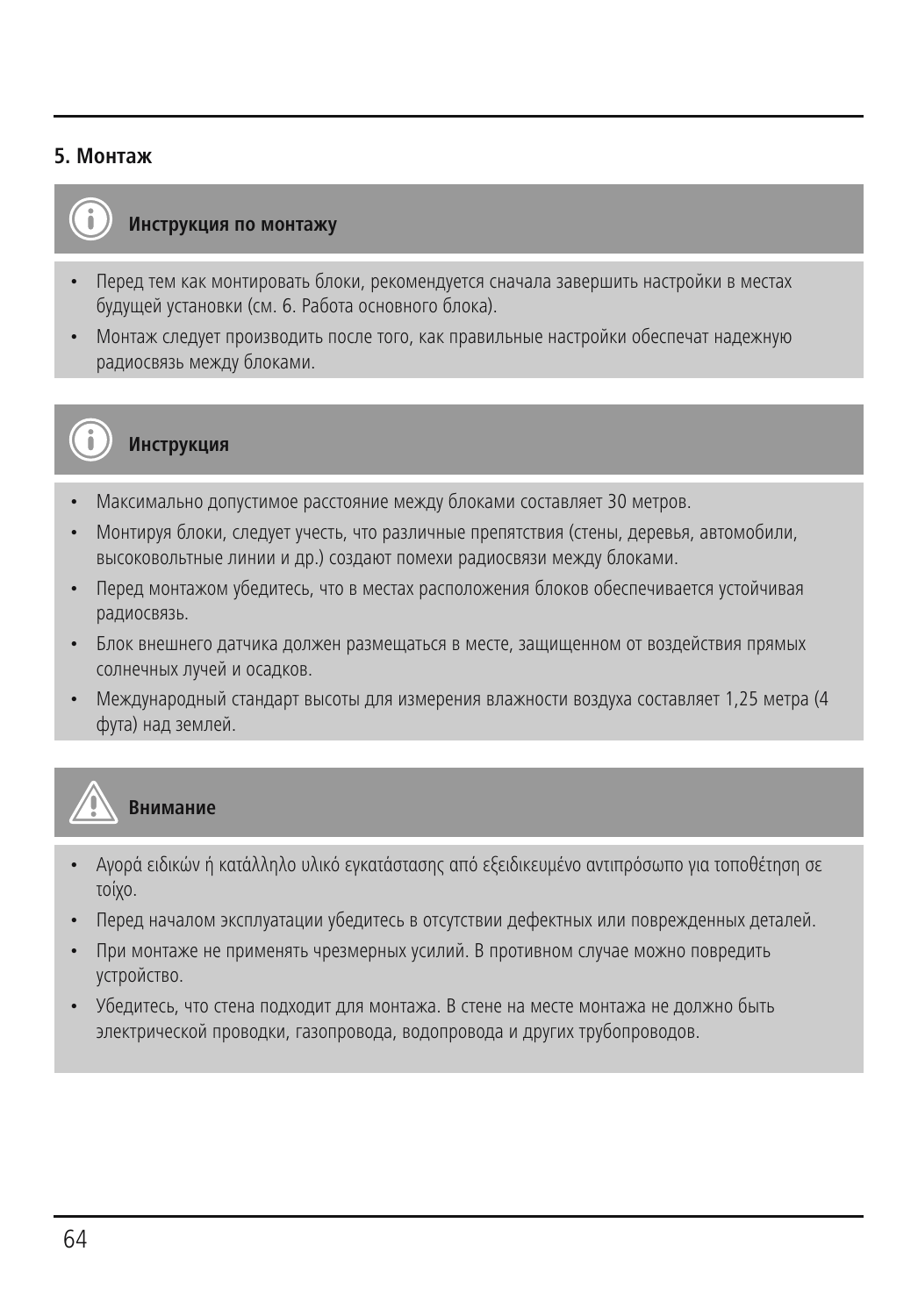## 5. Монтаж

**Инструкция по монтажу**

- Перед тем как монтировать блоки, рекомендуется сначала завершить настройки в местах будущей установки (см. 6. Работа основного блока).
- Монтаж следует производить после того, как правильные настройки обеспечат надежную радиосвязь между блоками.

**Инструкция**

- Максимально допустимое расстояние между блоками составляет 30 метров.
- Монтируя блоки, следует учесть, что различные препятствия (стены, деревья, автомобили, высоковольтные линии и др.) создают помехи радиосвязи между блоками.
- Перед монтажом убедитесь, что в местах расположения блоков обеспечивается устойчивая радиосвязь.
- Блок внешнего датчика должен размещаться в месте, защищенном от воздействия прямых солнечных лучей и осадков.
- Международный стандарт высоты для измерения влажности воздуха составляет 1,25 метра (4 фута) над землей.

**Внимание**

- Αγορά ειδικών ή κατάλληλο υλικό εγκατάστασης από εξειδικευμένο αντιπρόσωπο για τοποθέτηση σε τοίχο.
- Перед началом эксплуатации убедитесь в отсутствии дефектных или поврежденных деталей.
- При монтаже не применять чрезмерных усилий. В противном случае можно повредить устройство.
- Убедитесь, что стена подходит для монтажа. В стене на месте монтажа не должно быть электрической проводки, газопровода, водопровода и других трубопроводов.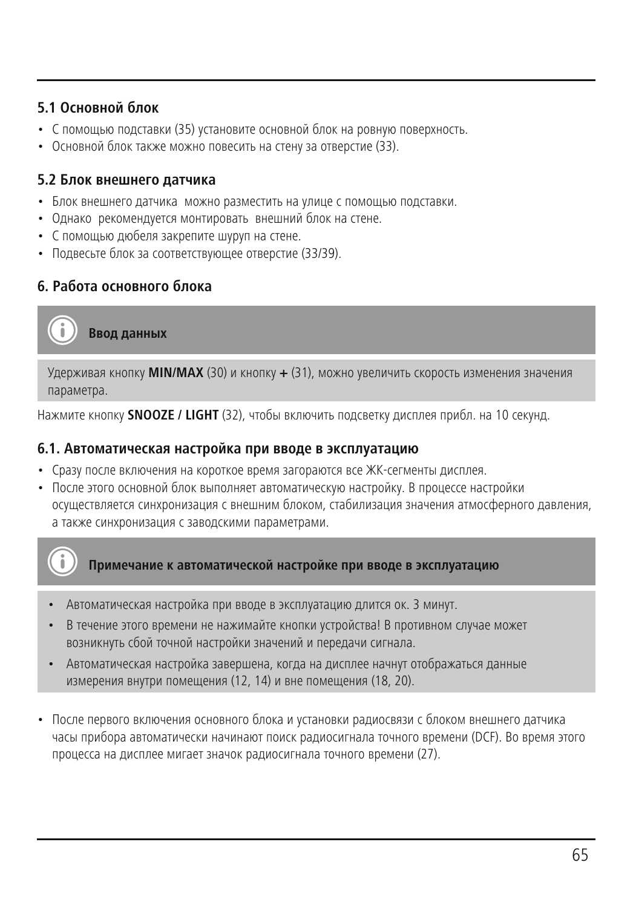### 5.1 Основной блок

- С помощью подставки (35) установите основной блок на ровную поверхность.
- Основной блок также можно повесить на стену за отверстие (33).

### 5.2 Блок внешнего датчика

- Блок внешнего датчика можно разместить на улице с помощью подставки.
- Однако рекомендуется монтировать внешний блок на стене.
- С помощью дюбеля закрепите шуруп на стене.
- Подвесьте блок за соответствующее отверстие (33/39).

## 6. Работа основного блока

**Ввод данных**

Удерживая кнопку **MIN/MAX** (30) и кнопку **+** (31), можно увеличить скорость изменения значения параметра.

Нажмите кнопку **SNOOZE / LIGHT** (32), чтобы включить подсветку дисплея прибл. на 10 секунд.

### 6.1. Автоматическая настройка при вводе в эксплуатацию

- Сразу после включения на короткое время загораются все ЖК-сегменты дисплея.
- После этого основной блок выполняет автоматическую настройку. В процессе настройки осуществляется синхронизация с внешним блоком, стабилизация значения атмосферного давления, а также синхронизация с заводскими параметрами.

**Примечание к автоматической настройке при вводе в эксплуатацию**

- Автоматическая настройка при вводе в эксплуатацию длится ок. 3 минут.
- В течение этого времени не нажимайте кнопки устройства! В противном случае может возникнуть сбой точной настройки значений и передачи сигнала.
- Автоматическая настройка завершена, когда на дисплее начнут отображаться данные измерения внутри помещения (12, 14) и вне помещения (18, 20).

- После первого включения основного блока и установки радиосвязи с блоком внешнего датчика часы прибора автоматически начинают поиск радиосигнала точного времени (DCF). Во время этого процесса на дисплее мигает значок радиосигнала точного времени (27).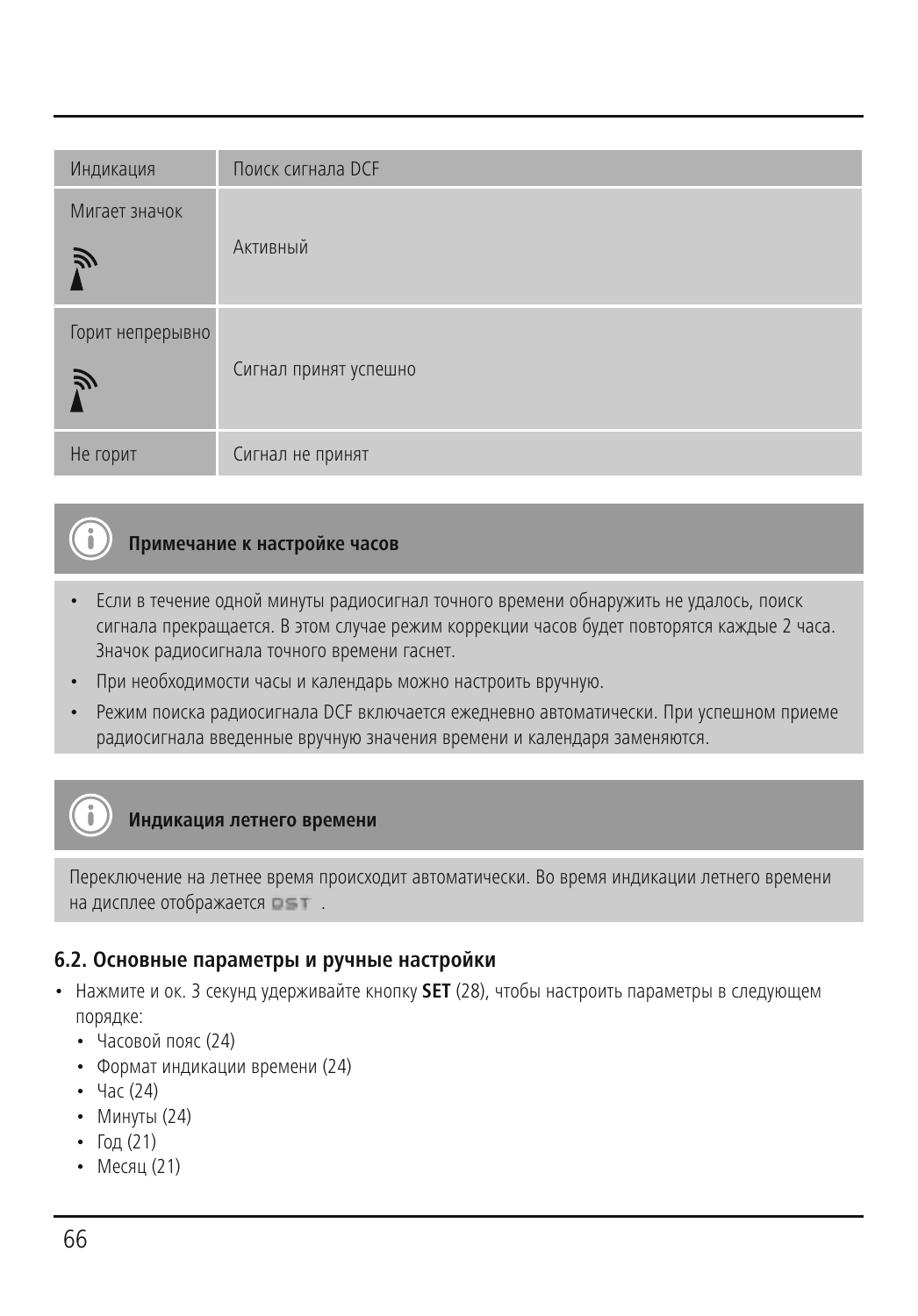| Индикация | Поиск сигнала DCF |
| --- | --- |
| Мигает значок | Активный |
| Горит непрерывно | Сигнал принят успешно |
| Не горит | Сигнал не принят |

**Примечание к настройке часов**

- Если в течение одной минуты радиосигнал точного времени обнаружить не удалось, поиск сигнала прекращается. В этом случае режим коррекции часов будет повторятся каждые 2 часа. Значок радиосигнала точного времени гаснет.
- При необходимости часы и календарь можно настроить вручную.
- Режим поиска радиосигнала DCF включается ежедневно автоматически. При успешном приеме радиосигнала введенные вручную значения времени и календаря заменяются.

**Индикация летнего времени**

Переключение на летнее время происходит автоматически. Во время индикации летнего времени на дисплее отображается DST .

### 6.2. Основные параметры и ручные настройки

- Нажмите и ок. 3 секунд удерживайте кнопку **SET** (28), чтобы настроить параметры в следующем порядке:
  - Часовой пояс (24)
  - Формат индикации времени (24)
  - Час (24)
  - Минуты (24)
  - Год (21)
  - Месяц (21)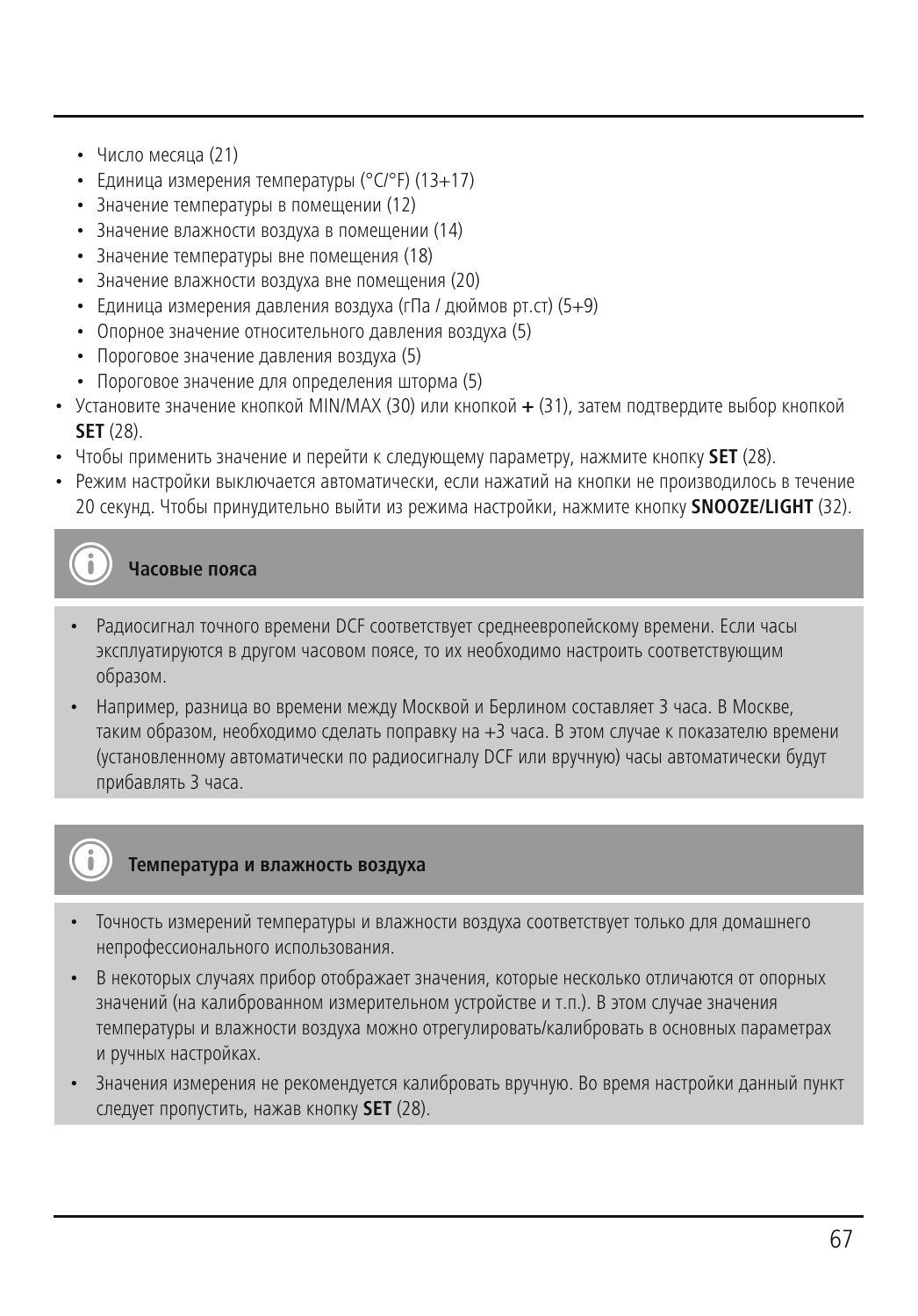- Число месяца (21)
- Единица измерения температуры (°C/°F) (13+17)
- Значение температуры в помещении (12)
- Значение влажности воздуха в помещении (14)
- Значение температуры вне помещения (18)
- Значение влажности воздуха вне помещения (20)
- Единица измерения давления воздуха (гПа / дюймов рт.ст) (5+9)
- Опорное значение относительного давления воздуха (5)
- Пороговое значение давления воздуха (5)
- Пороговое значение для определения шторма (5)

- Установите значение кнопкой MIN/MAX (30) или кнопкой **+** (31), затем подтвердите выбор кнопкой **SET** (28).
- Чтобы применить значение и перейти к следующему параметру, нажмите кнопку **SET** (28).
- Режим настройки выключается автоматически, если нажатий на кнопки не производилось в течение 20 секунд. Чтобы принудительно выйти из режима настройки, нажмите кнопку **SNOOZE/LIGHT** (32).

**Часовые пояса**

- Радиосигнал точного времени DCF соответствует среднеевропейскому времени. Если часы эксплуатируются в другом часовом поясе, то их необходимо настроить соответствующим образом.
- Например, разница во времени между Москвой и Берлином составляет 3 часа. В Москве, таким образом, необходимо сделать поправку на +3 часа. В этом случае к показателю времени (установленному автоматически по радиосигналу DCF или вручную) часы автоматически будут прибавлять 3 часа.

**Температура и влажность воздуха**

- Точность измерений температуры и влажности воздуха соответствует только для домашнего непрофессионального использования.
- В некоторых случаях прибор отображает значения, которые несколько отличаются от опорных значений (на калиброванном измерительном устройстве и т.п.). В этом случае значения температуры и влажности воздуха можно отрегулировать/калибровать в основных параметрах и ручных настройках.
- Значения измерения не рекомендуется калибровать вручную. Во время настройки данный пункт следует пропустить, нажав кнопку **SET** (28).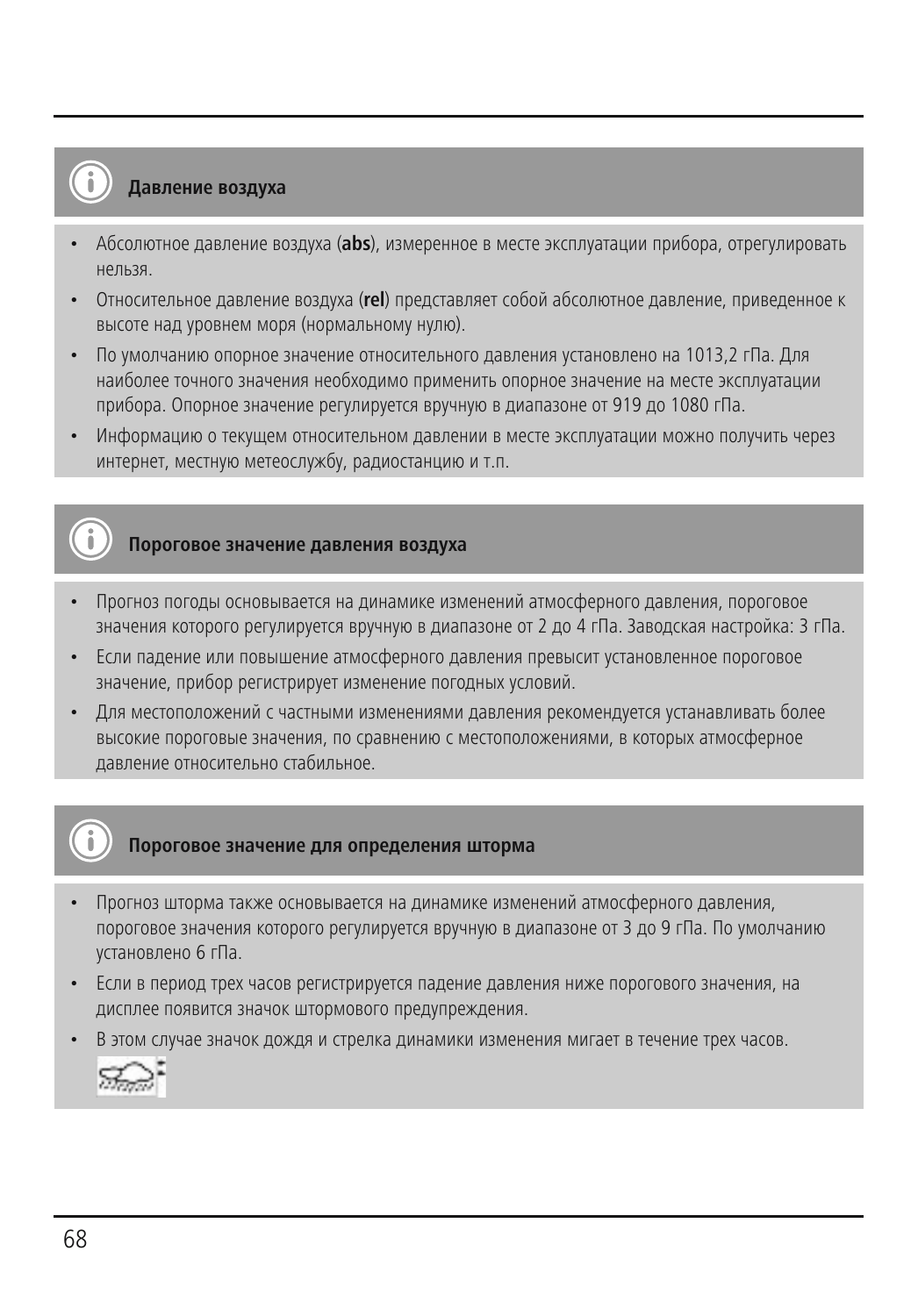### Давление воздуха

- Абсолютное давление воздуха (**abs**), измеренное в месте эксплуатации прибора, отрегулировать нельзя.
- Относительное давление воздуха (**rel**) представляет собой абсолютное давление, приведенное к высоте над уровнем моря (нормальному нулю).
- По умолчанию опорное значение относительного давления установлено на 1013,2 гПа. Для наиболее точного значения необходимо применить опорное значение на месте эксплуатации прибора. Опорное значение регулируется вручную в диапазоне от 919 до 1080 гПа.
- Информацию о текущем относительном давлении в месте эксплуатации можно получить через интернет, местную метеослужбу, радиостанцию и т.п.

### Пороговое значение давления воздуха

- Прогноз погоды основывается на динамике изменений атмосферного давления, пороговое значения которого регулируется вручную в диапазоне от 2 до 4 гПа. Заводская настройка: 3 гПа.
- Если падение или повышение атмосферного давления превысит установленное пороговое значение, прибор регистрирует изменение погодных условий.
- Для местоположений с частными изменениями давления рекомендуется устанавливать более высокие пороговые значения, по сравнению с местоположениями, в которых атмосферное давление относительно стабильное.

### Пороговое значение для определения шторма

- Прогноз шторма также основывается на динамике изменений атмосферного давления, пороговое значения которого регулируется вручную в диапазоне от 3 до 9 гПа. По умолчанию установлено 6 гПа.
- Если в период трех часов регистрируется падение давления ниже порогового значения, на дисплее появится значок штормового предупреждения.
- В этом случае значок дождя и стрелка динамики изменения мигает в течение трех часов.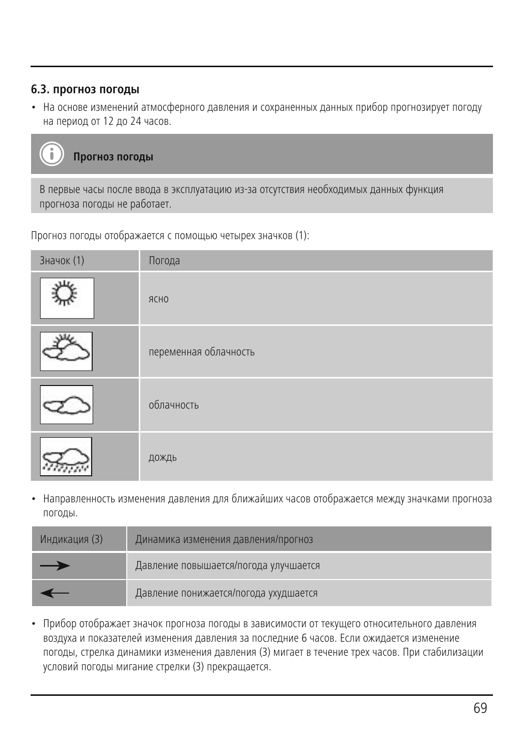### 6.3. прогноз погоды

- На основе изменений атмосферного давления и сохраненных данных прибор прогнозирует погоду на период от 12 до 24 часов.

> **Прогноз погоды**
>
> В первые часы после ввода в эксплуатацию из-за отсутствия необходимых данных функция прогноза погоды не работает.

Прогноз погоды отображается с помощью четырех значков (1):

| Значок (1) | Погода |
|---|---|
| | ясно |
| | переменная облачность |
| | облачность |
| | дождь |

- Направленность изменения давления для ближайших часов отображается между значками прогноза погоды.

| Индикация (3) | Динамика изменения давления/прогноз |
|---|---|
| → | Давление повышается/погода улучшается |
| ← | Давление понижается/погода ухудшается |

- Прибор отображает значок прогноза погоды в зависимости от текущего относительного давления воздуха и показателей изменения давления за последние 6 часов. Если ожидается изменение погоды, стрелка динамики изменения давления (3) мигает в течение трех часов. При стабилизации условий погоды мигание стрелки (3) прекращается.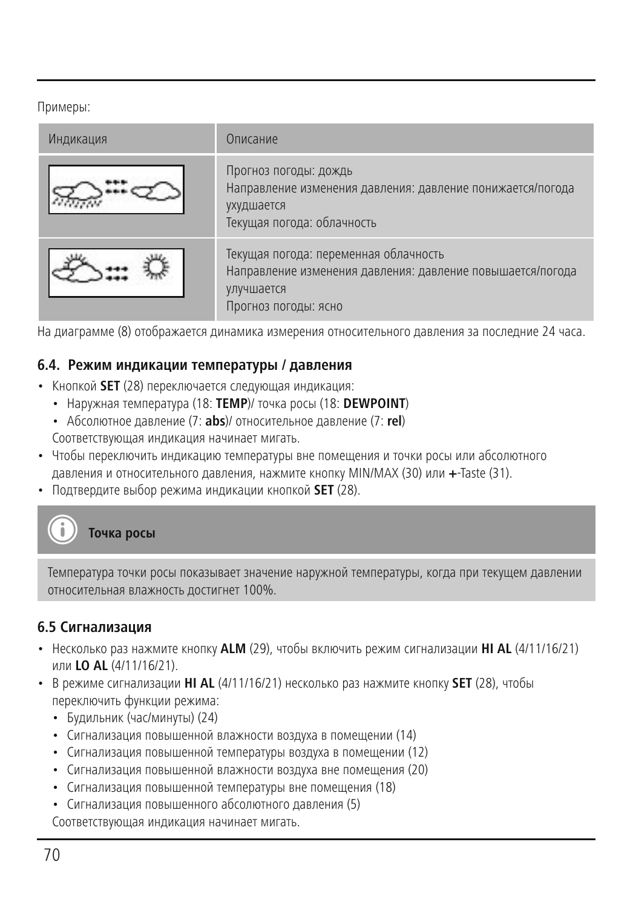Примеры:

| Индикация | Описание |
|---|---|
| | Прогноз погоды: дождь<br>Направление изменения давления: давление понижается/погода ухудшается<br>Текущая погода: облачность |
| | Текущая погода: переменная облачность<br>Направление изменения давления: давление повышается/погода улучшается<br>Прогноз погоды: ясно |

На диаграмме (8) отображается динамика измерения относительного давления за последние 24 часа.

### 6.4. Режим индикации температуры / давления

- Кнопкой **SET** (28) переключается следующая индикация:
  - Наружная температура (18: **TEMP**)/ точка росы (18: **DEWPOINT**)
  - Абсолютное давление (7: **abs**)/ относительное давление (7: **rel**)

  Соответствующая индикация начинает мигать.
- Чтобы переключить индикацию температуры вне помещения и точки росы или абсолютного давления и относительного давления, нажмите кнопку MIN/MAX (30) или **+**-Taste (31).
- Подтвердите выбор режима индикации кнопкой **SET** (28).

**Точка росы**

Температура точки росы показывает значение наружной температуры, когда при текущем давлении относительная влажность достигнет 100%.

### 6.5 Сигнализация

- Несколько раз нажмите кнопку **ALM** (29), чтобы включить режим сигнализации **HI AL** (4/11/16/21) или **LO AL** (4/11/16/21).
- В режиме сигнализации **HI AL** (4/11/16/21) несколько раз нажмите кнопку **SET** (28), чтобы переключить функции режима:
  - Будильник (час/минуты) (24)
  - Сигнализация повышенной влажности воздуха в помещении (14)
  - Сигнализация повышенной температуры воздуха в помещении (12)
  - Сигнализация повышенной влажности воздуха вне помещения (20)
  - Сигнализация повышенной температуры вне помещения (18)
  - Сигнализация повышенного абсолютного давления (5)

  Соответствующая индикация начинает мигать.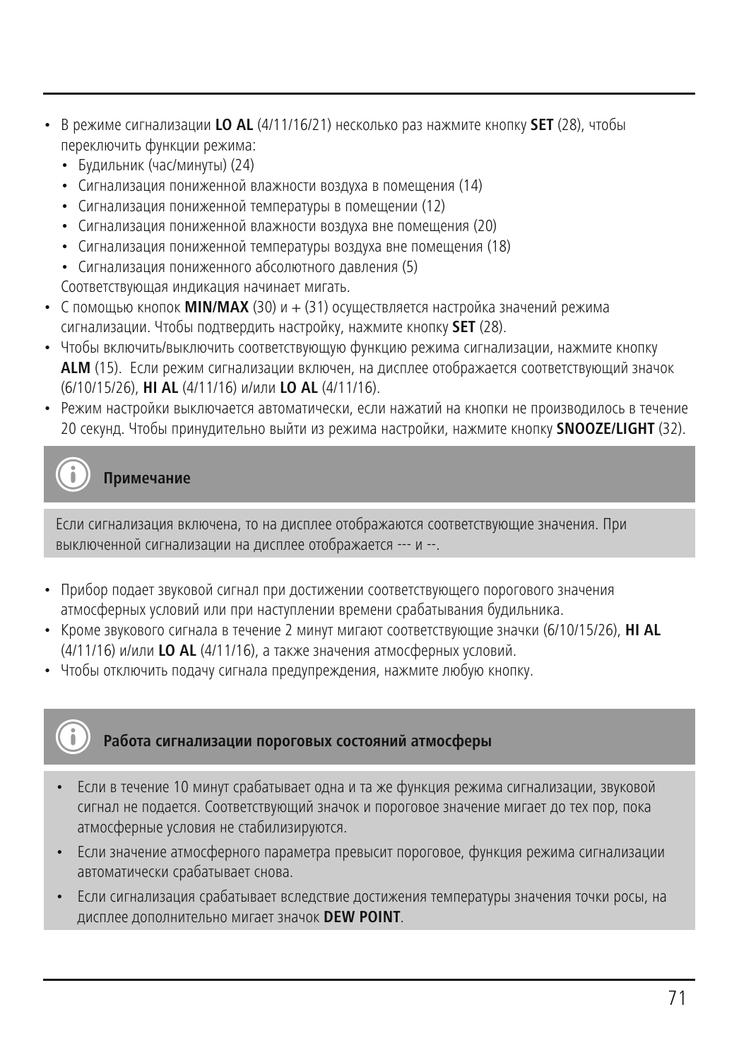- В режиме сигнализации **LO AL** (4/11/16/21) несколько раз нажмите кнопку **SET** (28), чтобы переключить функции режима:
  - Будильник (час/минуты) (24)
  - Сигнализация пониженной влажности воздуха в помещения (14)
  - Сигнализация пониженной температуры в помещении (12)
  - Сигнализация пониженной влажности воздуха вне помещения (20)
  - Сигнализация пониженной температуры воздуха вне помещения (18)
  - Сигнализация пониженного абсолютного давления (5)

  Соответствующая индикация начинает мигать.
- С помощью кнопок **MIN/MAX** (30) и + (31) осуществляется настройка значений режима сигнализации. Чтобы подтвердить настройку, нажмите кнопку **SET** (28).
- Чтобы включить/выключить соответствующую функцию режима сигнализации, нажмите кнопку **ALM** (15). Если режим сигнализации включен, на дисплее отображается соответствующий значок (6/10/15/26), **HI AL** (4/11/16) и/или **LO AL** (4/11/16).
- Режим настройки выключается автоматически, если нажатий на кнопки не производилось в течение 20 секунд. Чтобы принудительно выйти из режима настройки, нажмите кнопку **SNOOZE/LIGHT** (32).

**Примечание**

Если сигнализация включена, то на дисплее отображаются соответствующие значения. При выключенной сигнализации на дисплее отображается --- и --.

- Прибор подает звуковой сигнал при достижении соответствующего порогового значения атмосферных условий или при наступлении времени срабатывания будильника.
- Кроме звукового сигнала в течение 2 минут мигают соответствующие значки (6/10/15/26), **HI AL** (4/11/16) и/или **LO AL** (4/11/16), а также значения атмосферных условий.
- Чтобы отключить подачу сигнала предупреждения, нажмите любую кнопку.

**Работа сигнализации пороговых состояний атмосферы**

- Если в течение 10 минут срабатывает одна и та же функция режима сигнализации, звуковой сигнал не подается. Соответствующий значок и пороговое значение мигает до тех пор, пока атмосферные условия не стабилизируются.
- Если значение атмосферного параметра превысит пороговое, функция режима сигнализации автоматически срабатывает снова.
- Если сигнализация срабатывает вследствие достижения температуры значения точки росы, на дисплее дополнительно мигает значок **DEW POINT**.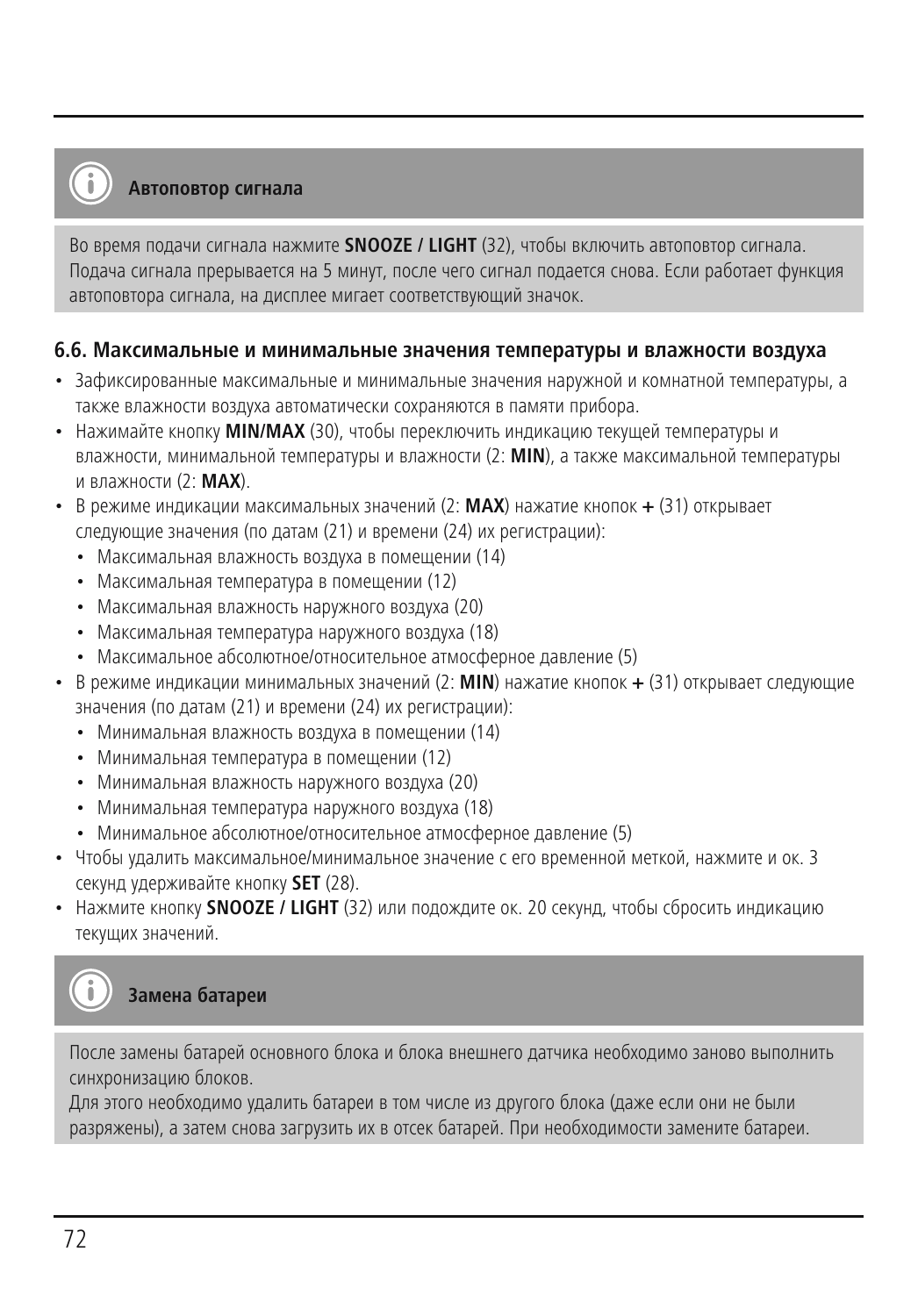**Автоповтор сигнала**

Во время подачи сигнала нажмите **SNOOZE / LIGHT** (32), чтобы включить автоповтор сигнала. Подача сигнала прерывается на 5 минут, после чего сигнал подается снова. Если работает функция автоповтора сигнала, на дисплее мигает соответствующий значок.

### 6.6. Максимальные и минимальные значения температуры и влажности воздуха

- Зафиксированные максимальные и минимальные значения наружной и комнатной температуры, а также влажности воздуха автоматически сохраняются в памяти прибора.
- Нажимайте кнопку **MIN/MAX** (30), чтобы переключить индикацию текущей температуры и влажности, минимальной температуры и влажности (2: **MIN**), а также максимальной температуры и влажности (2: **MAX**).
- В режиме индикации максимальных значений (2: **MAX**) нажатие кнопок **+** (31) открывает следующие значения (по датам (21) и времени (24) их регистрации):
  - Максимальная влажность воздуха в помещении (14)
  - Максимальная температура в помещении (12)
  - Максимальная влажность наружного воздуха (20)
  - Максимальная температура наружного воздуха (18)
  - Максимальное абсолютное/относительное атмосферное давление (5)
- В режиме индикации минимальных значений (2: **MIN**) нажатие кнопок **+** (31) открывает следующие значения (по датам (21) и времени (24) их регистрации):
  - Минимальная влажность воздуха в помещении (14)
  - Минимальная температура в помещении (12)
  - Минимальная влажность наружного воздуха (20)
  - Минимальная температура наружного воздуха (18)
  - Минимальное абсолютное/относительное атмосферное давление (5)
- Чтобы удалить максимальное/минимальное значение с его временной меткой, нажмите и ок. 3 секунд удерживайте кнопку **SET** (28).
- Нажмите кнопку **SNOOZE / LIGHT** (32) или подождите ок. 20 секунд, чтобы сбросить индикацию текущих значений.

**Замена батареи**

После замены батарей основного блока и блока внешнего датчика необходимо заново выполнить синхронизацию блоков.
Для этого необходимо удалить батареи в том числе из другого блока (даже если они не были разряжены), а затем снова загрузить их в отсек батарей. При необходимости замените батареи.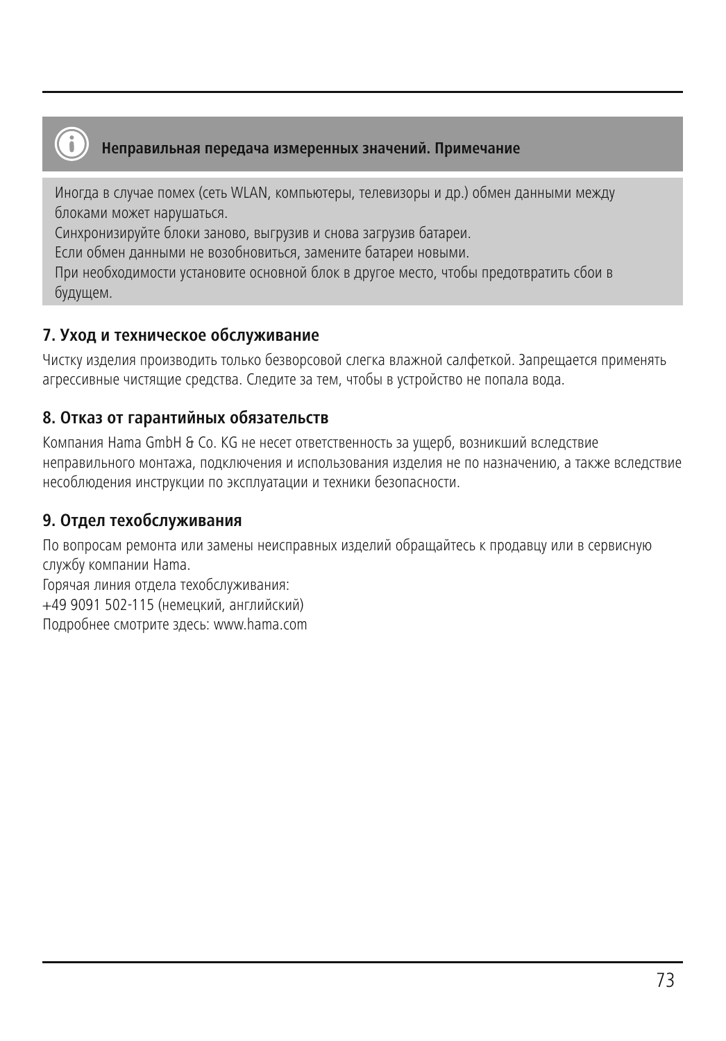**Неправильная передача измеренных значений. Примечание**

Иногда в случае помех (сеть WLAN, компьютеры, телевизоры и др.) обмен данными между блоками может нарушаться.
Синхронизируйте блоки заново, выгрузив и снова загрузив батареи.
Если обмен данными не возобновиться, замените батареи новыми.
При необходимости установите основной блок в другое место, чтобы предотвратить сбои в будущем.

## 7. Уход и техническое обслуживание

Чистку изделия производить только безворсовой слегка влажной салфеткой. Запрещается применять агрессивные чистящие средства. Следите за тем, чтобы в устройство не попала вода.

## 8. Отказ от гарантийных обязательств

Компания Hama GmbH & Co. KG не несет ответственность за ущерб, возникший вследствие неправильного монтажа, подключения и использования изделия не по назначению, а также вследствие несоблюдения инструкции по эксплуатации и техники безопасности.

## 9. Отдел техобслуживания

По вопросам ремонта или замены неисправных изделий обращайтесь к продавцу или в сервисную службу компании Hama.
Горячая линия отдела техобслуживания:
+49 9091 502-115 (немецкий, английский)
Подробнее смотрите здесь: www.hama.com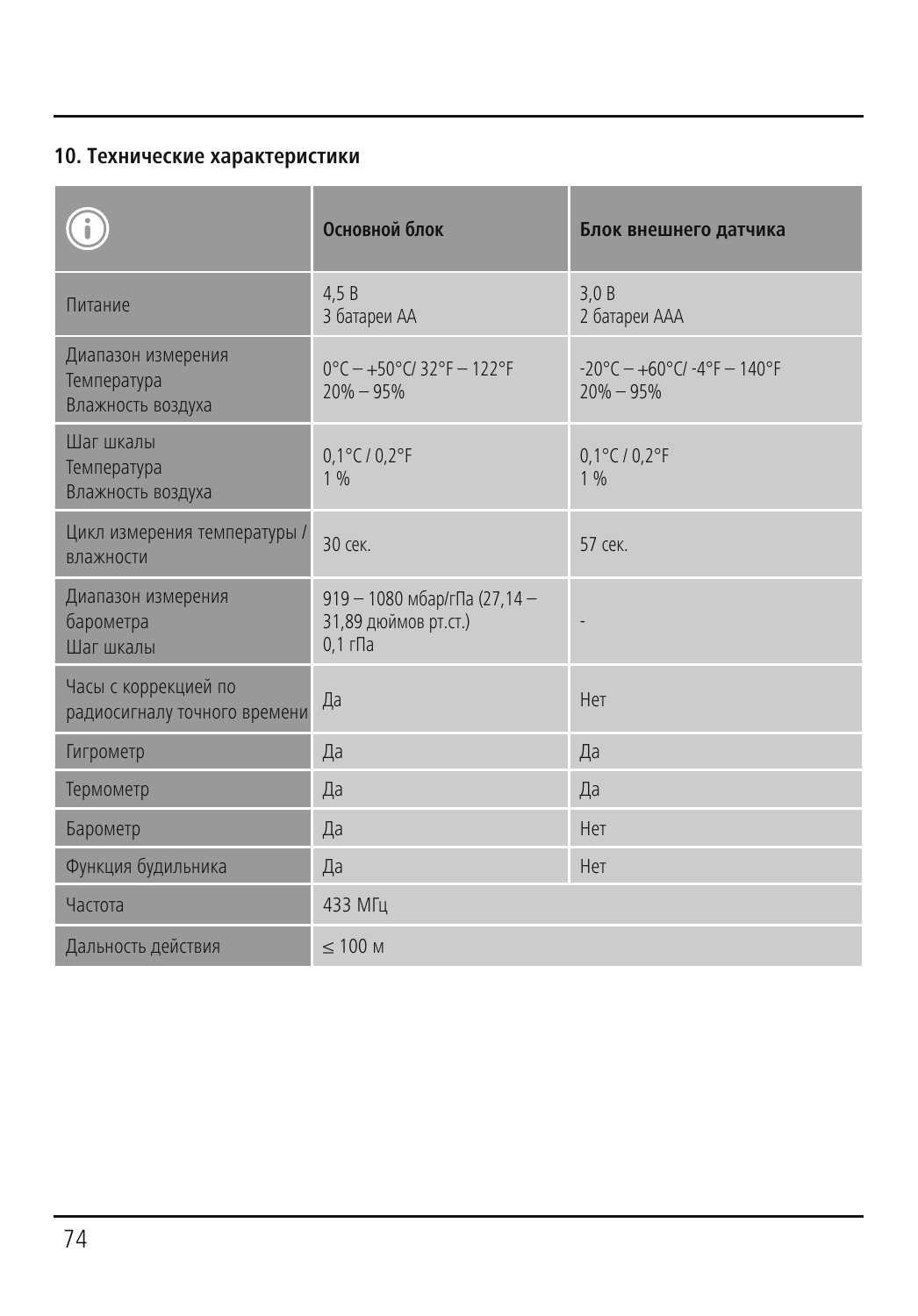## 10. Технические характеристики

| ⓘ | Основной блок | Блок внешнего датчика |
|---|---|---|
| Питание | 4,5 В<br>3 батареи АА | 3,0 В<br>2 батареи ААА |
| Диапазон измерения<br>Температура<br>Влажность воздуха | 0°C – +50°C/ 32°F – 122°F<br>20% – 95% | -20°C – +60°C/ -4°F – 140°F<br>20% – 95% |
| Шаг шкалы<br>Температура<br>Влажность воздуха | 0,1°C / 0,2°F<br>1 % | 0,1°C / 0,2°F<br>1 % |
| Цикл измерения температуры / влажности | 30 сек. | 57 сек. |
| Диапазон измерения барометра<br>Шаг шкалы | 919 – 1080 мбар/гПа (27,14 – 31,89 дюймов рт.ст.)<br>0,1 гПа | - |
| Часы с коррекцией по радиосигналу точного времени | Да | Нет |
| Гигрометр | Да | Да |
| Термометр | Да | Да |
| Барометр | Да | Нет |
| Функция будильника | Да | Нет |
| Частота | 433 МГц | |
| Дальность действия | ≤ 100 м | |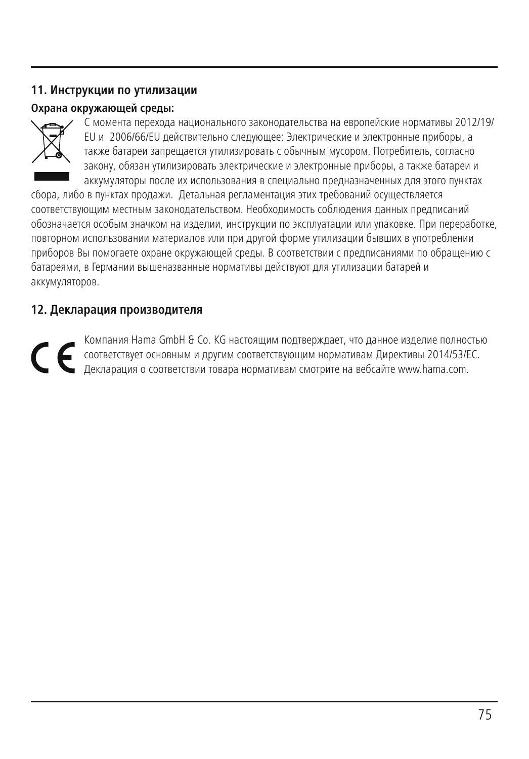## 11. Инструкции по утилизации

**Охрана окружающей среды:**

С момента перехода национального законодательства на европейские нормативы 2012/19/EU и 2006/66/EU действительно следующее: Электрические и электронные приборы, а также батареи запрещается утилизировать с обычным мусором. Потребитель, согласно закону, обязан утилизировать электрические и электронные приборы, а также батареи и аккумуляторы после их использования в специально предназначенных для этого пунктах сбора, либо в пунктах продажи. Детальная регламентация этих требований осуществляется соответствующим местным законодательством. Необходимость соблюдения данных предписаний обозначается особым значком на изделии, инструкции по эксплуатации или упаковке. При переработке, повторном использовании материалов или при другой форме утилизации бывших в употреблении приборов Вы помогаете охране окружающей среды. В соответствии с предписаниями по обращению с батареями, в Германии вышеназванные нормативы действуют для утилизации батарей и аккумуляторов.

## 12. Декларация производителя

Компания Hama GmbH & Co. KG настоящим подтверждает, что данное изделие полностью соответствует основным и другим соответствующим нормативам Директивы 2014/53/EC. Декларация о соответствии товара нормативам смотрите на вебсайте www.hama.com.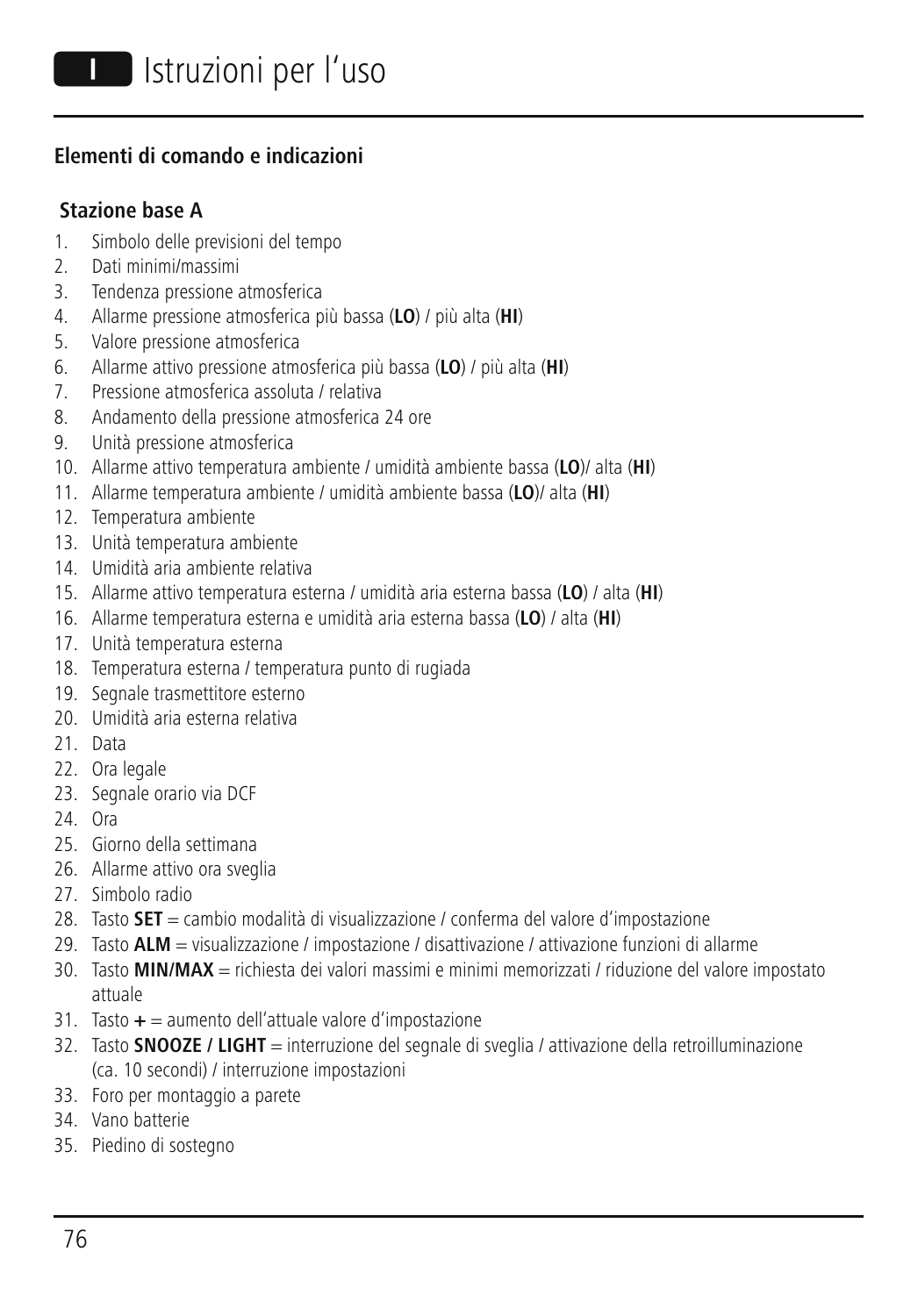# I Istruzioni per l'uso

## Elementi di comando e indicazioni

### Stazione base A

1. Simbolo delle previsioni del tempo
2. Dati minimi/massimi
3. Tendenza pressione atmosferica
4. Allarme pressione atmosferica più bassa (**LO**) / più alta (**HI**)
5. Valore pressione atmosferica
6. Allarme attivo pressione atmosferica più bassa (**LO**) / più alta (**HI**)
7. Pressione atmosferica assoluta / relativa
8. Andamento della pressione atmosferica 24 ore
9. Unità pressione atmosferica
10. Allarme attivo temperatura ambiente / umidità ambiente bassa (**LO**)/ alta (**HI**)
11. Allarme temperatura ambiente / umidità ambiente bassa (**LO**)/ alta (**HI**)
12. Temperatura ambiente
13. Unità temperatura ambiente
14. Umidità aria ambiente relativa
15. Allarme attivo temperatura esterna / umidità aria esterna bassa (**LO**) / alta (**HI**)
16. Allarme temperatura esterna e umidità aria esterna bassa (**LO**) / alta (**HI**)
17. Unità temperatura esterna
18. Temperatura esterna / temperatura punto di rugiada
19. Segnale trasmettitore esterno
20. Umidità aria esterna relativa
21. Data
22. Ora legale
23. Segnale orario via DCF
24. Ora
25. Giorno della settimana
26. Allarme attivo ora sveglia
27. Simbolo radio
28. Tasto **SET** = cambio modalità di visualizzazione / conferma del valore d'impostazione
29. Tasto **ALM** = visualizzazione / impostazione / disattivazione / attivazione funzioni di allarme
30. Tasto **MIN/MAX** = richiesta dei valori massimi e minimi memorizzati / riduzione del valore impostato attuale
31. Tasto **+** = aumento dell'attuale valore d'impostazione
32. Tasto **SNOOZE / LIGHT** = interruzione del segnale di sveglia / attivazione della retroilluminazione (ca. 10 secondi) / interruzione impostazioni
33. Foro per montaggio a parete
34. Vano batterie
35. Piedino di sostegno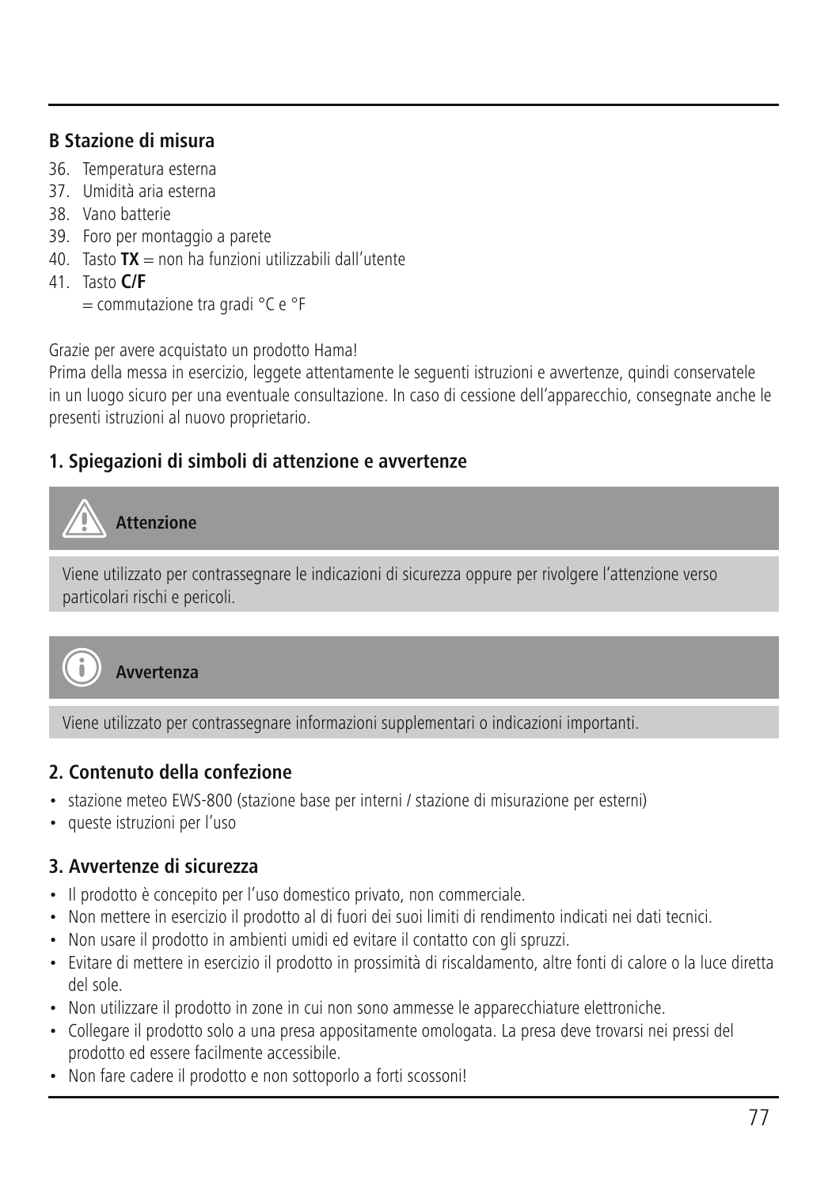### B Stazione di misura

36. Temperatura esterna
37. Umidità aria esterna
38. Vano batterie
39. Foro per montaggio a parete
40. Tasto **TX** = non ha funzioni utilizzabili dall'utente
41. Tasto **C/F**
    = commutazione tra gradi °C e °F

Grazie per avere acquistato un prodotto Hama!
Prima della messa in esercizio, leggete attentamente le seguenti istruzioni e avvertenze, quindi conservatele in un luogo sicuro per una eventuale consultazione. In caso di cessione dell'apparecchio, consegnate anche le presenti istruzioni al nuovo proprietario.

## 1. Spiegazioni di simboli di attenzione e avvertenze

**Attenzione**

Viene utilizzato per contrassegnare le indicazioni di sicurezza oppure per rivolgere l'attenzione verso particolari rischi e pericoli.

**Avvertenza**

Viene utilizzato per contrassegnare informazioni supplementari o indicazioni importanti.

## 2. Contenuto della confezione

- stazione meteo EWS-800 (stazione base per interni / stazione di misurazione per esterni)
- queste istruzioni per l'uso

## 3. Avvertenze di sicurezza

- Il prodotto è concepito per l'uso domestico privato, non commerciale.
- Non mettere in esercizio il prodotto al di fuori dei suoi limiti di rendimento indicati nei dati tecnici.
- Non usare il prodotto in ambienti umidi ed evitare il contatto con gli spruzzi.
- Evitare di mettere in esercizio il prodotto in prossimità di riscaldamento, altre fonti di calore o la luce diretta del sole.
- Non utilizzare il prodotto in zone in cui non sono ammesse le apparecchiature elettroniche.
- Collegare il prodotto solo a una presa appositamente omologata. La presa deve trovarsi nei pressi del prodotto ed essere facilmente accessibile.
- Non fare cadere il prodotto e non sottoporlo a forti scossoni!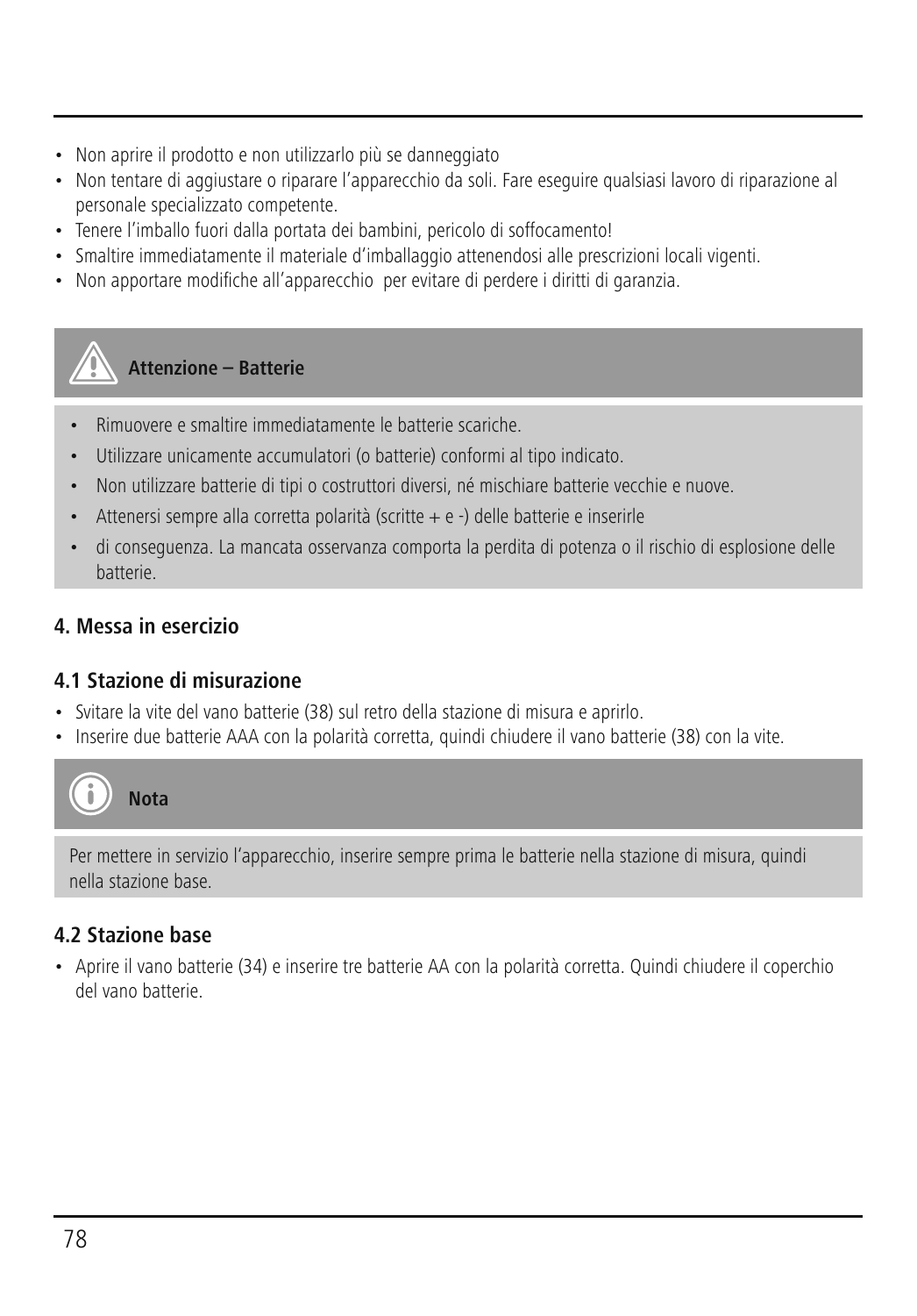- Non aprire il prodotto e non utilizzarlo più se danneggiato
- Non tentare di aggiustare o riparare l'apparecchio da soli. Fare eseguire qualsiasi lavoro di riparazione al personale specializzato competente.
- Tenere l'imballo fuori dalla portata dei bambini, pericolo di soffocamento!
- Smaltire immediatamente il materiale d'imballaggio attenendosi alle prescrizioni locali vigenti.
- Non apportare modifiche all'apparecchio  per evitare di perdere i diritti di garanzia.

**Attenzione – Batterie**

- Rimuovere e smaltire immediatamente le batterie scariche.
- Utilizzare unicamente accumulatori (o batterie) conformi al tipo indicato.
- Non utilizzare batterie di tipi o costruttori diversi, né mischiare batterie vecchie e nuove.
- Attenersi sempre alla corretta polarità (scritte + e -) delle batterie e inserirle
- di conseguenza. La mancata osservanza comporta la perdita di potenza o il rischio di esplosione delle batterie.

## 4. Messa in esercizio

### 4.1 Stazione di misurazione

- Svitare la vite del vano batterie (38) sul retro della stazione di misura e aprirlo.
- Inserire due batterie AAA con la polarità corretta, quindi chiudere il vano batterie (38) con la vite.

**Nota**

Per mettere in servizio l'apparecchio, inserire sempre prima le batterie nella stazione di misura, quindi nella stazione base.

### 4.2 Stazione base

- Aprire il vano batterie (34) e inserire tre batterie AA con la polarità corretta. Quindi chiudere il coperchio del vano batterie.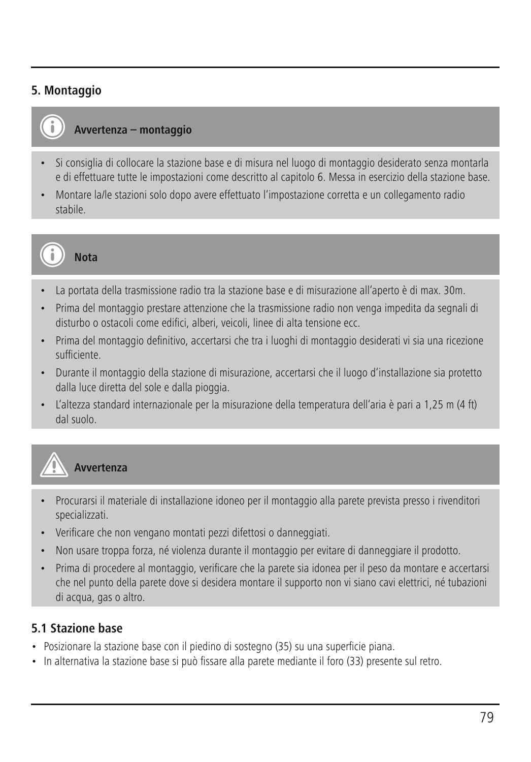## 5. Montaggio

**Avvertenza – montaggio**

- Si consiglia di collocare la stazione base e di misura nel luogo di montaggio desiderato senza montarla e di effettuare tutte le impostazioni come descritto al capitolo 6. Messa in esercizio della stazione base.
- Montare la/le stazioni solo dopo avere effettuato l'impostazione corretta e un collegamento radio stabile.

**Nota**

- La portata della trasmissione radio tra la stazione base e di misurazione all'aperto è di max. 30m.
- Prima del montaggio prestare attenzione che la trasmissione radio non venga impedita da segnali di disturbo o ostacoli come edifici, alberi, veicoli, linee di alta tensione ecc.
- Prima del montaggio definitivo, accertarsi che tra i luoghi di montaggio desiderati vi sia una ricezione sufficiente.
- Durante il montaggio della stazione di misurazione, accertarsi che il luogo d'installazione sia protetto dalla luce diretta del sole e dalla pioggia.
- L'altezza standard internazionale per la misurazione della temperatura dell'aria è pari a 1,25 m (4 ft) dal suolo.

**Avvertenza**

- Procurarsi il materiale di installazione idoneo per il montaggio alla parete prevista presso i rivenditori specializzati.
- Verificare che non vengano montati pezzi difettosi o danneggiati.
- Non usare troppa forza, né violenza durante il montaggio per evitare di danneggiare il prodotto.
- Prima di procedere al montaggio, verificare che la parete sia idonea per il peso da montare e accertarsi che nel punto della parete dove si desidera montare il supporto non vi siano cavi elettrici, né tubazioni di acqua, gas o altro.

### 5.1 Stazione base

- Posizionare la stazione base con il piedino di sostegno (35) su una superficie piana.
- In alternativa la stazione base si può fissare alla parete mediante il foro (33) presente sul retro.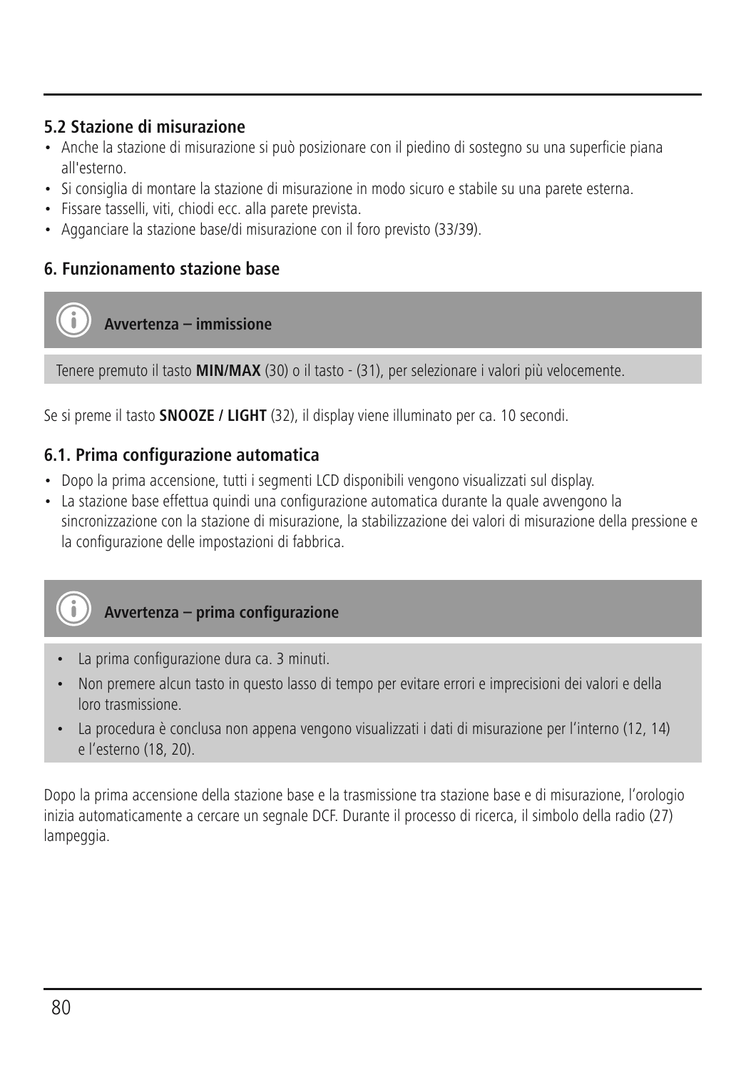### 5.2 Stazione di misurazione

- Anche la stazione di misurazione si può posizionare con il piedino di sostegno su una superficie piana all'esterno.
- Si consiglia di montare la stazione di misurazione in modo sicuro e stabile su una parete esterna.
- Fissare tasselli, viti, chiodi ecc. alla parete prevista.
- Agganciare la stazione base/di misurazione con il foro previsto (33/39).

## 6. Funzionamento stazione base

**Avvertenza – immissione**

Tenere premuto il tasto **MIN/MAX** (30) o il tasto - (31), per selezionare i valori più velocemente.

Se si preme il tasto **SNOOZE / LIGHT** (32), il display viene illuminato per ca. 10 secondi.

### 6.1. Prima configurazione automatica

- Dopo la prima accensione, tutti i segmenti LCD disponibili vengono visualizzati sul display.
- La stazione base effettua quindi una configurazione automatica durante la quale avvengono la sincronizzazione con la stazione di misurazione, la stabilizzazione dei valori di misurazione della pressione e la configurazione delle impostazioni di fabbrica.

**Avvertenza – prima configurazione**

- La prima configurazione dura ca. 3 minuti.
- Non premere alcun tasto in questo lasso di tempo per evitare errori e imprecisioni dei valori e della loro trasmissione.
- La procedura è conclusa non appena vengono visualizzati i dati di misurazione per l'interno (12, 14) e l'esterno (18, 20).

Dopo la prima accensione della stazione base e la trasmissione tra stazione base e di misurazione, l'orologio inizia automaticamente a cercare un segnale DCF. Durante il processo di ricerca, il simbolo della radio (27) lampeggia.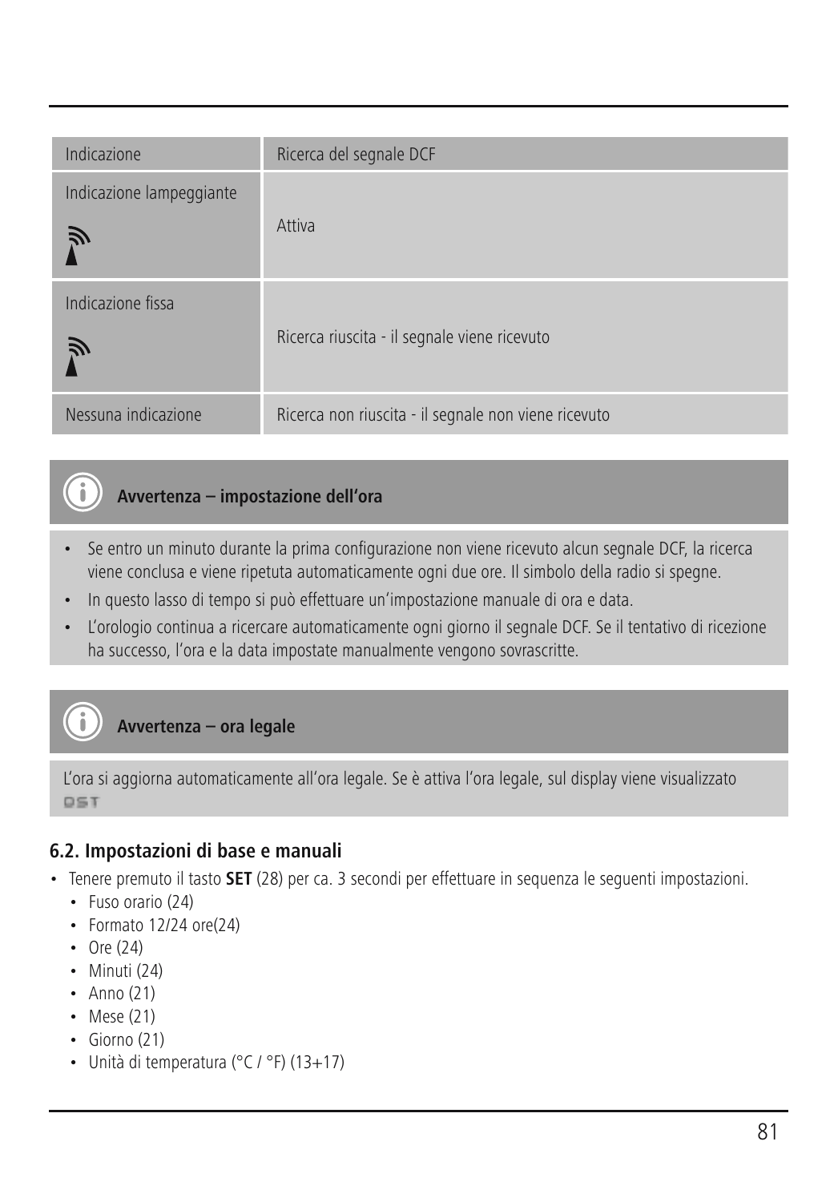| Indicazione | Ricerca del segnale DCF |
|---|---|
| Indicazione lampeggiante | Attiva |
| Indicazione fissa | Ricerca riuscita - il segnale viene ricevuto |
| Nessuna indicazione | Ricerca non riuscita - il segnale non viene ricevuto |

**Avvertenza – impostazione dell'ora**

- Se entro un minuto durante la prima configurazione non viene ricevuto alcun segnale DCF, la ricerca viene conclusa e viene ripetuta automaticamente ogni due ore. Il simbolo della radio si spegne.
- In questo lasso di tempo si può effettuare un'impostazione manuale di ora e data.
- L'orologio continua a ricercare automaticamente ogni giorno il segnale DCF. Se il tentativo di ricezione ha successo, l'ora e la data impostate manualmente vengono sovrascritte.

**Avvertenza – ora legale**

L'ora si aggiorna automaticamente all'ora legale. Se è attiva l'ora legale, sul display viene visualizzato DST

### 6.2. Impostazioni di base e manuali

- Tenere premuto il tasto **SET** (28) per ca. 3 secondi per effettuare in sequenza le seguenti impostazioni.
  - Fuso orario (24)
  - Formato 12/24 ore(24)
  - Ore (24)
  - Minuti (24)
  - Anno (21)
  - Mese (21)
  - Giorno (21)
  - Unità di temperatura (°C / °F) (13+17)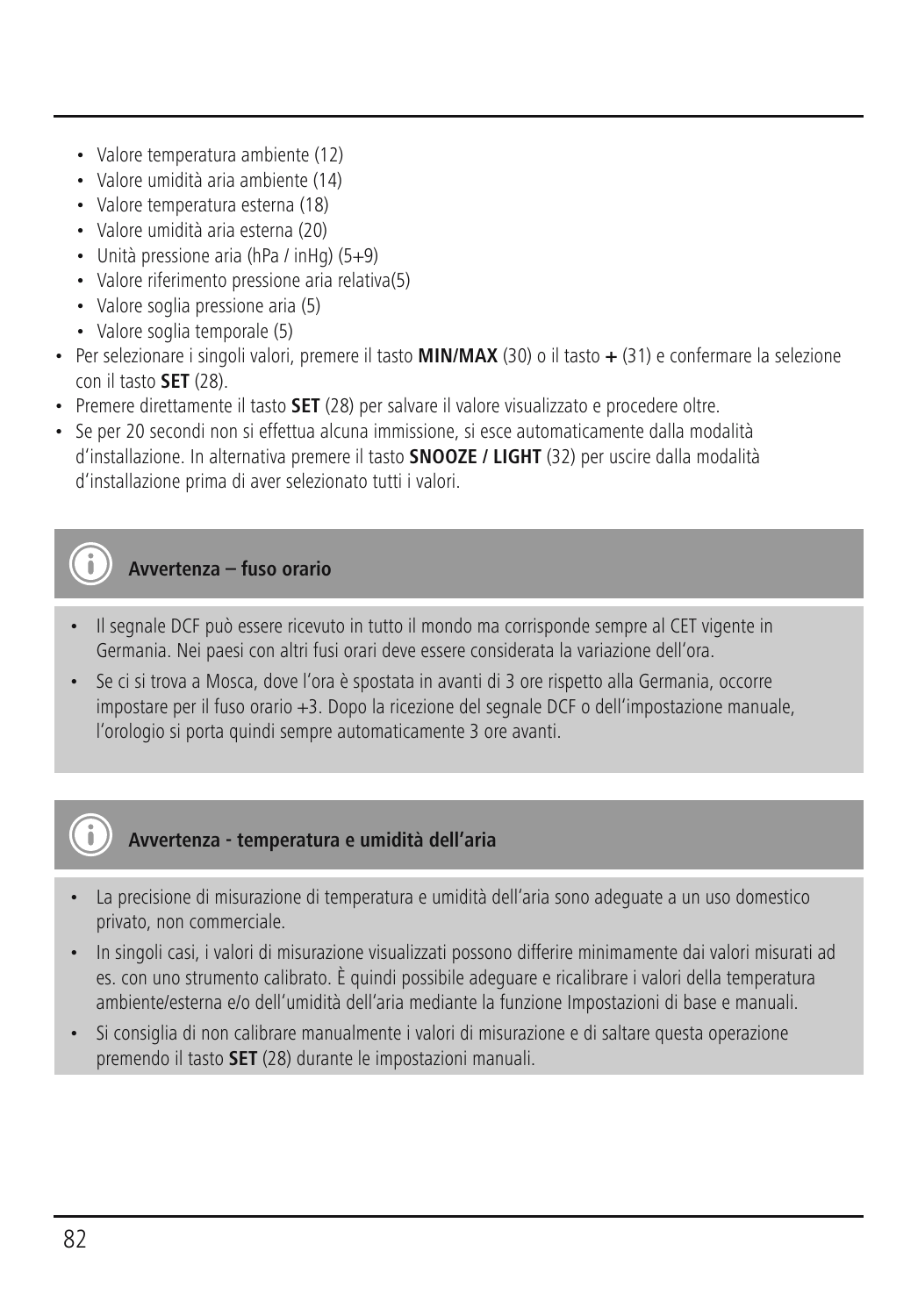- Valore temperatura ambiente (12)
- Valore umidità aria ambiente (14)
- Valore temperatura esterna (18)
- Valore umidità aria esterna (20)
- Unità pressione aria (hPa / inHg) (5+9)
- Valore riferimento pressione aria relativa(5)
- Valore soglia pressione aria (5)
- Valore soglia temporale (5)

- Per selezionare i singoli valori, premere il tasto **MIN/MAX** (30) o il tasto **+** (31) e confermare la selezione con il tasto **SET** (28).
- Premere direttamente il tasto **SET** (28) per salvare il valore visualizzato e procedere oltre.
- Se per 20 secondi non si effettua alcuna immissione, si esce automaticamente dalla modalità d'installazione. In alternativa premere il tasto **SNOOZE / LIGHT** (32) per uscire dalla modalità d'installazione prima di aver selezionato tutti i valori.

**Avvertenza – fuso orario**

- Il segnale DCF può essere ricevuto in tutto il mondo ma corrisponde sempre al CET vigente in Germania. Nei paesi con altri fusi orari deve essere considerata la variazione dell'ora.
- Se ci si trova a Mosca, dove l'ora è spostata in avanti di 3 ore rispetto alla Germania, occorre impostare per il fuso orario +3. Dopo la ricezione del segnale DCF o dell'impostazione manuale, l'orologio si porta quindi sempre automaticamente 3 ore avanti.

**Avvertenza - temperatura e umidità dell'aria**

- La precisione di misurazione di temperatura e umidità dell'aria sono adeguate a un uso domestico privato, non commerciale.
- In singoli casi, i valori di misurazione visualizzati possono differire minimamente dai valori misurati ad es. con uno strumento calibrato. È quindi possibile adeguare e ricalibrare i valori della temperatura ambiente/esterna e/o dell'umidità dell'aria mediante la funzione Impostazioni di base e manuali.
- Si consiglia di non calibrare manualmente i valori di misurazione e di saltare questa operazione premendo il tasto **SET** (28) durante le impostazioni manuali.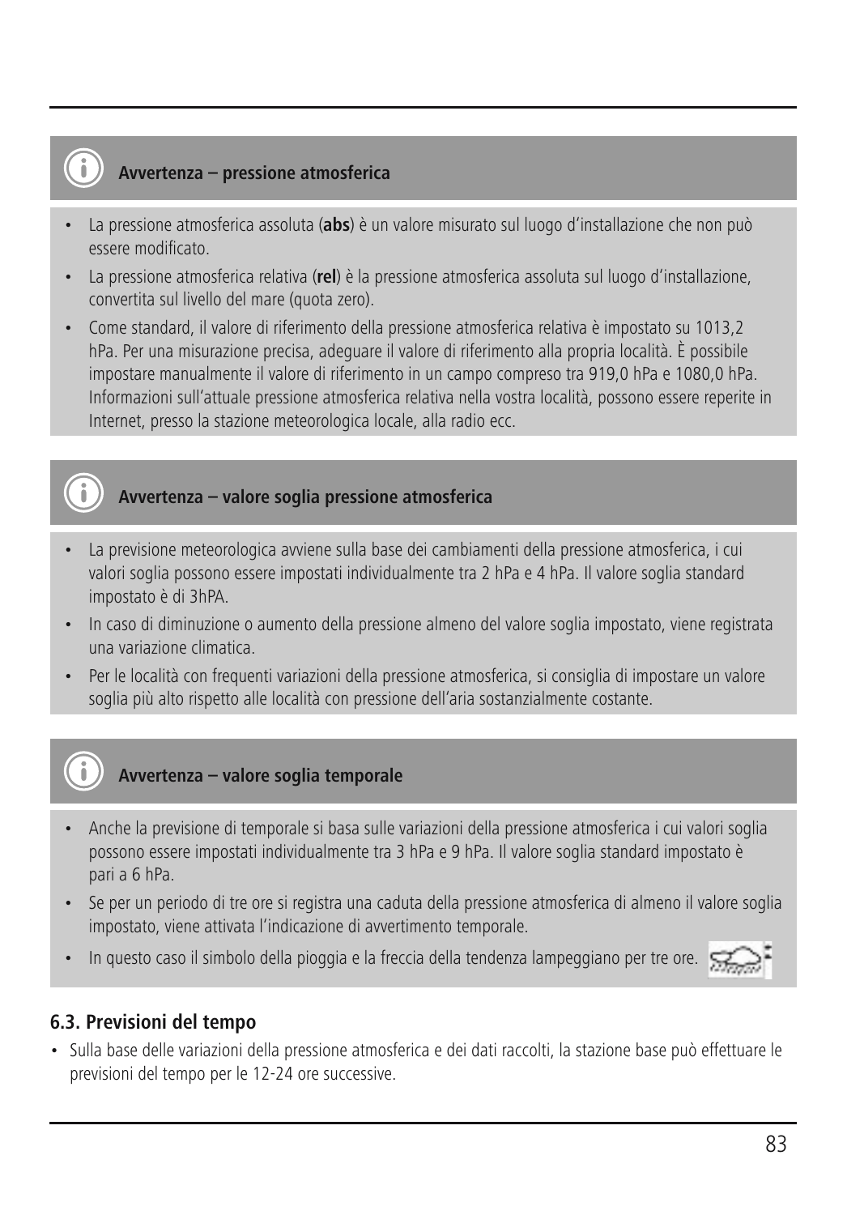### Avvertenza – pressione atmosferica

- La pressione atmosferica assoluta (**abs**) è un valore misurato sul luogo d'installazione che non può essere modificato.
- La pressione atmosferica relativa (**rel**) è la pressione atmosferica assoluta sul luogo d'installazione, convertita sul livello del mare (quota zero).
- Come standard, il valore di riferimento della pressione atmosferica relativa è impostato su 1013,2 hPa. Per una misurazione precisa, adeguare il valore di riferimento alla propria località. È possibile impostare manualmente il valore di riferimento in un campo compreso tra 919,0 hPa e 1080,0 hPa. Informazioni sull'attuale pressione atmosferica relativa nella vostra località, possono essere reperite in Internet, presso la stazione meteorologica locale, alla radio ecc.

### Avvertenza – valore soglia pressione atmosferica

- La previsione meteorologica avviene sulla base dei cambiamenti della pressione atmosferica, i cui valori soglia possono essere impostati individualmente tra 2 hPa e 4 hPa. Il valore soglia standard impostato è di 3hPA.
- In caso di diminuzione o aumento della pressione almeno del valore soglia impostato, viene registrata una variazione climatica.
- Per le località con frequenti variazioni della pressione atmosferica, si consiglia di impostare un valore soglia più alto rispetto alle località con pressione dell'aria sostanzialmente costante.

### Avvertenza – valore soglia temporale

- Anche la previsione di temporale si basa sulle variazioni della pressione atmosferica i cui valori soglia possono essere impostati individualmente tra 3 hPa e 9 hPa. Il valore soglia standard impostato è pari a 6 hPa.
- Se per un periodo di tre ore si registra una caduta della pressione atmosferica di almeno il valore soglia impostato, viene attivata l'indicazione di avvertimento temporale.
- In questo caso il simbolo della pioggia e la freccia della tendenza lampeggiano per tre ore.

## 6.3. Previsioni del tempo

- Sulla base delle variazioni della pressione atmosferica e dei dati raccolti, la stazione base può effettuare le previsioni del tempo per le 12-24 ore successive.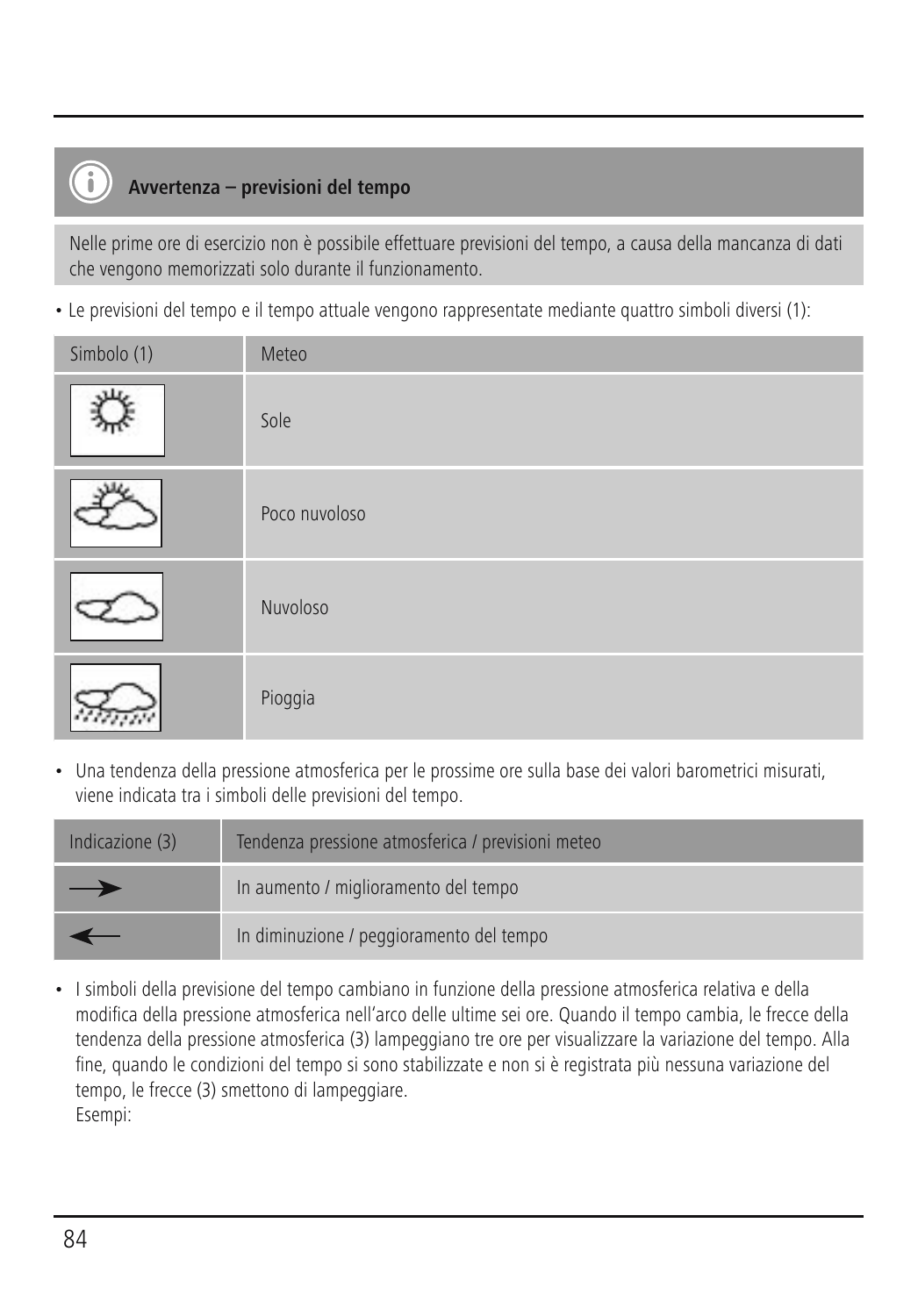**Avvertenza – previsioni del tempo**

Nelle prime ore di esercizio non è possibile effettuare previsioni del tempo, a causa della mancanza di dati che vengono memorizzati solo durante il funzionamento.

- Le previsioni del tempo e il tempo attuale vengono rappresentate mediante quattro simboli diversi (1):

| Simbolo (1) | Meteo |
|---|---|
| | Sole |
| | Poco nuvoloso |
| | Nuvoloso |
| | Pioggia |

- Una tendenza della pressione atmosferica per le prossime ore sulla base dei valori barometrici misurati, viene indicata tra i simboli delle previsioni del tempo.

| Indicazione (3) | Tendenza pressione atmosferica / previsioni meteo |
|---|---|
| → | In aumento / miglioramento del tempo |
| ← | In diminuzione / peggioramento del tempo |

- I simboli della previsione del tempo cambiano in funzione della pressione atmosferica relativa e della modifica della pressione atmosferica nell'arco delle ultime sei ore. Quando il tempo cambia, le frecce della tendenza della pressione atmosferica (3) lampeggiano tre ore per visualizzare la variazione del tempo. Alla fine, quando le condizioni del tempo si sono stabilizzate e non si è registrata più nessuna variazione del tempo, le frecce (3) smettono di lampeggiare.
  Esempi: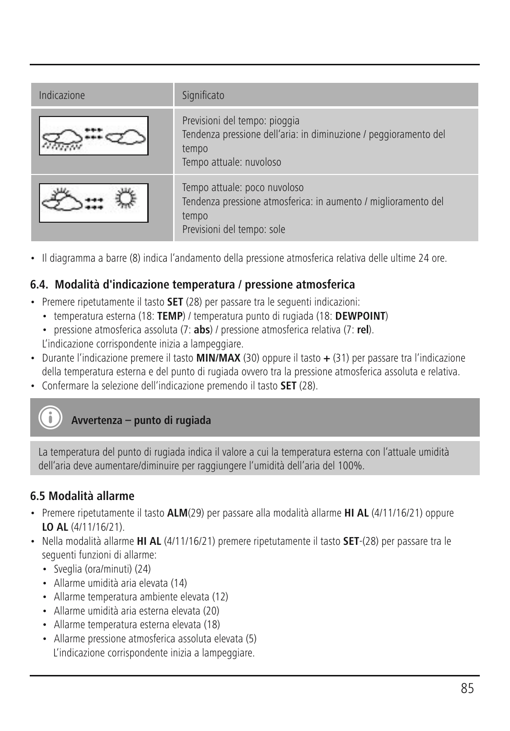| Indicazione | Significato |
|---|---|
| | Previsioni del tempo: pioggia<br>Tendenza pressione dell'aria: in diminuzione / peggioramento del tempo<br>Tempo attuale: nuvoloso |
| | Tempo attuale: poco nuvoloso<br>Tendenza pressione atmosferica: in aumento / miglioramento del tempo<br>Previsioni del tempo: sole |

- Il diagramma a barre (8) indica l'andamento della pressione atmosferica relativa delle ultime 24 ore.

### 6.4. Modalità d'indicazione temperatura / pressione atmosferica

- Premere ripetutamente il tasto **SET** (28) per passare tra le seguenti indicazioni:
  - temperatura esterna (18: **TEMP**) / temperatura punto di rugiada (18: **DEWPOINT**)
  - pressione atmosferica assoluta (7: **abs**) / pressione atmosferica relativa (7: **rel**).

  L'indicazione corrispondente inizia a lampeggiare.
- Durante l'indicazione premere il tasto **MIN/MAX** (30) oppure il tasto **+** (31) per passare tra l'indicazione della temperatura esterna e del punto di rugiada ovvero tra la pressione atmosferica assoluta e relativa.
- Confermare la selezione dell'indicazione premendo il tasto **SET** (28).

**Avvertenza – punto di rugiada**

La temperatura del punto di rugiada indica il valore a cui la temperatura esterna con l'attuale umidità dell'aria deve aumentare/diminuire per raggiungere l'umidità dell'aria del 100%.

### 6.5 Modalità allarme

- Premere ripetutamente il tasto **ALM**(29) per passare alla modalità allarme **HI AL** (4/11/16/21) oppure **LO AL** (4/11/16/21).
- Nella modalità allarme **HI AL** (4/11/16/21) premere ripetutamente il tasto **SET**-(28) per passare tra le seguenti funzioni di allarme:
  - Sveglia (ora/minuti) (24)
  - Allarme umidità aria elevata (14)
  - Allarme temperatura ambiente elevata (12)
  - Allarme umidità aria esterna elevata (20)
  - Allarme temperatura esterna elevata (18)
  - Allarme pressione atmosferica assoluta elevata (5)

    L'indicazione corrispondente inizia a lampeggiare.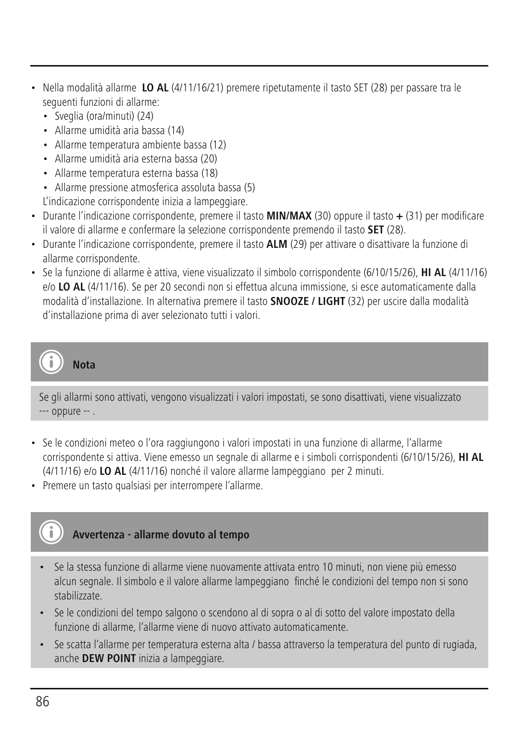- Nella modalità allarme **LO AL** (4/11/16/21) premere ripetutamente il tasto SET (28) per passare tra le seguenti funzioni di allarme:
  - Sveglia (ora/minuti) (24)
  - Allarme umidità aria bassa (14)
  - Allarme temperatura ambiente bassa (12)
  - Allarme umidità aria esterna bassa (20)
  - Allarme temperatura esterna bassa (18)
  - Allarme pressione atmosferica assoluta bassa (5)

  L'indicazione corrispondente inizia a lampeggiare.
- Durante l'indicazione corrispondente, premere il tasto **MIN/MAX** (30) oppure il tasto **+** (31) per modificare il valore di allarme e confermare la selezione corrispondente premendo il tasto **SET** (28).
- Durante l'indicazione corrispondente, premere il tasto **ALM** (29) per attivare o disattivare la funzione di allarme corrispondente.
- Se la funzione di allarme è attiva, viene visualizzato il simbolo corrispondente (6/10/15/26), **HI AL** (4/11/16) e/o **LO AL** (4/11/16). Se per 20 secondi non si effettua alcuna immissione, si esce automaticamente dalla modalità d'installazione. In alternativa premere il tasto **SNOOZE / LIGHT** (32) per uscire dalla modalità d'installazione prima di aver selezionato tutti i valori.

**Nota**

Se gli allarmi sono attivati, vengono visualizzati i valori impostati, se sono disattivati, viene visualizzato --- oppure -- .

- Se le condizioni meteo o l'ora raggiungono i valori impostati in una funzione di allarme, l'allarme corrispondente si attiva. Viene emesso un segnale di allarme e i simboli corrispondenti (6/10/15/26), **HI AL** (4/11/16) e/o **LO AL** (4/11/16) nonché il valore allarme lampeggiano per 2 minuti.
- Premere un tasto qualsiasi per interrompere l'allarme.

**Avvertenza - allarme dovuto al tempo**

- Se la stessa funzione di allarme viene nuovamente attivata entro 10 minuti, non viene più emesso alcun segnale. Il simbolo e il valore allarme lampeggiano finché le condizioni del tempo non si sono stabilizzate.
- Se le condizioni del tempo salgono o scendono al di sopra o al di sotto del valore impostato della funzione di allarme, l'allarme viene di nuovo attivato automaticamente.
- Se scatta l'allarme per temperatura esterna alta / bassa attraverso la temperatura del punto di rugiada, anche **DEW POINT** inizia a lampeggiare.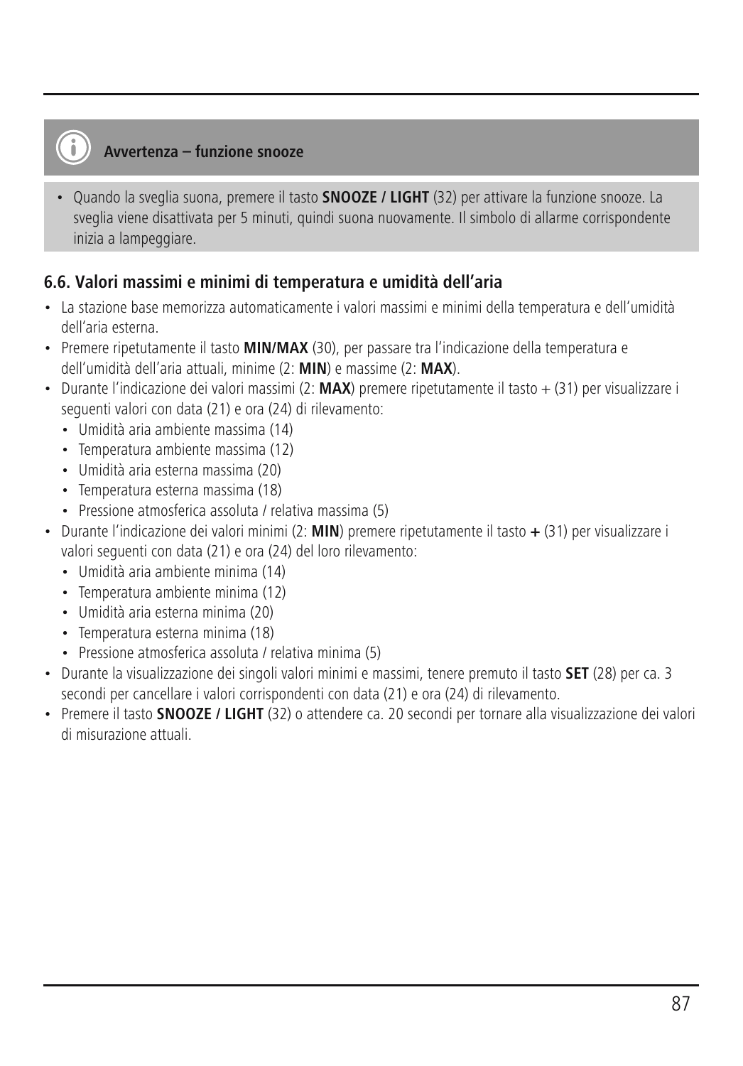**Avvertenza – funzione snooze**

- Quando la sveglia suona, premere il tasto **SNOOZE / LIGHT** (32) per attivare la funzione snooze. La sveglia viene disattivata per 5 minuti, quindi suona nuovamente. Il simbolo di allarme corrispondente inizia a lampeggiare.

### 6.6. Valori massimi e minimi di temperatura e umidità dell'aria

- La stazione base memorizza automaticamente i valori massimi e minimi della temperatura e dell'umidità dell'aria esterna.
- Premere ripetutamente il tasto **MIN/MAX** (30), per passare tra l'indicazione della temperatura e dell'umidità dell'aria attuali, minime (2: **MIN**) e massime (2: **MAX**).
- Durante l'indicazione dei valori massimi (2: **MAX**) premere ripetutamente il tasto + (31) per visualizzare i seguenti valori con data (21) e ora (24) di rilevamento:
  - Umidità aria ambiente massima (14)
  - Temperatura ambiente massima (12)
  - Umidità aria esterna massima (20)
  - Temperatura esterna massima (18)
  - Pressione atmosferica assoluta / relativa massima (5)
- Durante l'indicazione dei valori minimi (2: **MIN**) premere ripetutamente il tasto **+** (31) per visualizzare i valori seguenti con data (21) e ora (24) del loro rilevamento:
  - Umidità aria ambiente minima (14)
  - Temperatura ambiente minima (12)
  - Umidità aria esterna minima (20)
  - Temperatura esterna minima (18)
  - Pressione atmosferica assoluta / relativa minima (5)
- Durante la visualizzazione dei singoli valori minimi e massimi, tenere premuto il tasto **SET** (28) per ca. 3 secondi per cancellare i valori corrispondenti con data (21) e ora (24) di rilevamento.
- Premere il tasto **SNOOZE / LIGHT** (32) o attendere ca. 20 secondi per tornare alla visualizzazione dei valori di misurazione attuali.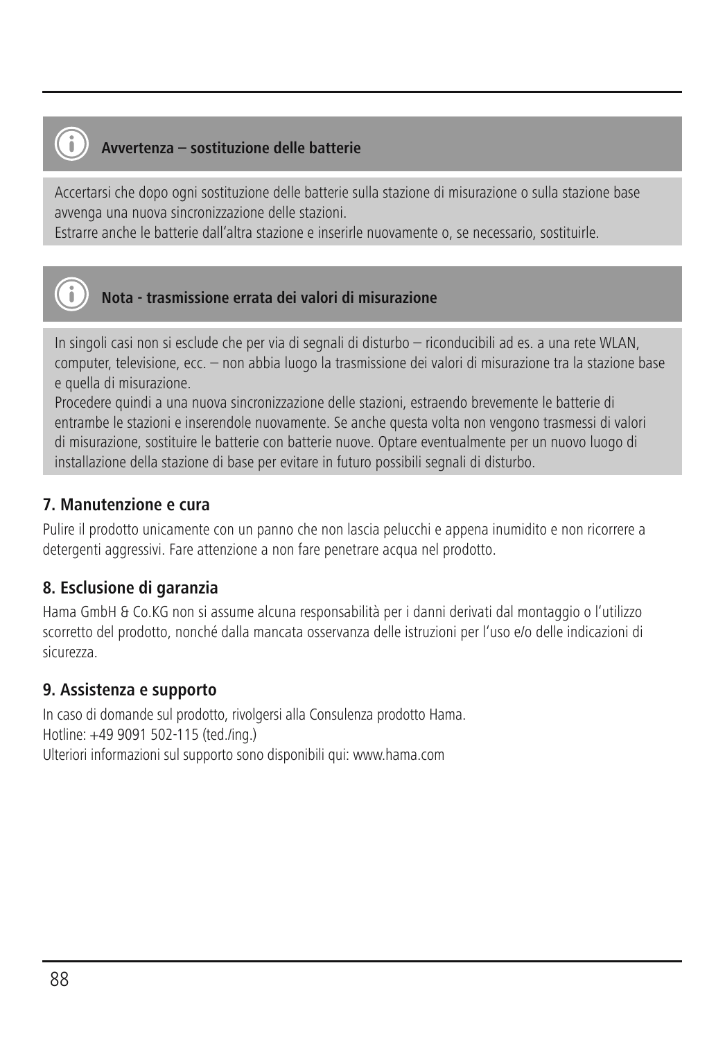**Avvertenza – sostituzione delle batterie**

Accertarsi che dopo ogni sostituzione delle batterie sulla stazione di misurazione o sulla stazione base avvenga una nuova sincronizzazione delle stazioni.
Estrarre anche le batterie dall'altra stazione e inserirle nuovamente o, se necessario, sostituirle.

**Nota - trasmissione errata dei valori di misurazione**

In singoli casi non si esclude che per via di segnali di disturbo – riconducibili ad es. a una rete WLAN, computer, televisione, ecc. – non abbia luogo la trasmissione dei valori di misurazione tra la stazione base e quella di misurazione.
Procedere quindi a una nuova sincronizzazione delle stazioni, estraendo brevemente le batterie di entrambe le stazioni e inserendole nuovamente. Se anche questa volta non vengono trasmessi di valori di misurazione, sostituire le batterie con batterie nuove. Optare eventualmente per un nuovo luogo di installazione della stazione di base per evitare in futuro possibili segnali di disturbo.

## 7. Manutenzione e cura

Pulire il prodotto unicamente con un panno che non lascia pelucchi e appena inumidito e non ricorrere a detergenti aggressivi. Fare attenzione a non fare penetrare acqua nel prodotto.

## 8. Esclusione di garanzia

Hama GmbH & Co.KG non si assume alcuna responsabilità per i danni derivati dal montaggio o l'utilizzo scorretto del prodotto, nonché dalla mancata osservanza delle istruzioni per l'uso e/o delle indicazioni di sicurezza.

## 9. Assistenza e supporto

In caso di domande sul prodotto, rivolgersi alla Consulenza prodotto Hama.
Hotline: +49 9091 502-115 (ted./ing.)
Ulteriori informazioni sul supporto sono disponibili qui: www.hama.com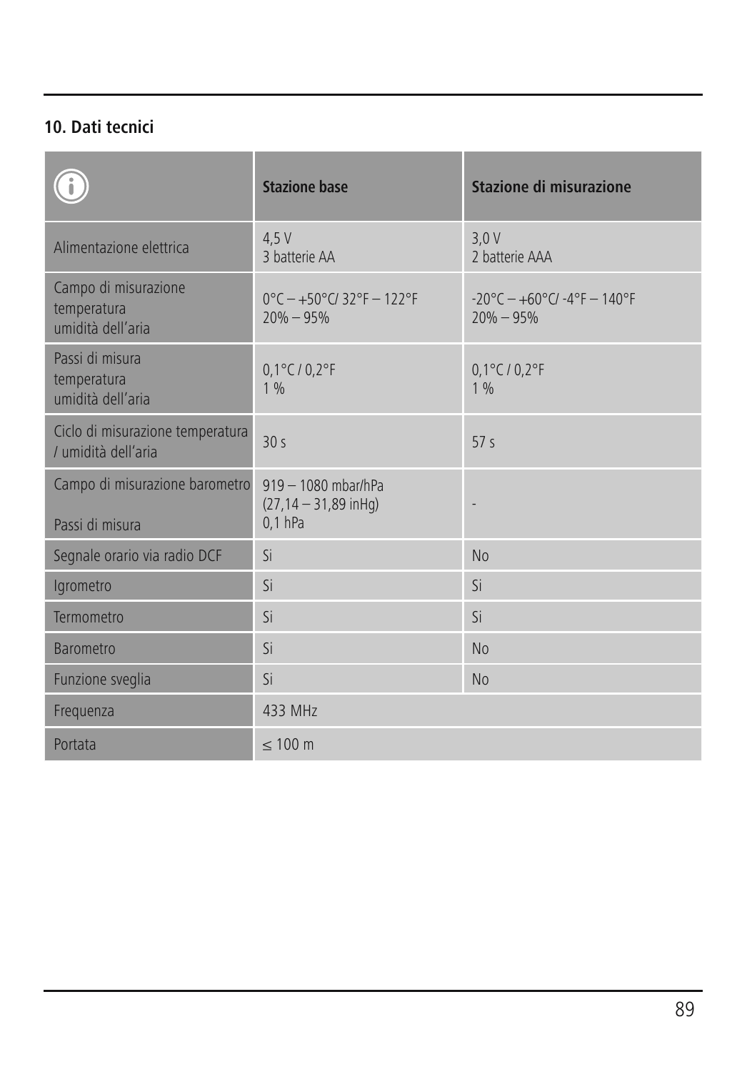## 10. Dati tecnici

| ⓘ | Stazione base | Stazione di misurazione |
|---|---|---|
| Alimentazione elettrica | 4,5 V<br>3 batterie AA | 3,0 V<br>2 batterie AAA |
| Campo di misurazione<br>temperatura<br>umidità dell'aria | 0°C – +50°C/ 32°F – 122°F<br>20% – 95% | -20°C – +60°C/ -4°F – 140°F<br>20% – 95% |
| Passi di misura<br>temperatura<br>umidità dell'aria | 0,1°C / 0,2°F<br>1 % | 0,1°C / 0,2°F<br>1 % |
| Ciclo di misurazione temperatura / umidità dell'aria | 30 s | 57 s |
| Campo di misurazione barometro<br><br>Passi di misura | 919 – 1080 mbar/hPa<br>(27,14 – 31,89 inHg)<br>0,1 hPa | - |
| Segnale orario via radio DCF | Si | No |
| Igrometro | Si | Si |
| Termometro | Si | Si |
| Barometro | Si | No |
| Funzione sveglia | Si | No |
| Frequenza | 433 MHz | |
| Portata | ≤ 100 m | |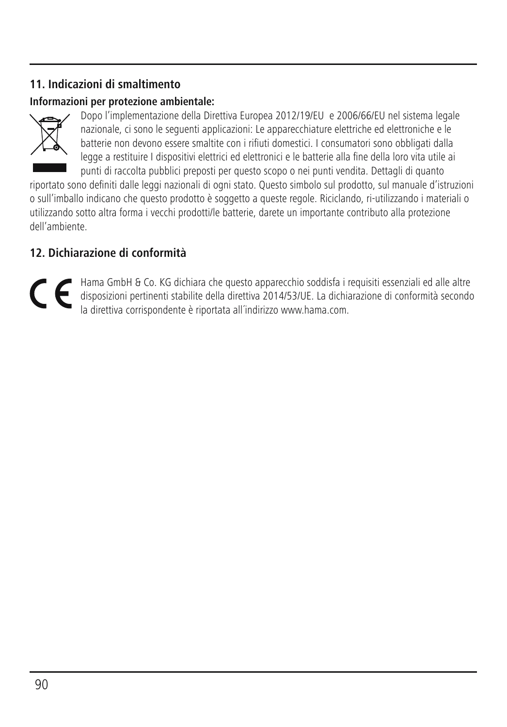## 11. Indicazioni di smaltimento

**Informazioni per protezione ambientale:**

Dopo l'implementazione della Direttiva Europea 2012/19/EU e 2006/66/EU nel sistema legale nazionale, ci sono le seguenti applicazioni: Le apparecchiature elettriche ed elettroniche e le batterie non devono essere smaltite con i rifiuti domestici. I consumatori sono obbligati dalla legge a restituire I dispositivi elettrici ed elettronici e le batterie alla fine della loro vita utile ai punti di raccolta pubblici preposti per questo scopo o nei punti vendita. Dettagli di quanto riportato sono definiti dalle leggi nazionali di ogni stato. Questo simbolo sul prodotto, sul manuale d'istruzioni o sull'imballo indicano che questo prodotto è soggetto a queste regole. Riciclando, ri-utilizzando i materiali o utilizzando sotto altra forma i vecchi prodotti/le batterie, darete un importante contributo alla protezione dell'ambiente.

## 12. Dichiarazione di conformità

Hama GmbH & Co. KG dichiara che questo apparecchio soddisfa i requisiti essenziali ed alle altre disposizioni pertinenti stabilite della direttiva 2014/53/UE. La dichiarazione di conformità secondo la direttiva corrispondente è riportata all´indirizzo www.hama.com.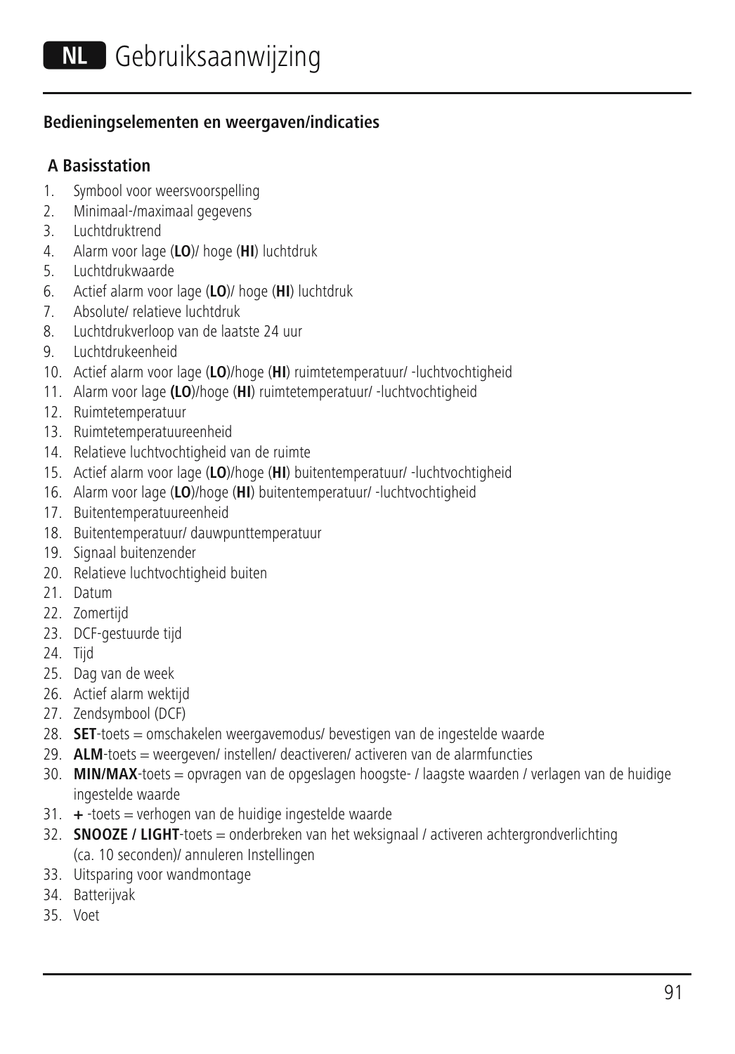# NL Gebruiksaanwijzing

### Bedieningselementen en weergaven/indicaties

### A Basisstation

1. Symbool voor weersvoorspelling
2. Minimaal-/maximaal gegevens
3. Luchtdruktrend
4. Alarm voor lage (**LO**)/ hoge (**HI**) luchtdruk
5. Luchtdrukwaarde
6. Actief alarm voor lage (**LO**)/ hoge (**HI**) luchtdruk
7. Absolute/ relatieve luchtdruk
8. Luchtdrukverloop van de laatste 24 uur
9. Luchtdrukeenheid
10. Actief alarm voor lage (**LO**)/hoge (**HI**) ruimtetemperatuur/ -luchtvochtigheid
11. Alarm voor lage **(LO**)/hoge (**HI**) ruimtetemperatuur/ -luchtvochtigheid
12. Ruimtetemperatuur
13. Ruimtetemperatuureenheid
14. Relatieve luchtvochtigheid van de ruimte
15. Actief alarm voor lage (**LO**)/hoge (**HI**) buitentemperatuur/ -luchtvochtigheid
16. Alarm voor lage (**LO**)/hoge (**HI**) buitentemperatuur/ -luchtvochtigheid
17. Buitentemperatuureenheid
18. Buitentemperatuur/ dauwpunttemperatuur
19. Signaal buitenzender
20. Relatieve luchtvochtigheid buiten
21. Datum
22. Zomertijd
23. DCF-gestuurde tijd
24. Tijd
25. Dag van de week
26. Actief alarm wektijd
27. Zendsymbool (DCF)
28. **SET**-toets = omschakelen weergavemodus/ bevestigen van de ingestelde waarde
29. **ALM**-toets = weergeven/ instellen/ deactiveren/ activeren van de alarmfuncties
30. **MIN/MAX**-toets = opvragen van de opgeslagen hoogste- / laagste waarden / verlagen van de huidige ingestelde waarde
31. **+** -toets = verhogen van de huidige ingestelde waarde
32. **SNOOZE / LIGHT**-toets = onderbreken van het weksignaal / activeren achtergrondverlichting (ca. 10 seconden)/ annuleren Instellingen
33. Uitsparing voor wandmontage
34. Batterijvak
35. Voet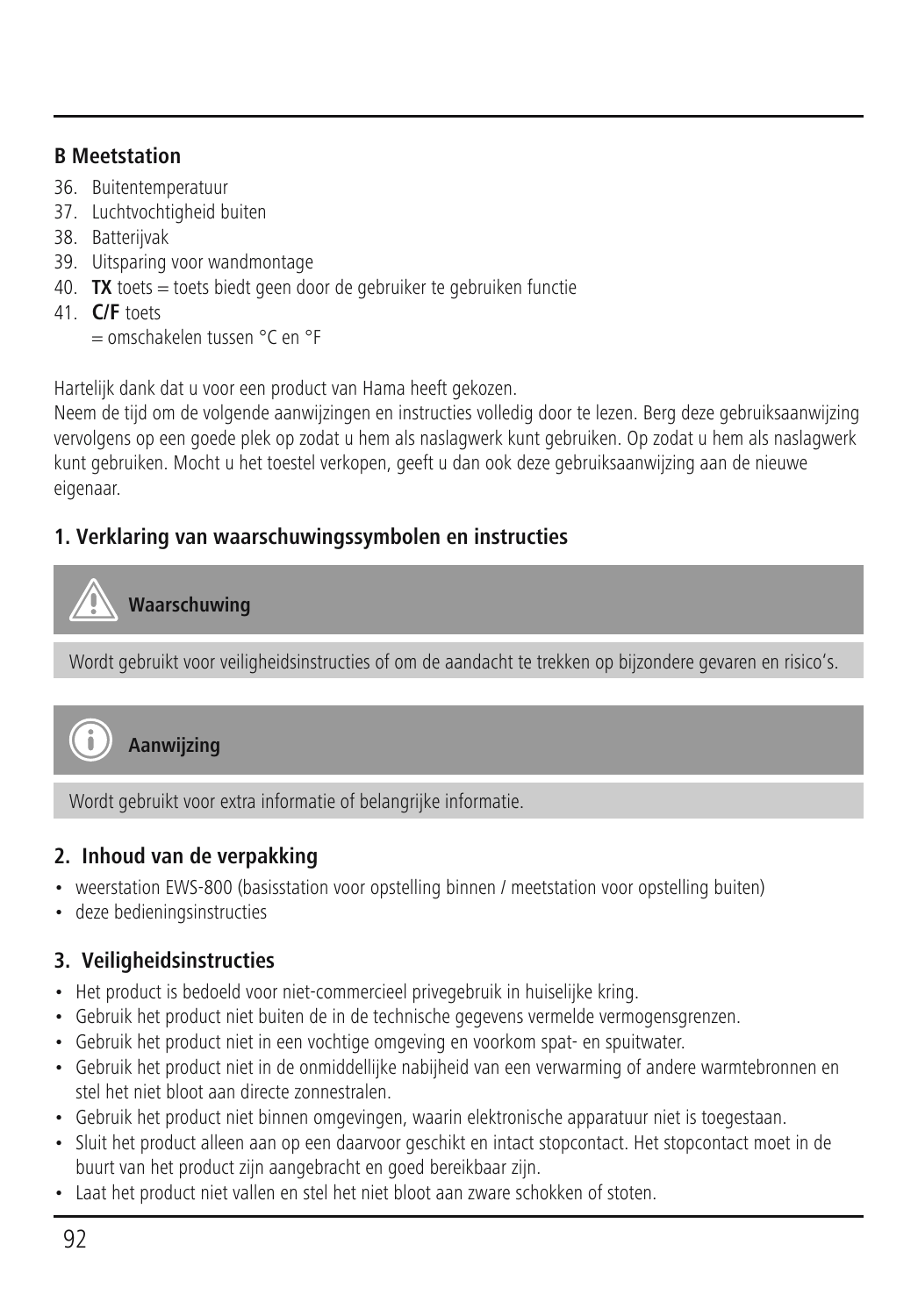### B Meetstation

36. Buitentemperatuur
37. Luchtvochtigheid buiten
38. Batterijvak
39. Uitsparing voor wandmontage
40. **TX** toets = toets biedt geen door de gebruiker te gebruiken functie
41. **C/F** toets
    = omschakelen tussen °C en °F

Hartelijk dank dat u voor een product van Hama heeft gekozen.
Neem de tijd om de volgende aanwijzingen en instructies volledig door te lezen. Berg deze gebruiksaanwijzing vervolgens op een goede plek op zodat u hem als naslagwerk kunt gebruiken. Op zodat u hem als naslagwerk kunt gebruiken. Mocht u het toestel verkopen, geeft u dan ook deze gebruiksaanwijzing aan de nieuwe eigenaar.

## 1. Verklaring van waarschuwingssymbolen en instructies

**Waarschuwing**

Wordt gebruikt voor veiligheidsinstructies of om de aandacht te trekken op bijzondere gevaren en risico's.

**Aanwijzing**

Wordt gebruikt voor extra informatie of belangrijke informatie.

## 2. Inhoud van de verpakking

- weerstation EWS-800 (basisstation voor opstelling binnen / meetstation voor opstelling buiten)
- deze bedieningsinstructies

## 3. Veiligheidsinstructies

- Het product is bedoeld voor niet-commercieel privegebruik in huiselijke kring.
- Gebruik het product niet buiten de in de technische gegevens vermelde vermogensgrenzen.
- Gebruik het product niet in een vochtige omgeving en voorkom spat- en spuitwater.
- Gebruik het product niet in de onmiddellijke nabijheid van een verwarming of andere warmtebronnen en stel het niet bloot aan directe zonnestralen.
- Gebruik het product niet binnen omgevingen, waarin elektronische apparatuur niet is toegestaan.
- Sluit het product alleen aan op een daarvoor geschikt en intact stopcontact. Het stopcontact moet in de buurt van het product zijn aangebracht en goed bereikbaar zijn.
- Laat het product niet vallen en stel het niet bloot aan zware schokken of stoten.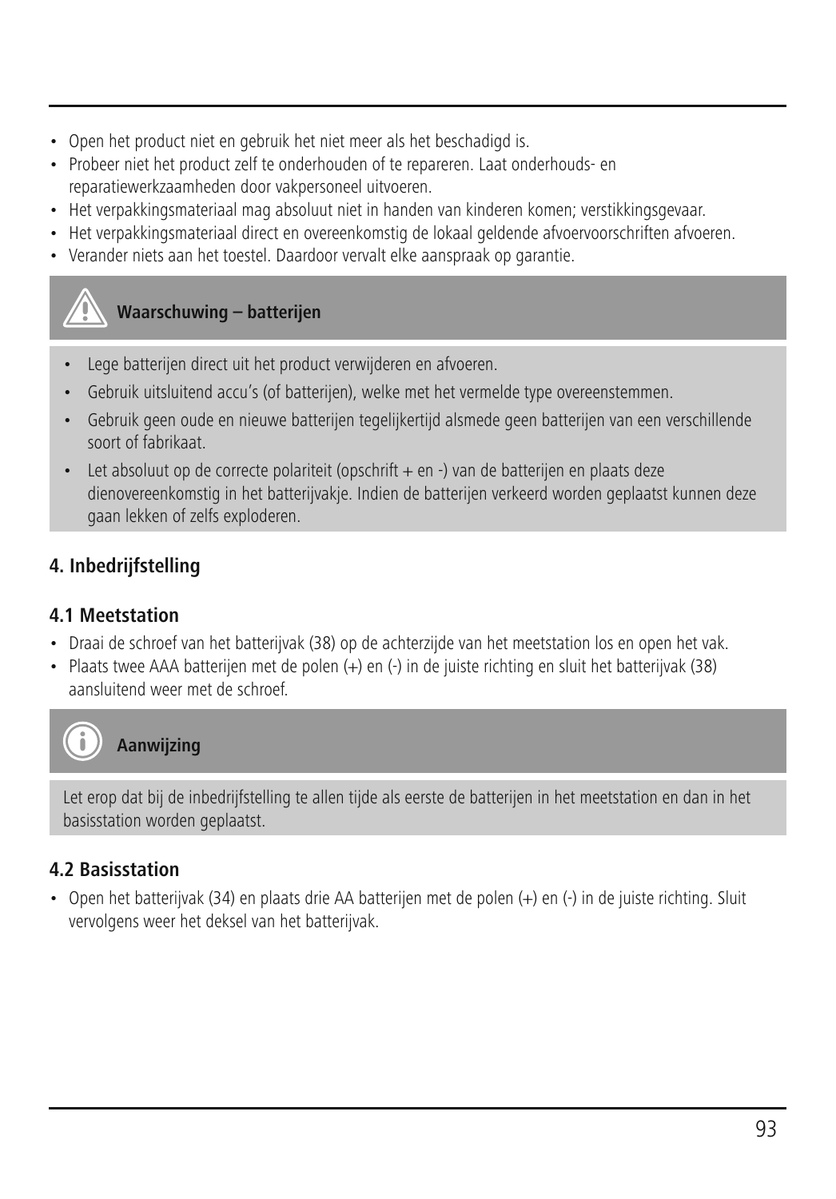- Open het product niet en gebruik het niet meer als het beschadigd is.
- Probeer niet het product zelf te onderhouden of te repareren. Laat onderhouds- en reparatiewerkzaamheden door vakpersoneel uitvoeren.
- Het verpakkingsmateriaal mag absoluut niet in handen van kinderen komen; verstikkingsgevaar.
- Het verpakkingsmateriaal direct en overeenkomstig de lokaal geldende afvoervoorschriften afvoeren.
- Verander niets aan het toestel. Daardoor vervalt elke aanspraak op garantie.

**Waarschuwing – batterijen**

- Lege batterijen direct uit het product verwijderen en afvoeren.
- Gebruik uitsluitend accu's (of batterijen), welke met het vermelde type overeenstemmen.
- Gebruik geen oude en nieuwe batterijen tegelijkertijd alsmede geen batterijen van een verschillende soort of fabrikaat.
- Let absoluut op de correcte polariteit (opschrift + en -) van de batterijen en plaats deze dienovereenkomstig in het batterijvakje. Indien de batterijen verkeerd worden geplaatst kunnen deze gaan lekken of zelfs exploderen.

## 4. Inbedrijfstelling

### 4.1 Meetstation

- Draai de schroef van het batterijvak (38) op de achterzijde van het meetstation los en open het vak.
- Plaats twee AAA batterijen met de polen (+) en (-) in de juiste richting en sluit het batterijvak (38) aansluitend weer met de schroef.

**Aanwijzing**

Let erop dat bij de inbedrijfstelling te allen tijde als eerste de batterijen in het meetstation en dan in het basisstation worden geplaatst.

### 4.2 Basisstation

- Open het batterijvak (34) en plaats drie AA batterijen met de polen (+) en (-) in de juiste richting. Sluit vervolgens weer het deksel van het batterijvak.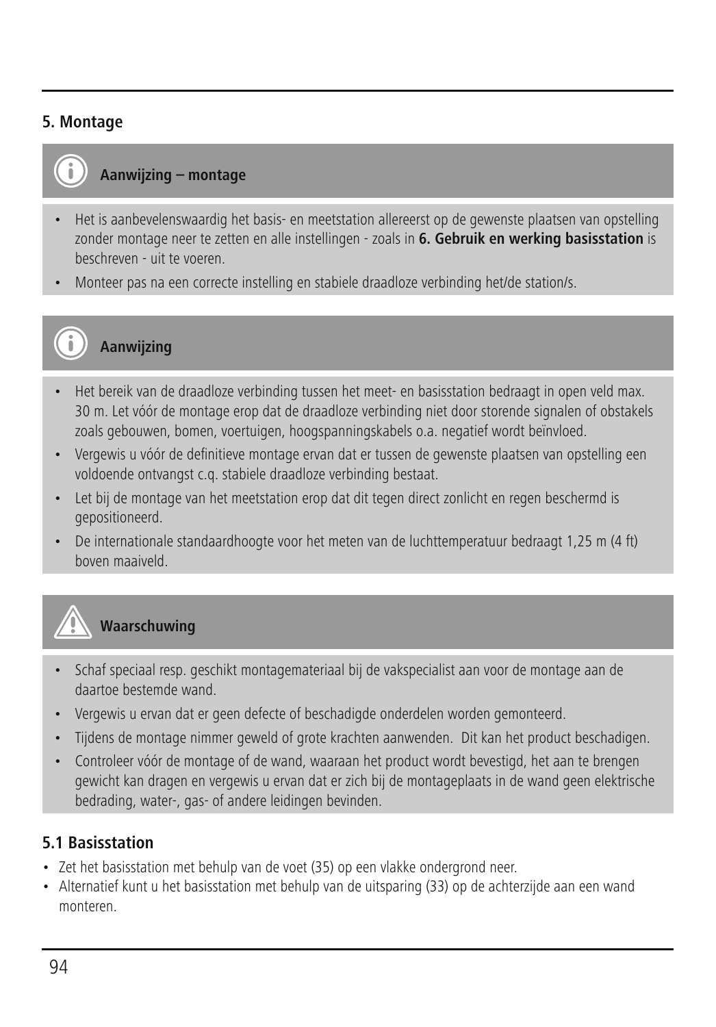## 5. Montage

**Aanwijzing – montage**

- Het is aanbevelenswaardig het basis- en meetstation allereerst op de gewenste plaatsen van opstelling zonder montage neer te zetten en alle instellingen - zoals in **6. Gebruik en werking basisstation** is beschreven - uit te voeren.
- Monteer pas na een correcte instelling en stabiele draadloze verbinding het/de station/s.

**Aanwijzing**

- Het bereik van de draadloze verbinding tussen het meet- en basisstation bedraagt in open veld max. 30 m. Let vóór de montage erop dat de draadloze verbinding niet door storende signalen of obstakels zoals gebouwen, bomen, voertuigen, hoogspanningskabels o.a. negatief wordt beïnvloed.
- Vergewis u vóór de definitieve montage ervan dat er tussen de gewenste plaatsen van opstelling een voldoende ontvangst c.q. stabiele draadloze verbinding bestaat.
- Let bij de montage van het meetstation erop dat dit tegen direct zonlicht en regen beschermd is gepositioneerd.
- De internationale standaardhoogte voor het meten van de luchttemperatuur bedraagt 1,25 m (4 ft) boven maaiveld.

**Waarschuwing**

- Schaf speciaal resp. geschikt montagemateriaal bij de vakspecialist aan voor de montage aan de daartoe bestemde wand.
- Vergewis u ervan dat er geen defecte of beschadigde onderdelen worden gemonteerd.
- Tijdens de montage nimmer geweld of grote krachten aanwenden. Dit kan het product beschadigen.
- Controleer vóór de montage of de wand, waaraan het product wordt bevestigd, het aan te brengen gewicht kan dragen en vergewis u ervan dat er zich bij de montageplaats in de wand geen elektrische bedrading, water-, gas- of andere leidingen bevinden.

### 5.1 Basisstation

- Zet het basisstation met behulp van de voet (35) op een vlakke ondergrond neer.
- Alternatief kunt u het basisstation met behulp van de uitsparing (33) op de achterzijde aan een wand monteren.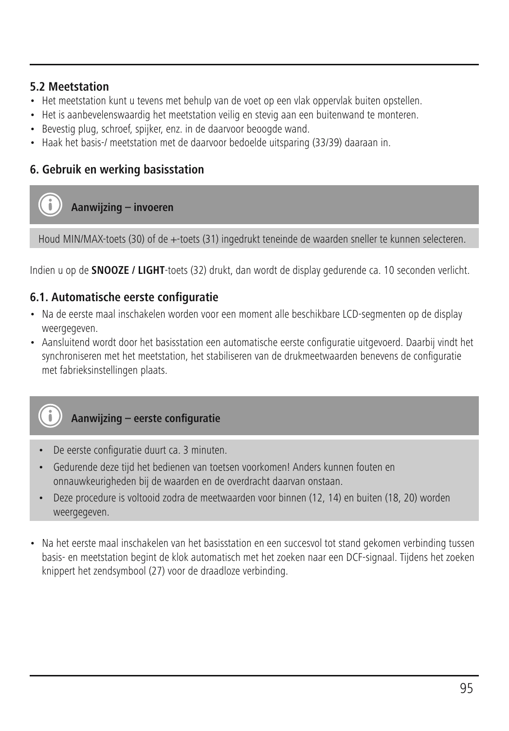## 5.2 Meetstation

- Het meetstation kunt u tevens met behulp van de voet op een vlak oppervlak buiten opstellen.
- Het is aanbevelenswaardig het meetstation veilig en stevig aan een buitenwand te monteren.
- Bevestig plug, schroef, spijker, enz. in de daarvoor beoogde wand.
- Haak het basis-/ meetstation met de daarvoor bedoelde uitsparing (33/39) daaraan in.

## 6. Gebruik en werking basisstation

**Aanwijzing – invoeren**

Houd MIN/MAX-toets (30) of de +-toets (31) ingedrukt teneinde de waarden sneller te kunnen selecteren.

Indien u op de **SNOOZE / LIGHT**-toets (32) drukt, dan wordt de display gedurende ca. 10 seconden verlicht.

### 6.1. Automatische eerste configuratie

- Na de eerste maal inschakelen worden voor een moment alle beschikbare LCD-segmenten op de display weergegeven.
- Aansluitend wordt door het basisstation een automatische eerste configuratie uitgevoerd. Daarbij vindt het synchroniseren met het meetstation, het stabiliseren van de drukmeetwaarden benevens de configuratie met fabrieksinstellingen plaats.

**Aanwijzing – eerste configuratie**

- De eerste configuratie duurt ca. 3 minuten.
- Gedurende deze tijd het bedienen van toetsen voorkomen! Anders kunnen fouten en onnauwkeurigheden bij de waarden en de overdracht daarvan onstaan.
- Deze procedure is voltooid zodra de meetwaarden voor binnen (12, 14) en buiten (18, 20) worden weergegeven.

- Na het eerste maal inschakelen van het basisstation en een succesvol tot stand gekomen verbinding tussen basis- en meetstation begint de klok automatisch met het zoeken naar een DCF-signaal. Tijdens het zoeken knippert het zendsymbool (27) voor de draadloze verbinding.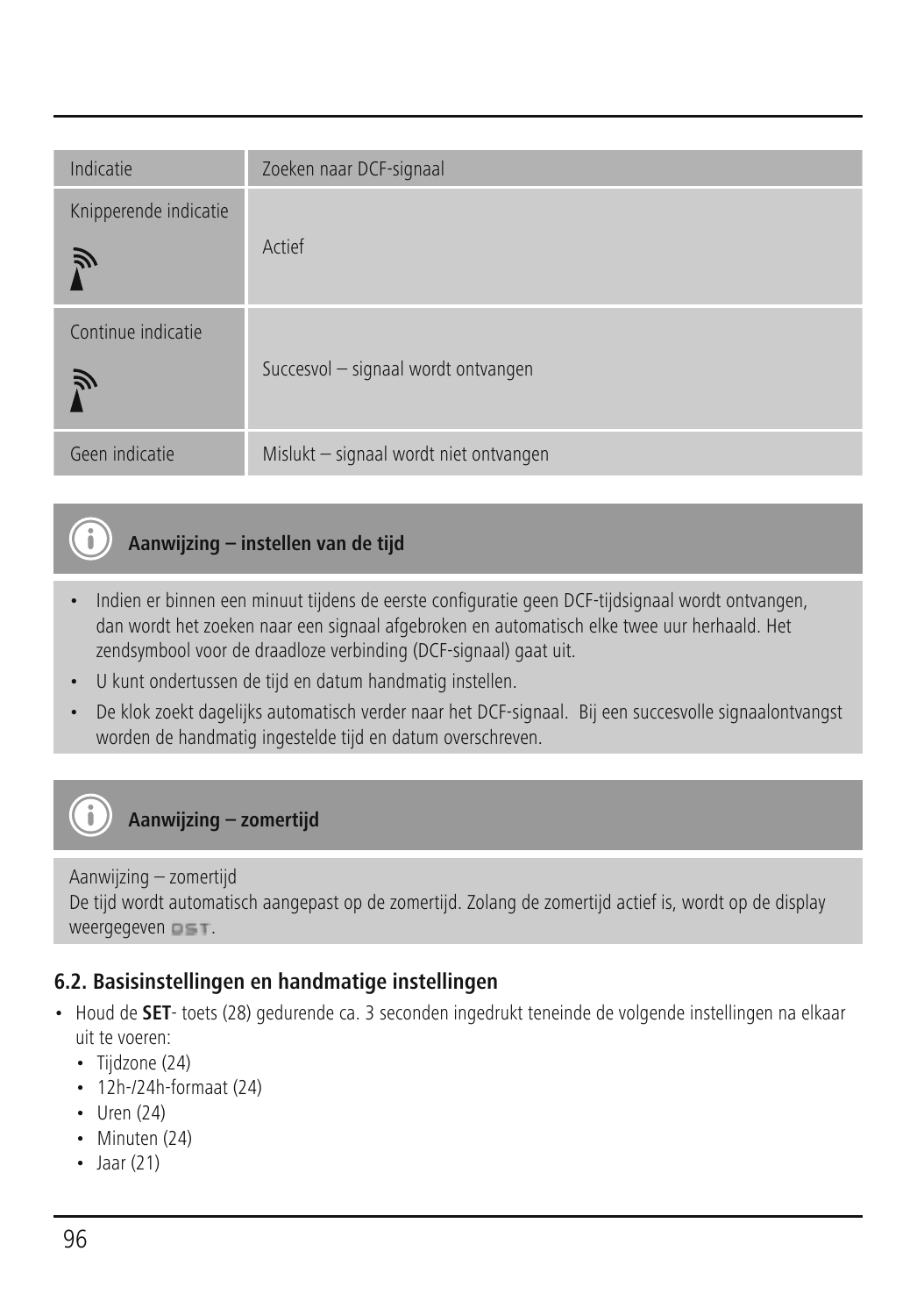| Indicatie | Zoeken naar DCF-signaal |
|---|---|
| Knipperende indicatie | Actief |
| Continue indicatie | Succesvol – signaal wordt ontvangen |
| Geen indicatie | Mislukt – signaal wordt niet ontvangen |

**Aanwijzing – instellen van de tijd**

- Indien er binnen een minuut tijdens de eerste configuratie geen DCF-tijdsignaal wordt ontvangen, dan wordt het zoeken naar een signaal afgebroken en automatisch elke twee uur herhaald. Het zendsymbool voor de draadloze verbinding (DCF-signaal) gaat uit.
- U kunt ondertussen de tijd en datum handmatig instellen.
- De klok zoekt dagelijks automatisch verder naar het DCF-signaal. Bij een succesvolle signaalontvangst worden de handmatig ingestelde tijd en datum overschreven.

**Aanwijzing – zomertijd**

Aanwijzing – zomertijd
De tijd wordt automatisch aangepast op de zomertijd. Zolang de zomertijd actief is, wordt op de display weergegeven DST.

## 6.2. Basisinstellingen en handmatige instellingen

- Houd de **SET**- toets (28) gedurende ca. 3 seconden ingedrukt teneinde de volgende instellingen na elkaar uit te voeren:
  - Tijdzone (24)
  - 12h-/24h-formaat (24)
  - Uren (24)
  - Minuten (24)
  - Jaar (21)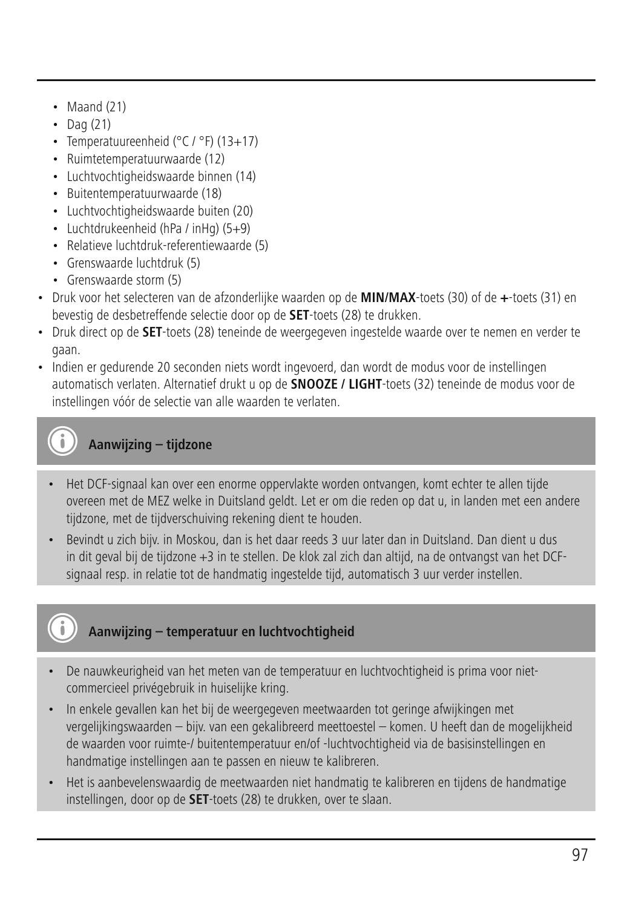- Maand (21)
- Dag (21)
- Temperatuureenheid (°C / °F) (13+17)
- Ruimtetemperatuurwaarde (12)
- Luchtvochtigheidswaarde binnen (14)
- Buitentemperatuurwaarde (18)
- Luchtvochtigheidswaarde buiten (20)
- Luchtdrukeenheid (hPa / inHg) (5+9)
- Relatieve luchtdruk-referentiewaarde (5)
- Grenswaarde luchtdruk (5)
- Grenswaarde storm (5)

- Druk voor het selecteren van de afzonderlijke waarden op de **MIN/MAX**-toets (30) of de **+**-toets (31) en bevestig de desbetreffende selectie door op de **SET**-toets (28) te drukken.
- Druk direct op de **SET**-toets (28) teneinde de weergegeven ingestelde waarde over te nemen en verder te gaan.
- Indien er gedurende 20 seconden niets wordt ingevoerd, dan wordt de modus voor de instellingen automatisch verlaten. Alternatief drukt u op de **SNOOZE / LIGHT**-toets (32) teneinde de modus voor de instellingen vóór de selectie van alle waarden te verlaten.

**Aanwijzing – tijdzone**

- Het DCF-signaal kan over een enorme oppervlakte worden ontvangen, komt echter te allen tijde overeen met de MEZ welke in Duitsland geldt. Let er om die reden op dat u, in landen met een andere tijdzone, met de tijdverschuiving rekening dient te houden.
- Bevindt u zich bijv. in Moskou, dan is het daar reeds 3 uur later dan in Duitsland. Dan dient u dus in dit geval bij de tijdzone +3 in te stellen. De klok zal zich dan altijd, na de ontvangst van het DCF-signaal resp. in relatie tot de handmatig ingestelde tijd, automatisch 3 uur verder instellen.

**Aanwijzing – temperatuur en luchtvochtigheid**

- De nauwkeurigheid van het meten van de temperatuur en luchtvochtigheid is prima voor niet-commercieel privégebruik in huiselijke kring.
- In enkele gevallen kan het bij de weergegeven meetwaarden tot geringe afwijkingen met vergelijkingswaarden – bijv. van een gekalibreerd meettoestel – komen. U heeft dan de mogelijkheid de waarden voor ruimte-/ buitentemperatuur en/of -luchtvochtigheid via de basisinstellingen en handmatige instellingen aan te passen en nieuw te kalibreren.
- Het is aanbevelenswaardig de meetwaarden niet handmatig te kalibreren en tijdens de handmatige instellingen, door op de **SET**-toets (28) te drukken, over te slaan.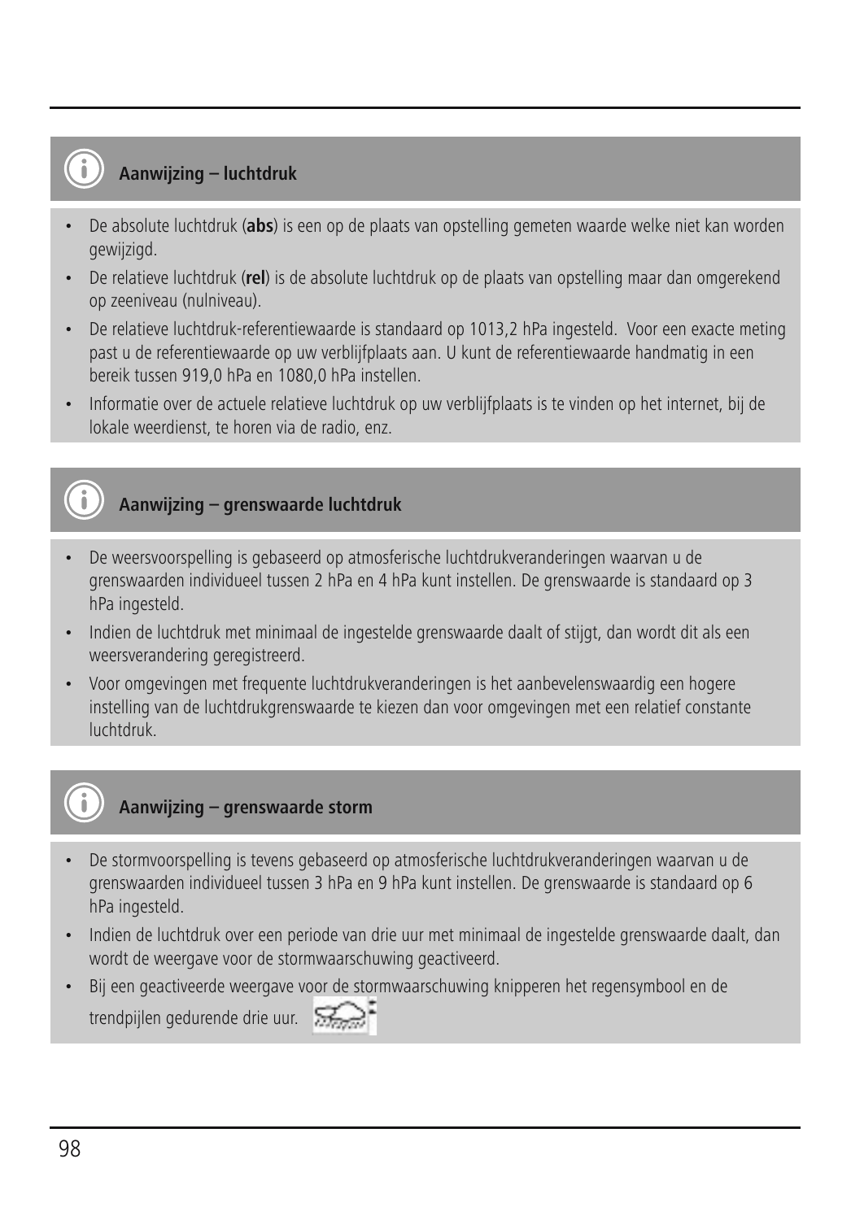### Aanwijzing – luchtdruk

- De absolute luchtdruk (**abs**) is een op de plaats van opstelling gemeten waarde welke niet kan worden gewijzigd.
- De relatieve luchtdruk (**rel**) is de absolute luchtdruk op de plaats van opstelling maar dan omgerekend op zeeniveau (nulniveau).
- De relatieve luchtdruk-referentiewaarde is standaard op 1013,2 hPa ingesteld. Voor een exacte meting past u de referentiewaarde op uw verblijfplaats aan. U kunt de referentiewaarde handmatig in een bereik tussen 919,0 hPa en 1080,0 hPa instellen.
- Informatie over de actuele relatieve luchtdruk op uw verblijfplaats is te vinden op het internet, bij de lokale weerdienst, te horen via de radio, enz.

### Aanwijzing – grenswaarde luchtdruk

- De weersvoorspelling is gebaseerd op atmosferische luchtdrukveranderingen waarvan u de grenswaarden individueel tussen 2 hPa en 4 hPa kunt instellen. De grenswaarde is standaard op 3 hPa ingesteld.
- Indien de luchtdruk met minimaal de ingestelde grenswaarde daalt of stijgt, dan wordt dit als een weersverandering geregistreerd.
- Voor omgevingen met frequente luchtdrukveranderingen is het aanbevelenswaardig een hogere instelling van de luchtdrukgrenswaarde te kiezen dan voor omgevingen met een relatief constante luchtdruk.

### Aanwijzing – grenswaarde storm

- De stormvoorspelling is tevens gebaseerd op atmosferische luchtdrukveranderingen waarvan u de grenswaarden individueel tussen 3 hPa en 9 hPa kunt instellen. De grenswaarde is standaard op 6 hPa ingesteld.
- Indien de luchtdruk over een periode van drie uur met minimaal de ingestelde grenswaarde daalt, dan wordt de weergave voor de stormwaarschuwing geactiveerd.
- Bij een geactiveerde weergave voor de stormwaarschuwing knipperen het regensymbool en de trendpijlen gedurende drie uur.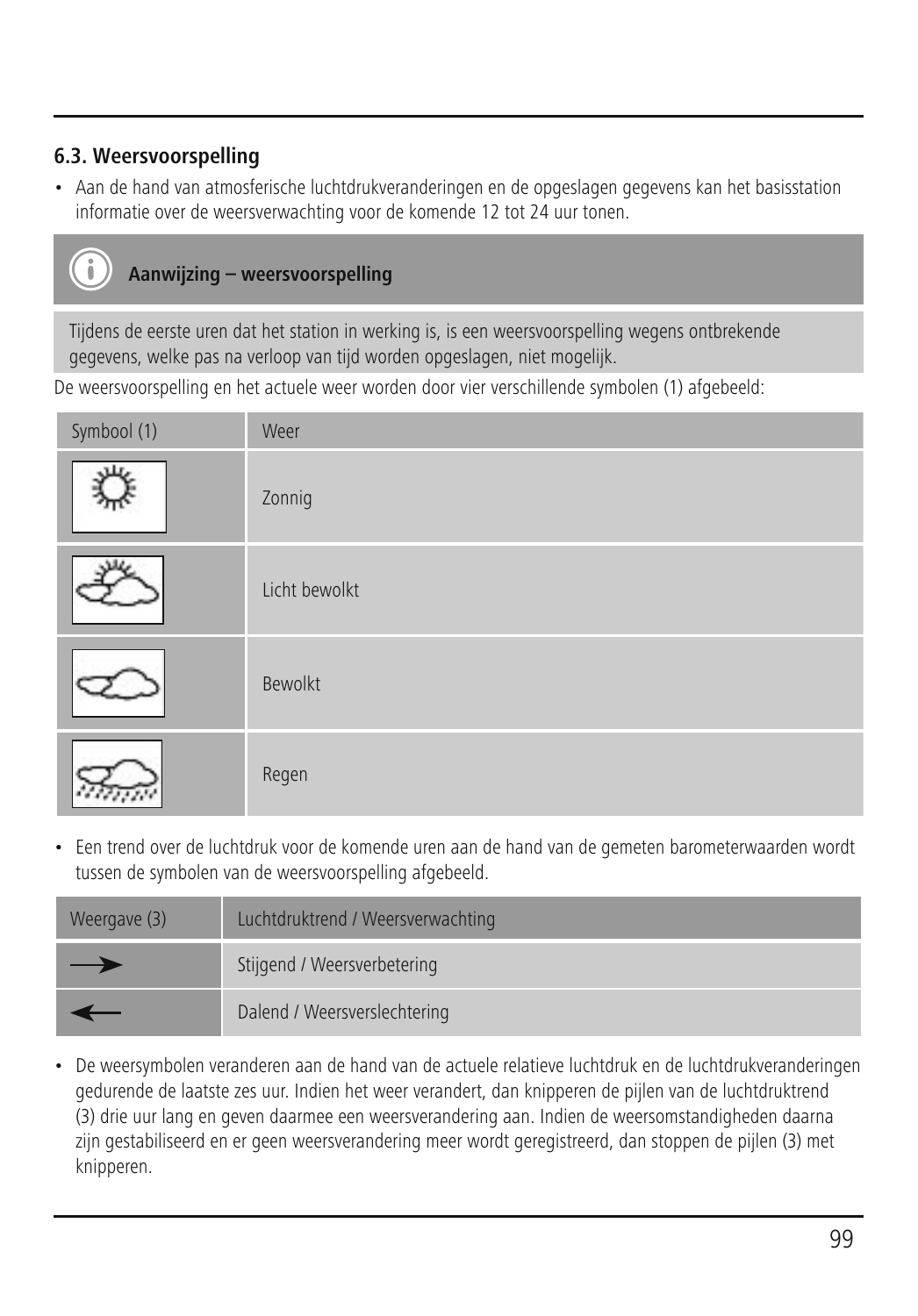### 6.3. Weersvoorspelling

- Aan de hand van atmosferische luchtdrukveranderingen en de opgeslagen gegevens kan het basisstation informatie over de weersverwachting voor de komende 12 tot 24 uur tonen.

**Aanwijzing – weersvoorspelling**

Tijdens de eerste uren dat het station in werking is, is een weersvoorspelling wegens ontbrekende gegevens, welke pas na verloop van tijd worden opgeslagen, niet mogelijk.

De weersvoorspelling en het actuele weer worden door vier verschillende symbolen (1) afgebeeld:

| Symbool (1) | Weer |
|---|---|
| | Zonnig |
| | Licht bewolkt |
| | Bewolkt |
| | Regen |

- Een trend over de luchtdruk voor de komende uren aan de hand van de gemeten barometerwaarden wordt tussen de symbolen van de weersvoorspelling afgebeeld.

| Weergave (3) | Luchtdruktrend / Weersverwachting |
|---|---|
| → | Stijgend / Weersverbetering |
| ← | Dalend / Weersverslechtering |

- De weersymbolen veranderen aan de hand van de actuele relatieve luchtdruk en de luchtdrukveranderingen gedurende de laatste zes uur. Indien het weer verandert, dan knipperen de pijlen van de luchtdruktrend (3) drie uur lang en geven daarmee een weersverandering aan. Indien de weersomstandigheden daarna zijn gestabiliseerd en er geen weersverandering meer wordt geregistreerd, dan stoppen de pijlen (3) met knipperen.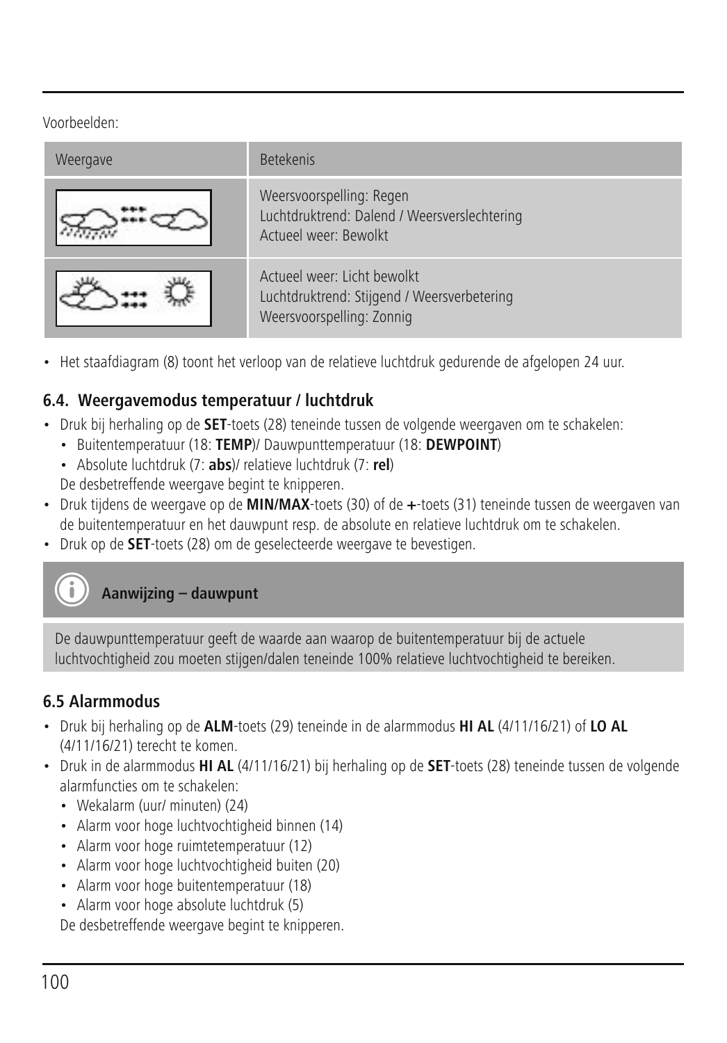Voorbeelden:

| Weergave | Betekenis |
|---|---|
| | Weersvoorspelling: Regen<br>Luchtdruktrend: Dalend / Weersverslechtering<br>Actueel weer: Bewolkt |
| | Actueel weer: Licht bewolkt<br>Luchtdruktrend: Stijgend / Weersverbetering<br>Weersvoorspelling: Zonnig |

- Het staafdiagram (8) toont het verloop van de relatieve luchtdruk gedurende de afgelopen 24 uur.

### 6.4. Weergavemodus temperatuur / luchtdruk

- Druk bij herhaling op de **SET**-toets (28) teneinde tussen de volgende weergaven om te schakelen:
  - Buitentemperatuur (18: **TEMP**)/ Dauwpunttemperatuur (18: **DEWPOINT**)
  - Absolute luchtdruk (7: **abs**)/ relatieve luchtdruk (7: **rel**)

  De desbetreffende weergave begint te knipperen.
- Druk tijdens de weergave op de **MIN/MAX**-toets (30) of de **+**-toets (31) teneinde tussen de weergaven van de buitentemperatuur en het dauwpunt resp. de absolute en relatieve luchtdruk om te schakelen.
- Druk op de **SET**-toets (28) om de geselecteerde weergave te bevestigen.

**Aanwijzing – dauwpunt**

De dauwpunttemperatuur geeft de waarde aan waarop de buitentemperatuur bij de actuele luchtvochtigheid zou moeten stijgen/dalen teneinde 100% relatieve luchtvochtigheid te bereiken.

### 6.5 Alarmmodus

- Druk bij herhaling op de **ALM**-toets (29) teneinde in de alarmmodus **HI AL** (4/11/16/21) of **LO AL** (4/11/16/21) terecht te komen.
- Druk in de alarmmodus **HI AL** (4/11/16/21) bij herhaling op de **SET**-toets (28) teneinde tussen de volgende alarmfuncties om te schakelen:
  - Wekalarm (uur/ minuten) (24)
  - Alarm voor hoge luchtvochtigheid binnen (14)
  - Alarm voor hoge ruimtetemperatuur (12)
  - Alarm voor hoge luchtvochtigheid buiten (20)
  - Alarm voor hoge buitentemperatuur (18)
  - Alarm voor hoge absolute luchtdruk (5)

  De desbetreffende weergave begint te knipperen.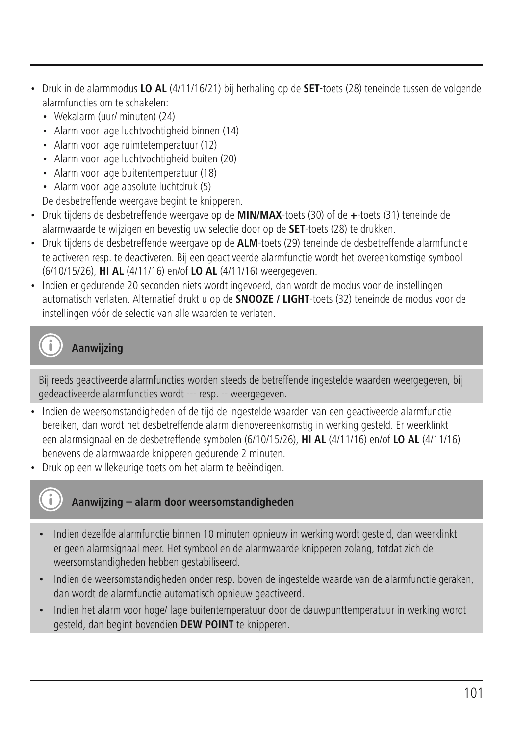- Druk in de alarmmodus **LO AL** (4/11/16/21) bij herhaling op de **SET**-toets (28) teneinde tussen de volgende alarmfuncties om te schakelen:
  - Wekalarm (uur/ minuten) (24)
  - Alarm voor lage luchtvochtigheid binnen (14)
  - Alarm voor lage ruimtetemperatuur (12)
  - Alarm voor lage luchtvochtigheid buiten (20)
  - Alarm voor lage buitentemperatuur (18)
  - Alarm voor lage absolute luchtdruk (5)

  De desbetreffende weergave begint te knipperen.
- Druk tijdens de desbetreffende weergave op de **MIN/MAX**-toets (30) of de **+**-toets (31) teneinde de alarmwaarde te wijzigen en bevestig uw selectie door op de **SET**-toets (28) te drukken.
- Druk tijdens de desbetreffende weergave op de **ALM**-toets (29) teneinde de desbetreffende alarmfunctie te activeren resp. te deactiveren. Bij een geactiveerde alarmfunctie wordt het overeenkomstige symbool (6/10/15/26), **HI AL** (4/11/16) en/of **LO AL** (4/11/16) weergegeven.
- Indien er gedurende 20 seconden niets wordt ingevoerd, dan wordt de modus voor de instellingen automatisch verlaten. Alternatief drukt u op de **SNOOZE / LIGHT**-toets (32) teneinde de modus voor de instellingen vóór de selectie van alle waarden te verlaten.

### Aanwijzing

Bij reeds geactiveerde alarmfuncties worden steeds de betreffende ingestelde waarden weergegeven, bij gedeactiveerde alarmfuncties wordt --- resp. -- weergegeven.

- Indien de weersomstandigheden of de tijd de ingestelde waarden van een geactiveerde alarmfunctie bereiken, dan wordt het desbetreffende alarm dienovereenkomstig in werking gesteld. Er weerklinkt een alarmsignaal en de desbetreffende symbolen (6/10/15/26), **HI AL** (4/11/16) en/of **LO AL** (4/11/16) benevens de alarmwaarde knipperen gedurende 2 minuten.
- Druk op een willekeurige toets om het alarm te beëindigen.

### Aanwijzing – alarm door weersomstandigheden

- Indien dezelfde alarmfunctie binnen 10 minuten opnieuw in werking wordt gesteld, dan weerklinkt er geen alarmsignaal meer. Het symbool en de alarmwaarde knipperen zolang, totdat zich de weersomstandigheden hebben gestabiliseerd.
- Indien de weersomstandigheden onder resp. boven de ingestelde waarde van de alarmfunctie geraken, dan wordt de alarmfunctie automatisch opnieuw geactiveerd.
- Indien het alarm voor hoge/ lage buitentemperatuur door de dauwpunttemperatuur in werking wordt gesteld, dan begint bovendien **DEW POINT** te knipperen.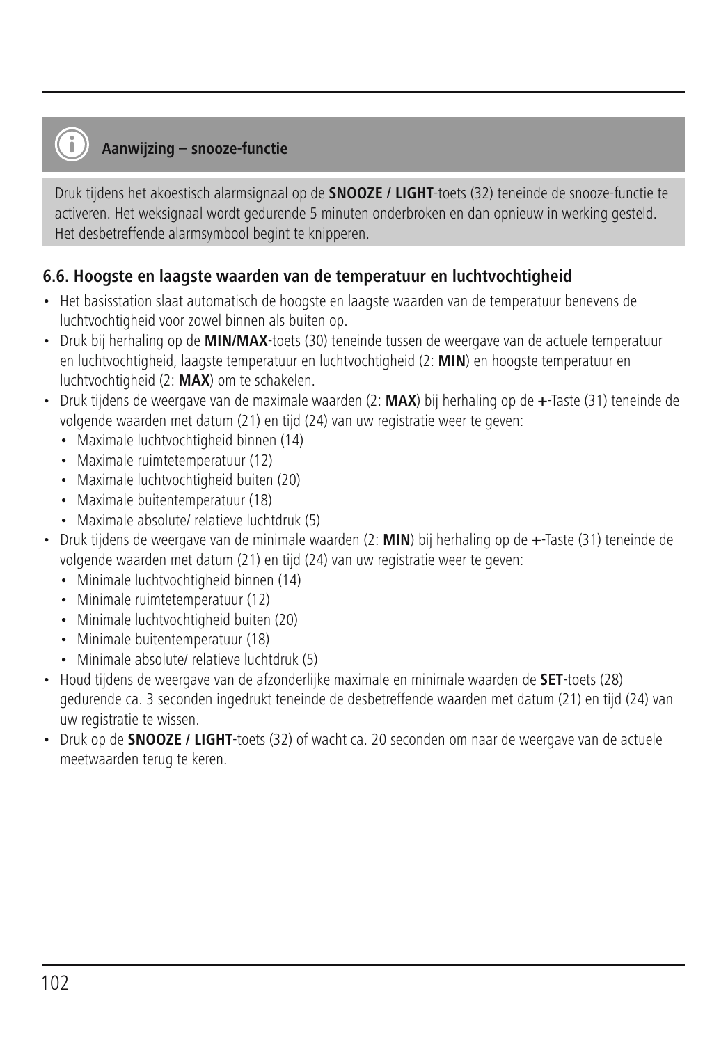**Aanwijzing – snooze-functie**

Druk tijdens het akoestisch alarmsignaal op de **SNOOZE / LIGHT**-toets (32) teneinde de snooze-functie te activeren. Het weksignaal wordt gedurende 5 minuten onderbroken en dan opnieuw in werking gesteld. Het desbetreffende alarmsymbool begint te knipperen.

### 6.6. Hoogste en laagste waarden van de temperatuur en luchtvochtigheid

- Het basisstation slaat automatisch de hoogste en laagste waarden van de temperatuur benevens de luchtvochtigheid voor zowel binnen als buiten op.
- Druk bij herhaling op de **MIN/MAX**-toets (30) teneinde tussen de weergave van de actuele temperatuur en luchtvochtigheid, laagste temperatuur en luchtvochtigheid (2: **MIN**) en hoogste temperatuur en luchtvochtigheid (2: **MAX**) om te schakelen.
- Druk tijdens de weergave van de maximale waarden (2: **MAX**) bij herhaling op de **+**-Taste (31) teneinde de volgende waarden met datum (21) en tijd (24) van uw registratie weer te geven:
  - Maximale luchtvochtigheid binnen (14)
  - Maximale ruimtetemperatuur (12)
  - Maximale luchtvochtigheid buiten (20)
  - Maximale buitentemperatuur (18)
  - Maximale absolute/ relatieve luchtdruk (5)
- Druk tijdens de weergave van de minimale waarden (2: **MIN**) bij herhaling op de **+**-Taste (31) teneinde de volgende waarden met datum (21) en tijd (24) van uw registratie weer te geven:
  - Minimale luchtvochtigheid binnen (14)
  - Minimale ruimtetemperatuur (12)
  - Minimale luchtvochtigheid buiten (20)
  - Minimale buitentemperatuur (18)
  - Minimale absolute/ relatieve luchtdruk (5)
- Houd tijdens de weergave van de afzonderlijke maximale en minimale waarden de **SET**-toets (28) gedurende ca. 3 seconden ingedrukt teneinde de desbetreffende waarden met datum (21) en tijd (24) van uw registratie te wissen.
- Druk op de **SNOOZE / LIGHT**-toets (32) of wacht ca. 20 seconden om naar de weergave van de actuele meetwaarden terug te keren.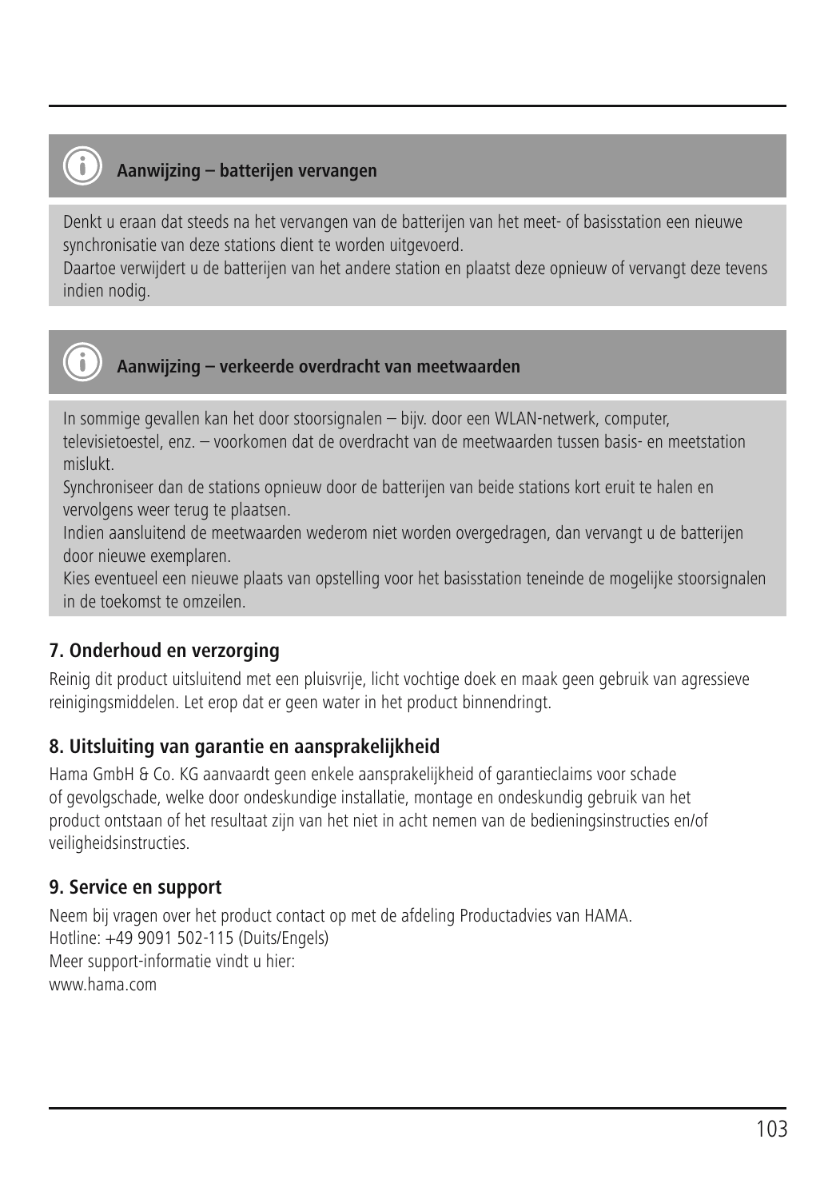**Aanwijzing – batterijen vervangen**

Denkt u eraan dat steeds na het vervangen van de batterijen van het meet- of basisstation een nieuwe synchronisatie van deze stations dient te worden uitgevoerd.
Daartoe verwijdert u de batterijen van het andere station en plaatst deze opnieuw of vervangt deze tevens indien nodig.

**Aanwijzing – verkeerde overdracht van meetwaarden**

In sommige gevallen kan het door stoorsignalen – bijv. door een WLAN-netwerk, computer, televisietoestel, enz. – voorkomen dat de overdracht van de meetwaarden tussen basis- en meetstation mislukt.
Synchroniseer dan de stations opnieuw door de batterijen van beide stations kort eruit te halen en vervolgens weer terug te plaatsen.
Indien aansluitend de meetwaarden wederom niet worden overgedragen, dan vervangt u de batterijen door nieuwe exemplaren.
Kies eventueel een nieuwe plaats van opstelling voor het basisstation teneinde de mogelijke stoorsignalen in de toekomst te omzeilen.

## 7. Onderhoud en verzorging

Reinig dit product uitsluitend met een pluisvrije, licht vochtige doek en maak geen gebruik van agressieve reinigingsmiddelen. Let erop dat er geen water in het product binnendringt.

## 8. Uitsluiting van garantie en aansprakelijkheid

Hama GmbH & Co. KG aanvaardt geen enkele aansprakelijkheid of garantieclaims voor schade of gevolgschade, welke door ondeskundige installatie, montage en ondeskundig gebruik van het product ontstaan of het resultaat zijn van het niet in acht nemen van de bedieningsinstructies en/of veiligheidsinstructies.

## 9. Service en support

Neem bij vragen over het product contact op met de afdeling Productadvies van HAMA.
Hotline: +49 9091 502-115 (Duits/Engels)
Meer support-informatie vindt u hier:
www.hama.com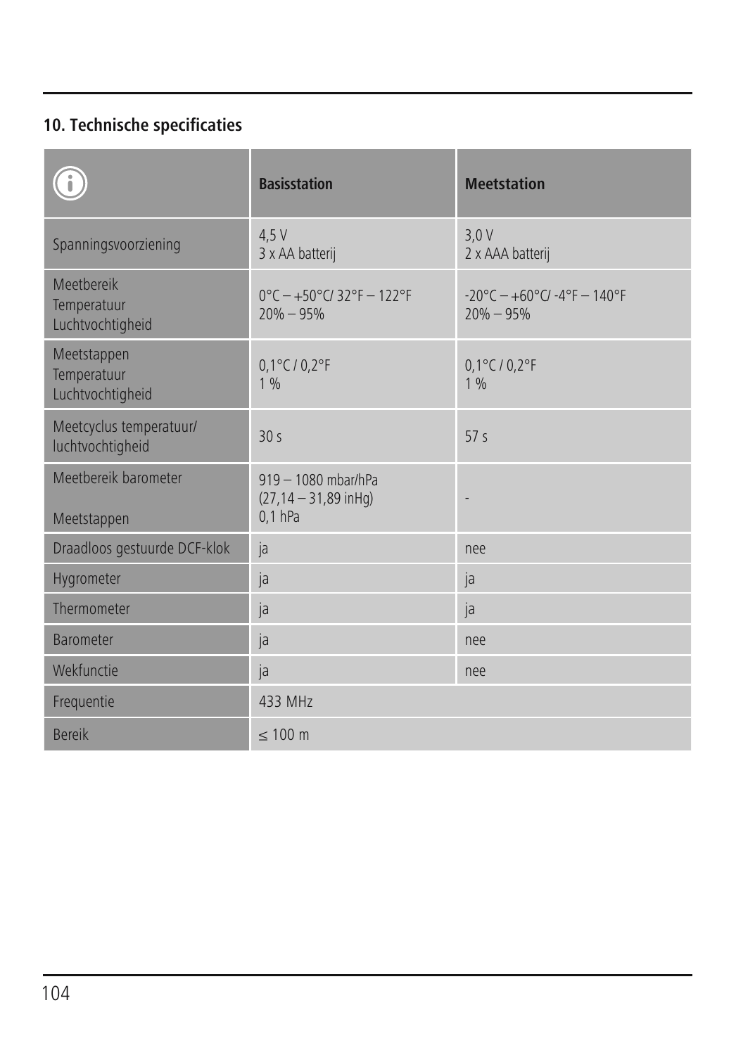## 10. Technische specificaties

| ⓘ | Basisstation | Meetstation |
|---|---|---|
| Spanningsvoorziening | 4,5 V<br>3 x AA batterij | 3,0 V<br>2 x AAA batterij |
| Meetbereik<br>Temperatuur<br>Luchtvochtigheid | 0°C – +50°C/ 32°F – 122°F<br>20% – 95% | -20°C – +60°C/ -4°F – 140°F<br>20% – 95% |
| Meetstappen<br>Temperatuur<br>Luchtvochtigheid | 0,1°C / 0,2°F<br>1 % | 0,1°C / 0,2°F<br>1 % |
| Meetcyclus temperatuur/ luchtvochtigheid | 30 s | 57 s |
| Meetbereik barometer<br><br>Meetstappen | 919 – 1080 mbar/hPa<br>(27,14 – 31,89 inHg)<br>0,1 hPa | - |
| Draadloos gestuurde DCF-klok | ja | nee |
| Hygrometer | ja | ja |
| Thermometer | ja | ja |
| Barometer | ja | nee |
| Wekfunctie | ja | nee |
| Frequentie | 433 MHz | |
| Bereik | ≤ 100 m | |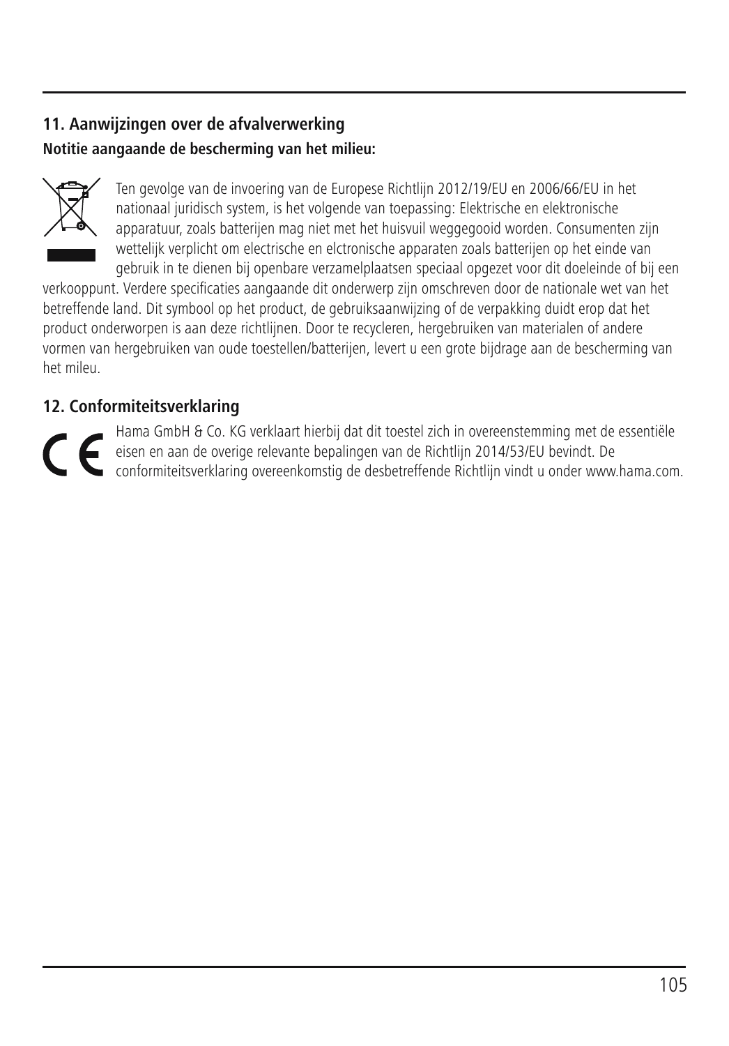## 11. Aanwijzingen over de afvalverwerking

**Notitie aangaande de bescherming van het milieu:**

Ten gevolge van de invoering van de Europese Richtlijn 2012/19/EU en 2006/66/EU in het nationaal juridisch system, is het volgende van toepassing: Elektrische en elektronische apparatuur, zoals batterijen mag niet met het huisvuil weggegooid worden. Consumenten zijn wettelijk verplicht om electrische en elctronische apparaten zoals batterijen op het einde van gebruik in te dienen bij openbare verzamelplaatsen speciaal opgezet voor dit doeleinde of bij een verkooppunt. Verdere specificaties aangaande dit onderwerp zijn omschreven door de nationale wet van het betreffende land. Dit symbool op het product, de gebruiksaanwijzing of de verpakking duidt erop dat het product onderworpen is aan deze richtlijnen. Door te recycleren, hergebruiken van materialen of andere vormen van hergebruiken van oude toestellen/batterijen, levert u een grote bijdrage aan de bescherming van het milieu.

## 12. Conformiteitsverklaring

Hama GmbH & Co. KG verklaart hierbij dat dit toestel zich in overeenstemming met de essentiële eisen en aan de overige relevante bepalingen van de Richtlijn 2014/53/EU bevindt. De conformiteitsverklaring overeenkomstig de desbetreffende Richtlijn vindt u onder www.hama.com.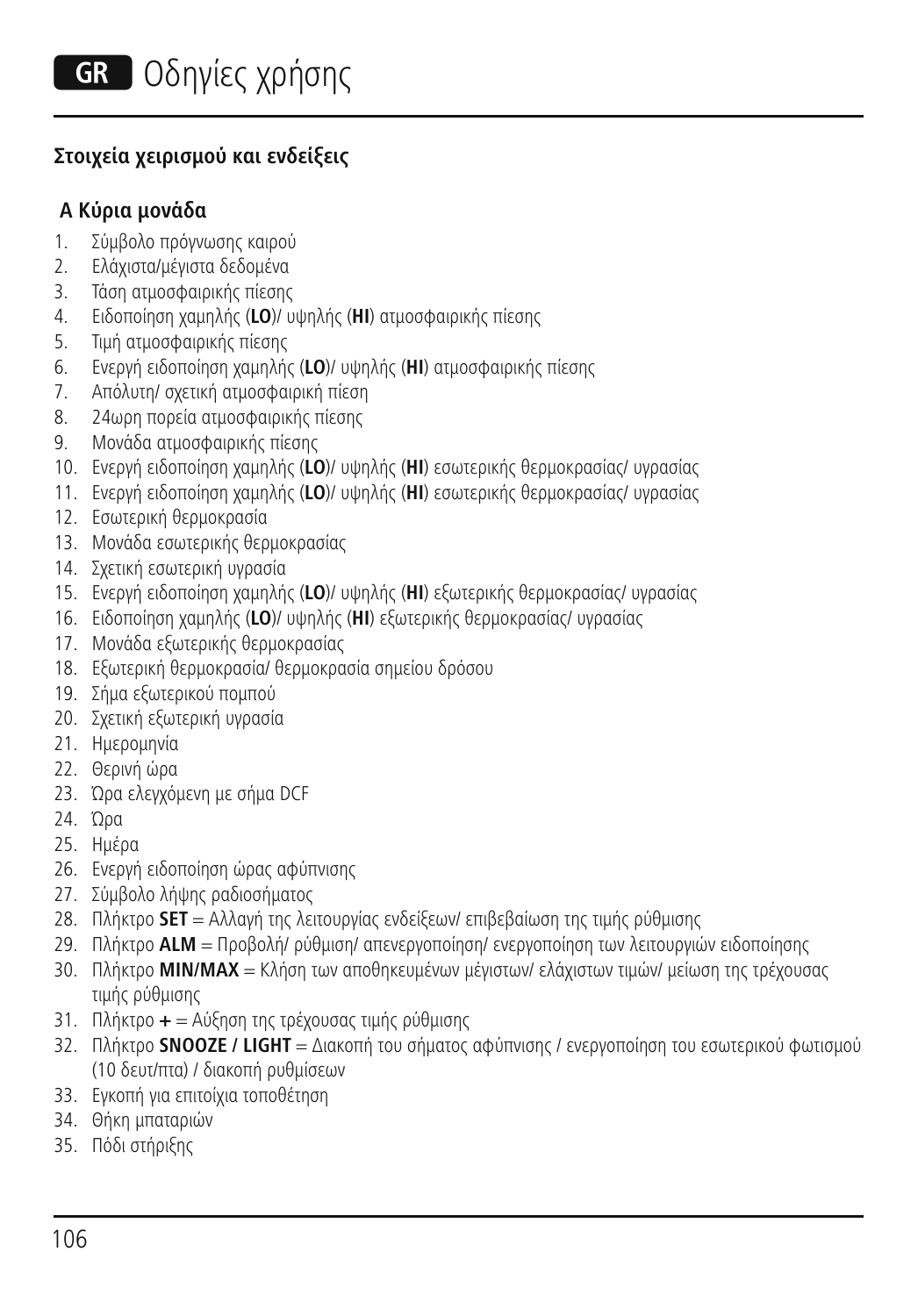# GR Οδηγίες χρήσης

## Στοιχεία χειρισμού και ενδείξεις

### A Κύρια μονάδα

1. Σύμβολο πρόγνωσης καιρού
2. Ελάχιστα/μέγιστα δεδομένα
3. Τάση ατμοσφαιρικής πίεσης
4. Ειδοποίηση χαμηλής (**LO**)/ υψηλής (**HI**) ατμοσφαιρικής πίεσης
5. Τιμή ατμοσφαιρικής πίεσης
6. Ενεργή ειδοποίηση χαμηλής (**LO**)/ υψηλής (**HI**) ατμοσφαιρικής πίεσης
7. Απόλυτη/ σχετική ατμοσφαιρική πίεση
8. 24ωρη πορεία ατμοσφαιρικής πίεσης
9. Μονάδα ατμοσφαιρικής πίεσης
10. Ενεργή ειδοποίηση χαμηλής (**LO**)/ υψηλής (**HI**) εσωτερικής θερμοκρασίας/ υγρασίας
11. Ενεργή ειδοποίηση χαμηλής (**LO**)/ υψηλής (**HI**) εσωτερικής θερμοκρασίας/ υγρασίας
12. Εσωτερική θερμοκρασία
13. Μονάδα εσωτερικής θερμοκρασίας
14. Σχετική εσωτερική υγρασία
15. Ενεργή ειδοποίηση χαμηλής (**LO**)/ υψηλής (**HI**) εξωτερικής θερμοκρασίας/ υγρασίας
16. Ειδοποίηση χαμηλής (**LO**)/ υψηλής (**HI**) εξωτερικής θερμοκρασίας/ υγρασίας
17. Μονάδα εξωτερικής θερμοκρασίας
18. Εξωτερική θερμοκρασία/ θερμοκρασία σημείου δρόσου
19. Σήμα εξωτερικού πομπού
20. Σχετική εξωτερική υγρασία
21. Ημερομηνία
22. Θερινή ώρα
23. Ώρα ελεγχόμενη με σήμα DCF
24. Ώρα
25. Ημέρα
26. Ενεργή ειδοποίηση ώρας αφύπνισης
27. Σύμβολο λήψης ραδιοσήματος
28. Πλήκτρο **SET** = Αλλαγή της λειτουργίας ενδείξεων/ επιβεβαίωση της τιμής ρύθμισης
29. Πλήκτρο **ALM** = Προβολή/ ρύθμιση/ απενεργοποίηση/ ενεργοποίηση των λειτουργιών ειδοποίησης
30. Πλήκτρο **MIN/MAX** = Κλήση των αποθηκευμένων μέγιστων/ ελάχιστων τιμών/ μείωση της τρέχουσας τιμής ρύθμισης
31. Πλήκτρο **+** = Αύξηση της τρέχουσας τιμής ρύθμισης
32. Πλήκτρο **SNOOZE / LIGHT** = Διακοπή του σήματος αφύπνισης / ενεργοποίηση του εσωτερικού φωτισμού (10 δευτ/πτα) / διακοπή ρυθμίσεων
33. Εγκοπή για επιτοίχια τοποθέτηση
34. Θήκη μπαταριών
35. Πόδι στήριξης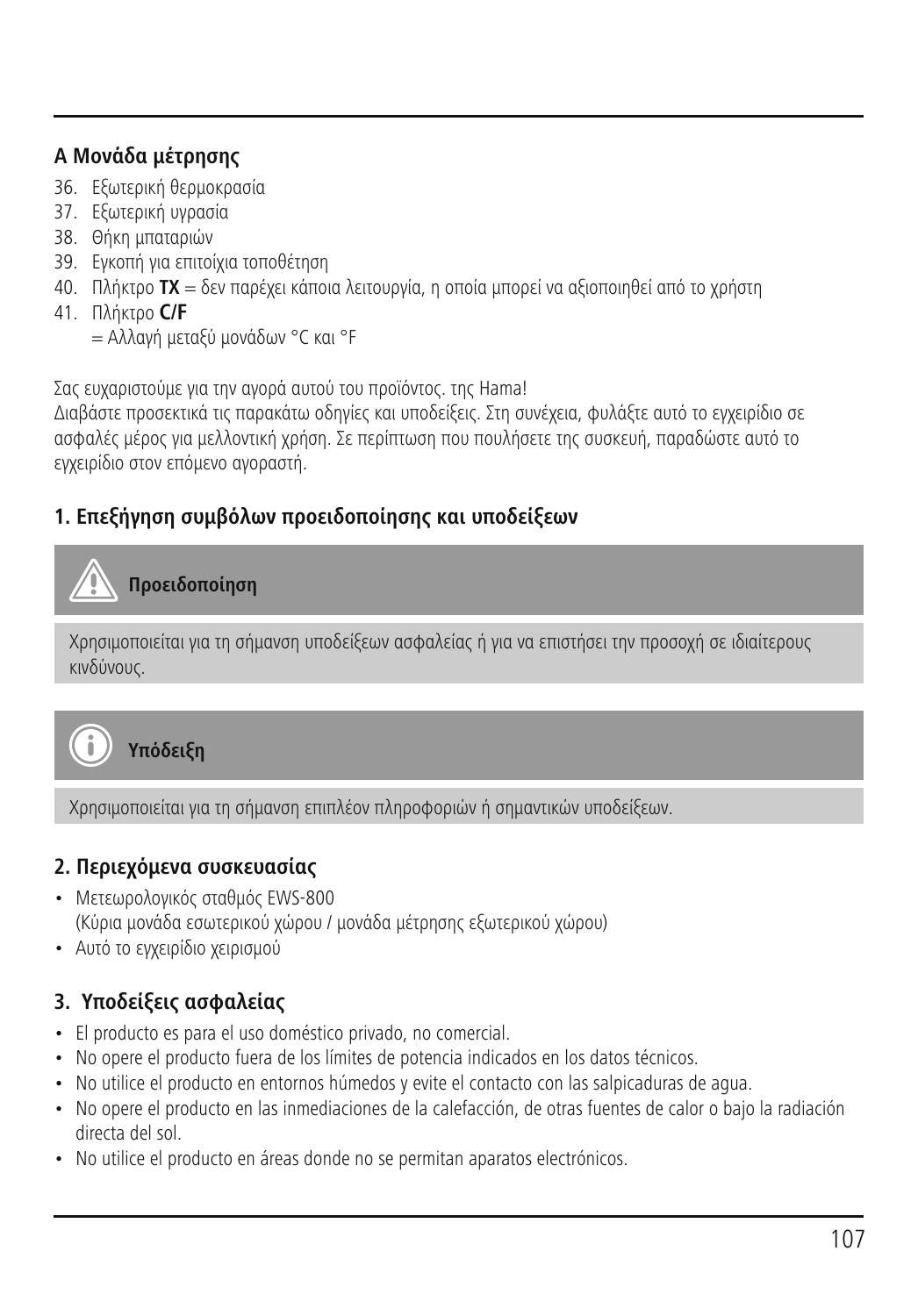### A Μονάδα μέτρησης

36. Εξωτερική θερμοκρασία
37. Εξωτερική υγρασία
38. Θήκη μπαταριών
39. Εγκοπή για επιτοίχια τοποθέτηση
40. Πλήκτρο **TX** = δεν παρέχει κάποια λειτουργία, η οποία μπορεί να αξιοποιηθεί από το χρήστη
41. Πλήκτρο **C/F**
    = Αλλαγή μεταξύ μονάδων °C και °F

Σας ευχαριστούμε για την αγορά αυτού του προϊόντος. της Hama!
Διαβάστε προσεκτικά τις παρακάτω οδηγίες και υποδείξεις. Στη συνέχεια, φυλάξτε αυτό το εγχειρίδιο σε ασφαλές μέρος για μελλοντική χρήση. Σε περίπτωση που πουλήσετε της συσκευή, παραδώστε αυτό το εγχειρίδιο στον επόμενο αγοραστή.

### 1. Επεξήγηση συμβόλων προειδοποίησης και υποδείξεων

**Προειδοποίηση**

Χρησιμοποιείται για τη σήμανση υποδείξεων ασφαλείας ή για να επιστήσει την προσοχή σε ιδιαίτερους κινδύνους.

**Υπόδειξη**

Χρησιμοποιείται για τη σήμανση επιπλέον πληροφοριών ή σημαντικών υποδείξεων.

### 2. Περιεχόμενα συσκευασίας

- Μετεωρολογικός σταθμός EWS-800
  (Κύρια μονάδα εσωτερικού χώρου / μονάδα μέτρησης εξωτερικού χώρου)
- Αυτό το εγχειρίδιο χειρισμού

### 3. Υποδείξεις ασφαλείας

- El producto es para el uso doméstico privado, no comercial.
- No opere el producto fuera de los límites de potencia indicados en los datos técnicos.
- No utilice el producto en entornos húmedos y evite el contacto con las salpicaduras de agua.
- No opere el producto en las inmediaciones de la calefacción, de otras fuentes de calor o bajo la radiación directa del sol.
- No utilice el producto en áreas donde no se permitan aparatos electrónicos.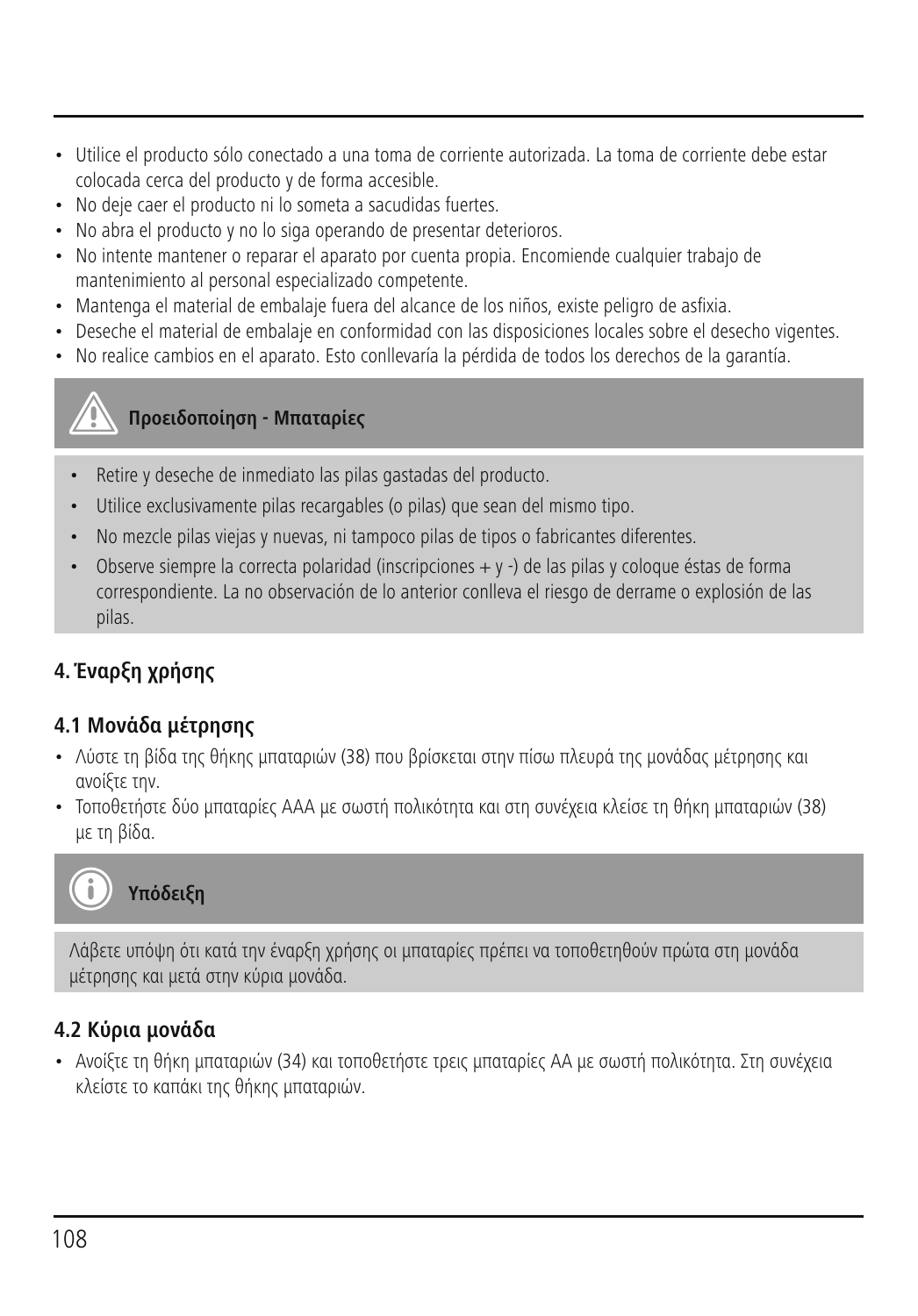- Utilice el producto sólo conectado a una toma de corriente autorizada. La toma de corriente debe estar colocada cerca del producto y de forma accesible.
- No deje caer el producto ni lo someta a sacudidas fuertes.
- No abra el producto y no lo siga operando de presentar deterioros.
- No intente mantener o reparar el aparato por cuenta propia. Encomiende cualquier trabajo de mantenimiento al personal especializado competente.
- Mantenga el material de embalaje fuera del alcance de los niños, existe peligro de asfixia.
- Deseche el material de embalaje en conformidad con las disposiciones locales sobre el desecho vigentes.
- No realice cambios en el aparato. Esto conllevaría la pérdida de todos los derechos de la garantía.

**Προειδοποίηση - Μπαταρίες**

- Retire y deseche de inmediato las pilas gastadas del producto.
- Utilice exclusivamente pilas recargables (o pilas) que sean del mismo tipo.
- No mezcle pilas viejas y nuevas, ni tampoco pilas de tipos o fabricantes diferentes.
- Observe siempre la correcta polaridad (inscripciones + y -) de las pilas y coloque éstas de forma correspondiente. La no observación de lo anterior conlleva el riesgo de derrame o explosión de las pilas.

## 4. Έναρξη χρήσης

### 4.1 Μονάδα μέτρησης

- Λύστε τη βίδα της θήκης μπαταριών (38) που βρίσκεται στην πίσω πλευρά της μονάδας μέτρησης και ανοίξτε την.
- Τοποθετήστε δύο μπαταρίες AAA με σωστή πολικότητα και στη συνέχεια κλείσε τη θήκη μπαταριών (38) με τη βίδα.

**Υπόδειξη**

Λάβετε υπόψη ότι κατά την έναρξη χρήσης οι μπαταρίες πρέπει να τοποθετηθούν πρώτα στη μονάδα μέτρησης και μετά στην κύρια μονάδα.

### 4.2 Κύρια μονάδα

- Ανοίξτε τη θήκη μπαταριών (34) και τοποθετήστε τρεις μπαταρίες AA με σωστή πολικότητα. Στη συνέχεια κλείστε το καπάκι της θήκης μπαταριών.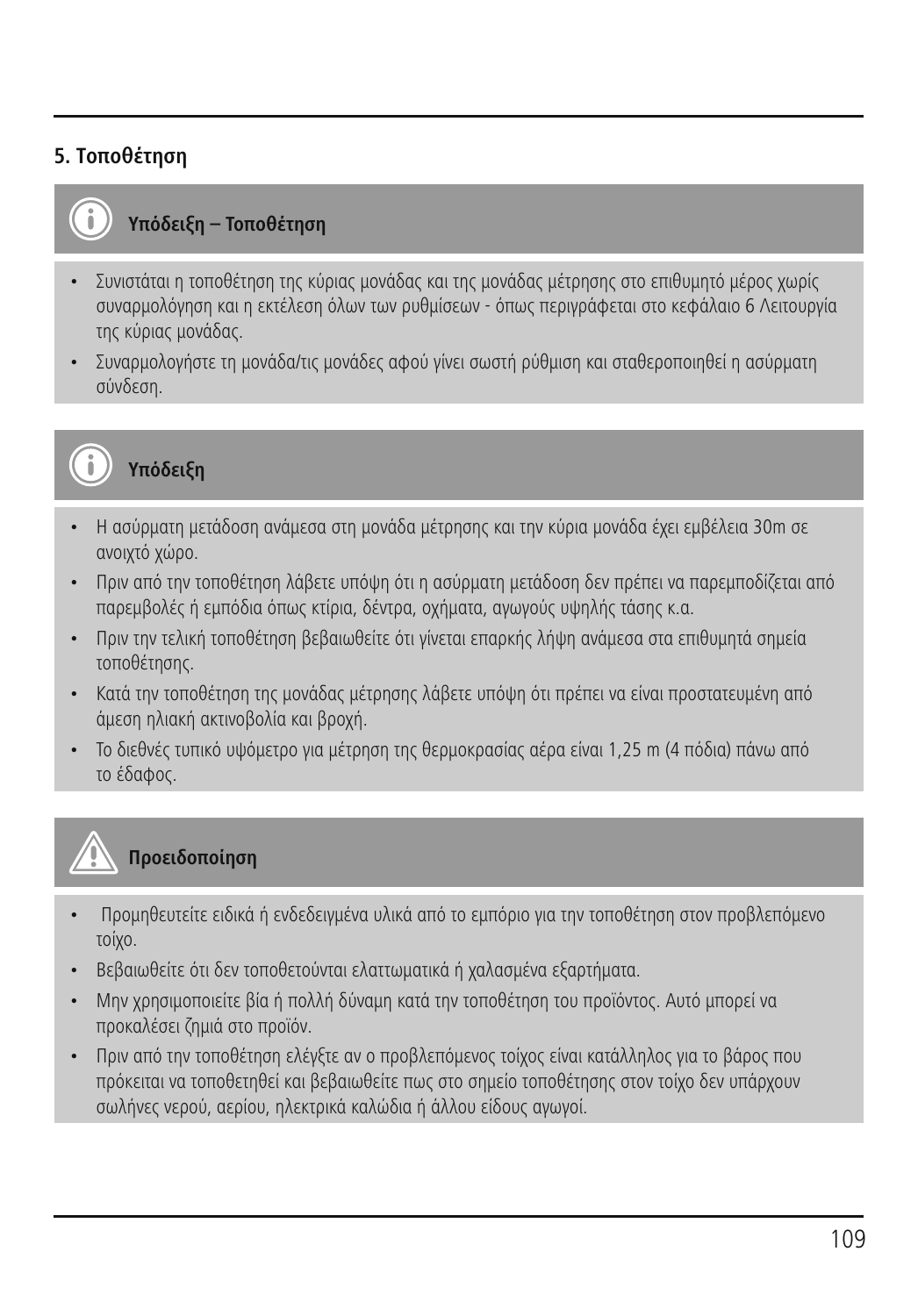## 5. Τοποθέτηση

### Υπόδειξη – Τοποθέτηση

- Συνιστάται η τοποθέτηση της κύριας μονάδας και της μονάδας μέτρησης στο επιθυμητό μέρος χωρίς συναρμολόγηση και η εκτέλεση όλων των ρυθμίσεων - όπως περιγράφεται στο κεφάλαιο 6 Λειτουργία της κύριας μονάδας.
- Συναρμολογήστε τη μονάδα/τις μονάδες αφού γίνει σωστή ρύθμιση και σταθεροποιηθεί η ασύρματη σύνδεση.

### Υπόδειξη

- Η ασύρματη μετάδοση ανάμεσα στη μονάδα μέτρησης και την κύρια μονάδα έχει εμβέλεια 30m σε ανοιχτό χώρο.
- Πριν από την τοποθέτηση λάβετε υπόψη ότι η ασύρματη μετάδοση δεν πρέπει να παρεμποδίζεται από παρεμβολές ή εμπόδια όπως κτίρια, δέντρα, οχήματα, αγωγούς υψηλής τάσης κ.α.
- Πριν την τελική τοποθέτηση βεβαιωθείτε ότι γίνεται επαρκής λήψη ανάμεσα στα επιθυμητά σημεία τοποθέτησης.
- Κατά την τοποθέτηση της μονάδας μέτρησης λάβετε υπόψη ότι πρέπει να είναι προστατευμένη από άμεση ηλιακή ακτινοβολία και βροχή.
- Το διεθνές τυπικό υψόμετρο για μέτρηση της θερμοκρασίας αέρα είναι 1,25 m (4 πόδια) πάνω από το έδαφος.

### Προειδοποίηση

- Προμηθευτείτε ειδικά ή ενδεδειγμένα υλικά από το εμπόριο για την τοποθέτηση στον προβλεπόμενο τοίχο.
- Βεβαιωθείτε ότι δεν τοποθετούνται ελαττωματικά ή χαλασμένα εξαρτήματα.
- Μην χρησιμοποιείτε βία ή πολλή δύναμη κατά την τοποθέτηση του προϊόντος. Αυτό μπορεί να προκαλέσει ζημιά στο προϊόν.
- Πριν από την τοποθέτηση ελέγξτε αν ο προβλεπόμενος τοίχος είναι κατάλληλος για το βάρος που πρόκειται να τοποθετηθεί και βεβαιωθείτε πως στο σημείο τοποθέτησης στον τοίχο δεν υπάρχουν σωλήνες νερού, αερίου, ηλεκτρικά καλώδια ή άλλου είδους αγωγοί.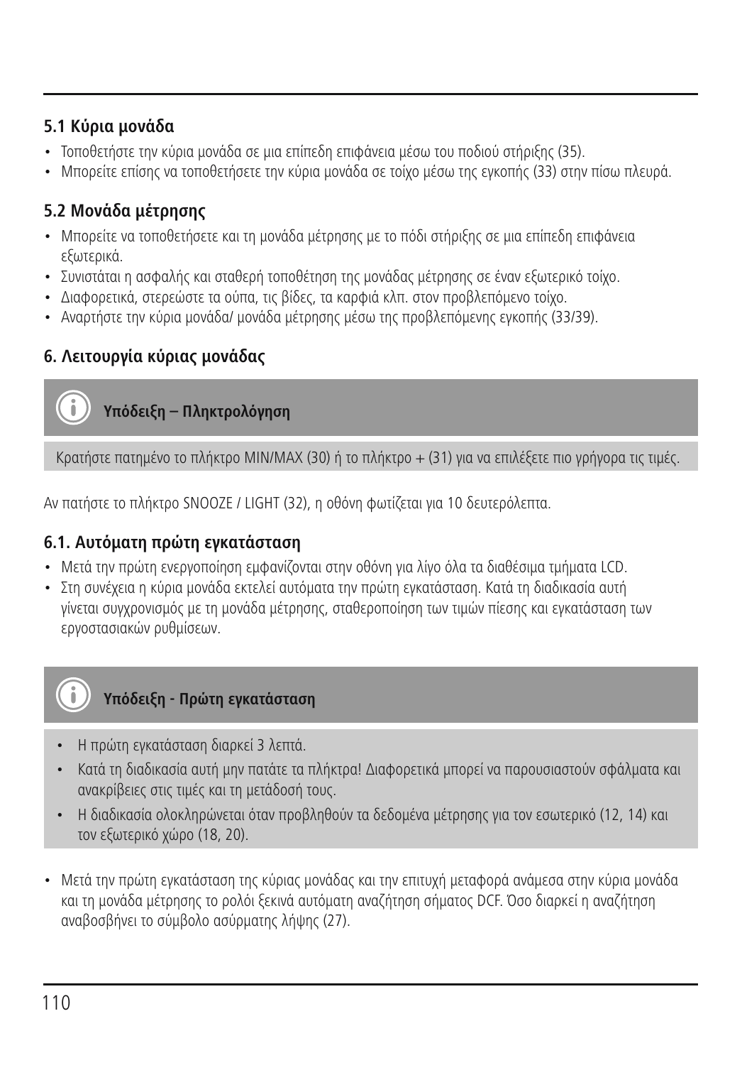### 5.1 Κύρια μονάδα

- Τοποθετήστε την κύρια μονάδα σε μια επίπεδη επιφάνεια μέσω του ποδιού στήριξης (35).
- Μπορείτε επίσης να τοποθετήσετε την κύρια μονάδα σε τοίχο μέσω της εγκοπής (33) στην πίσω πλευρά.

### 5.2 Μονάδα μέτρησης

- Μπορείτε να τοποθετήσετε και τη μονάδα μέτρησης με το πόδι στήριξης σε μια επίπεδη επιφάνεια εξωτερικά.
- Συνιστάται η ασφαλής και σταθερή τοποθέτηση της μονάδας μέτρησης σε έναν εξωτερικό τοίχο.
- Διαφορετικά, στερεώστε τα ούπα, τις βίδες, τα καρφιά κλπ. στον προβλεπόμενο τοίχο.
- Αναρτήστε την κύρια μονάδα/ μονάδα μέτρησης μέσω της προβλεπόμενης εγκοπής (33/39).

## 6. Λειτουργία κύριας μονάδας

**Υπόδειξη – Πληκτρολόγηση**

Κρατήστε πατημένο το πλήκτρο MIN/MAX (30) ή το πλήκτρο + (31) για να επιλέξετε πιο γρήγορα τις τιμές.

Αν πατήστε το πλήκτρο SNOOZE / LIGHT (32), η οθόνη φωτίζεται για 10 δευτερόλεπτα.

### 6.1. Αυτόματη πρώτη εγκατάσταση

- Μετά την πρώτη ενεργοποίηση εμφανίζονται στην οθόνη για λίγο όλα τα διαθέσιμα τμήματα LCD.
- Στη συνέχεια η κύρια μονάδα εκτελεί αυτόματα την πρώτη εγκατάσταση. Κατά τη διαδικασία αυτή γίνεται συγχρονισμός με τη μονάδα μέτρησης, σταθεροποίηση των τιμών πίεσης και εγκατάσταση των εργοστασιακών ρυθμίσεων.

**Υπόδειξη - Πρώτη εγκατάσταση**

- Η πρώτη εγκατάσταση διαρκεί 3 λεπτά.
- Κατά τη διαδικασία αυτή μην πατάτε τα πλήκτρα! Διαφορετικά μπορεί να παρουσιαστούν σφάλματα και ανακρίβειες στις τιμές και τη μετάδοσή τους.
- Η διαδικασία ολοκληρώνεται όταν προβληθούν τα δεδομένα μέτρησης για τον εσωτερικό (12, 14) και τον εξωτερικό χώρο (18, 20).

- Μετά την πρώτη εγκατάσταση της κύριας μονάδας και την επιτυχή μεταφορά ανάμεσα στην κύρια μονάδα και τη μονάδα μέτρησης το ρολόι ξεκινά αυτόματη αναζήτηση σήματος DCF. Όσο διαρκεί η αναζήτηση αναβοσβήνει το σύμβολο ασύρματης λήψης (27).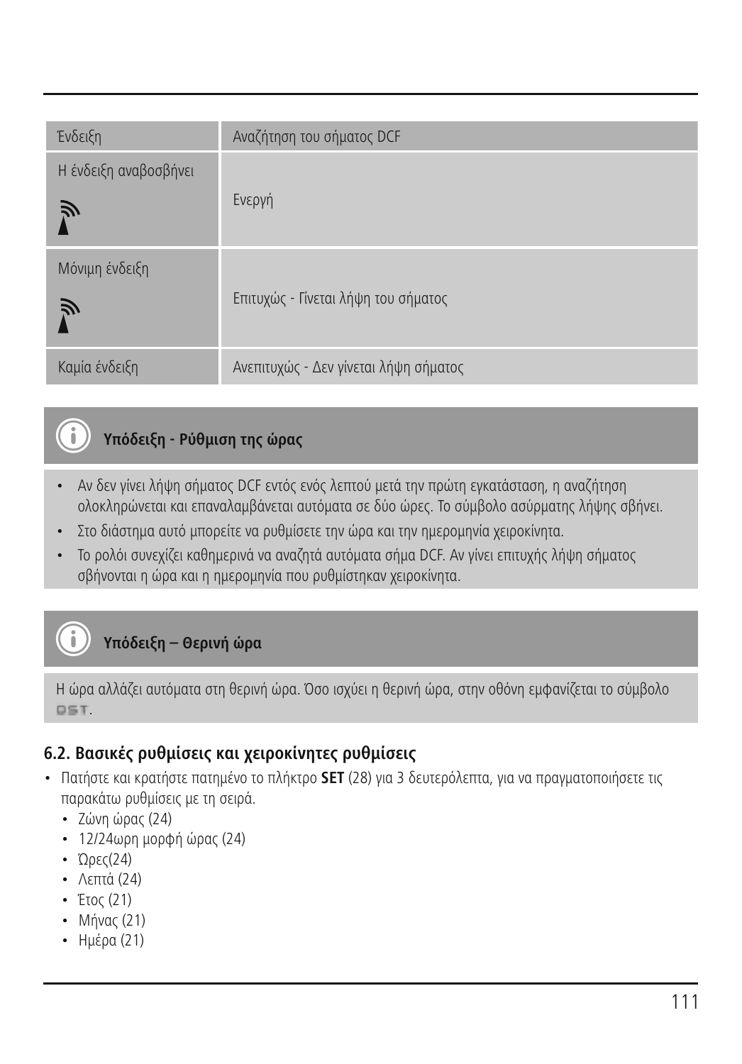| Ένδειξη | Αναζήτηση του σήματος DCF |
| --- | --- |
| Η ένδειξη αναβοσβήνει | Ενεργή |
| Μόνιμη ένδειξη | Επιτυχώς - Γίνεται λήψη του σήματος |
| Καμία ένδειξη | Ανεπιτυχώς - Δεν γίνεται λήψη σήματος |

**Υπόδειξη - Ρύθμιση της ώρας**

- Αν δεν γίνει λήψη σήματος DCF εντός ενός λεπτού μετά την πρώτη εγκατάσταση, η αναζήτηση ολοκληρώνεται και επαναλαμβάνεται αυτόματα σε δύο ώρες. Το σύμβολο ασύρματης λήψης σβήνει.
- Στο διάστημα αυτό μπορείτε να ρυθμίσετε την ώρα και την ημερομηνία χειροκίνητα.
- Το ρολόι συνεχίζει καθημερινά να αναζητά αυτόματα σήμα DCF. Αν γίνει επιτυχής λήψη σήματος σβήνονται η ώρα και η ημερομηνία που ρυθμίστηκαν χειροκίνητα.

**Υπόδειξη – Θερινή ώρα**

Η ώρα αλλάζει αυτόματα στη θερινή ώρα. Όσο ισχύει η θερινή ώρα, στην οθόνη εμφανίζεται το σύμβολο DST.

### 6.2. Βασικές ρυθμίσεις και χειροκίνητες ρυθμίσεις

- Πατήστε και κρατήστε πατημένο το πλήκτρο **SET** (28) για 3 δευτερόλεπτα, για να πραγματοποιήσετε τις παρακάτω ρυθμίσεις με τη σειρά.
  - Ζώνη ώρας (24)
  - 12/24ωρη μορφή ώρας (24)
  - Ώρες(24)
  - Λεπτά (24)
  - Έτος (21)
  - Μήνας (21)
  - Ημέρα (21)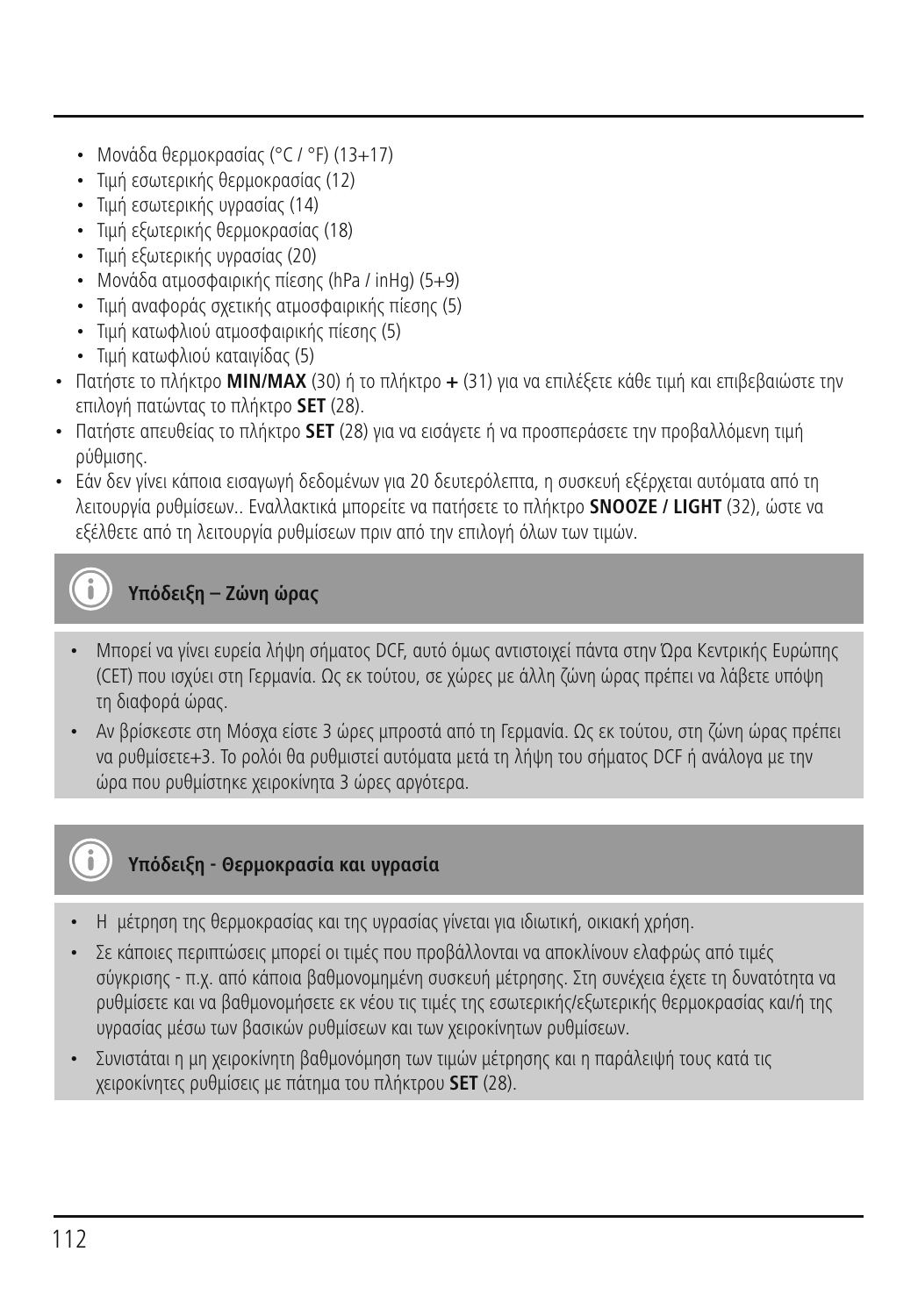- Μονάδα θερμοκρασίας (°C / °F) (13+17)
- Τιμή εσωτερικής θερμοκρασίας (12)
- Τιμή εσωτερικής υγρασίας (14)
- Τιμή εξωτερικής θερμοκρασίας (18)
- Τιμή εξωτερικής υγρασίας (20)
- Μονάδα ατμοσφαιρικής πίεσης (hPa / inHg) (5+9)
- Τιμή αναφοράς σχετικής ατμοσφαιρικής πίεσης (5)
- Τιμή κατωφλιού ατμοσφαιρικής πίεσης (5)
- Τιμή κατωφλιού καταιγίδας (5)

- Πατήστε το πλήκτρο **MIN/MAX** (30) ή το πλήκτρο **+** (31) για να επιλέξετε κάθε τιμή και επιβεβαιώστε την επιλογή πατώντας το πλήκτρο **SET** (28).
- Πατήστε απευθείας το πλήκτρο **SET** (28) για να εισάγετε ή να προσπεράσετε την προβαλλόμενη τιμή ρύθμισης.
- Εάν δεν γίνει κάποια εισαγωγή δεδομένων για 20 δευτερόλεπτα, η συσκευή εξέρχεται αυτόματα από τη λειτουργία ρυθμίσεων.. Εναλλακτικά μπορείτε να πατήσετε το πλήκτρο **SNOOZE / LIGHT** (32), ώστε να εξέλθετε από τη λειτουργία ρυθμίσεων πριν από την επιλογή όλων των τιμών.

**Υπόδειξη – Ζώνη ώρας**

- Μπορεί να γίνει ευρεία λήψη σήματος DCF, αυτό όμως αντιστοιχεί πάντα στην Ώρα Κεντρικής Ευρώπης (CET) που ισχύει στη Γερμανία. Ως εκ τούτου, σε χώρες με άλλη ζώνη ώρας πρέπει να λάβετε υπόψη τη διαφορά ώρας.
- Αν βρίσκεστε στη Μόσχα είστε 3 ώρες μπροστά από τη Γερμανία. Ως εκ τούτου, στη ζώνη ώρας πρέπει να ρυθμίσετε+3. Το ρολόι θα ρυθμιστεί αυτόματα μετά τη λήψη του σήματος DCF ή ανάλογα με την ώρα που ρυθμίστηκε χειροκίνητα 3 ώρες αργότερα.

**Υπόδειξη - Θερμοκρασία και υγρασία**

- Η μέτρηση της θερμοκρασίας και της υγρασίας γίνεται για ιδιωτική, οικιακή χρήση.
- Σε κάποιες περιπτώσεις μπορεί οι τιμές που προβάλλονται να αποκλίνουν ελαφρώς από τιμές σύγκρισης - π.χ. από κάποια βαθμονομημένη συσκευή μέτρησης. Στη συνέχεια έχετε τη δυνατότητα να ρυθμίσετε και να βαθμονομήσετε εκ νέου τις τιμές της εσωτερικής/εξωτερικής θερμοκρασίας και/ή της υγρασίας μέσω των βασικών ρυθμίσεων και των χειροκίνητων ρυθμίσεων.
- Συνιστάται η μη χειροκίνητη βαθμονόμηση των τιμών μέτρησης και η παράλειψή τους κατά τις χειροκίνητες ρυθμίσεις με πάτημα του πλήκτρου **SET** (28).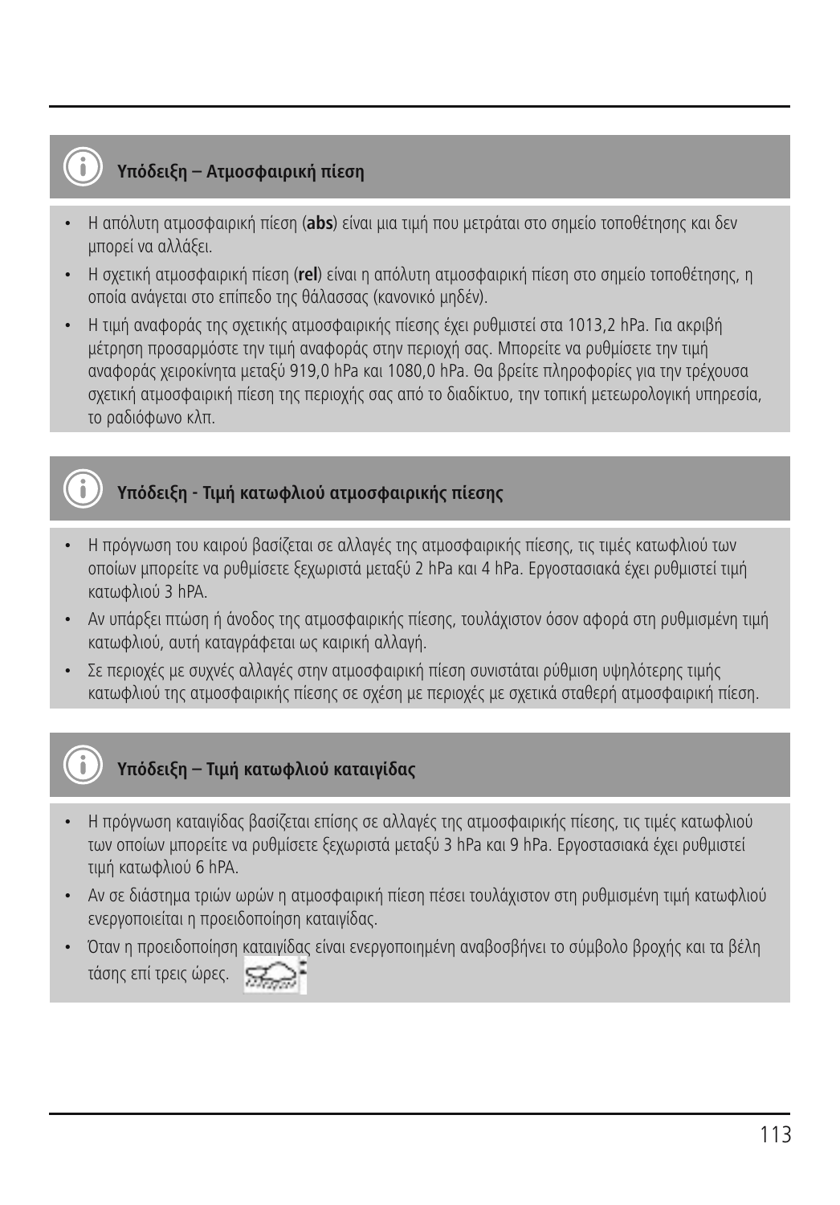### Υπόδειξη – Ατμοσφαιρική πίεση

- Η απόλυτη ατμοσφαιρική πίεση (**abs**) είναι μια τιμή που μετράται στο σημείο τοποθέτησης και δεν μπορεί να αλλάξει.
- Η σχετική ατμοσφαιρική πίεση (**rel**) είναι η απόλυτη ατμοσφαιρική πίεση στο σημείο τοποθέτησης, η οποία ανάγεται στο επίπεδο της θάλασσας (κανονικό μηδέν).
- Η τιμή αναφοράς της σχετικής ατμοσφαιρικής πίεσης έχει ρυθμιστεί στα 1013,2 hPa. Για ακριβή μέτρηση προσαρμόστε την τιμή αναφοράς στην περιοχή σας. Μπορείτε να ρυθμίσετε την τιμή αναφοράς χειροκίνητα μεταξύ 919,0 hPa και 1080,0 hPa. Θα βρείτε πληροφορίες για την τρέχουσα σχετική ατμοσφαιρική πίεση της περιοχής σας από το διαδίκτυο, την τοπική μετεωρολογική υπηρεσία, το ραδιόφωνο κλπ.

### Υπόδειξη - Τιμή κατωφλιού ατμοσφαιρικής πίεσης

- Η πρόγνωση του καιρού βασίζεται σε αλλαγές της ατμοσφαιρικής πίεσης, τις τιμές κατωφλιού των οποίων μπορείτε να ρυθμίσετε ξεχωριστά μεταξύ 2 hPa και 4 hPa. Εργοστασιακά έχει ρυθμιστεί τιμή κατωφλιού 3 hPA.
- Αν υπάρξει πτώση ή άνοδος της ατμοσφαιρικής πίεσης, τουλάχιστον όσον αφορά στη ρυθμισμένη τιμή κατωφλιού, αυτή καταγράφεται ως καιρική αλλαγή.
- Σε περιοχές με συχνές αλλαγές στην ατμοσφαιρική πίεση συνιστάται ρύθμιση υψηλότερης τιμής κατωφλιού της ατμοσφαιρικής πίεσης σε σχέση με περιοχές με σχετικά σταθερή ατμοσφαιρική πίεση.

### Υπόδειξη – Τιμή κατωφλιού καταιγίδας

- Η πρόγνωση καταιγίδας βασίζεται επίσης σε αλλαγές της ατμοσφαιρικής πίεσης, τις τιμές κατωφλιού των οποίων μπορείτε να ρυθμίσετε ξεχωριστά μεταξύ 3 hPa και 9 hPa. Εργοστασιακά έχει ρυθμιστεί τιμή κατωφλιού 6 hPA.
- Αν σε διάστημα τριών ωρών η ατμοσφαιρική πίεση πέσει τουλάχιστον στη ρυθμισμένη τιμή κατωφλιού ενεργοποιείται η προειδοποίηση καταιγίδας.
- Όταν η προειδοποίηση καταιγίδας είναι ενεργοποιημένη αναβοσβήνει το σύμβολο βροχής και τα βέλη τάσης επί τρεις ώρες.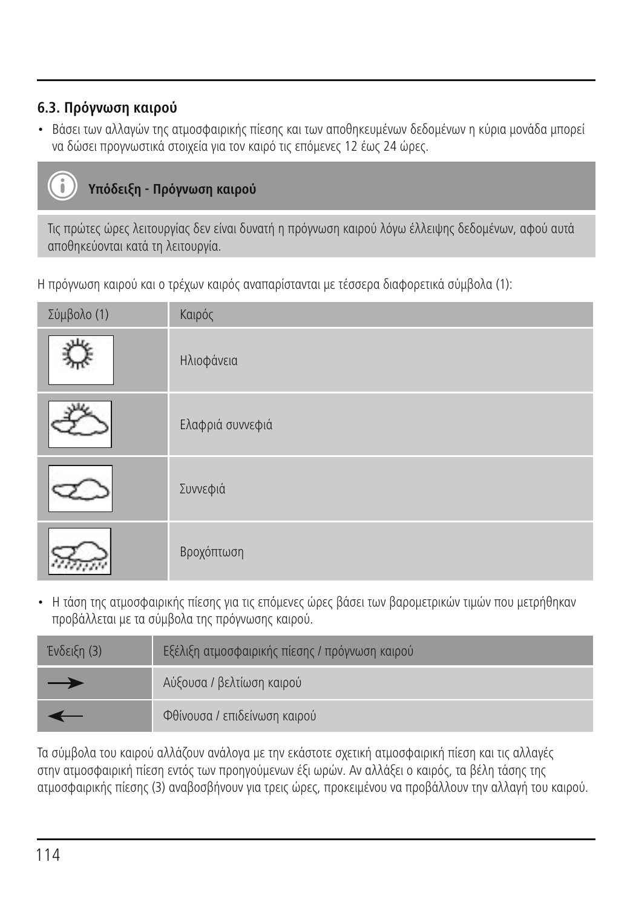### 6.3. Πρόγνωση καιρού

- Βάσει των αλλαγών της ατμοσφαιρικής πίεσης και των αποθηκευμένων δεδομένων η κύρια μονάδα μπορεί να δώσει προγνωστικά στοιχεία για τον καιρό τις επόμενες 12 έως 24 ώρες.

**Υπόδειξη - Πρόγνωση καιρού**

Τις πρώτες ώρες λειτουργίας δεν είναι δυνατή η πρόγνωση καιρού λόγω έλλειψης δεδομένων, αφού αυτά αποθηκεύονται κατά τη λειτουργία.

Η πρόγνωση καιρού και ο τρέχων καιρός αναπαρίστανται με τέσσερα διαφορετικά σύμβολα (1):

| Σύμβολο (1) | Καιρός |
| --- | --- |
| | Ηλιοφάνεια |
| | Ελαφριά συννεφιά |
| | Συννεφιά |
| | Βροχόπτωση |

- Η τάση της ατμοσφαιρικής πίεσης για τις επόμενες ώρες βάσει των βαρομετρικών τιμών που μετρήθηκαν προβάλλεται με τα σύμβολα της πρόγνωσης καιρού.

| Ένδειξη (3) | Εξέλιξη ατμοσφαιρικής πίεσης / πρόγνωση καιρού |
| --- | --- |
| → | Αύξουσα / βελτίωση καιρού |
| ← | Φθίνουσα / επιδείνωση καιρού |

Τα σύμβολα του καιρού αλλάζουν ανάλογα με την εκάστοτε σχετική ατμοσφαιρική πίεση και τις αλλαγές στην ατμοσφαιρική πίεση εντός των προηγούμενων έξι ωρών. Αν αλλάξει ο καιρός, τα βέλη τάσης της ατμοσφαιρικής πίεσης (3) αναβοσβήνουν για τρεις ώρες, προκειμένου να προβάλλουν την αλλαγή του καιρού.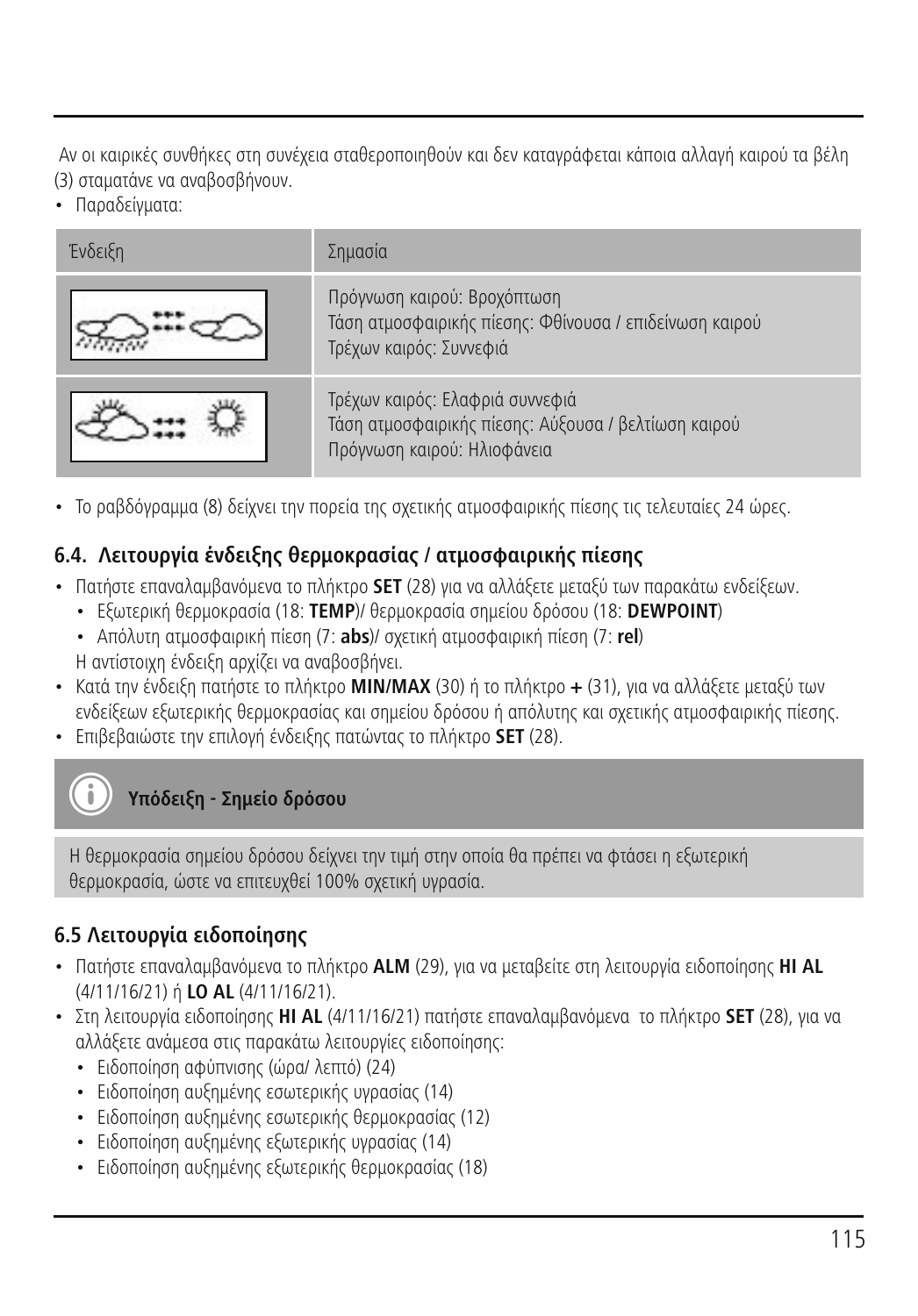Αν οι καιρικές συνθήκες στη συνέχεια σταθεροποιηθούν και δεν καταγράφεται κάποια αλλαγή καιρού τα βέλη (3) σταματάνε να αναβοσβήνουν.

- Παραδείγματα:

| Ένδειξη | Σημασία |
|---|---|
| | Πρόγνωση καιρού: Βροχόπτωση<br>Τάση ατμοσφαιρικής πίεσης: Φθίνουσα / επιδείνωση καιρού<br>Τρέχων καιρός: Συννεφιά |
| | Τρέχων καιρός: Ελαφριά συννεφιά<br>Τάση ατμοσφαιρικής πίεσης: Αύξουσα / βελτίωση καιρού<br>Πρόγνωση καιρού: Ηλιοφάνεια |

- Το ραβδόγραμμα (8) δείχνει την πορεία της σχετικής ατμοσφαιρικής πίεσης τις τελευταίες 24 ώρες.

### 6.4. Λειτουργία ένδειξης θερμοκρασίας / ατμοσφαιρικής πίεσης

- Πατήστε επαναλαμβανόμενα το πλήκτρο **SET** (28) για να αλλάξετε μεταξύ των παρακάτω ενδείξεων.
  - Εξωτερική θερμοκρασία (18: **TEMP**)/ θερμοκρασία σημείου δρόσου (18: **DEWPOINT**)
  - Απόλυτη ατμοσφαιρική πίεση (7: **abs**)/ σχετική ατμοσφαιρική πίεση (7: **rel**)

  Η αντίστοιχη ένδειξη αρχίζει να αναβοσβήνει.
- Κατά την ένδειξη πατήστε το πλήκτρο **MIN/MAX** (30) ή το πλήκτρο **+** (31), για να αλλάξετε μεταξύ των ενδείξεων εξωτερικής θερμοκρασίας και σημείου δρόσου ή απόλυτης και σχετικής ατμοσφαιρικής πίεσης.
- Επιβεβαιώστε την επιλογή ένδειξης πατώντας το πλήκτρο **SET** (28).

**Υπόδειξη - Σημείο δρόσου**

Η θερμοκρασία σημείου δρόσου δείχνει την τιμή στην οποία θα πρέπει να φτάσει η εξωτερική θερμοκρασία, ώστε να επιτευχθεί 100% σχετική υγρασία.

### 6.5 Λειτουργία ειδοποίησης

- Πατήστε επαναλαμβανόμενα το πλήκτρο **ALM** (29), για να μεταβείτε στη λειτουργία ειδοποίησης **HI AL** (4/11/16/21) ή **LO AL** (4/11/16/21).
- Στη λειτουργία ειδοποίησης **HI AL** (4/11/16/21) πατήστε επαναλαμβανόμενα το πλήκτρο **SET** (28), για να αλλάξετε ανάμεσα στις παρακάτω λειτουργίες ειδοποίησης:
  - Ειδοποίηση αφύπνισης (ώρα/ λεπτό) (24)
  - Ειδοποίηση αυξημένης εσωτερικής υγρασίας (14)
  - Ειδοποίηση αυξημένης εσωτερικής θερμοκρασίας (12)
  - Ειδοποίηση αυξημένης εξωτερικής υγρασίας (14)
  - Ειδοποίηση αυξημένης εξωτερικής θερμοκρασίας (18)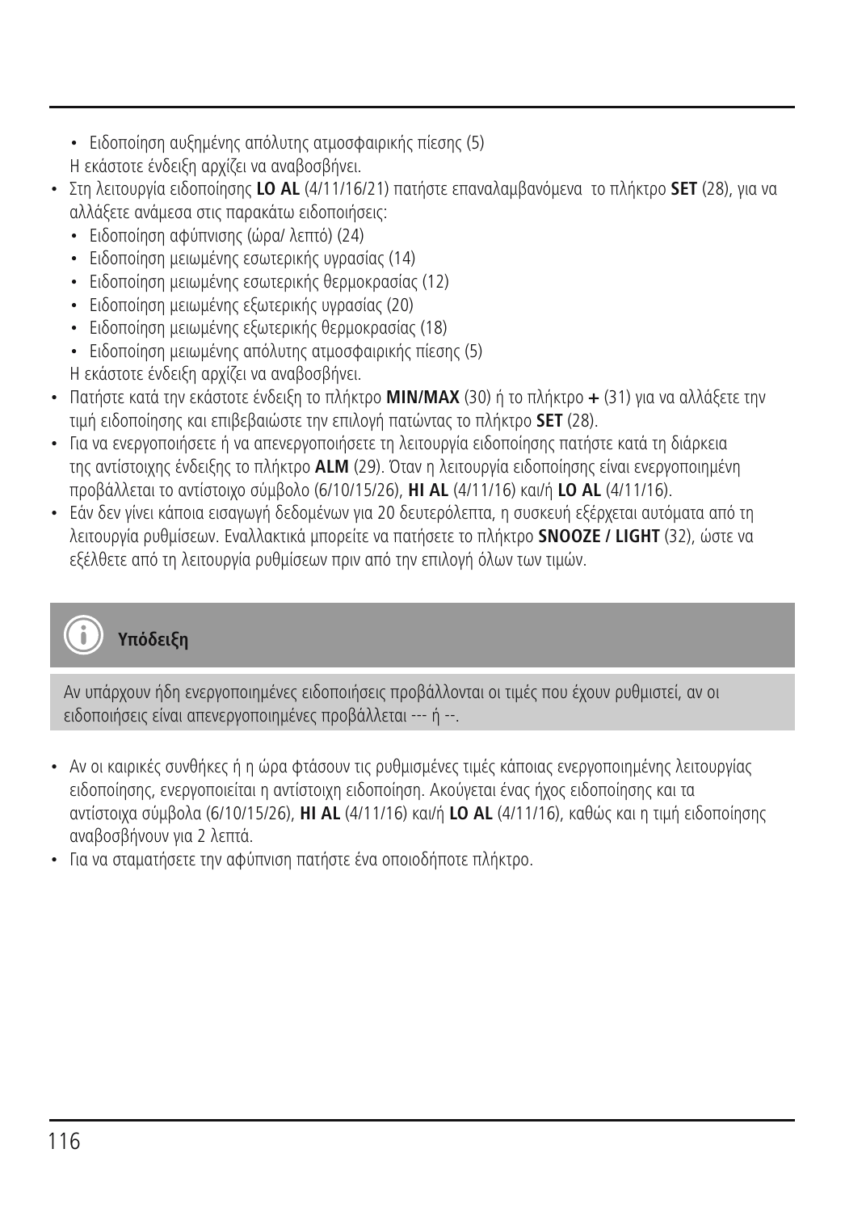- Ειδοποίηση αυξημένης απόλυτης ατμοσφαιρικής πίεσης (5)

  Η εκάστοτε ένδειξη αρχίζει να αναβοσβήνει.
- Στη λειτουργία ειδοποίησης **LO AL** (4/11/16/21) πατήστε επαναλαμβανόμενα το πλήκτρο **SET** (28), για να αλλάξετε ανάμεσα στις παρακάτω ειδοποιήσεις:
  - Ειδοποίηση αφύπνισης (ώρα/ λεπτό) (24)
  - Ειδοποίηση μειωμένης εσωτερικής υγρασίας (14)
  - Ειδοποίηση μειωμένης εσωτερικής θερμοκρασίας (12)
  - Ειδοποίηση μειωμένης εξωτερικής υγρασίας (20)
  - Ειδοποίηση μειωμένης εξωτερικής θερμοκρασίας (18)
  - Ειδοποίηση μειωμένης απόλυτης ατμοσφαιρικής πίεσης (5)

  Η εκάστοτε ένδειξη αρχίζει να αναβοσβήνει.
- Πατήστε κατά την εκάστοτε ένδειξη το πλήκτρο **MIN/MAX** (30) ή το πλήκτρο **+** (31) για να αλλάξετε την τιμή ειδοποίησης και επιβεβαιώστε την επιλογή πατώντας το πλήκτρο **SET** (28).
- Για να ενεργοποιήσετε ή να απενεργοποιήσετε τη λειτουργία ειδοποίησης πατήστε κατά τη διάρκεια της αντίστοιχης ένδειξης το πλήκτρο **ALM** (29). Όταν η λειτουργία ειδοποίησης είναι ενεργοποιημένη προβάλλεται το αντίστοιχο σύμβολο (6/10/15/26), **HI AL** (4/11/16) και/ή **LO AL** (4/11/16).
- Εάν δεν γίνει κάποια εισαγωγή δεδομένων για 20 δευτερόλεπτα, η συσκευή εξέρχεται αυτόματα από τη λειτουργία ρυθμίσεων. Εναλλακτικά μπορείτε να πατήσετε το πλήκτρο **SNOOZE / LIGHT** (32), ώστε να εξέλθετε από τη λειτουργία ρυθμίσεων πριν από την επιλογή όλων των τιμών.

**Υπόδειξη**

Αν υπάρχουν ήδη ενεργοποιημένες ειδοποιήσεις προβάλλονται οι τιμές που έχουν ρυθμιστεί, αν οι ειδοποιήσεις είναι απενεργοποιημένες προβάλλεται --- ή --.

- Αν οι καιρικές συνθήκες ή η ώρα φτάσουν τις ρυθμισμένες τιμές κάποιας ενεργοποιημένης λειτουργίας ειδοποίησης, ενεργοποιείται η αντίστοιχη ειδοποίηση. Ακούγεται ένας ήχος ειδοποίησης και τα αντίστοιχα σύμβολα (6/10/15/26), **HI AL** (4/11/16) και/ή **LO AL** (4/11/16), καθώς και η τιμή ειδοποίησης αναβοσβήνουν για 2 λεπτά.
- Για να σταματήσετε την αφύπνιση πατήστε ένα οποιοδήποτε πλήκτρο.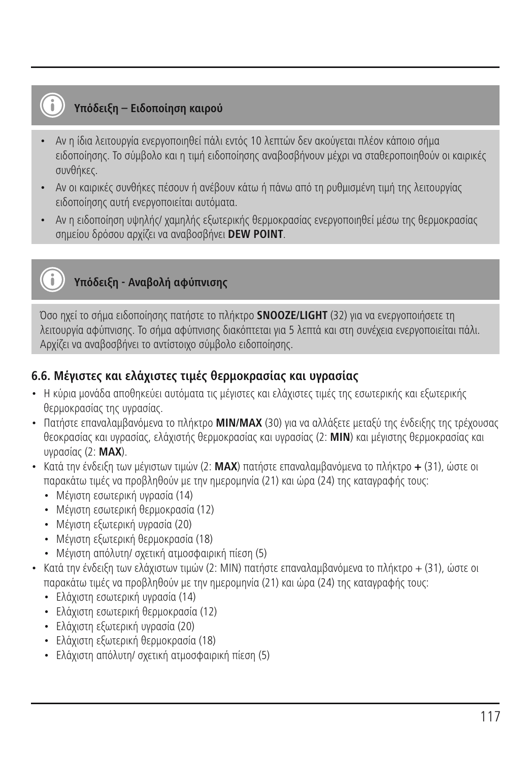**Υπόδειξη – Ειδοποίηση καιρού**

- Αν η ίδια λειτουργία ενεργοποιηθεί πάλι εντός 10 λεπτών δεν ακούγεται πλέον κάποιο σήμα ειδοποίησης. Το σύμβολο και η τιμή ειδοποίησης αναβοσβήνουν μέχρι να σταθεροποιηθούν οι καιρικές συνθήκες.
- Αν οι καιρικές συνθήκες πέσουν ή ανέβουν κάτω ή πάνω από τη ρυθμισμένη τιμή της λειτουργίας ειδοποίησης αυτή ενεργοποιείται αυτόματα.
- Αν η ειδοποίηση υψηλής/ χαμηλής εξωτερικής θερμοκρασίας ενεργοποιηθεί μέσω της θερμοκρασίας σημείου δρόσου αρχίζει να αναβοσβήνει **DEW POINT**.

**Υπόδειξη - Αναβολή αφύπνισης**

Όσο ηχεί το σήμα ειδοποίησης πατήστε το πλήκτρο **SNOOZE/LIGHT** (32) για να ενεργοποιήσετε τη λειτουργία αφύπνισης. Το σήμα αφύπνισης διακόπτεται για 5 λεπτά και στη συνέχεια ενεργοποιείται πάλι. Αρχίζει να αναβοσβήνει το αντίστοιχο σύμβολο ειδοποίησης.

### 6.6. Μέγιστες και ελάχιστες τιμές θερμοκρασίας και υγρασίας

- Η κύρια μονάδα αποθηκεύει αυτόματα τις μέγιστες και ελάχιστες τιμές της εσωτερικής και εξωτερικής θερμοκρασίας της υγρασίας.
- Πατήστε επαναλαμβανόμενα το πλήκτρο **MIN/MAX** (30) για να αλλάξετε μεταξύ της ένδειξης της τρέχουσας θεοκρασίας και υγρασίας, ελάχιστής θερμοκρασίας και υγρασίας (2: **MIN**) και μέγιστης θερμοκρασίας και υγρασίας (2: **MAX**).
- Κατά την ένδειξη των μέγιστων τιμών (2: **MAX**) πατήστε επαναλαμβανόμενα το πλήκτρο **+** (31), ώστε οι παρακάτω τιμές να προβληθούν με την ημερομηνία (21) και ώρα (24) της καταγραφής τους:
  - Μέγιστη εσωτερική υγρασία (14)
  - Μέγιστη εσωτερική θερμοκρασία (12)
  - Μέγιστη εξωτερική υγρασία (20)
  - Μέγιστη εξωτερική θερμοκρασία (18)
  - Μέγιστη απόλυτη/ σχετική ατμοσφαιρική πίεση (5)
- Κατά την ένδειξη των ελάχιστων τιμών (2: MIN) πατήστε επαναλαμβανόμενα το πλήκτρο + (31), ώστε οι παρακάτω τιμές να προβληθούν με την ημερομηνία (21) και ώρα (24) της καταγραφής τους:
  - Ελάχιστη εσωτερική υγρασία (14)
  - Ελάχιστη εσωτερική θερμοκρασία (12)
  - Ελάχιστη εξωτερική υγρασία (20)
  - Ελάχιστη εξωτερική θερμοκρασία (18)
  - Ελάχιστη απόλυτη/ σχετική ατμοσφαιρική πίεση (5)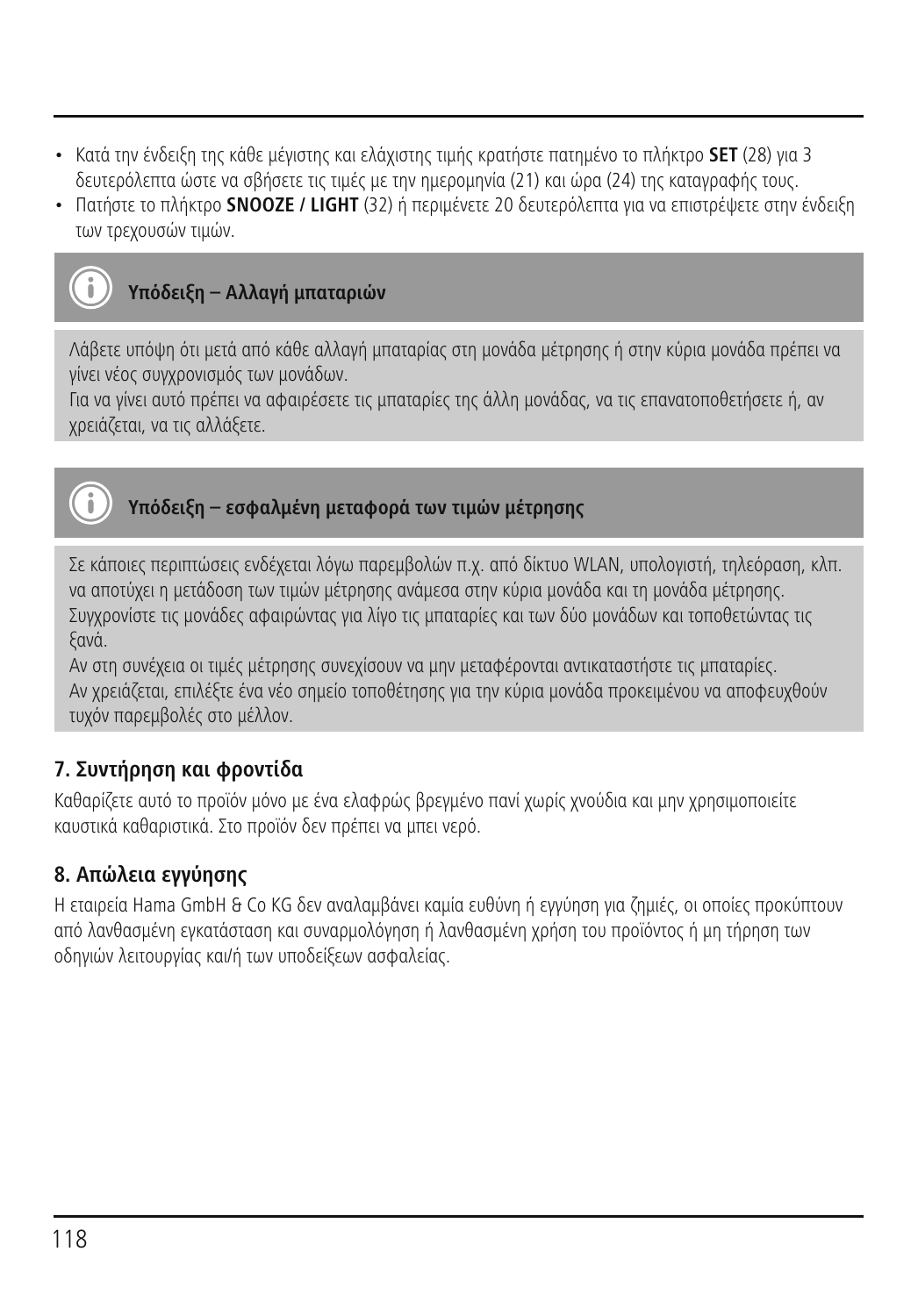- Κατά την ένδειξη της κάθε μέγιστης και ελάχιστης τιμής κρατήστε πατημένο το πλήκτρο **SET** (28) για 3 δευτερόλεπτα ώστε να σβήσετε τις τιμές με την ημερομηνία (21) και ώρα (24) της καταγραφής τους.
- Πατήστε το πλήκτρο **SNOOZE / LIGHT** (32) ή περιμένετε 20 δευτερόλεπτα για να επιστρέψετε στην ένδειξη των τρεχουσών τιμών.

**Υπόδειξη – Αλλαγή μπαταριών**

Λάβετε υπόψη ότι μετά από κάθε αλλαγή μπαταρίας στη μονάδα μέτρησης ή στην κύρια μονάδα πρέπει να γίνει νέος συγχρονισμός των μονάδων.
Για να γίνει αυτό πρέπει να αφαιρέσετε τις μπαταρίες της άλλη μονάδας, να τις επανατοποθετήσετε ή, αν χρειάζεται, να τις αλλάξετε.

**Υπόδειξη – εσφαλμένη μεταφορά των τιμών μέτρησης**

Σε κάποιες περιπτώσεις ενδέχεται λόγω παρεμβολών π.χ. από δίκτυο WLAN, υπολογιστή, τηλεόραση, κλπ. να αποτύχει η μετάδοση των τιμών μέτρησης ανάμεσα στην κύρια μονάδα και τη μονάδα μέτρησης. Συγχρονίστε τις μονάδες αφαιρώντας για λίγο τις μπαταρίες και των δύο μονάδων και τοποθετώντας τις ξανά.
Αν στη συνέχεια οι τιμές μέτρησης συνεχίσουν να μην μεταφέρονται αντικαταστήστε τις μπαταρίες.
Αν χρειάζεται, επιλέξτε ένα νέο σημείο τοποθέτησης για την κύρια μονάδα προκειμένου να αποφευχθούν τυχόν παρεμβολές στο μέλλον.

## 7. Συντήρηση και φροντίδα

Καθαρίζετε αυτό το προϊόν μόνο με ένα ελαφρώς βρεγμένο πανί χωρίς χνούδια και μην χρησιμοποιείτε καυστικά καθαριστικά. Στο προϊόν δεν πρέπει να μπει νερό.

## 8. Απώλεια εγγύησης

Η εταιρεία Hama GmbH & Co KG δεν αναλαμβάνει καμία ευθύνη ή εγγύηση για ζημιές, οι οποίες προκύπτουν από λανθασμένη εγκατάσταση και συναρμολόγηση ή λανθασμένη χρήση του προϊόντος ή μη τήρηση των οδηγιών λειτουργίας και/ή των υποδείξεων ασφαλείας.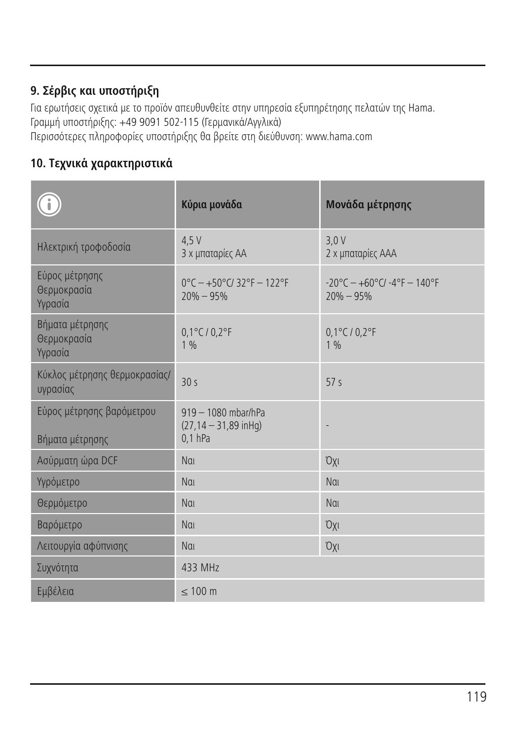## 9. Σέρβις και υποστήριξη

Για ερωτήσεις σχετικά με το προϊόν απευθυνθείτε στην υπηρεσία εξυπηρέτησης πελατών της Hama.
Γραμμή υποστήριξης: +49 9091 502-115 (Γερμανικά/Αγγλικά)
Περισσότερες πληροφορίες υποστήριξης θα βρείτε στη διεύθυνση: www.hama.com

## 10. Τεχνικά χαρακτηριστικά

| ⓘ | **Κύρια μονάδα** | **Μονάδα μέτρησης** |
|---|---|---|
| Ηλεκτρική τροφοδοσία | 4,5 V<br>3 x μπαταρίες AA | 3,0 V<br>2 x μπαταρίες AAA |
| Εύρος μέτρησης<br>Θερμοκρασία<br>Υγρασία | 0°C – +50°C/ 32°F – 122°F<br>20% – 95% | -20°C – +60°C/ -4°F – 140°F<br>20% – 95% |
| Βήματα μέτρησης<br>Θερμοκρασία<br>Υγρασία | 0,1°C / 0,2°F<br>1 % | 0,1°C / 0,2°F<br>1 % |
| Κύκλος μέτρησης θερμοκρασίας/ υγρασίας | 30 s | 57 s |
| Εύρος μέτρησης βαρόμετρου<br><br>Βήματα μέτρησης | 919 – 1080 mbar/hPa<br>(27,14 – 31,89 inHg)<br>0,1 hPa | - |
| Ασύρματη ώρα DCF | Ναι | Όχι |
| Υγρόμετρο | Ναι | Ναι |
| Θερμόμετρο | Ναι | Ναι |
| Βαρόμετρο | Ναι | Όχι |
| Λειτουργία αφύπνισης | Ναι | Όχι |
| Συχνότητα | 433 MHz | |
| Εμβέλεια | ≤ 100 m | |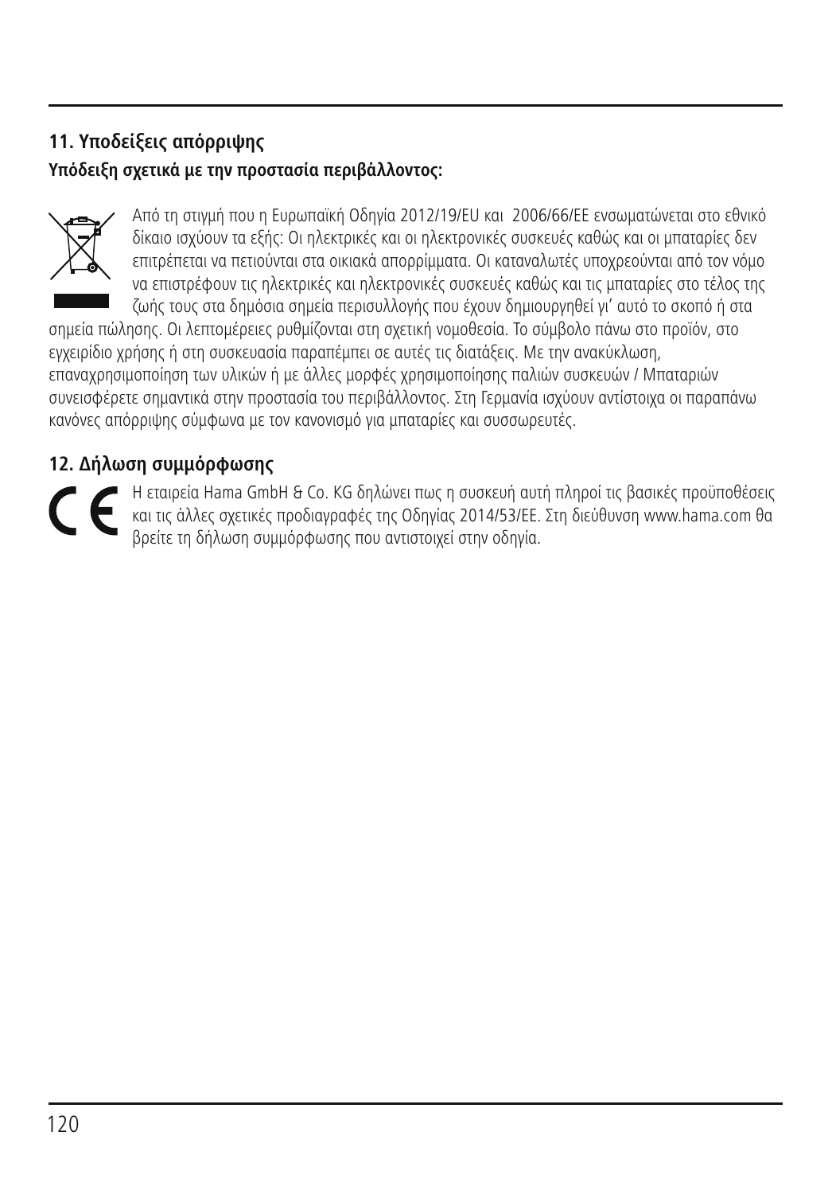## 11. Υποδείξεις απόρριψης

**Υπόδειξη σχετικά με την προστασία περιβάλλοντος:**

Από τη στιγμή που η Ευρωπαϊκή Οδηγία 2012/19/EU και 2006/66/EE ενσωματώνεται στο εθνικό δίκαιο ισχύουν τα εξής: Οι ηλεκτρικές και οι ηλεκτρονικές συσκευές καθώς και οι μπαταρίες δεν επιτρέπεται να πετιούνται στα οικιακά απορρίμματα. Οι καταναλωτές υποχρεούνται από τον νόμο να επιστρέφουν τις ηλεκτρικές και ηλεκτρονικές συσκευές καθώς και τις μπαταρίες στο τέλος της ζωής τους στα δημόσια σημεία περισυλλογής που έχουν δημιουργηθεί γι' αυτό το σκοπό ή στα σημεία πώλησης. Οι λεπτομέρειες ρυθμίζονται στη σχετική νομοθεσία. Το σύμβολο πάνω στο προϊόν, στο εγχειρίδιο χρήσης ή στη συσκευασία παραπέμπει σε αυτές τις διατάξεις. Με την ανακύκλωση, επαναχρησιμοποίηση των υλικών ή με άλλες μορφές χρησιμοποίησης παλιών συσκευών / Μπαταριών συνεισφέρετε σημαντικά στην προστασία του περιβάλλοντος. Στη Γερμανία ισχύουν αντίστοιχα οι παραπάνω κανόνες απόρριψης σύμφωνα με τον κανονισμό για μπαταρίες και συσσωρευτές.

## 12. Δήλωση συμμόρφωσης

Η εταιρεία Hama GmbH & Co. KG δηλώνει πως η συσκευή αυτή πληροί τις βασικές προϋποθέσεις και τις άλλες σχετικές προδιαγραφές της Οδηγίας 2014/53/EE. Στη διεύθυνση www.hama.com θα βρείτε τη δήλωση συμμόρφωσης που αντιστοιχεί στην οδηγία.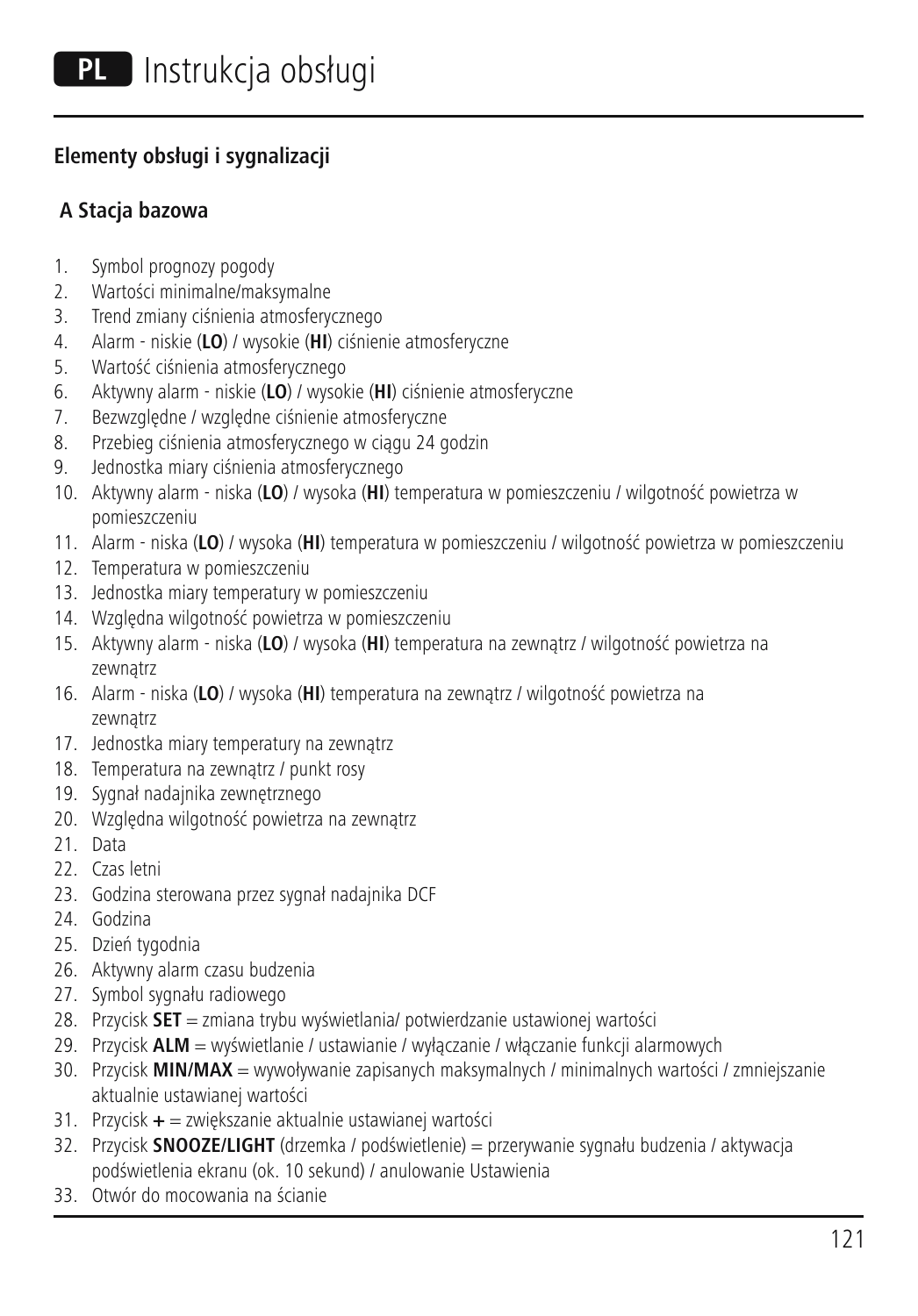# PL Instrukcja obsługi

## Elementy obsługi i sygnalizacji

### A Stacja bazowa

1. Symbol prognozy pogody
2. Wartości minimalne/maksymalne
3. Trend zmiany ciśnienia atmosferycznego
4. Alarm - niskie (**LO**) / wysokie (**HI**) ciśnienie atmosferyczne
5. Wartość ciśnienia atmosferycznego
6. Aktywny alarm - niskie (**LO**) / wysokie (**HI**) ciśnienie atmosferyczne
7. Bezwzględne / względne ciśnienie atmosferyczne
8. Przebieg ciśnienia atmosferycznego w ciągu 24 godzin
9. Jednostka miary ciśnienia atmosferycznego
10. Aktywny alarm - niska (**LO**) / wysoka (**HI**) temperatura w pomieszczeniu / wilgotność powietrza w pomieszczeniu
11. Alarm - niska (**LO**) / wysoka (**HI**) temperatura w pomieszczeniu / wilgotność powietrza w pomieszczeniu
12. Temperatura w pomieszczeniu
13. Jednostka miary temperatury w pomieszczeniu
14. Względna wilgotność powietrza w pomieszczeniu
15. Aktywny alarm - niska (**LO**) / wysoka (**HI**) temperatura na zewnątrz / wilgotność powietrza na zewnątrz
16. Alarm - niska (**LO**) / wysoka (**HI**) temperatura na zewnątrz / wilgotność powietrza na zewnątrz
17. Jednostka miary temperatury na zewnątrz
18. Temperatura na zewnątrz / punkt rosy
19. Sygnał nadajnika zewnętrznego
20. Względna wilgotność powietrza na zewnątrz
21. Data
22. Czas letni
23. Godzina sterowana przez sygnał nadajnika DCF
24. Godzina
25. Dzień tygodnia
26. Aktywny alarm czasu budzenia
27. Symbol sygnału radiowego
28. Przycisk **SET** = zmiana trybu wyświetlania/ potwierdzanie ustawionej wartości
29. Przycisk **ALM** = wyświetlanie / ustawianie / wyłączanie / włączanie funkcji alarmowych
30. Przycisk **MIN/MAX** = wywoływanie zapisanych maksymalnych / minimalnych wartości / zmniejszanie aktualnie ustawianej wartości
31. Przycisk **+** = zwiększanie aktualnie ustawianej wartości
32. Przycisk **SNOOZE/LIGHT** (drzemka / podświetlenie) = przerywanie sygnału budzenia / aktywacja podświetlenia ekranu (ok. 10 sekund) / anulowanie Ustawienia
33. Otwór do mocowania na ścianie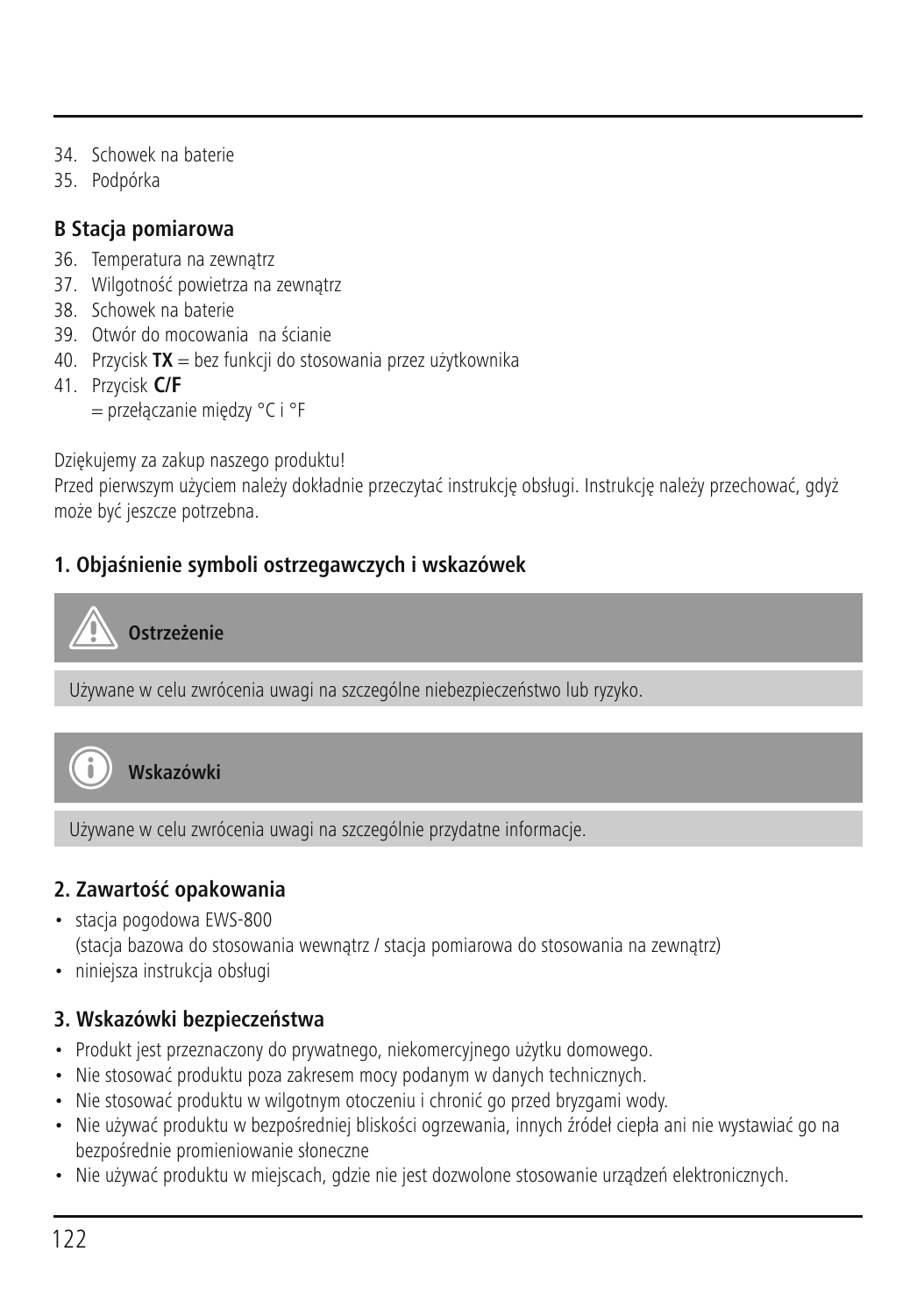34. Schowek na baterie
35. Podpórka

**B Stacja pomiarowa**

36. Temperatura na zewnątrz
37. Wilgotność powietrza na zewnątrz
38. Schowek na baterie
39. Otwór do mocowania na ścianie
40. Przycisk **TX** = bez funkcji do stosowania przez użytkownika
41. Przycisk **C/F**
    = przełączanie między °C i °F

Dziękujemy za zakup naszego produktu!
Przed pierwszym użyciem należy dokładnie przeczytać instrukcję obsługi. Instrukcję należy przechować, gdyż może być jeszcze potrzebna.

## 1. Objaśnienie symboli ostrzegawczych i wskazówek

**Ostrzeżenie**

Używane w celu zwrócenia uwagi na szczególne niebezpieczeństwo lub ryzyko.

**Wskazówki**

Używane w celu zwrócenia uwagi na szczególnie przydatne informacje.

## 2. Zawartość opakowania

- stacja pogodowa EWS-800
  (stacja bazowa do stosowania wewnątrz / stacja pomiarowa do stosowania na zewnątrz)
- niniejsza instrukcja obsługi

## 3. Wskazówki bezpieczeństwa

- Produkt jest przeznaczony do prywatnego, niekomercyjnego użytku domowego.
- Nie stosować produktu poza zakresem mocy podanym w danych technicznych.
- Nie stosować produktu w wilgotnym otoczeniu i chronić go przed bryzgami wody.
- Nie używać produktu w bezpośredniej bliskości ogrzewania, innych źródeł ciepła ani nie wystawiać go na bezpośrednie promieniowanie słoneczne
- Nie używać produktu w miejscach, gdzie nie jest dozwolone stosowanie urządzeń elektronicznych.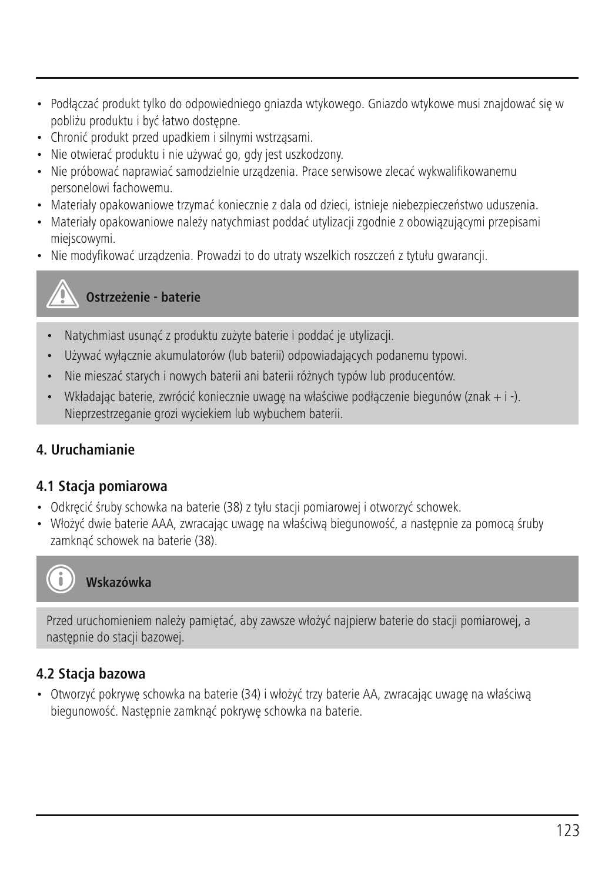- Podłączać produkt tylko do odpowiedniego gniazda wtykowego. Gniazdo wtykowe musi znajdować się w pobliżu produktu i być łatwo dostępne.
- Chronić produkt przed upadkiem i silnymi wstrząsami.
- Nie otwierać produktu i nie używać go, gdy jest uszkodzony.
- Nie próbować naprawiać samodzielnie urządzenia. Prace serwisowe zlecać wykwalifikowanemu personelowi fachowemu.
- Materiały opakowaniowe trzymać koniecznie z dala od dzieci, istnieje niebezpieczeństwo uduszenia.
- Materiały opakowaniowe należy natychmiast poddać utylizacji zgodnie z obowiązującymi przepisami miejscowymi.
- Nie modyfikować urządzenia. Prowadzi to do utraty wszelkich roszczeń z tytułu gwarancji.

**Ostrzeżenie - baterie**

- Natychmiast usunąć z produktu zużyte baterie i poddać je utylizacji.
- Używać wyłącznie akumulatorów (lub baterii) odpowiadających podanemu typowi.
- Nie mieszać starych i nowych baterii ani baterii różnych typów lub producentów.
- Wkładając baterie, zwrócić koniecznie uwagę na właściwe podłączenie biegunów (znak + i -). Nieprzestrzeganie grozi wyciekiem lub wybuchem baterii.

## 4. Uruchamianie

### 4.1 Stacja pomiarowa

- Odkręcić śruby schowka na baterie (38) z tyłu stacji pomiarowej i otworzyć schowek.
- Włożyć dwie baterie AAA, zwracając uwagę na właściwą biegunowość, a następnie za pomocą śruby zamknąć schowek na baterie (38).

**Wskazówka**

Przed uruchomieniem należy pamiętać, aby zawsze włożyć najpierw baterie do stacji pomiarowej, a następnie do stacji bazowej.

### 4.2 Stacja bazowa

- Otworzyć pokrywę schowka na baterie (34) i włożyć trzy baterie AA, zwracając uwagę na właściwą biegunowość. Następnie zamknąć pokrywę schowka na baterie.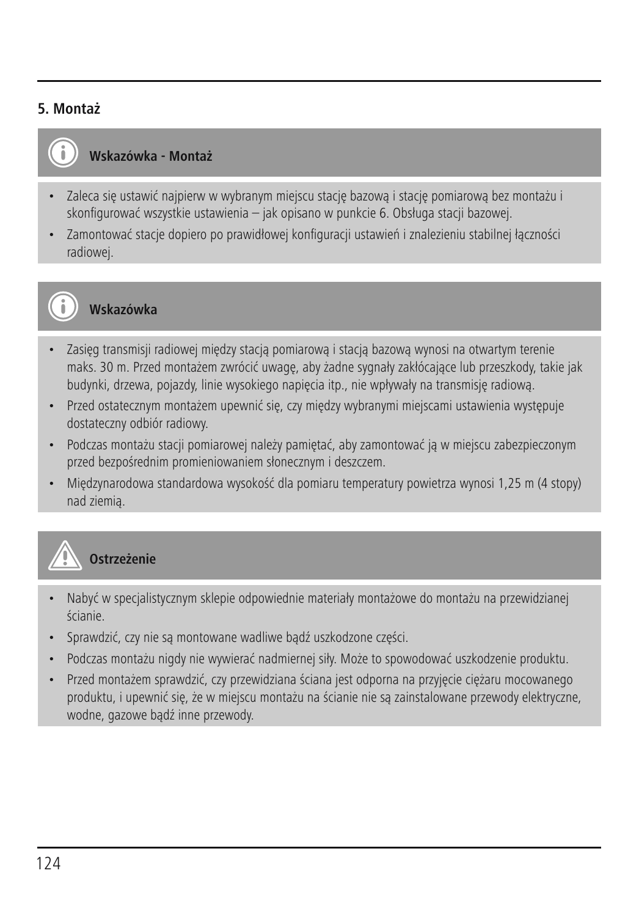## 5. Montaż

### Wskazówka - Montaż

- Zaleca się ustawić najpierw w wybranym miejscu stację bazową i stację pomiarową bez montażu i skonfigurować wszystkie ustawienia – jak opisano w punkcie 6. Obsługa stacji bazowej.
- Zamontować stacje dopiero po prawidłowej konfiguracji ustawień i znalezieniu stabilnej łączności radiowej.

### Wskazówka

- Zasięg transmisji radiowej między stacją pomiarową i stacją bazową wynosi na otwartym terenie maks. 30 m. Przed montażem zwrócić uwagę, aby żadne sygnały zakłócające lub przeszkody, takie jak budynki, drzewa, pojazdy, linie wysokiego napięcia itp., nie wpływały na transmisję radiową.
- Przed ostatecznym montażem upewnić się, czy między wybranymi miejscami ustawienia występuje dostateczny odbiór radiowy.
- Podczas montażu stacji pomiarowej należy pamiętać, aby zamontować ją w miejscu zabezpieczonym przed bezpośrednim promieniowaniem słonecznym i deszczem.
- Międzynarodowa standardowa wysokość dla pomiaru temperatury powietrza wynosi 1,25 m (4 stopy) nad ziemią.

### Ostrzeżenie

- Nabyć w specjalistycznym sklepie odpowiednie materiały montażowe do montażu na przewidzianej ścianie.
- Sprawdzić, czy nie są montowane wadliwe bądź uszkodzone części.
- Podczas montażu nigdy nie wywierać nadmiernej siły. Może to spowodować uszkodzenie produktu.
- Przed montażem sprawdzić, czy przewidziana ściana jest odporna na przyjęcie ciężaru mocowanego produktu, i upewnić się, że w miejscu montażu na ścianie nie są zainstalowane przewody elektryczne, wodne, gazowe bądź inne przewody.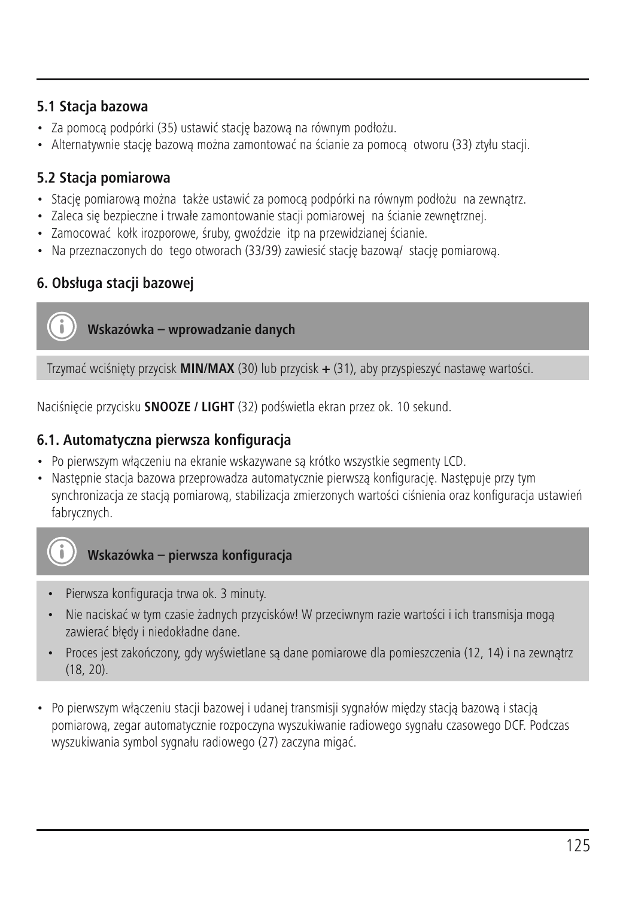### 5.1 Stacja bazowa

- Za pomocą podpórki (35) ustawić stację bazową na równym podłożu.
- Alternatywnie stację bazową można zamontować na ścianie za pomocą  otworu (33) ztyłu stacji.

### 5.2 Stacja pomiarowa

- Stację pomiarową można  także ustawić za pomocą podpórki na równym podłożu  na zewnątrz.
- Zaleca się bezpieczne i trwałe zamontowanie stacji pomiarowej  na ścianie zewnętrznej.
- Zamocować  kołk irozporowe, śruby, gwoździe  itp na przewidzianej ścianie.
- Na przeznaczonych do  tego otworach (33/39) zawiesić stację bazową/  stację pomiarową.

## 6. Obsługa stacji bazowej

**Wskazówka – wprowadzanie danych**

Trzymać wciśnięty przycisk **MIN/MAX** (30) lub przycisk **+** (31), aby przyspieszyć nastawę wartości.

Naciśnięcie przycisku **SNOOZE / LIGHT** (32) podświetla ekran przez ok. 10 sekund.

### 6.1. Automatyczna pierwsza konfiguracja

- Po pierwszym włączeniu na ekranie wskazywane są krótko wszystkie segmenty LCD.
- Następnie stacja bazowa przeprowadza automatycznie pierwszą konfigurację. Następuje przy tym synchronizacja ze stacją pomiarową, stabilizacja zmierzonych wartości ciśnienia oraz konfiguracja ustawień fabrycznych.

**Wskazówka – pierwsza konfiguracja**

- Pierwsza konfiguracja trwa ok. 3 minuty.
- Nie naciskać w tym czasie żadnych przycisków! W przeciwnym razie wartości i ich transmisja mogą zawierać błędy i niedokładne dane.
- Proces jest zakończony, gdy wyświetlane są dane pomiarowe dla pomieszczenia (12, 14) i na zewnątrz (18, 20).

- Po pierwszym włączeniu stacji bazowej i udanej transmisji sygnałów między stacją bazową i stacją pomiarową, zegar automatycznie rozpoczyna wyszukiwanie radiowego sygnału czasowego DCF. Podczas wyszukiwania symbol sygnału radiowego (27) zaczyna migać.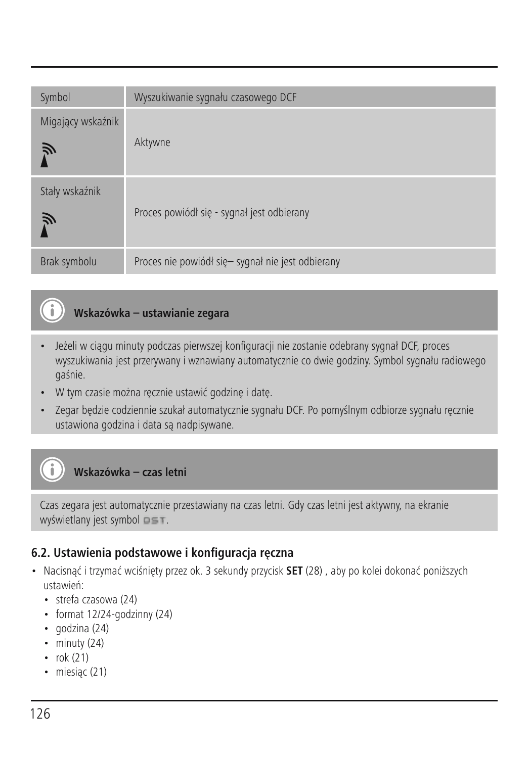| Symbol | Wyszukiwanie sygnału czasowego DCF |
|---|---|
| Migający wskaźnik | Aktywne |
| Stały wskaźnik | Proces powiódł się - sygnał jest odbierany |
| Brak symbolu | Proces nie powiódł się– sygnał nie jest odbierany |

**Wskazówka – ustawianie zegara**

- Jeżeli w ciągu minuty podczas pierwszej konfiguracji nie zostanie odebrany sygnał DCF, proces wyszukiwania jest przerywany i wznawiany automatycznie co dwie godziny. Symbol sygnału radiowego gaśnie.
- W tym czasie można ręcznie ustawić godzinę i datę.
- Zegar będzie codziennie szukał automatycznie sygnału DCF. Po pomyślnym odbiorze sygnału ręcznie ustawiona godzina i data są nadpisywane.

**Wskazówka – czas letni**

Czas zegara jest automatycznie przestawiany na czas letni. Gdy czas letni jest aktywny, na ekranie wyświetlany jest symbol DST.

### 6.2. Ustawienia podstawowe i konfiguracja ręczna

- Nacisnąć i trzymać wciśnięty przez ok. 3 sekundy przycisk **SET** (28) , aby po kolei dokonać poniższych ustawień:
  - strefa czasowa (24)
  - format 12/24-godzinny (24)
  - godzina (24)
  - minuty (24)
  - rok (21)
  - miesiąc (21)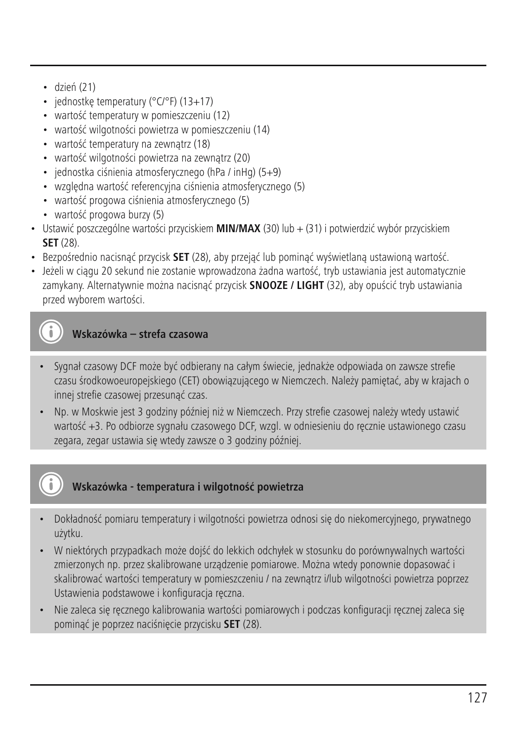- dzień (21)
- jednostkę temperatury (°C/°F) (13+17)
- wartość temperatury w pomieszczeniu (12)
- wartość wilgotności powietrza w pomieszczeniu (14)
- wartość temperatury na zewnątrz (18)
- wartość wilgotności powietrza na zewnątrz (20)
- jednostka ciśnienia atmosferycznego (hPa / inHg) (5+9)
- względna wartość referencyjna ciśnienia atmosferycznego (5)
- wartość progowa ciśnienia atmosferycznego (5)
- wartość progowa burzy (5)

- Ustawić poszczególne wartości przyciskiem **MIN/MAX** (30) lub + (31) i potwierdzić wybór przyciskiem **SET** (28).
- Bezpośrednio nacisnąć przycisk **SET** (28), aby przejąć lub pominąć wyświetlaną ustawioną wartość.
- Jeżeli w ciągu 20 sekund nie zostanie wprowadzona żadna wartość, tryb ustawiania jest automatycznie zamykany. Alternatywnie można nacisnąć przycisk **SNOOZE / LIGHT** (32), aby opuścić tryb ustawiania przed wyborem wartości.

**Wskazówka – strefa czasowa**

- Sygnał czasowy DCF może być odbierany na całym świecie, jednakże odpowiada on zawsze strefie czasu środkowoeuropejskiego (CET) obowiązującego w Niemczech. Należy pamiętać, aby w krajach o innej strefie czasowej przesunąć czas.
- Np. w Moskwie jest 3 godziny później niż w Niemczech. Przy strefie czasowej należy wtedy ustawić wartość +3. Po odbiorze sygnału czasowego DCF, wzgl. w odniesieniu do ręcznie ustawionego czasu zegara, zegar ustawia się wtedy zawsze o 3 godziny później.

**Wskazówka - temperatura i wilgotność powietrza**

- Dokładność pomiaru temperatury i wilgotności powietrza odnosi się do niekomercyjnego, prywatnego użytku.
- W niektórych przypadkach może dojść do lekkich odchyłek w stosunku do porównywalnych wartości zmierzonych np. przez skalibrowane urządzenie pomiarowe. Można wtedy ponownie dopasować i skalibrować wartości temperatury w pomieszczeniu / na zewnątrz i/lub wilgotności powietrza poprzez Ustawienia podstawowe i konfiguracja ręczna.
- Nie zaleca się ręcznego kalibrowania wartości pomiarowych i podczas konfiguracji ręcznej zaleca się pominąć je poprzez naciśnięcie przycisku **SET** (28).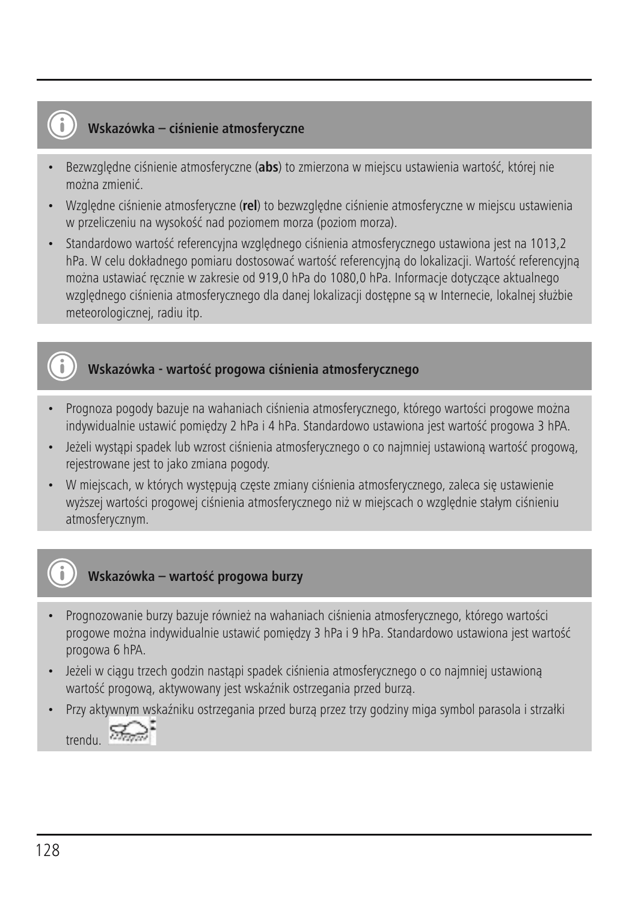### Wskazówka – ciśnienie atmosferyczne

- Bezwzględne ciśnienie atmosferyczne (**abs**) to zmierzona w miejscu ustawienia wartość, której nie można zmienić.
- Względne ciśnienie atmosferyczne (**rel**) to bezwzględne ciśnienie atmosferyczne w miejscu ustawienia w przeliczeniu na wysokość nad poziomem morza (poziom morza).
- Standardowo wartość referencyjna względnego ciśnienia atmosferycznego ustawiona jest na 1013,2 hPa. W celu dokładnego pomiaru dostosować wartość referencyjną do lokalizacji. Wartość referencyjną można ustawiać ręcznie w zakresie od 919,0 hPa do 1080,0 hPa. Informacje dotyczące aktualnego względnego ciśnienia atmosferycznego dla danej lokalizacji dostępne są w Internecie, lokalnej służbie meteorologicznej, radiu itp.

### Wskazówka - wartość progowa ciśnienia atmosferycznego

- Prognoza pogody bazuje na wahaniach ciśnienia atmosferycznego, którego wartości progowe można indywidualnie ustawić pomiędzy 2 hPa i 4 hPa. Standardowo ustawiona jest wartość progowa 3 hPA.
- Jeżeli wystąpi spadek lub wzrost ciśnienia atmosferycznego o co najmniej ustawioną wartość progową, rejestrowane jest to jako zmiana pogody.
- W miejscach, w których występują częste zmiany ciśnienia atmosferycznego, zaleca się ustawienie wyższej wartości progowej ciśnienia atmosferycznego niż w miejscach o względnie stałym ciśnieniu atmosferycznym.

### Wskazówka – wartość progowa burzy

- Prognozowanie burzy bazuje również na wahaniach ciśnienia atmosferycznego, którego wartości progowe można indywidualnie ustawić pomiędzy 3 hPa i 9 hPa. Standardowo ustawiona jest wartość progowa 6 hPA.
- Jeżeli w ciągu trzech godzin nastąpi spadek ciśnienia atmosferycznego o co najmniej ustawioną wartość progową, aktywowany jest wskaźnik ostrzegania przed burzą.
- Przy aktywnym wskaźniku ostrzegania przed burzą przez trzy godziny miga symbol parasola i strzałki trendu.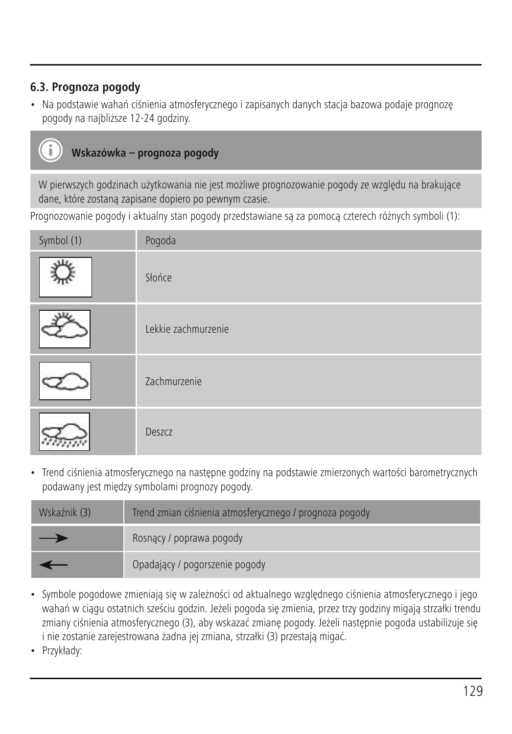### 6.3. Prognoza pogody

- Na podstawie wahań ciśnienia atmosferycznego i zapisanych danych stacja bazowa podaje prognozę pogody na najbliższe 12-24 godziny.

**Wskazówka – prognoza pogody**

W pierwszych godzinach użytkowania nie jest możliwe prognozowanie pogody ze względu na brakujące dane, które zostaną zapisane dopiero po pewnym czasie.

Prognozowanie pogody i aktualny stan pogody przedstawiane są za pomocą czterech różnych symboli (1):

| Symbol (1) | Pogoda |
|---|---|
| | Słońce |
| | Lekkie zachmurzenie |
| | Zachmurzenie |
| | Deszcz |

- Trend ciśnienia atmosferycznego na następne godziny na podstawie zmierzonych wartości barometrycznych podawany jest między symbolami prognozy pogody.

| Wskaźnik (3) | Trend zmian ciśnienia atmosferycznego / prognoza pogody |
|---|---|
| → | Rosnący / poprawa pogody |
| ← | Opadający / pogorszenie pogody |

- Symbole pogodowe zmieniają się w zależności od aktualnego względnego ciśnienia atmosferycznego i jego wahań w ciągu ostatnich sześciu godzin. Jeżeli pogoda się zmienia, przez trzy godziny migają strzałki trendu zmiany ciśnienia atmosferycznego (3), aby wskazać zmianę pogody. Jeżeli następnie pogoda ustabilizuje się i nie zostanie zarejestrowana żadna jej zmiana, strzałki (3) przestają migać.
- Przykłady: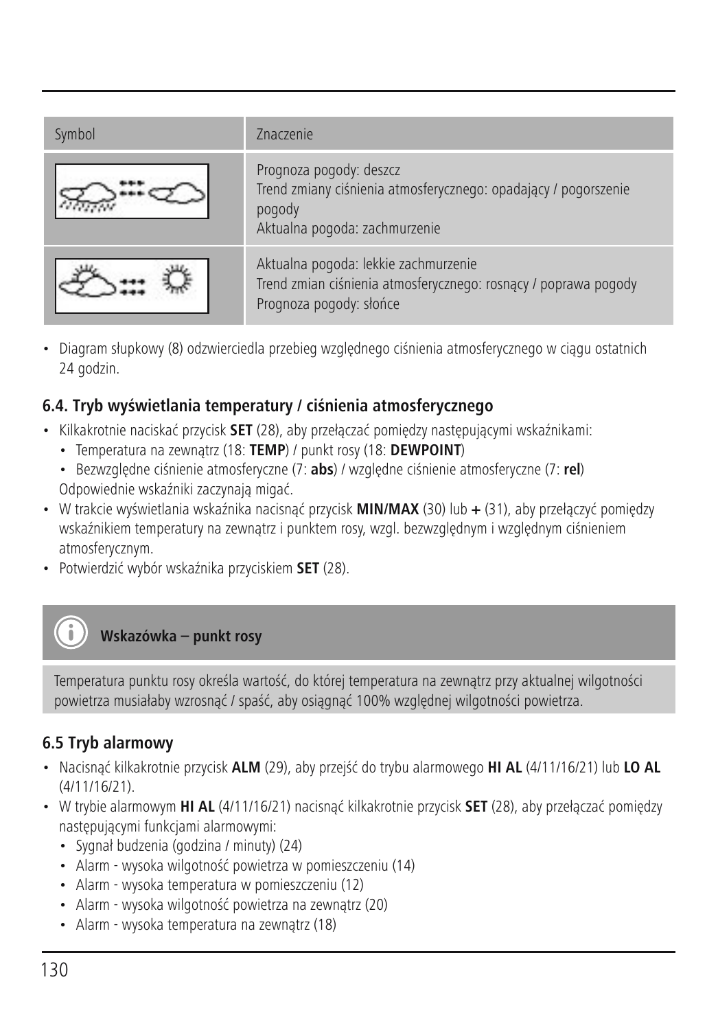| Symbol | Znaczenie |
| --- | --- |
| | Prognoza pogody: deszcz<br>Trend zmiany ciśnienia atmosferycznego: opadający / pogorszenie pogody<br>Aktualna pogoda: zachmurzenie |
| | Aktualna pogoda: lekkie zachmurzenie<br>Trend zmian ciśnienia atmosferycznego: rosnący / poprawa pogody<br>Prognoza pogody: słońce |

- Diagram słupkowy (8) odzwierciedla przebieg względnego ciśnienia atmosferycznego w ciągu ostatnich 24 godzin.

### 6.4. Tryb wyświetlania temperatury / ciśnienia atmosferycznego

- Kilkakrotnie naciskać przycisk **SET** (28), aby przełączać pomiędzy następującymi wskaźnikami:
  - Temperatura na zewnątrz (18: **TEMP**) / punkt rosy (18: **DEWPOINT**)
  - Bezwzględne ciśnienie atmosferyczne (7: **abs**) / względne ciśnienie atmosferyczne (7: **rel**)

  Odpowiednie wskaźniki zaczynają migać.
- W trakcie wyświetlania wskaźnika nacisnąć przycisk **MIN/MAX** (30) lub **+** (31), aby przełączyć pomiędzy wskaźnikiem temperatury na zewnątrz i punktem rosy, wzgl. bezwzględnym i względnym ciśnieniem atmosferycznym.
- Potwierdzić wybór wskaźnika przyciskiem **SET** (28).

**Wskazówka – punkt rosy**

Temperatura punktu rosy określa wartość, do której temperatura na zewnątrz przy aktualnej wilgotności powietrza musiałaby wzrosnąć / spaść, aby osiągnąć 100% względnej wilgotności powietrza.

### 6.5 Tryb alarmowy

- Nacisnąć kilkakrotnie przycisk **ALM** (29), aby przejść do trybu alarmowego **HI AL** (4/11/16/21) lub **LO AL** (4/11/16/21).
- W trybie alarmowym **HI AL** (4/11/16/21) nacisnąć kilkakrotnie przycisk **SET** (28), aby przełączać pomiędzy następującymi funkcjami alarmowymi:
  - Sygnał budzenia (godzina / minuty) (24)
  - Alarm - wysoka wilgotność powietrza w pomieszczeniu (14)
  - Alarm - wysoka temperatura w pomieszczeniu (12)
  - Alarm - wysoka wilgotność powietrza na zewnątrz (20)
  - Alarm - wysoka temperatura na zewnątrz (18)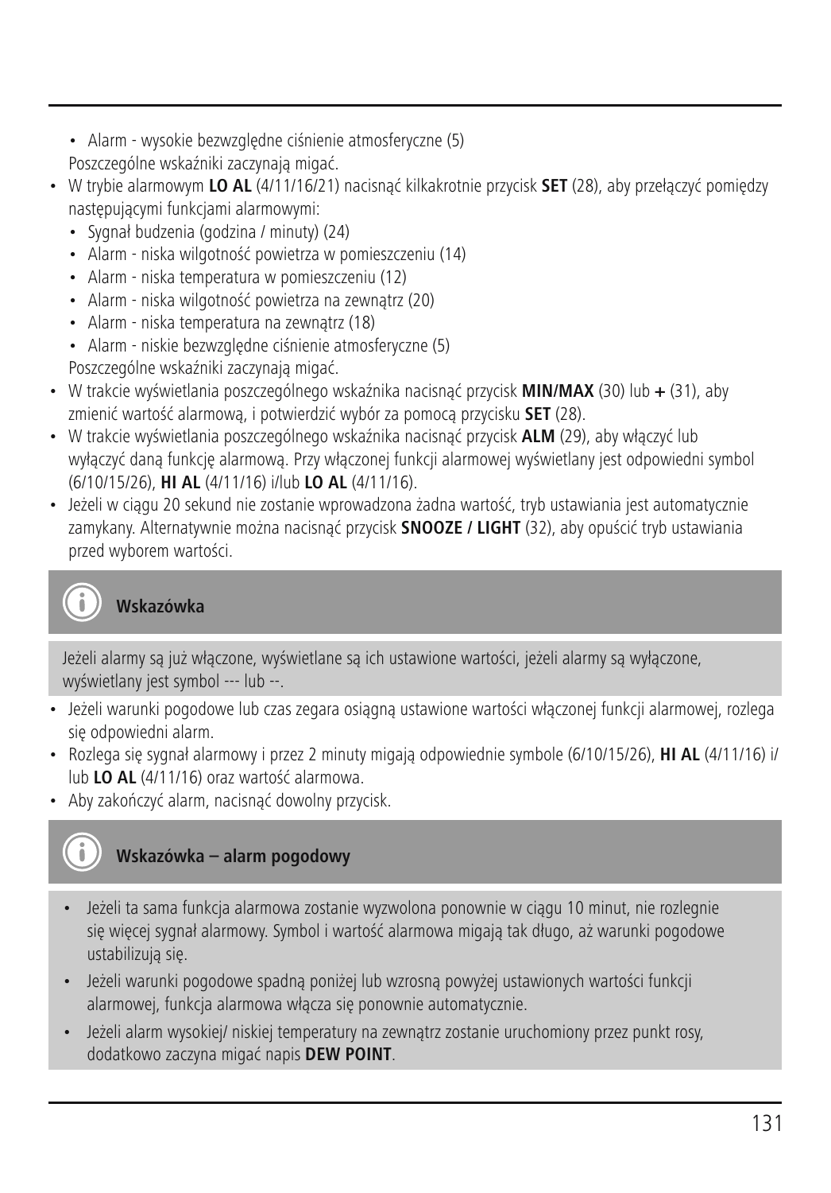- Alarm - wysokie bezwzględne ciśnienie atmosferyczne (5)

  Poszczególne wskaźniki zaczynają migać.
- W trybie alarmowym **LO AL** (4/11/16/21) nacisnąć kilkakrotnie przycisk **SET** (28), aby przełączyć pomiędzy następującymi funkcjami alarmowymi:
  - Sygnał budzenia (godzina / minuty) (24)
  - Alarm - niska wilgotność powietrza w pomieszczeniu (14)
  - Alarm - niska temperatura w pomieszczeniu (12)
  - Alarm - niska wilgotność powietrza na zewnątrz (20)
  - Alarm - niska temperatura na zewnątrz (18)
  - Alarm - niskie bezwzględne ciśnienie atmosferyczne (5)

  Poszczególne wskaźniki zaczynają migać.
- W trakcie wyświetlania poszczególnego wskaźnika nacisnąć przycisk **MIN/MAX** (30) lub **+** (31), aby zmienić wartość alarmową, i potwierdzić wybór za pomocą przycisku **SET** (28).
- W trakcie wyświetlania poszczególnego wskaźnika nacisnąć przycisk **ALM** (29), aby włączyć lub wyłączyć daną funkcję alarmową. Przy włączonej funkcji alarmowej wyświetlany jest odpowiedni symbol (6/10/15/26), **HI AL** (4/11/16) i/lub **LO AL** (4/11/16).
- Jeżeli w ciągu 20 sekund nie zostanie wprowadzona żadna wartość, tryb ustawiania jest automatycznie zamykany. Alternatywnie można nacisnąć przycisk **SNOOZE / LIGHT** (32), aby opuścić tryb ustawiania przed wyborem wartości.

**Wskazówka**

Jeżeli alarmy są już włączone, wyświetlane są ich ustawione wartości, jeżeli alarmy są wyłączone, wyświetlany jest symbol --- lub --.

- Jeżeli warunki pogodowe lub czas zegara osiągną ustawione wartości włączonej funkcji alarmowej, rozlega się odpowiedni alarm.
- Rozlega się sygnał alarmowy i przez 2 minuty migają odpowiednie symbole (6/10/15/26), **HI AL** (4/11/16) i/lub **LO AL** (4/11/16) oraz wartość alarmowa.
- Aby zakończyć alarm, nacisnąć dowolny przycisk.

**Wskazówka – alarm pogodowy**

- Jeżeli ta sama funkcja alarmowa zostanie wyzwolona ponownie w ciągu 10 minut, nie rozlegnie się więcej sygnał alarmowy. Symbol i wartość alarmowa migają tak długo, aż warunki pogodowe ustabilizują się.
- Jeżeli warunki pogodowe spadną poniżej lub wzrosną powyżej ustawionych wartości funkcji alarmowej, funkcja alarmowa włącza się ponownie automatycznie.
- Jeżeli alarm wysokiej/ niskiej temperatury na zewnątrz zostanie uruchomiony przez punkt rosy, dodatkowo zaczyna migać napis **DEW POINT**.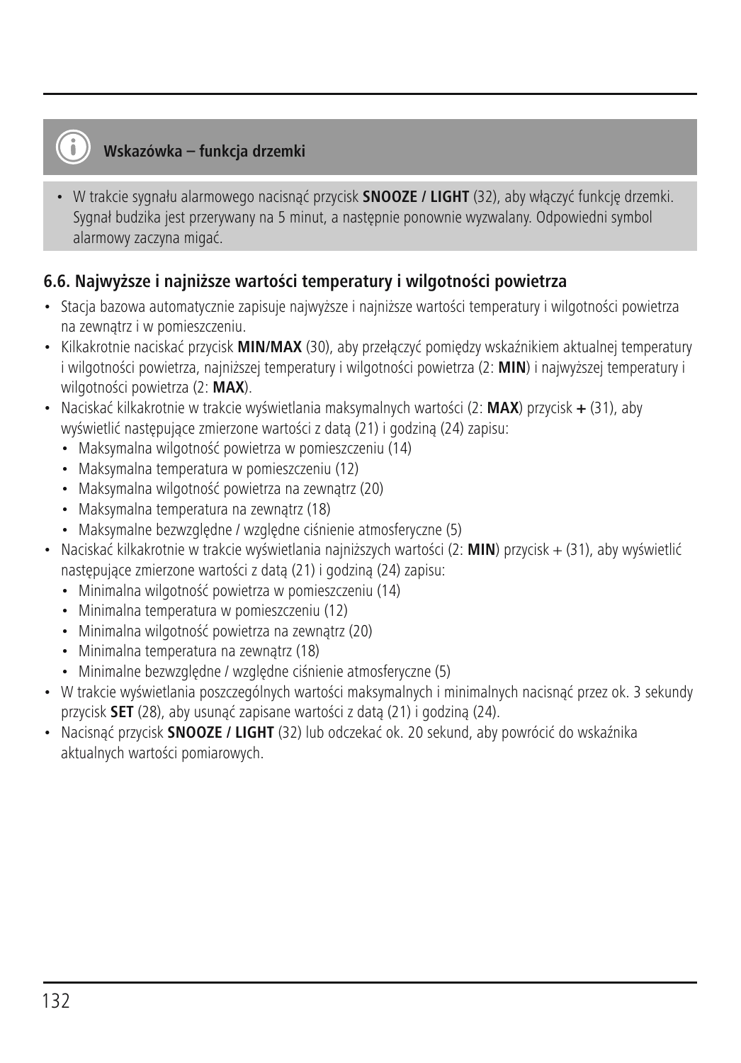**Wskazówka – funkcja drzemki**

- W trakcie sygnału alarmowego nacisnąć przycisk **SNOOZE / LIGHT** (32), aby włączyć funkcję drzemki. Sygnał budzika jest przerywany na 5 minut, a następnie ponownie wyzwalany. Odpowiedni symbol alarmowy zaczyna migać.

### 6.6. Najwyższe i najniższe wartości temperatury i wilgotności powietrza

- Stacja bazowa automatycznie zapisuje najwyższe i najniższe wartości temperatury i wilgotności powietrza na zewnątrz i w pomieszczeniu.
- Kilkakrotnie naciskać przycisk **MIN/MAX** (30), aby przełączyć pomiędzy wskaźnikiem aktualnej temperatury i wilgotności powietrza, najniższej temperatury i wilgotności powietrza (2: **MIN**) i najwyższej temperatury i wilgotności powietrza (2: **MAX**).
- Naciskać kilkakrotnie w trakcie wyświetlania maksymalnych wartości (2: **MAX**) przycisk **+** (31), aby wyświetlić następujące zmierzone wartości z datą (21) i godziną (24) zapisu:
  - Maksymalna wilgotność powietrza w pomieszczeniu (14)
  - Maksymalna temperatura w pomieszczeniu (12)
  - Maksymalna wilgotność powietrza na zewnątrz (20)
  - Maksymalna temperatura na zewnątrz (18)
  - Maksymalne bezwzględne / względne ciśnienie atmosferyczne (5)
- Naciskać kilkakrotnie w trakcie wyświetlania najniższych wartości (2: **MIN**) przycisk + (31), aby wyświetlić następujące zmierzone wartości z datą (21) i godziną (24) zapisu:
  - Minimalna wilgotność powietrza w pomieszczeniu (14)
  - Minimalna temperatura w pomieszczeniu (12)
  - Minimalna wilgotność powietrza na zewnątrz (20)
  - Minimalna temperatura na zewnątrz (18)
  - Minimalne bezwzględne / względne ciśnienie atmosferyczne (5)
- W trakcie wyświetlania poszczególnych wartości maksymalnych i minimalnych nacisnąć przez ok. 3 sekundy przycisk **SET** (28), aby usunąć zapisane wartości z datą (21) i godziną (24).
- Nacisnąć przycisk **SNOOZE / LIGHT** (32) lub odczekać ok. 20 sekund, aby powrócić do wskaźnika aktualnych wartości pomiarowych.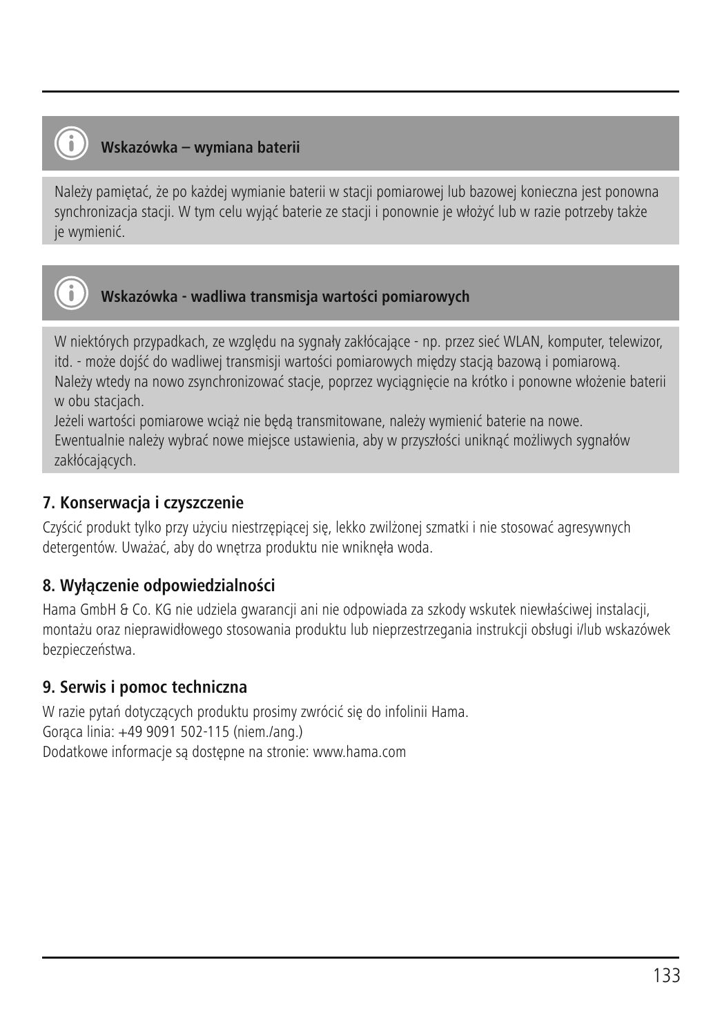**Wskazówka – wymiana baterii**

Należy pamiętać, że po każdej wymianie baterii w stacji pomiarowej lub bazowej konieczna jest ponowna synchronizacja stacji. W tym celu wyjąć baterie ze stacji i ponownie je włożyć lub w razie potrzeby także je wymienić.

**Wskazówka - wadliwa transmisja wartości pomiarowych**

W niektórych przypadkach, ze względu na sygnały zakłócające - np. przez sieć WLAN, komputer, telewizor, itd. - może dojść do wadliwej transmisji wartości pomiarowych między stacją bazową i pomiarową. Należy wtedy na nowo zsynchronizować stacje, poprzez wyciągnięcie na krótko i ponowne włożenie baterii w obu stacjach.
Jeżeli wartości pomiarowe wciąż nie będą transmitowane, należy wymienić baterie na nowe.
Ewentualnie należy wybrać nowe miejsce ustawienia, aby w przyszłości uniknąć możliwych sygnałów zakłócających.

## 7. Konserwacja i czyszczenie

Czyścić produkt tylko przy użyciu niestrzępiącej się, lekko zwilżonej szmatki i nie stosować agresywnych detergentów. Uważać, aby do wnętrza produktu nie wniknęła woda.

## 8. Wyłączenie odpowiedzialności

Hama GmbH & Co. KG nie udziela gwarancji ani nie odpowiada za szkody wskutek niewłaściwej instalacji, montażu oraz nieprawidłowego stosowania produktu lub nieprzestrzegania instrukcji obsługi i/lub wskazówek bezpieczeństwa.

## 9. Serwis i pomoc techniczna

W razie pytań dotyczących produktu prosimy zwrócić się do infolinii Hama.
Gorąca linia: +49 9091 502-115 (niem./ang.)
Dodatkowe informacje są dostępne na stronie: www.hama.com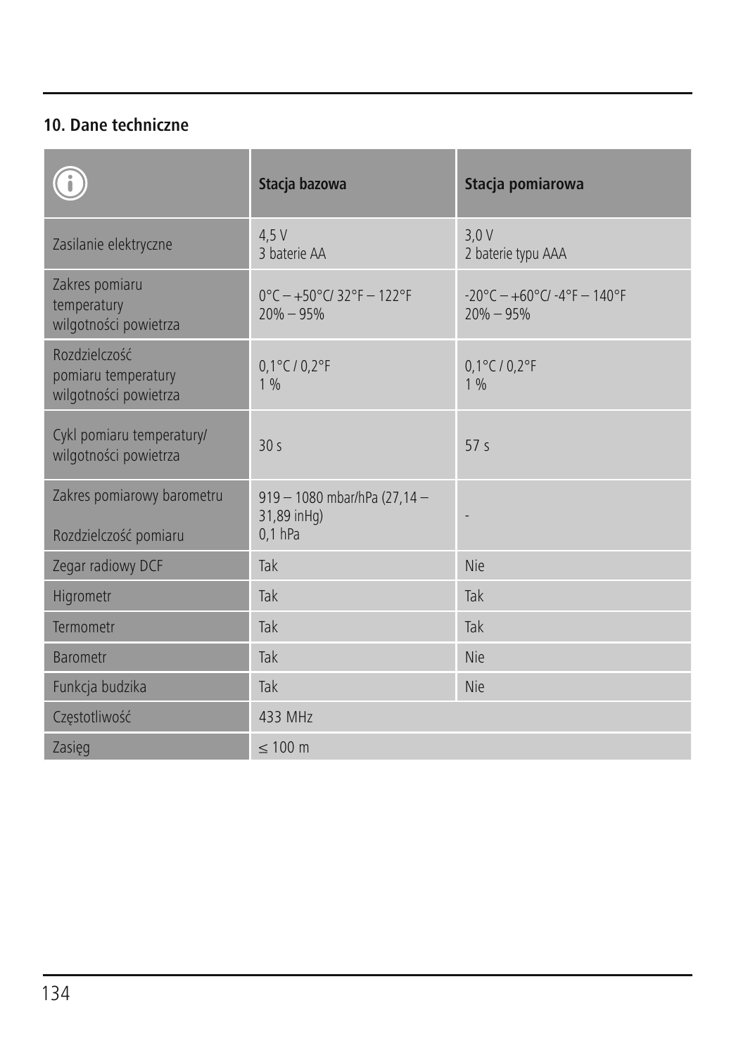## 10. Dane techniczne

| ⓘ | Stacja bazowa | Stacja pomiarowa |
|---|---|---|
| Zasilanie elektryczne | 4,5 V<br>3 baterie AA | 3,0 V<br>2 baterie typu AAA |
| Zakres pomiaru<br>temperatury<br>wilgotności powietrza | 0°C – +50°C/ 32°F – 122°F<br>20% – 95% | -20°C – +60°C/ -4°F – 140°F<br>20% – 95% |
| Rozdzielczość<br>pomiaru temperatury<br>wilgotności powietrza | 0,1°C / 0,2°F<br>1 % | 0,1°C / 0,2°F<br>1 % |
| Cykl pomiaru temperatury/<br>wilgotności powietrza | 30 s | 57 s |
| Zakres pomiarowy barometru<br><br>Rozdzielczość pomiaru | 919 – 1080 mbar/hPa (27,14 – 31,89 inHg)<br>0,1 hPa | - |
| Zegar radiowy DCF | Tak | Nie |
| Higrometr | Tak | Tak |
| Termometr | Tak | Tak |
| Barometr | Tak | Nie |
| Funkcja budzika | Tak | Nie |
| Częstotliwość | 433 MHz | |
| Zasięg | ≤ 100 m | |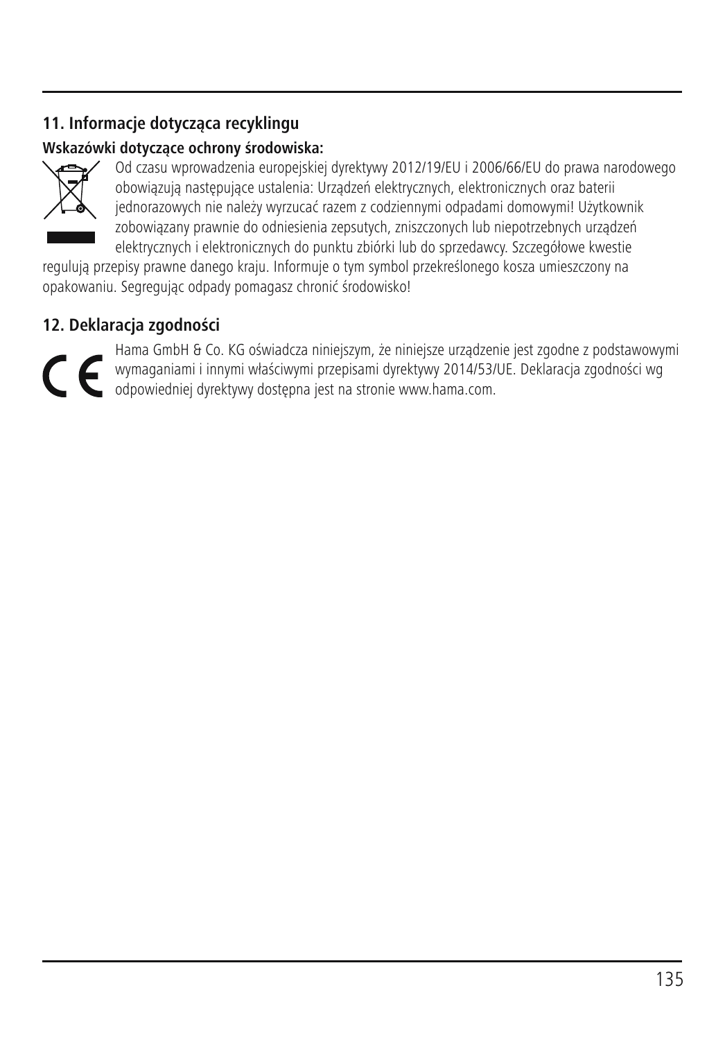## 11. Informacje dotycząca recyklingu

**Wskazówki dotyczące ochrony środowiska:**

Od czasu wprowadzenia europejskiej dyrektywy 2012/19/EU i 2006/66/EU do prawa narodowego obowiązują następujące ustalenia: Urządzeń elektrycznych, elektronicznych oraz baterii jednorazowych nie należy wyrzucać razem z codziennymi odpadami domowymi! Użytkownik zobowiązany prawnie do odniesienia zepsutych, zniszczonych lub niepotrzebnych urządzeń elektrycznych i elektronicznych do punktu zbiórki lub do sprzedawcy. Szczegółowe kwestie regulują przepisy prawne danego kraju. Informuje o tym symbol przekreślonego kosza umieszczony na opakowaniu. Segregując odpady pomagasz chronić środowisko!

## 12. Deklaracja zgodności

Hama GmbH & Co. KG oświadcza niniejszym, że niniejsze urządzenie jest zgodne z podstawowymi wymaganiami i innymi właściwymi przepisami dyrektywy 2014/53/UE. Deklaracja zgodności wg odpowiedniej dyrektywy dostępna jest na stronie www.hama.com.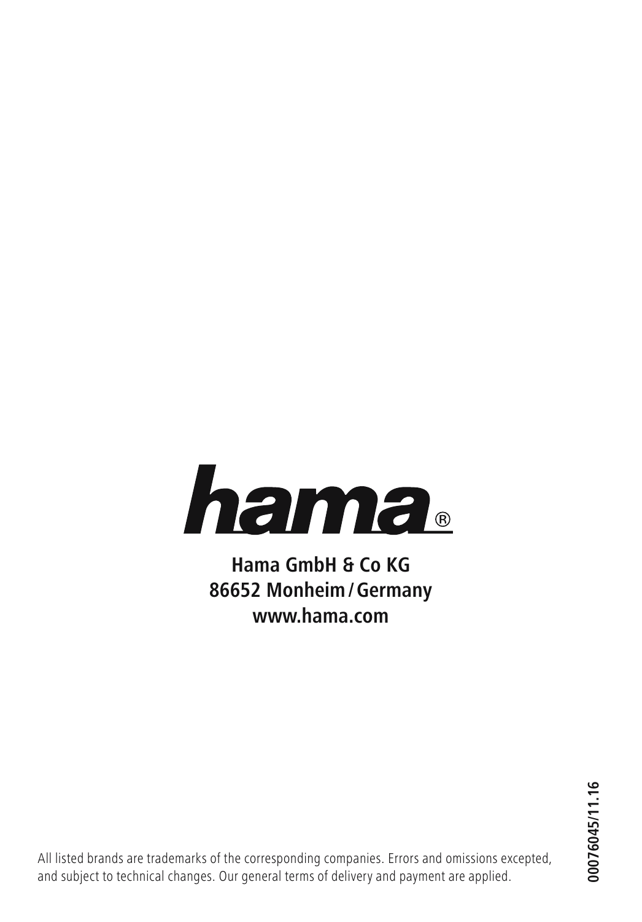hama®

**Hama GmbH & Co KG**
**86652 Monheim / Germany**
**www.hama.com**

All listed brands are trademarks of the corresponding companies. Errors and omissions excepted, and subject to technical changes. Our general terms of delivery and payment are applied.

**00076045/11.16**